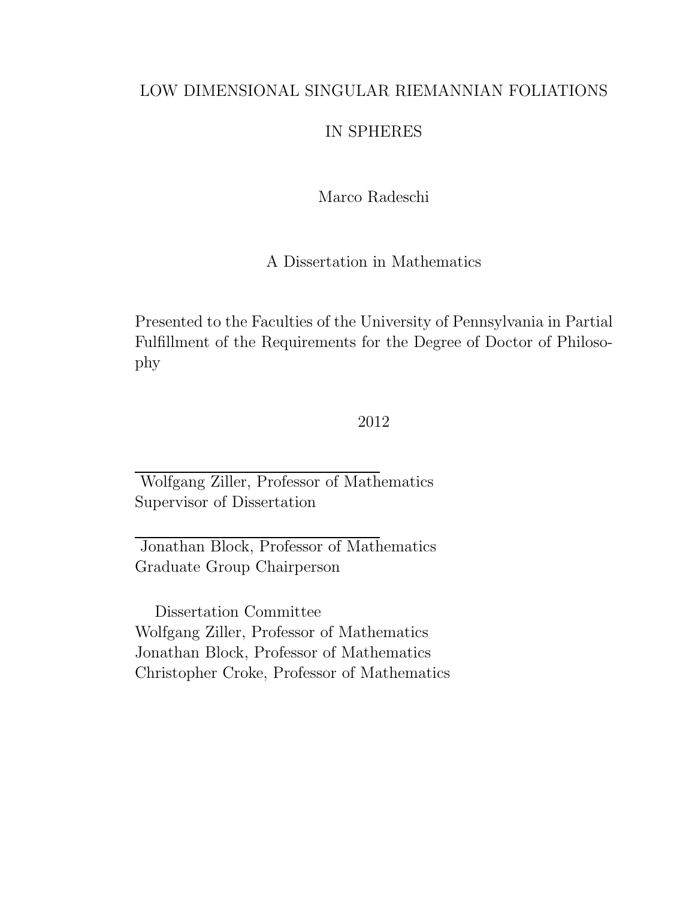# LOW DIMENSIONAL SINGULAR RIEMANNIAN FOLIATIONS IN SPHERES

Marco Radeschi

A Dissertation in Mathematics

Presented to the Faculties of the University of Pennsylvania in Partial Fulfillment of the Requirements for the Degree of Doctor of Philosophy

2012

Wolfgang Ziller, Professor of Mathematics
Supervisor of Dissertation

Jonathan Block, Professor of Mathematics
Graduate Group Chairperson

Dissertation Committee
Wolfgang Ziller, Professor of Mathematics
Jonathan Block, Professor of Mathematics
Christopher Croke, Professor of Mathematics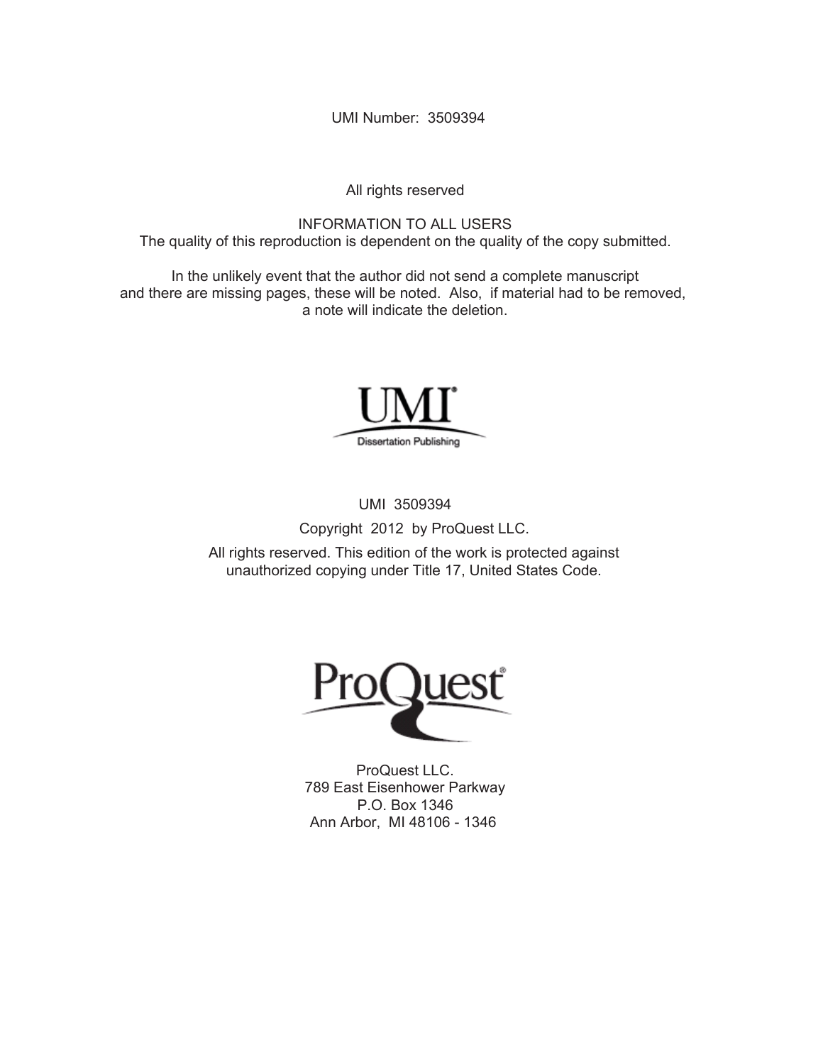UMI Number: 3509394

All rights reserved

INFORMATION TO ALL USERS
The quality of this reproduction is dependent on the quality of the copy submitted.

In the unlikely event that the author did not send a complete manuscript
and there are missing pages, these will be noted. Also, if material had to be removed,
a note will indicate the deletion.

UMI
Dissertation Publishing

UMI 3509394

Copyright 2012 by ProQuest LLC.

All rights reserved. This edition of the work is protected against
unauthorized copying under Title 17, United States Code.

ProQuest

ProQuest LLC.
789 East Eisenhower Parkway
P.O. Box 1346
Ann Arbor, MI 48106 - 1346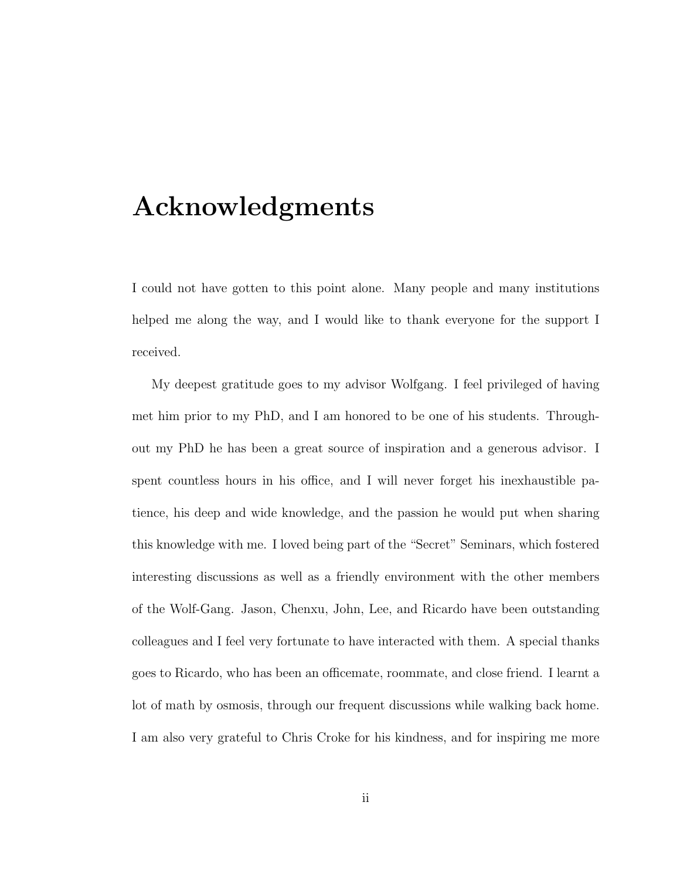# Acknowledgments

I could not have gotten to this point alone. Many people and many institutions helped me along the way, and I would like to thank everyone for the support I received.

My deepest gratitude goes to my advisor Wolfgang. I feel privileged of having met him prior to my PhD, and I am honored to be one of his students. Throughout my PhD he has been a great source of inspiration and a generous advisor. I spent countless hours in his office, and I will never forget his inexhaustible patience, his deep and wide knowledge, and the passion he would put when sharing this knowledge with me. I loved being part of the "Secret" Seminars, which fostered interesting discussions as well as a friendly environment with the other members of the Wolf-Gang. Jason, Chenxu, John, Lee, and Ricardo have been outstanding colleagues and I feel very fortunate to have interacted with them. A special thanks goes to Ricardo, who has been an officemate, roommate, and close friend. I learnt a lot of math by osmosis, through our frequent discussions while walking back home. I am also very grateful to Chris Croke for his kindness, and for inspiring me more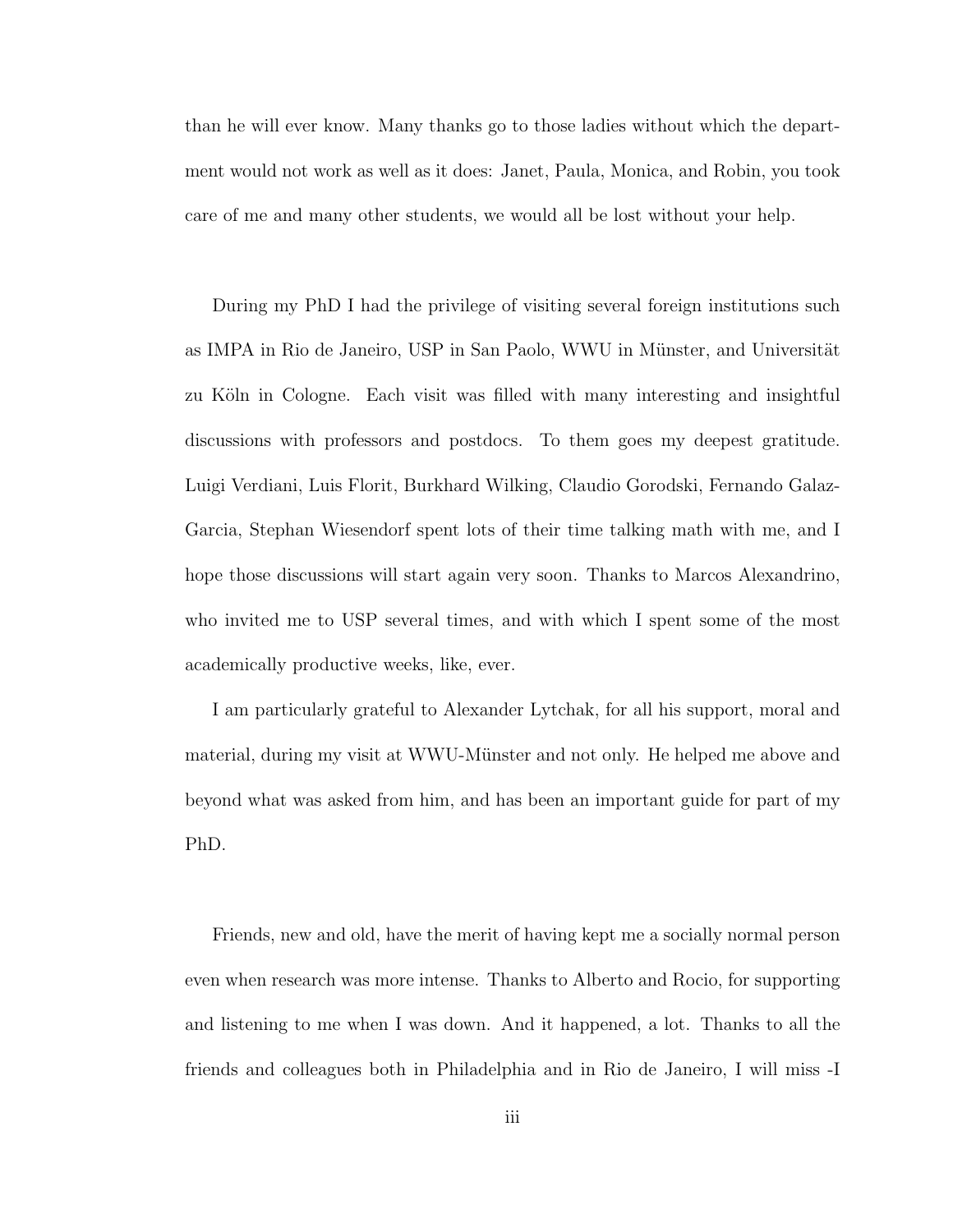than he will ever know. Many thanks go to those ladies without which the department would not work as well as it does: Janet, Paula, Monica, and Robin, you took care of me and many other students, we would all be lost without your help.

During my PhD I had the privilege of visiting several foreign institutions such as IMPA in Rio de Janeiro, USP in San Paolo, WWU in Münster, and Universität zu Köln in Cologne. Each visit was filled with many interesting and insightful discussions with professors and postdocs. To them goes my deepest gratitude. Luigi Verdiani, Luis Florit, Burkhard Wilking, Claudio Gorodski, Fernando Galaz-Garcia, Stephan Wiesendorf spent lots of their time talking math with me, and I hope those discussions will start again very soon. Thanks to Marcos Alexandrino, who invited me to USP several times, and with which I spent some of the most academically productive weeks, like, ever.

I am particularly grateful to Alexander Lytchak, for all his support, moral and material, during my visit at WWU-Münster and not only. He helped me above and beyond what was asked from him, and has been an important guide for part of my PhD.

Friends, new and old, have the merit of having kept me a socially normal person even when research was more intense. Thanks to Alberto and Rocio, for supporting and listening to me when I was down. And it happened, a lot. Thanks to all the friends and colleagues both in Philadelphia and in Rio de Janeiro, I will miss -I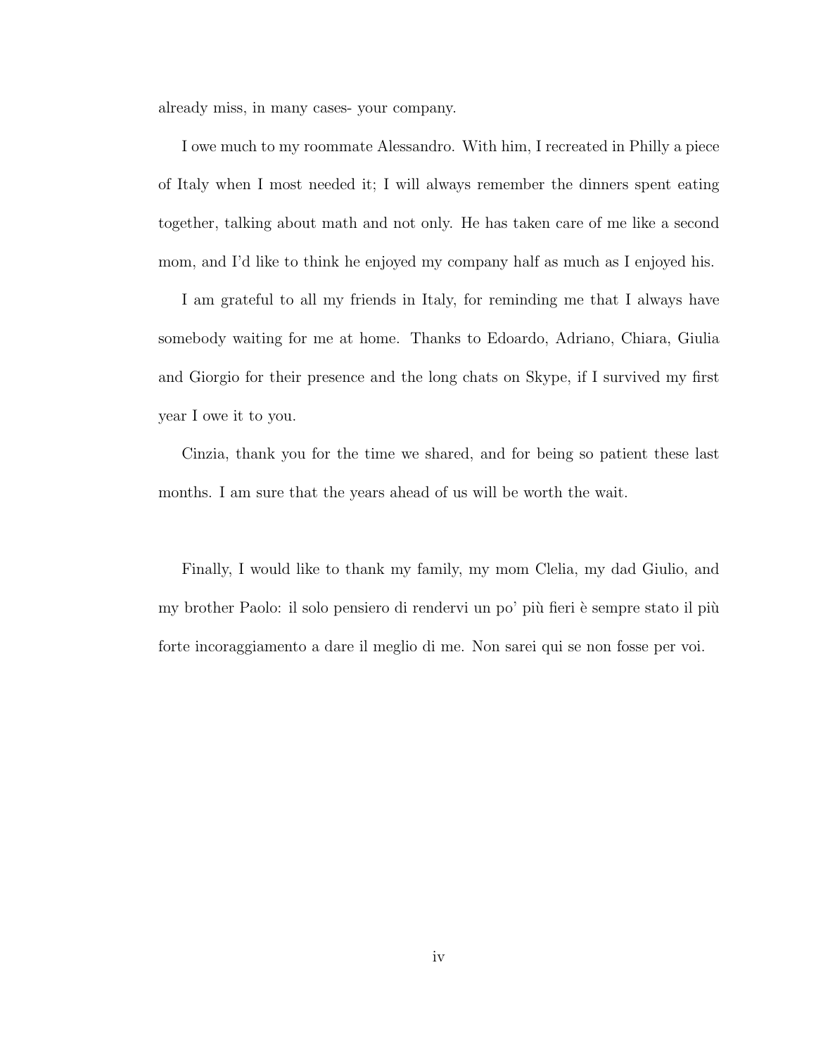already miss, in many cases- your company.

I owe much to my roommate Alessandro. With him, I recreated in Philly a piece of Italy when I most needed it; I will always remember the dinners spent eating together, talking about math and not only. He has taken care of me like a second mom, and I'd like to think he enjoyed my company half as much as I enjoyed his.

I am grateful to all my friends in Italy, for reminding me that I always have somebody waiting for me at home. Thanks to Edoardo, Adriano, Chiara, Giulia and Giorgio for their presence and the long chats on Skype, if I survived my first year I owe it to you.

Cinzia, thank you for the time we shared, and for being so patient these last months. I am sure that the years ahead of us will be worth the wait.

Finally, I would like to thank my family, my mom Clelia, my dad Giulio, and my brother Paolo: il solo pensiero di rendervi un po' più fieri è sempre stato il più forte incoraggiamento a dare il meglio di me. Non sarei qui se non fosse per voi.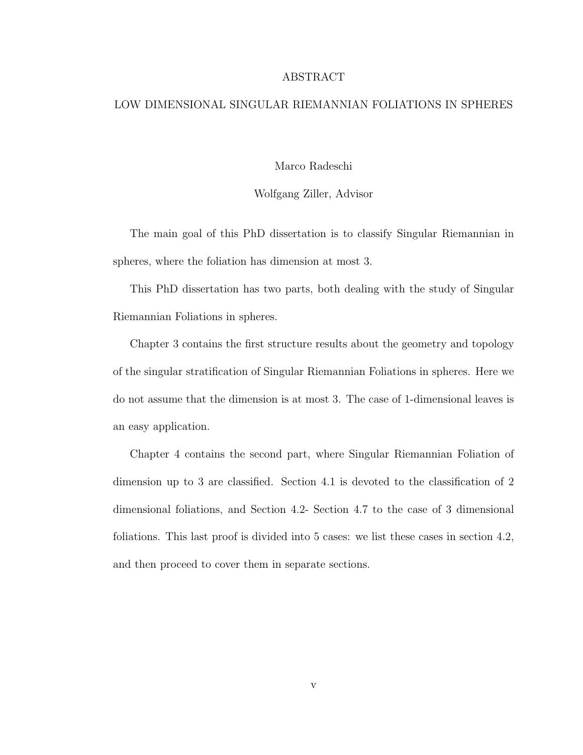# ABSTRACT

## LOW DIMENSIONAL SINGULAR RIEMANNIAN FOLIATIONS IN SPHERES

Marco Radeschi

Wolfgang Ziller, Advisor

The main goal of this PhD dissertation is to classify Singular Riemannian in spheres, where the foliation has dimension at most 3.

This PhD dissertation has two parts, both dealing with the study of Singular Riemannian Foliations in spheres.

Chapter 3 contains the first structure results about the geometry and topology of the singular stratification of Singular Riemannian Foliations in spheres. Here we do not assume that the dimension is at most 3. The case of 1-dimensional leaves is an easy application.

Chapter 4 contains the second part, where Singular Riemannian Foliation of dimension up to 3 are classified. Section 4.1 is devoted to the classification of 2 dimensional foliations, and Section 4.2- Section 4.7 to the case of 3 dimensional foliations. This last proof is divided into 5 cases: we list these cases in section 4.2, and then proceed to cover them in separate sections.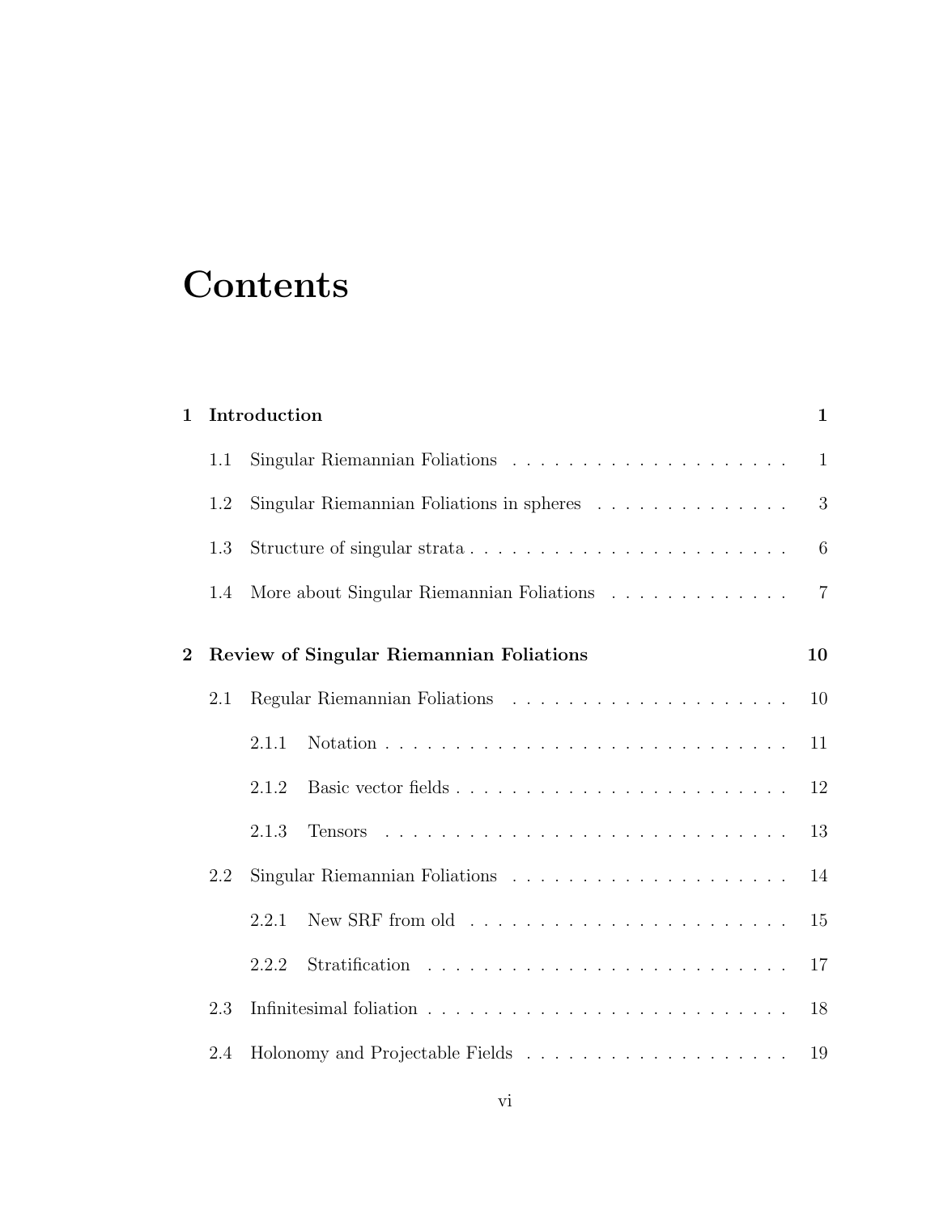# Contents

**1 Introduction** **1**

1.1 Singular Riemannian Foliations . . . . . . . . . . . . . . . . . . . . 1

1.2 Singular Riemannian Foliations in spheres . . . . . . . . . . . . . . 3

1.3 Structure of singular strata . . . . . . . . . . . . . . . . . . . . . . . 6

1.4 More about Singular Riemannian Foliations . . . . . . . . . . . . . 7

**2 Review of Singular Riemannian Foliations** **10**

2.1 Regular Riemannian Foliations . . . . . . . . . . . . . . . . . . . . 10

2.1.1 Notation . . . . . . . . . . . . . . . . . . . . . . . . . . . . . 11

2.1.2 Basic vector fields . . . . . . . . . . . . . . . . . . . . . . . . 12

2.1.3 Tensors . . . . . . . . . . . . . . . . . . . . . . . . . . . . . 13

2.2 Singular Riemannian Foliations . . . . . . . . . . . . . . . . . . . . 14

2.2.1 New SRF from old . . . . . . . . . . . . . . . . . . . . . . . 15

2.2.2 Stratification . . . . . . . . . . . . . . . . . . . . . . . . . . 17

2.3 Infinitesimal foliation . . . . . . . . . . . . . . . . . . . . . . . . . . 18

2.4 Holonomy and Projectable Fields . . . . . . . . . . . . . . . . . . . 19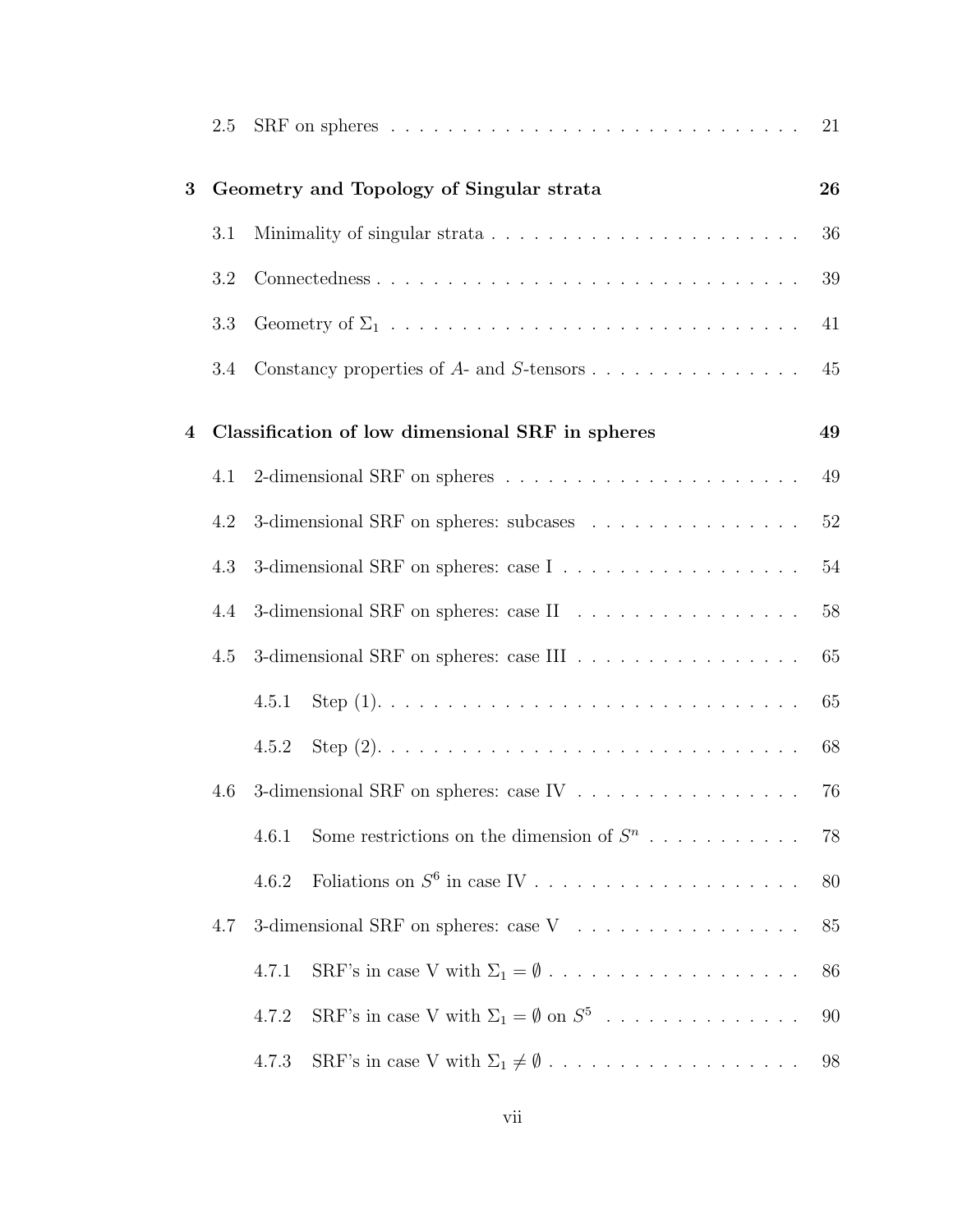2.5 SRF on spheres . . . . . . . . . . . . . . . . . . . . . . . . . . . . 21

**3 Geometry and Topology of Singular strata** **26**

3.1 Minimality of singular strata . . . . . . . . . . . . . . . . . . . . . . 36

3.2 Connectedness . . . . . . . . . . . . . . . . . . . . . . . . . . . . . . 39

3.3 Geometry of $\Sigma_1$ . . . . . . . . . . . . . . . . . . . . . . . . . . . . 41

3.4 Constancy properties of $A$- and $S$-tensors . . . . . . . . . . . . . . . 45

**4 Classification of low dimensional SRF in spheres** **49**

4.1 2-dimensional SRF on spheres . . . . . . . . . . . . . . . . . . . . . 49

4.2 3-dimensional SRF on spheres: subcases . . . . . . . . . . . . . . . 52

4.3 3-dimensional SRF on spheres: case I . . . . . . . . . . . . . . . . . 54

4.4 3-dimensional SRF on spheres: case II . . . . . . . . . . . . . . . . 58

4.5 3-dimensional SRF on spheres: case III . . . . . . . . . . . . . . . . 65

4.5.1 Step (1). . . . . . . . . . . . . . . . . . . . . . . . . . . . . . 65

4.5.2 Step (2). . . . . . . . . . . . . . . . . . . . . . . . . . . . . . 68

4.6 3-dimensional SRF on spheres: case IV . . . . . . . . . . . . . . . . 76

4.6.1 Some restrictions on the dimension of $S^n$ . . . . . . . . . . . 78

4.6.2 Foliations on $S^6$ in case IV . . . . . . . . . . . . . . . . . . . 80

4.7 3-dimensional SRF on spheres: case V . . . . . . . . . . . . . . . . 85

4.7.1 SRF's in case V with $\Sigma_1 = \emptyset$ . . . . . . . . . . . . . . . . . 86

4.7.2 SRF's in case V with $\Sigma_1 = \emptyset$ on $S^5$ . . . . . . . . . . . . . 90

4.7.3 SRF's in case V with $\Sigma_1 \neq \emptyset$ . . . . . . . . . . . . . . . . . 98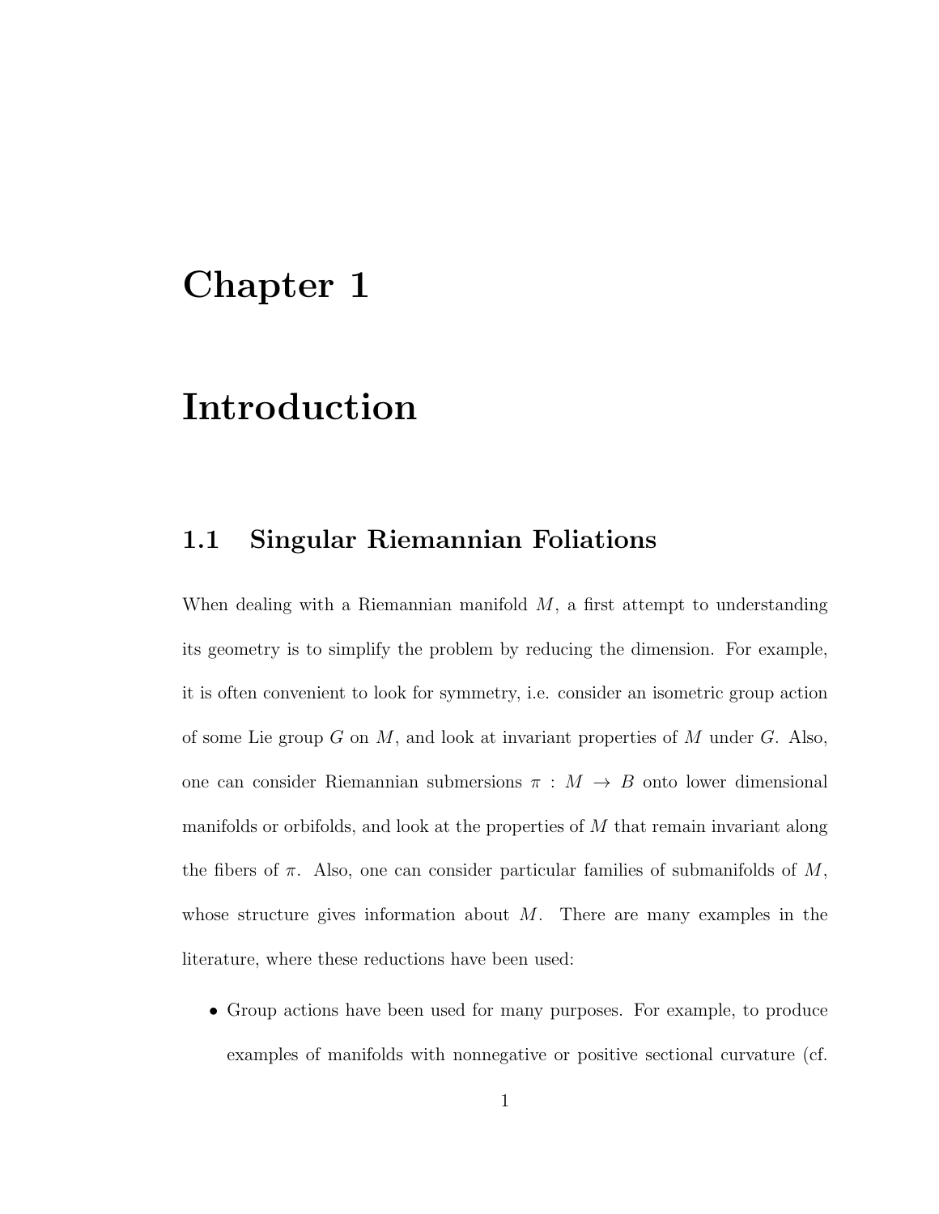# Chapter 1

# Introduction

## 1.1 Singular Riemannian Foliations

When dealing with a Riemannian manifold $M$, a first attempt to understanding its geometry is to simplify the problem by reducing the dimension. For example, it is often convenient to look for symmetry, i.e. consider an isometric group action of some Lie group $G$ on $M$, and look at invariant properties of $M$ under $G$. Also, one can consider Riemannian submersions $\pi : M \to B$ onto lower dimensional manifolds or orbifolds, and look at the properties of $M$ that remain invariant along the fibers of $\pi$. Also, one can consider particular families of submanifolds of $M$, whose structure gives information about $M$. There are many examples in the literature, where these reductions have been used:

- Group actions have been used for many purposes. For example, to produce examples of manifolds with nonnegative or positive sectional curvature (cf.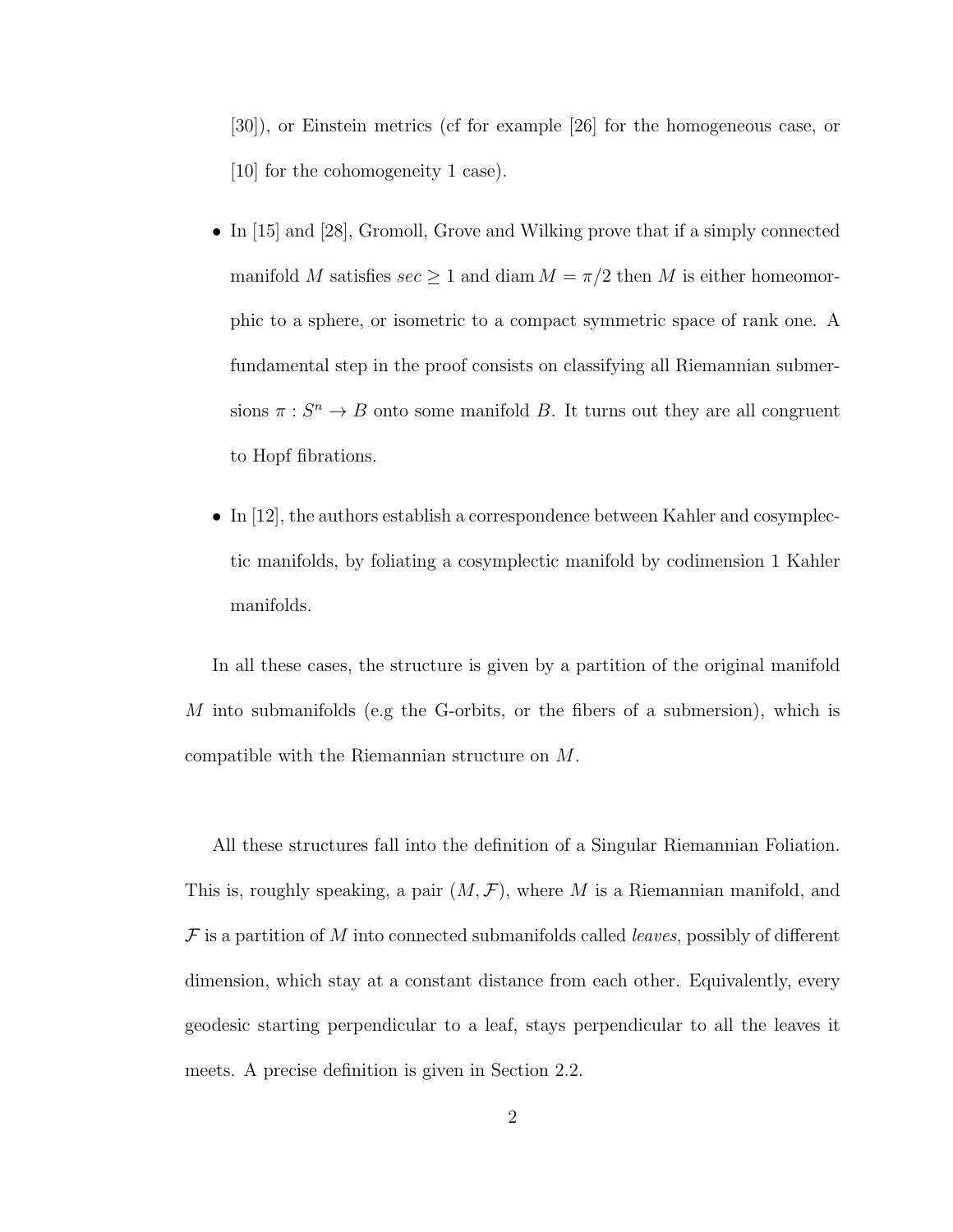[30]), or Einstein metrics (cf for example [26] for the homogeneous case, or [10] for the cohomogeneity 1 case).

- In [15] and [28], Gromoll, Grove and Wilking prove that if a simply connected manifold $M$ satisfies $sec \geq 1$ and $\operatorname{diam} M = \pi/2$ then $M$ is either homeomorphic to a sphere, or isometric to a compact symmetric space of rank one. A fundamental step in the proof consists on classifying all Riemannian submersions $\pi : S^n \to B$ onto some manifold $B$. It turns out they are all congruent to Hopf fibrations.

- In [12], the authors establish a correspondence between Kahler and cosymplectic manifolds, by foliating a cosymplectic manifold by codimension 1 Kahler manifolds.

In all these cases, the structure is given by a partition of the original manifold $M$ into submanifolds (e.g the G-orbits, or the fibers of a submersion), which is compatible with the Riemannian structure on $M$.

All these structures fall into the definition of a Singular Riemannian Foliation. This is, roughly speaking, a pair $(M, \mathcal{F})$, where $M$ is a Riemannian manifold, and $\mathcal{F}$ is a partition of $M$ into connected submanifolds called *leaves*, possibly of different dimension, which stay at a constant distance from each other. Equivalently, every geodesic starting perpendicular to a leaf, stays perpendicular to all the leaves it meets. A precise definition is given in Section 2.2.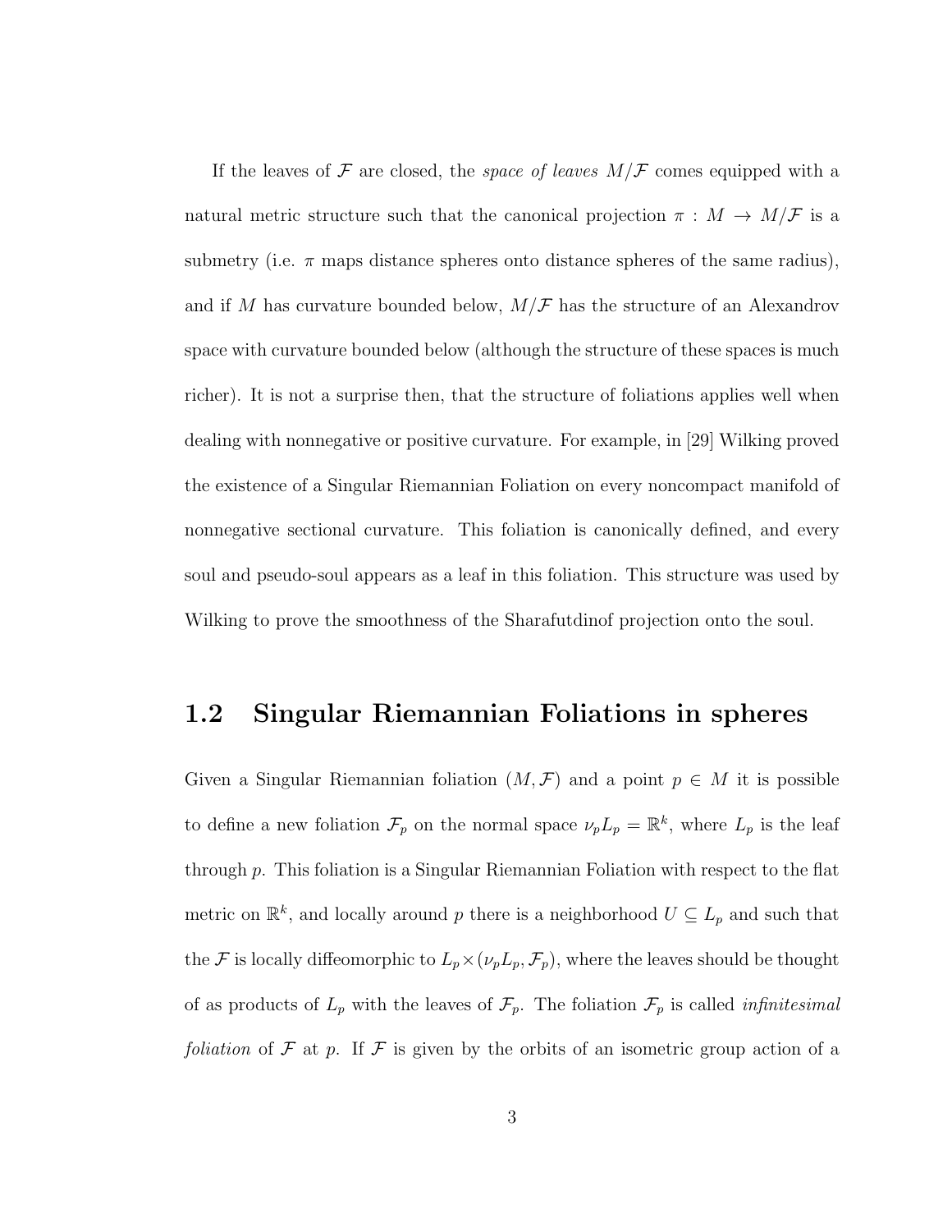If the leaves of $\mathcal{F}$ are closed, the *space of leaves* $M/\mathcal{F}$ comes equipped with a natural metric structure such that the canonical projection $\pi : M \to M/\mathcal{F}$ is a submetry (i.e. $\pi$ maps distance spheres onto distance spheres of the same radius), and if $M$ has curvature bounded below, $M/\mathcal{F}$ has the structure of an Alexandrov space with curvature bounded below (although the structure of these spaces is much richer). It is not a surprise then, that the structure of foliations applies well when dealing with nonnegative or positive curvature. For example, in [29] Wilking proved the existence of a Singular Riemannian Foliation on every noncompact manifold of nonnegative sectional curvature. This foliation is canonically defined, and every soul and pseudo-soul appears as a leaf in this foliation. This structure was used by Wilking to prove the smoothness of the Sharafutdinof projection onto the soul.

## 1.2 Singular Riemannian Foliations in spheres

Given a Singular Riemannian foliation $(M, \mathcal{F})$ and a point $p \in M$ it is possible to define a new foliation $\mathcal{F}_p$ on the normal space $\nu_p L_p = \mathbb{R}^k$, where $L_p$ is the leaf through $p$. This foliation is a Singular Riemannian Foliation with respect to the flat metric on $\mathbb{R}^k$, and locally around $p$ there is a neighborhood $U \subseteq L_p$ and such that the $\mathcal{F}$ is locally diffeomorphic to $L_p \times (\nu_p L_p, \mathcal{F}_p)$, where the leaves should be thought of as products of $L_p$ with the leaves of $\mathcal{F}_p$. The foliation $\mathcal{F}_p$ is called *infinitesimal foliation* of $\mathcal{F}$ at $p$. If $\mathcal{F}$ is given by the orbits of an isometric group action of a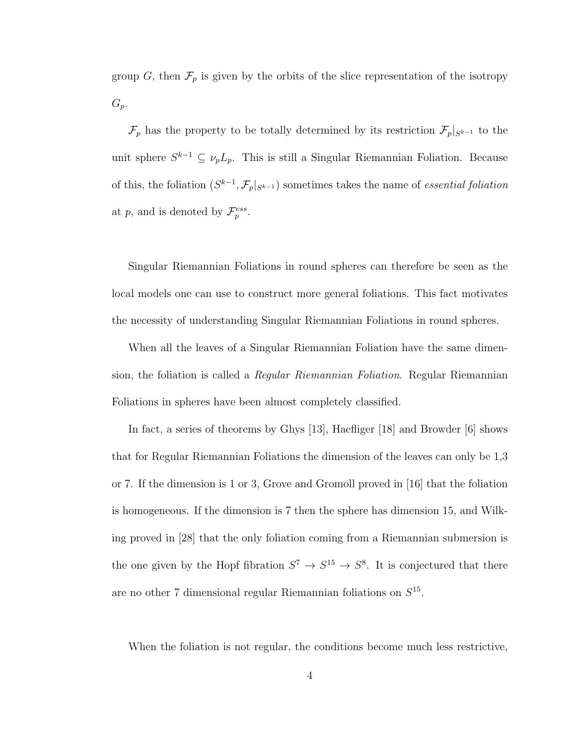group $G$, then $\mathcal{F}_p$ is given by the orbits of the slice representation of the isotropy $G_p$.

$\mathcal{F}_p$ has the property to be totally determined by its restriction $\mathcal{F}_p|_{S^{k-1}}$ to the unit sphere $S^{k-1} \subseteq \nu_p L_p$. This is still a Singular Riemannian Foliation. Because of this, the foliation $(S^{k-1}, \mathcal{F}_p|_{S^{k-1}})$ sometimes takes the name of *essential foliation* at $p$, and is denoted by $\mathcal{F}_p^{ess}$.

Singular Riemannian Foliations in round spheres can therefore be seen as the local models one can use to construct more general foliations. This fact motivates the necessity of understanding Singular Riemannian Foliations in round spheres.

When all the leaves of a Singular Riemannian Foliation have the same dimension, the foliation is called a *Regular Riemannian Foliation*. Regular Riemannian Foliations in spheres have been almost completely classified.

In fact, a series of theorems by Ghys [13], Haefliger [18] and Browder [6] shows that for Regular Riemannian Foliations the dimension of the leaves can only be 1,3 or 7. If the dimension is 1 or 3, Grove and Gromoll proved in [16] that the foliation is homogeneous. If the dimension is 7 then the sphere has dimension 15, and Wilking proved in [28] that the only foliation coming from a Riemannian submersion is the one given by the Hopf fibration $S^7 \to S^{15} \to S^8$. It is conjectured that there are no other 7 dimensional regular Riemannian foliations on $S^{15}$.

When the foliation is not regular, the conditions become much less restrictive,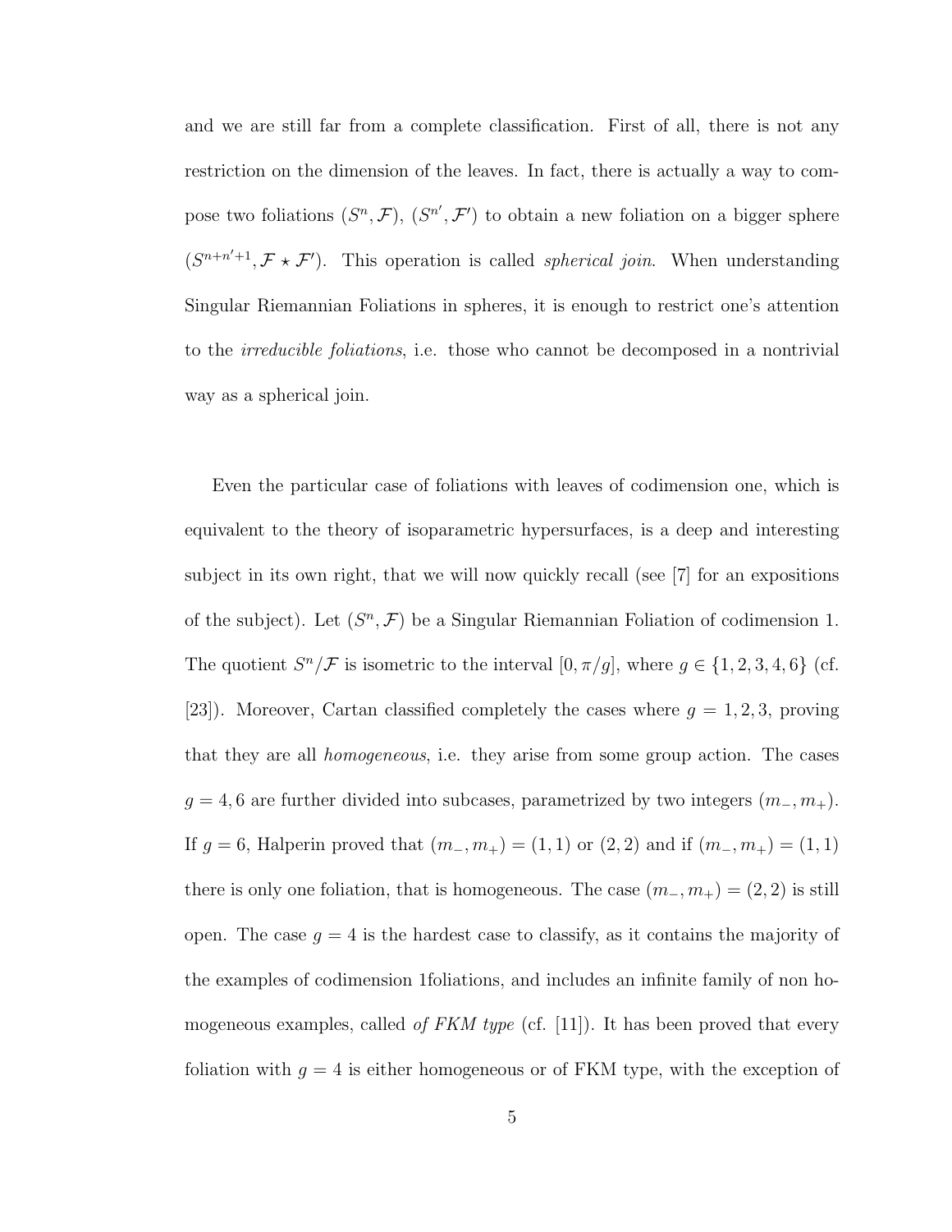and we are still far from a complete classification. First of all, there is not any restriction on the dimension of the leaves. In fact, there is actually a way to compose two foliations $(S^n, \mathcal{F})$, $(S^{n'}, \mathcal{F}')$ to obtain a new foliation on a bigger sphere $(S^{n+n'+1}, \mathcal{F} \star \mathcal{F}')$. This operation is called *spherical join*. When understanding Singular Riemannian Foliations in spheres, it is enough to restrict one's attention to the *irreducible foliations*, i.e. those who cannot be decomposed in a nontrivial way as a spherical join.

Even the particular case of foliations with leaves of codimension one, which is equivalent to the theory of isoparametric hypersurfaces, is a deep and interesting subject in its own right, that we will now quickly recall (see [7] for an expositions of the subject). Let $(S^n, \mathcal{F})$ be a Singular Riemannian Foliation of codimension 1. The quotient $S^n/\mathcal{F}$ is isometric to the interval $[0, \pi/g]$, where $g \in \{1, 2, 3, 4, 6\}$ (cf. [23]). Moreover, Cartan classified completely the cases where $g = 1, 2, 3$, proving that they are all *homogeneous*, i.e. they arise from some group action. The cases $g = 4, 6$ are further divided into subcases, parametrized by two integers $(m_-, m_+)$. If $g = 6$, Halperin proved that $(m_-, m_+) = (1, 1)$ or $(2, 2)$ and if $(m_-, m_+) = (1, 1)$ there is only one foliation, that is homogeneous. The case $(m_-, m_+) = (2, 2)$ is still open. The case $g = 4$ is the hardest case to classify, as it contains the majority of the examples of codimension 1foliations, and includes an infinite family of non homogeneous examples, called *of FKM type* (cf. [11]). It has been proved that every foliation with $g = 4$ is either homogeneous or of FKM type, with the exception of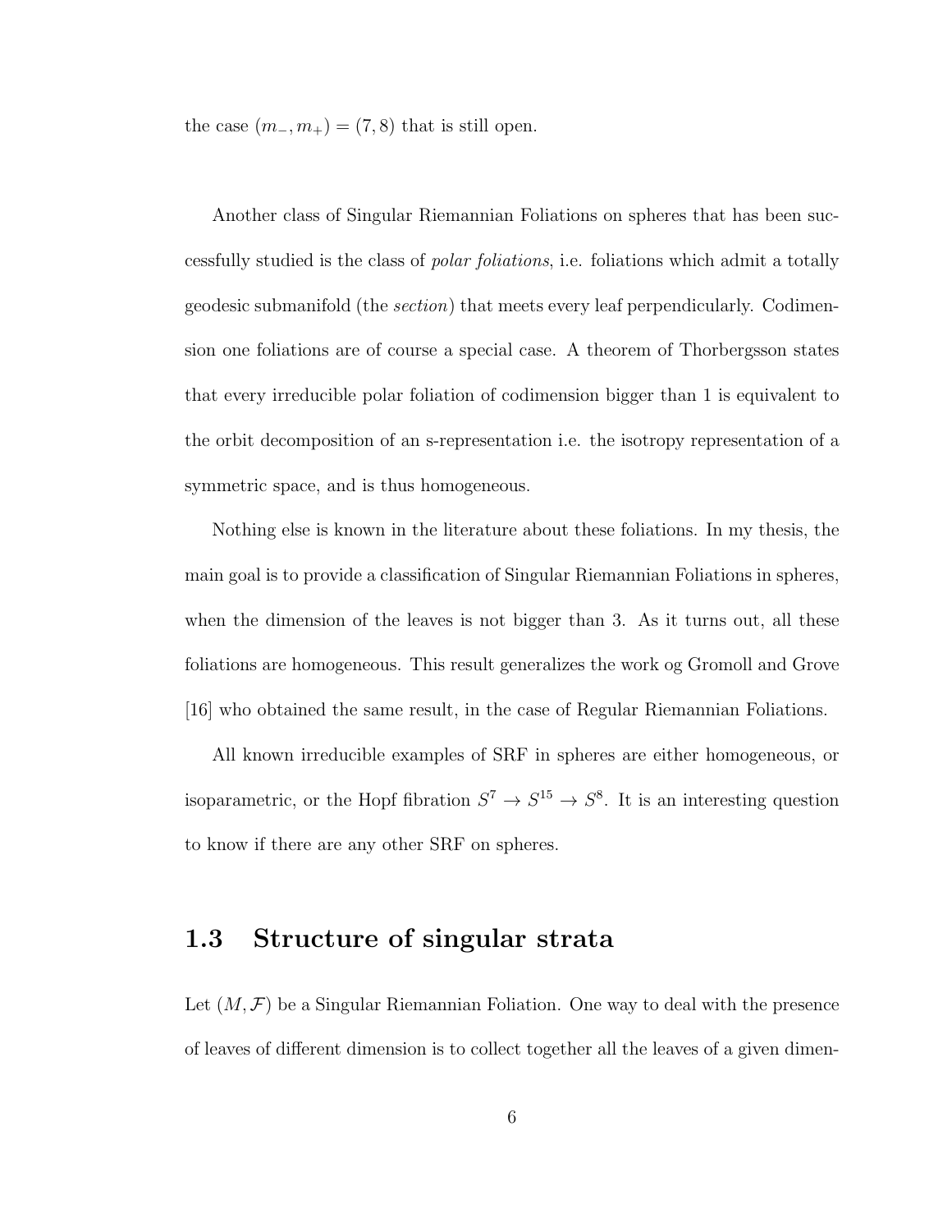the case $(m_-, m_+) = (7, 8)$ that is still open.

Another class of Singular Riemannian Foliations on spheres that has been successfully studied is the class of *polar foliations*, i.e. foliations which admit a totally geodesic submanifold (the *section*) that meets every leaf perpendicularly. Codimension one foliations are of course a special case. A theorem of Thorbergsson states that every irreducible polar foliation of codimension bigger than 1 is equivalent to the orbit decomposition of an s-representation i.e. the isotropy representation of a symmetric space, and is thus homogeneous.

Nothing else is known in the literature about these foliations. In my thesis, the main goal is to provide a classification of Singular Riemannian Foliations in spheres, when the dimension of the leaves is not bigger than 3. As it turns out, all these foliations are homogeneous. This result generalizes the work og Gromoll and Grove [16] who obtained the same result, in the case of Regular Riemannian Foliations.

All known irreducible examples of SRF in spheres are either homogeneous, or isoparametric, or the Hopf fibration $S^7 \to S^{15} \to S^8$. It is an interesting question to know if there are any other SRF on spheres.

## 1.3 Structure of singular strata

Let $(M, \mathcal{F})$ be a Singular Riemannian Foliation. One way to deal with the presence of leaves of different dimension is to collect together all the leaves of a given dimen-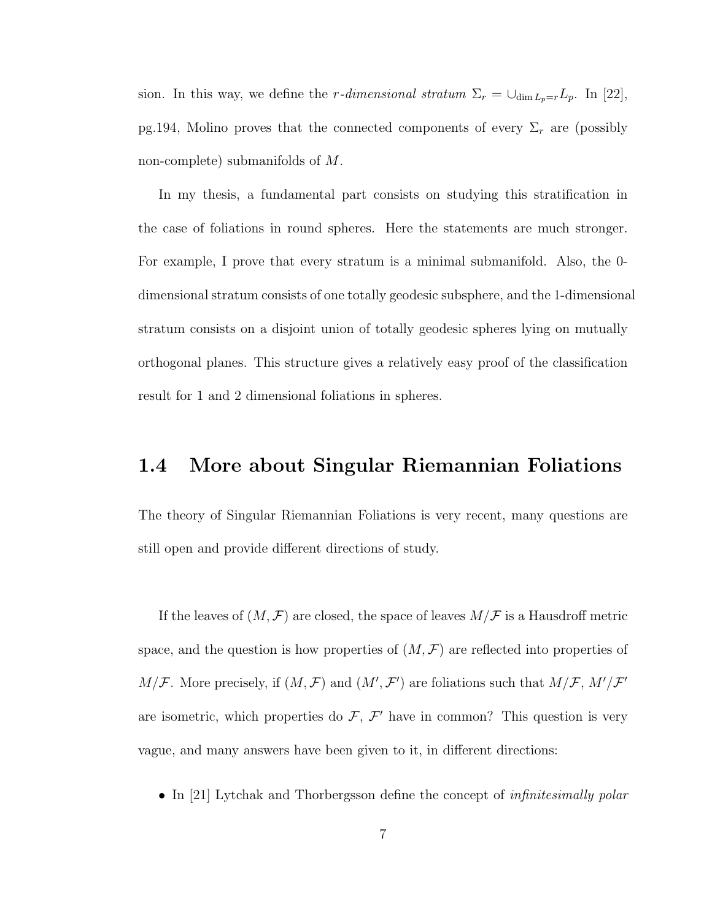sion. In this way, we define the *r-dimensional stratum* $\Sigma_r = \cup_{\dim L_p = r} L_p$. In [22], pg.194, Molino proves that the connected components of every $\Sigma_r$ are (possibly non-complete) submanifolds of $M$.

In my thesis, a fundamental part consists on studying this stratification in the case of foliations in round spheres. Here the statements are much stronger. For example, I prove that every stratum is a minimal submanifold. Also, the 0-dimensional stratum consists of one totally geodesic subsphere, and the 1-dimensional stratum consists on a disjoint union of totally geodesic spheres lying on mutually orthogonal planes. This structure gives a relatively easy proof of the classification result for 1 and 2 dimensional foliations in spheres.

## 1.4 More about Singular Riemannian Foliations

The theory of Singular Riemannian Foliations is very recent, many questions are still open and provide different directions of study.

If the leaves of $(M, \mathcal{F})$ are closed, the space of leaves $M/\mathcal{F}$ is a Hausdroff metric space, and the question is how properties of $(M, \mathcal{F})$ are reflected into properties of $M/\mathcal{F}$. More precisely, if $(M, \mathcal{F})$ and $(M', \mathcal{F}')$ are foliations such that $M/\mathcal{F}$, $M'/\mathcal{F}'$ are isometric, which properties do $\mathcal{F}$, $\mathcal{F}'$ have in common? This question is very vague, and many answers have been given to it, in different directions:

- In [21] Lytchak and Thorbergsson define the concept of *infinitesimally polar*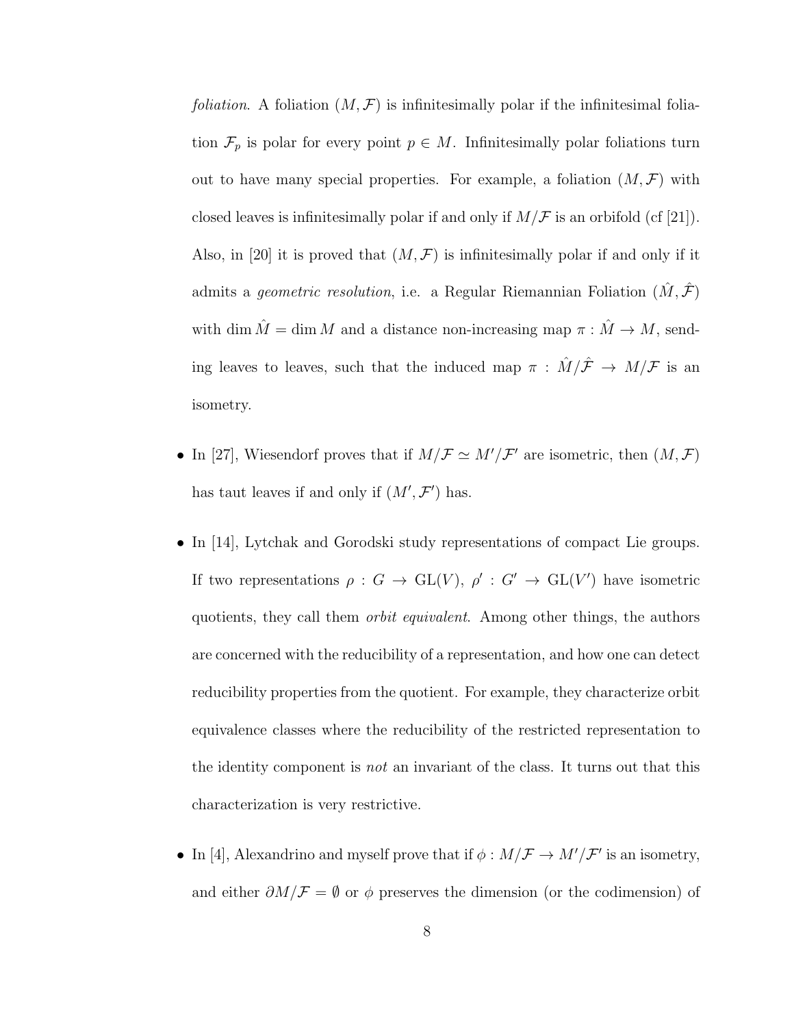*foliation*. A foliation $(M, \mathcal{F})$ is infinitesimally polar if the infinitesimal foliation $\mathcal{F}_p$ is polar for every point $p \in M$. Infinitesimally polar foliations turn out to have many special properties. For example, a foliation $(M, \mathcal{F})$ with closed leaves is infinitesimally polar if and only if $M/\mathcal{F}$ is an orbifold (cf [21]). Also, in [20] it is proved that $(M, \mathcal{F})$ is infinitesimally polar if and only if it admits a *geometric resolution*, i.e. a Regular Riemannian Foliation $(\hat{M}, \hat{\mathcal{F}})$ with $\dim \hat{M} = \dim M$ and a distance non-increasing map $\pi : \hat{M} \to M$, sending leaves to leaves, such that the induced map $\pi : \hat{M}/\hat{\mathcal{F}} \to M/\mathcal{F}$ is an isometry.

- In [27], Wiesendorf proves that if $M/\mathcal{F} \simeq M'/\mathcal{F}'$ are isometric, then $(M, \mathcal{F})$ has taut leaves if and only if $(M', \mathcal{F}')$ has.

- In [14], Lytchak and Gorodski study representations of compact Lie groups. If two representations $\rho : G \to \mathrm{GL}(V)$, $\rho' : G' \to \mathrm{GL}(V')$ have isometric quotients, they call them *orbit equivalent*. Among other things, the authors are concerned with the reducibility of a representation, and how one can detect reducibility properties from the quotient. For example, they characterize orbit equivalence classes where the reducibility of the restricted representation to the identity component is *not* an invariant of the class. It turns out that this characterization is very restrictive.

- In [4], Alexandrino and myself prove that if $\phi : M/\mathcal{F} \to M'/\mathcal{F}'$ is an isometry, and either $\partial M/\mathcal{F} = \emptyset$ or $\phi$ preserves the dimension (or the codimension) of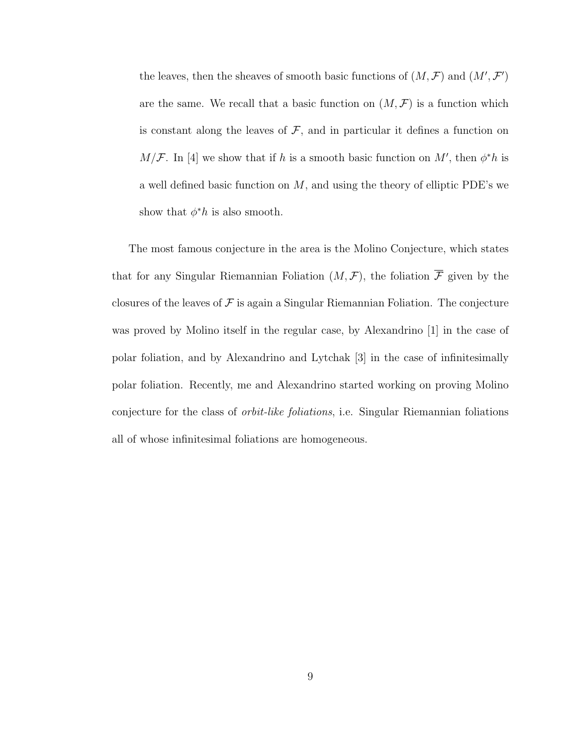the leaves, then the sheaves of smooth basic functions of $(M, \mathcal{F})$ and $(M', \mathcal{F}')$ are the same. We recall that a basic function on $(M, \mathcal{F})$ is a function which is constant along the leaves of $\mathcal{F}$, and in particular it defines a function on $M/\mathcal{F}$. In [4] we show that if $h$ is a smooth basic function on $M'$, then $\phi^* h$ is a well defined basic function on $M$, and using the theory of elliptic PDE's we show that $\phi^* h$ is also smooth.

The most famous conjecture in the area is the Molino Conjecture, which states that for any Singular Riemannian Foliation $(M, \mathcal{F})$, the foliation $\overline{\mathcal{F}}$ given by the closures of the leaves of $\mathcal{F}$ is again a Singular Riemannian Foliation. The conjecture was proved by Molino itself in the regular case, by Alexandrino [1] in the case of polar foliation, and by Alexandrino and Lytchak [3] in the case of infinitesimally polar foliation. Recently, me and Alexandrino started working on proving Molino conjecture for the class of *orbit-like foliations*, i.e. Singular Riemannian foliations all of whose infinitesimal foliations are homogeneous.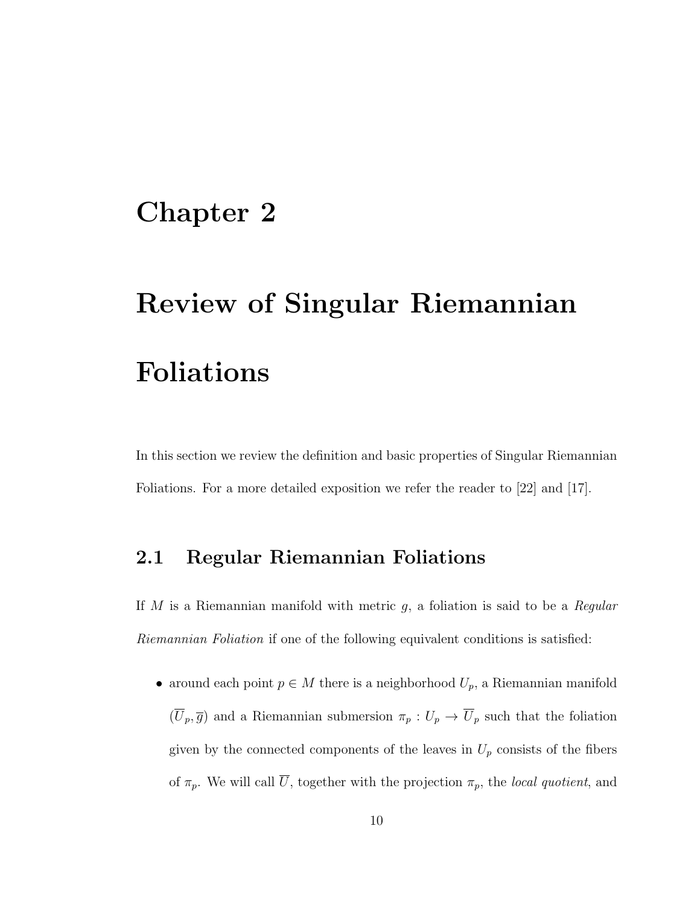# Chapter 2

# Review of Singular Riemannian Foliations

In this section we review the definition and basic properties of Singular Riemannian Foliations. For a more detailed exposition we refer the reader to [22] and [17].

## 2.1 Regular Riemannian Foliations

If $M$ is a Riemannian manifold with metric $g$, a foliation is said to be a *Regular Riemannian Foliation* if one of the following equivalent conditions is satisfied:

- around each point $p \in M$ there is a neighborhood $U_p$, a Riemannian manifold $(\overline{U}_p, \overline{g})$ and a Riemannian submersion $\pi_p : U_p \to \overline{U}_p$ such that the foliation given by the connected components of the leaves in $U_p$ consists of the fibers of $\pi_p$. We will call $\overline{U}$, together with the projection $\pi_p$, the *local quotient*, and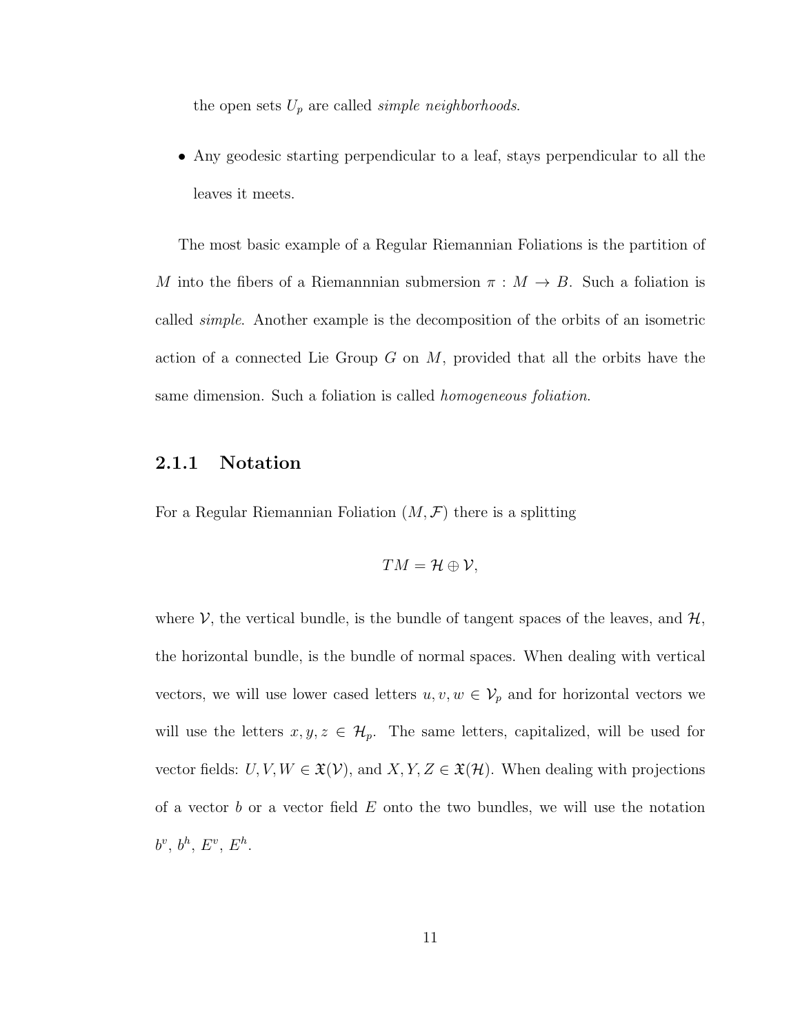the open sets $U_p$ are called *simple neighborhoods*.

- Any geodesic starting perpendicular to a leaf, stays perpendicular to all the leaves it meets.

The most basic example of a Regular Riemannian Foliations is the partition of $M$ into the fibers of a Riemannnian submersion $\pi : M \to B$. Such a foliation is called *simple*. Another example is the decomposition of the orbits of an isometric action of a connected Lie Group $G$ on $M$, provided that all the orbits have the same dimension. Such a foliation is called *homogeneous foliation*.

### 2.1.1 Notation

For a Regular Riemannian Foliation $(M, \mathcal{F})$ there is a splitting

$$TM = \mathcal{H} \oplus \mathcal{V},$$

where $\mathcal{V}$, the vertical bundle, is the bundle of tangent spaces of the leaves, and $\mathcal{H}$, the horizontal bundle, is the bundle of normal spaces. When dealing with vertical vectors, we will use lower cased letters $u, v, w \in \mathcal{V}_p$ and for horizontal vectors we will use the letters $x, y, z \in \mathcal{H}_p$. The same letters, capitalized, will be used for vector fields: $U, V, W \in \mathfrak{X}(\mathcal{V})$, and $X, Y, Z \in \mathfrak{X}(\mathcal{H})$. When dealing with projections of a vector $b$ or a vector field $E$ onto the two bundles, we will use the notation $b^v$, $b^h$, $E^v$, $E^h$.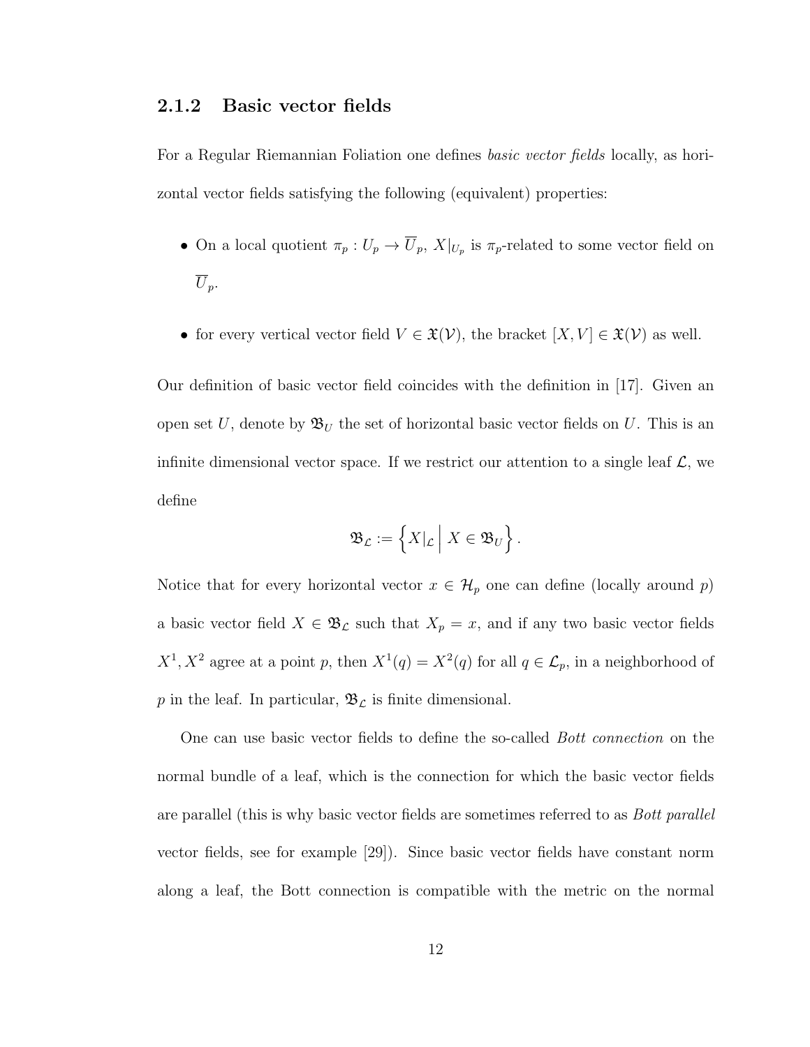### 2.1.2 Basic vector fields

For a Regular Riemannian Foliation one defines *basic vector fields* locally, as horizontal vector fields satisfying the following (equivalent) properties:

- On a local quotient $\pi_p : U_p \to \overline{U}_p$, $X|_{U_p}$ is $\pi_p$-related to some vector field on $\overline{U}_p$.
- for every vertical vector field $V \in \mathfrak{X}(\mathcal{V})$, the bracket $[X, V] \in \mathfrak{X}(\mathcal{V})$ as well.

Our definition of basic vector field coincides with the definition in [17]. Given an open set $U$, denote by $\mathfrak{B}_U$ the set of horizontal basic vector fields on $U$. This is an infinite dimensional vector space. If we restrict our attention to a single leaf $\mathcal{L}$, we define

$$\mathfrak{B}_{\mathcal{L}} := \left\{ X|_{\mathcal{L}} \,\middle|\, X \in \mathfrak{B}_U \right\}.$$

Notice that for every horizontal vector $x \in \mathcal{H}_p$ one can define (locally around $p$) a basic vector field $X \in \mathfrak{B}_{\mathcal{L}}$ such that $X_p = x$, and if any two basic vector fields $X^1, X^2$ agree at a point $p$, then $X^1(q) = X^2(q)$ for all $q \in \mathcal{L}_p$, in a neighborhood of $p$ in the leaf. In particular, $\mathfrak{B}_{\mathcal{L}}$ is finite dimensional.

One can use basic vector fields to define the so-called *Bott connection* on the normal bundle of a leaf, which is the connection for which the basic vector fields are parallel (this is why basic vector fields are sometimes referred to as *Bott parallel* vector fields, see for example [29]). Since basic vector fields have constant norm along a leaf, the Bott connection is compatible with the metric on the normal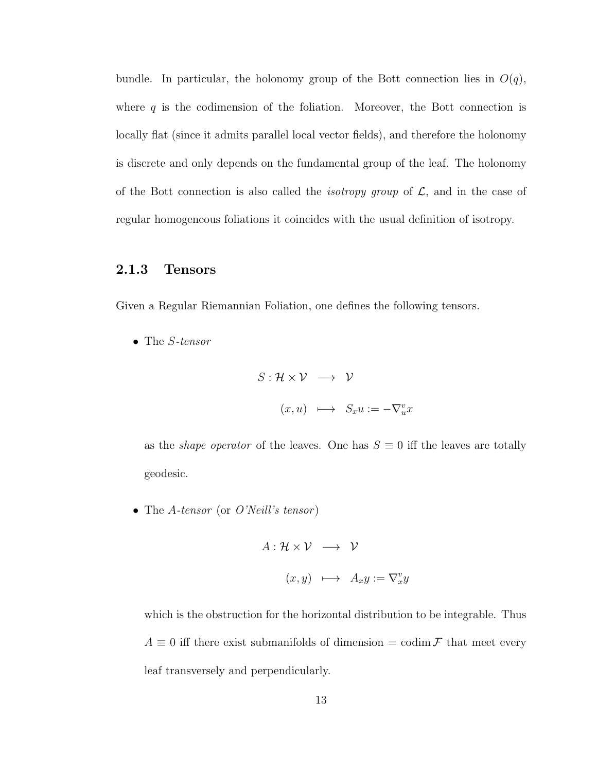bundle. In particular, the holonomy group of the Bott connection lies in $O(q)$, where $q$ is the codimension of the foliation. Moreover, the Bott connection is locally flat (since it admits parallel local vector fields), and therefore the holonomy is discrete and only depends on the fundamental group of the leaf. The holonomy of the Bott connection is also called the *isotropy group* of $\mathcal{L}$, and in the case of regular homogeneous foliations it coincides with the usual definition of isotropy.

### 2.1.3 Tensors

Given a Regular Riemannian Foliation, one defines the following tensors.

- The *S-tensor*

$$
\begin{aligned}
S : \mathcal{H} \times \mathcal{V} &\longrightarrow \mathcal{V} \\
(x, u) &\longmapsto S_x u := -\nabla^v_u x
\end{aligned}
$$

  as the *shape operator* of the leaves. One has $S \equiv 0$ iff the leaves are totally geodesic.

- The *A-tensor* (or *O'Neill's tensor*)

$$
\begin{aligned}
A : \mathcal{H} \times \mathcal{V} &\longrightarrow \mathcal{V} \\
(x, y) &\longmapsto A_x y := \nabla^v_x y
\end{aligned}
$$

  which is the obstruction for the horizontal distribution to be integrable. Thus $A \equiv 0$ iff there exist submanifolds of dimension $= \operatorname{codim} \mathcal{F}$ that meet every leaf transversely and perpendicularly.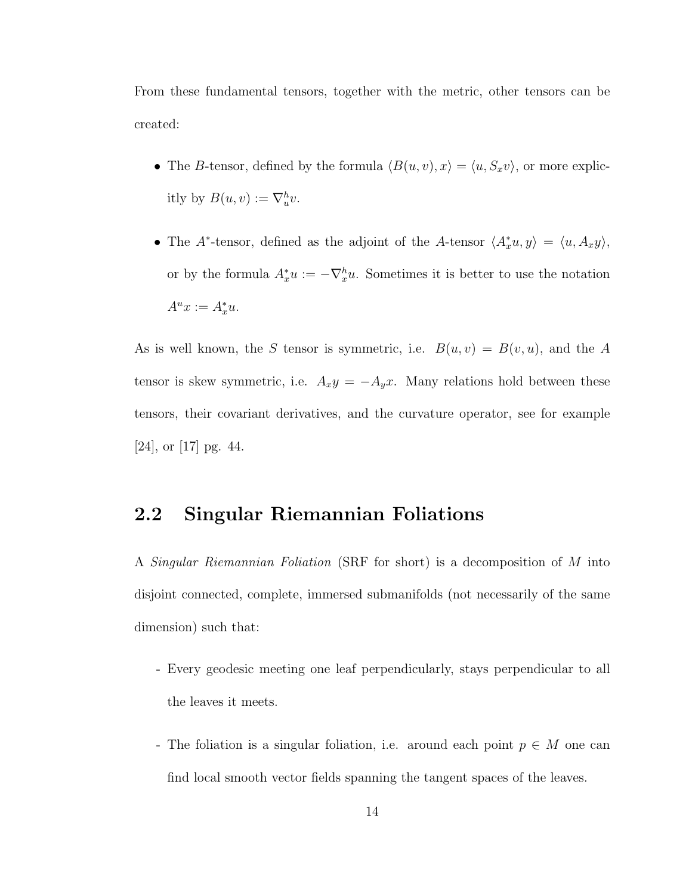From these fundamental tensors, together with the metric, other tensors can be created:

- The $B$-tensor, defined by the formula $\langle B(u,v), x\rangle = \langle u, S_x v\rangle$, or more explicitly by $B(u,v) := \nabla^h_u v$.
- The $A^*$-tensor, defined as the adjoint of the $A$-tensor $\langle A^*_x u, y\rangle = \langle u, A_x y\rangle$, or by the formula $A^*_x u := -\nabla^h_x u$. Sometimes it is better to use the notation $A^u x := A^*_x u$.

As is well known, the $S$ tensor is symmetric, i.e. $B(u,v) = B(v,u)$, and the $A$ tensor is skew symmetric, i.e. $A_x y = -A_y x$. Many relations hold between these tensors, their covariant derivatives, and the curvature operator, see for example [24], or [17] pg. 44.

## 2.2 Singular Riemannian Foliations

A *Singular Riemannian Foliation* (SRF for short) is a decomposition of $M$ into disjoint connected, complete, immersed submanifolds (not necessarily of the same dimension) such that:

- Every geodesic meeting one leaf perpendicularly, stays perpendicular to all the leaves it meets.
- The foliation is a singular foliation, i.e. around each point $p \in M$ one can find local smooth vector fields spanning the tangent spaces of the leaves.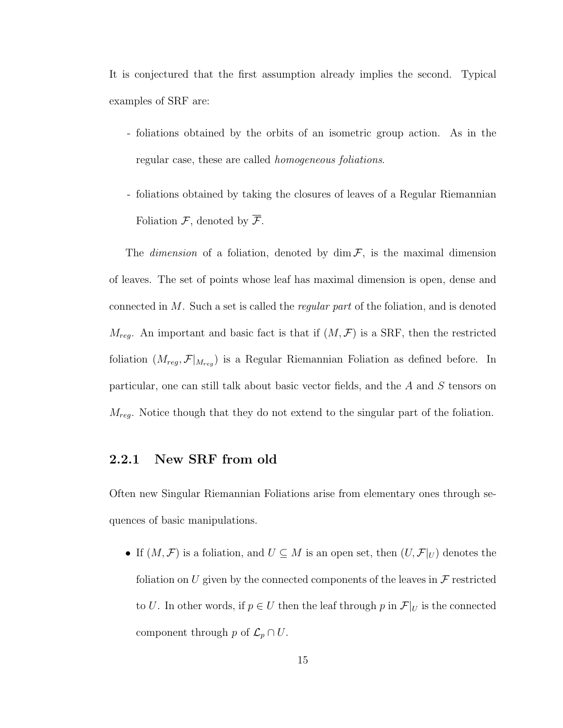It is conjectured that the first assumption already implies the second. Typical examples of SRF are:

- foliations obtained by the orbits of an isometric group action. As in the regular case, these are called *homogeneous foliations*.
- foliations obtained by taking the closures of leaves of a Regular Riemannian Foliation $\mathcal{F}$, denoted by $\overline{\mathcal{F}}$.

The *dimension* of a foliation, denoted by $\dim \mathcal{F}$, is the maximal dimension of leaves. The set of points whose leaf has maximal dimension is open, dense and connected in $M$. Such a set is called the *regular part* of the foliation, and is denoted $M_{reg}$. An important and basic fact is that if $(M, \mathcal{F})$ is a SRF, then the restricted foliation $(M_{reg}, \mathcal{F}|_{M_{reg}})$ is a Regular Riemannian Foliation as defined before. In particular, one can still talk about basic vector fields, and the $A$ and $S$ tensors on $M_{reg}$. Notice though that they do not extend to the singular part of the foliation.

### 2.2.1 New SRF from old

Often new Singular Riemannian Foliations arise from elementary ones through sequences of basic manipulations.

- If $(M, \mathcal{F})$ is a foliation, and $U \subseteq M$ is an open set, then $(U, \mathcal{F}|_U)$ denotes the foliation on $U$ given by the connected components of the leaves in $\mathcal{F}$ restricted to $U$. In other words, if $p \in U$ then the leaf through $p$ in $\mathcal{F}|_U$ is the connected component through $p$ of $\mathcal{L}_p \cap U$.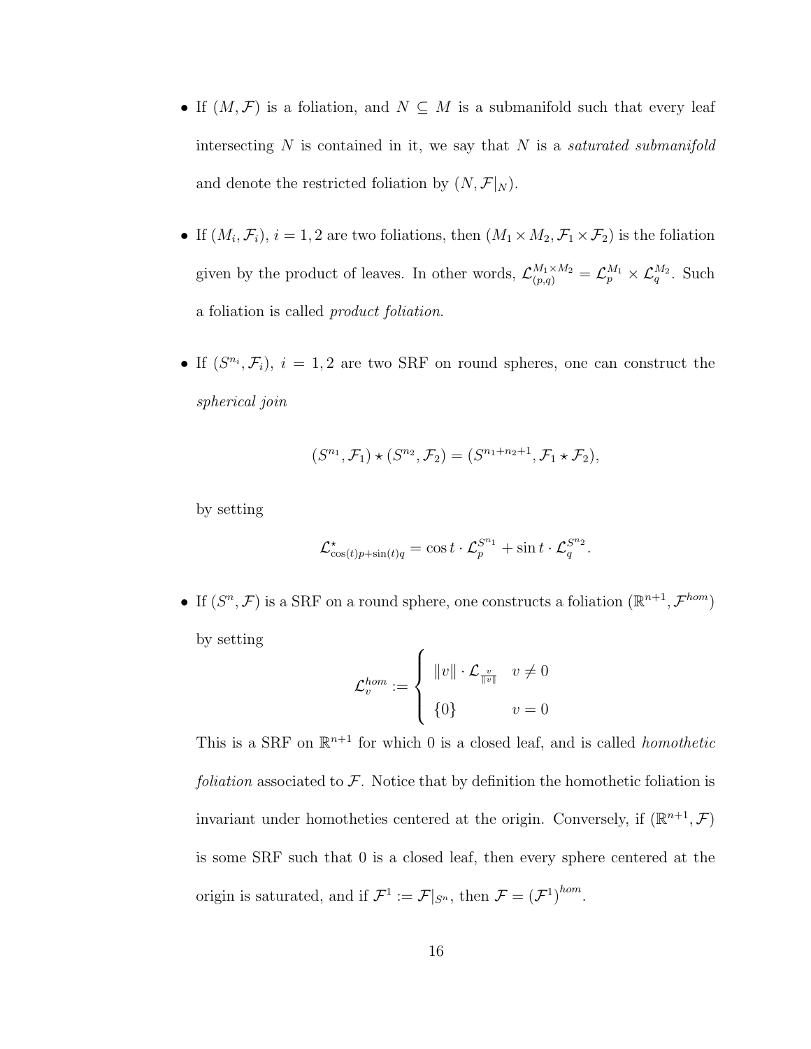- If $(M, \mathcal{F})$ is a foliation, and $N \subseteq M$ is a submanifold such that every leaf intersecting $N$ is contained in it, we say that $N$ is a *saturated submanifold* and denote the restricted foliation by $(N, \mathcal{F}|_N)$.

- If $(M_i, \mathcal{F}_i)$, $i = 1, 2$ are two foliations, then $(M_1 \times M_2, \mathcal{F}_1 \times \mathcal{F}_2)$ is the foliation given by the product of leaves. In other words, $\mathcal{L}^{M_1 \times M_2}_{(p,q)} = \mathcal{L}^{M_1}_p \times \mathcal{L}^{M_2}_q$. Such a foliation is called *product foliation*.

- If $(S^{n_i}, \mathcal{F}_i)$, $i = 1, 2$ are two SRF on round spheres, one can construct the *spherical join*

$$(S^{n_1}, \mathcal{F}_1) \star (S^{n_2}, \mathcal{F}_2) = (S^{n_1+n_2+1}, \mathcal{F}_1 \star \mathcal{F}_2),$$

  by setting

$$\mathcal{L}^{\star}_{\cos(t)p+\sin(t)q} = \cos t \cdot \mathcal{L}^{S^{n_1}}_p + \sin t \cdot \mathcal{L}^{S^{n_2}}_q.$$

- If $(S^n, \mathcal{F})$ is a SRF on a round sphere, one constructs a foliation $(\mathbb{R}^{n+1}, \mathcal{F}^{hom})$ by setting

$$\mathcal{L}^{hom}_v := \begin{cases} \|v\| \cdot \mathcal{L}_{\frac{v}{\|v\|}} & v \neq 0 \\ \{0\} & v = 0 \end{cases}$$

  This is a SRF on $\mathbb{R}^{n+1}$ for which 0 is a closed leaf, and is called *homothetic foliation* associated to $\mathcal{F}$. Notice that by definition the homothetic foliation is invariant under homotheties centered at the origin. Conversely, if $(\mathbb{R}^{n+1}, \mathcal{F})$ is some SRF such that 0 is a closed leaf, then every sphere centered at the origin is saturated, and if $\mathcal{F}^1 := \mathcal{F}|_{S^n}$, then $\mathcal{F} = (\mathcal{F}^1)^{hom}$.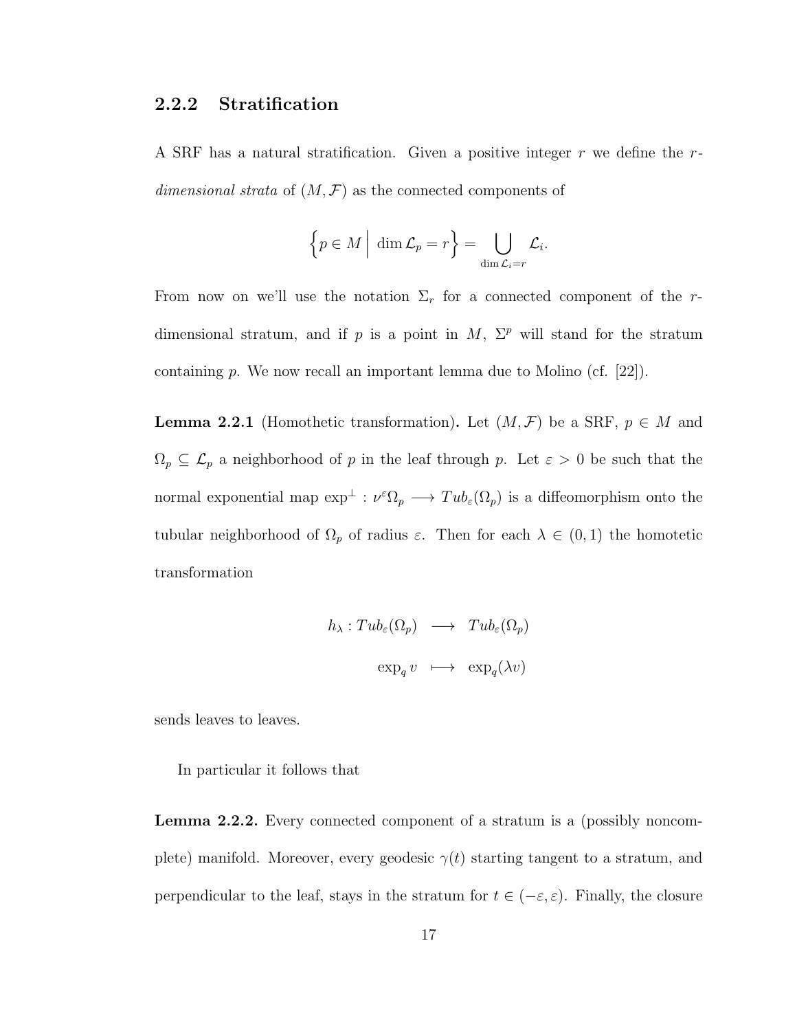### 2.2.2 Stratification

A SRF has a natural stratification. Given a positive integer $r$ we define the *$r$-dimensional strata* of $(M, \mathcal{F})$ as the connected components of

$$\left\{ p \in M \,\middle|\, \dim \mathcal{L}_p = r \right\} = \bigcup_{\dim \mathcal{L}_i = r} \mathcal{L}_i.$$

From now on we'll use the notation $\Sigma_r$ for a connected component of the $r$-dimensional stratum, and if $p$ is a point in $M$, $\Sigma^p$ will stand for the stratum containing $p$. We now recall an important lemma due to Molino (cf. [22]).

**Lemma 2.2.1** (Homothetic transformation)**.** Let $(M, \mathcal{F})$ be a SRF, $p \in M$ and $\Omega_p \subseteq \mathcal{L}_p$ a neighborhood of $p$ in the leaf through $p$. Let $\varepsilon > 0$ be such that the normal exponential map $\exp^{\perp} : \nu^{\varepsilon}\Omega_p \longrightarrow Tub_{\varepsilon}(\Omega_p)$ is a diffeomorphism onto the tubular neighborhood of $\Omega_p$ of radius $\varepsilon$. Then for each $\lambda \in (0, 1)$ the homotetic transformation

$$\begin{aligned} h_{\lambda} : Tub_{\varepsilon}(\Omega_p) &\longrightarrow Tub_{\varepsilon}(\Omega_p) \\ \exp_q v &\longmapsto \exp_q(\lambda v) \end{aligned}$$

sends leaves to leaves.

In particular it follows that

**Lemma 2.2.2.** Every connected component of a stratum is a (possibly noncomplete) manifold. Moreover, every geodesic $\gamma(t)$ starting tangent to a stratum, and perpendicular to the leaf, stays in the stratum for $t \in (-\varepsilon, \varepsilon)$. Finally, the closure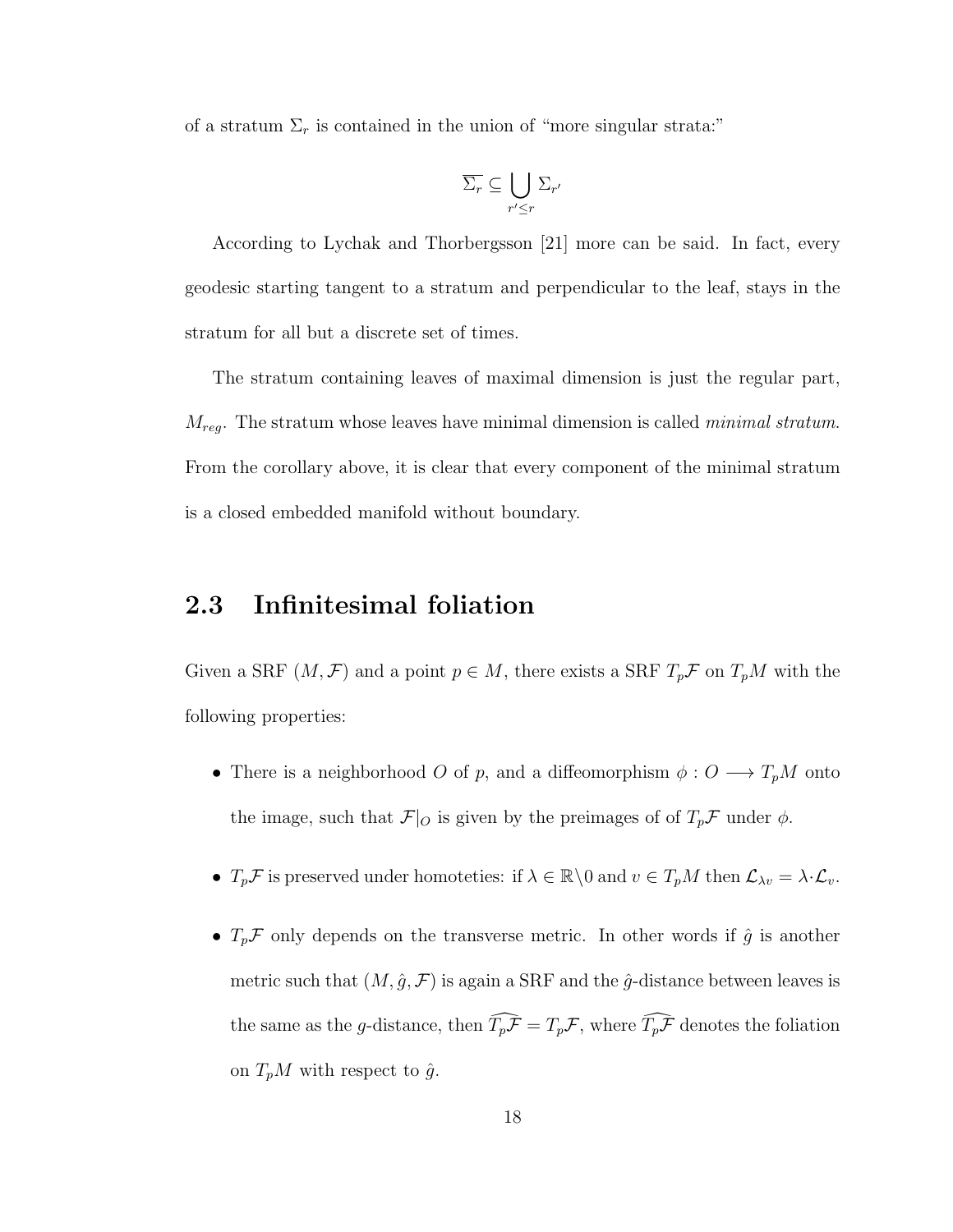of a stratum $\Sigma_r$ is contained in the union of “more singular strata:”

$$\overline{\Sigma_r} \subseteq \bigcup_{r' \leq r} \Sigma_{r'}$$

According to Lychak and Thorbergsson [21] more can be said. In fact, every geodesic starting tangent to a stratum and perpendicular to the leaf, stays in the stratum for all but a discrete set of times.

The stratum containing leaves of maximal dimension is just the regular part, $M_{reg}$. The stratum whose leaves have minimal dimension is called *minimal stratum*. From the corollary above, it is clear that every component of the minimal stratum is a closed embedded manifold without boundary.

## 2.3 Infinitesimal foliation

Given a SRF $(M, \mathcal{F})$ and a point $p \in M$, there exists a SRF $T_p\mathcal{F}$ on $T_pM$ with the following properties:

- There is a neighborhood $O$ of $p$, and a diffeomorphism $\phi : O \longrightarrow T_pM$ onto the image, such that $\mathcal{F}|_O$ is given by the preimages of of $T_p\mathcal{F}$ under $\phi$.
- $T_p\mathcal{F}$ is preserved under homoteties: if $\lambda \in \mathbb{R}\backslash 0$ and $v \in T_pM$ then $\mathcal{L}_{\lambda v} = \lambda \cdot \mathcal{L}_v$.
- $T_p\mathcal{F}$ only depends on the transverse metric. In other words if $\hat{g}$ is another metric such that $(M, \hat{g}, \mathcal{F})$ is again a SRF and the $\hat{g}$-distance between leaves is the same as the $g$-distance, then $\widehat{T_p\mathcal{F}} = T_p\mathcal{F}$, where $\widehat{T_p\mathcal{F}}$ denotes the foliation on $T_pM$ with respect to $\hat{g}$.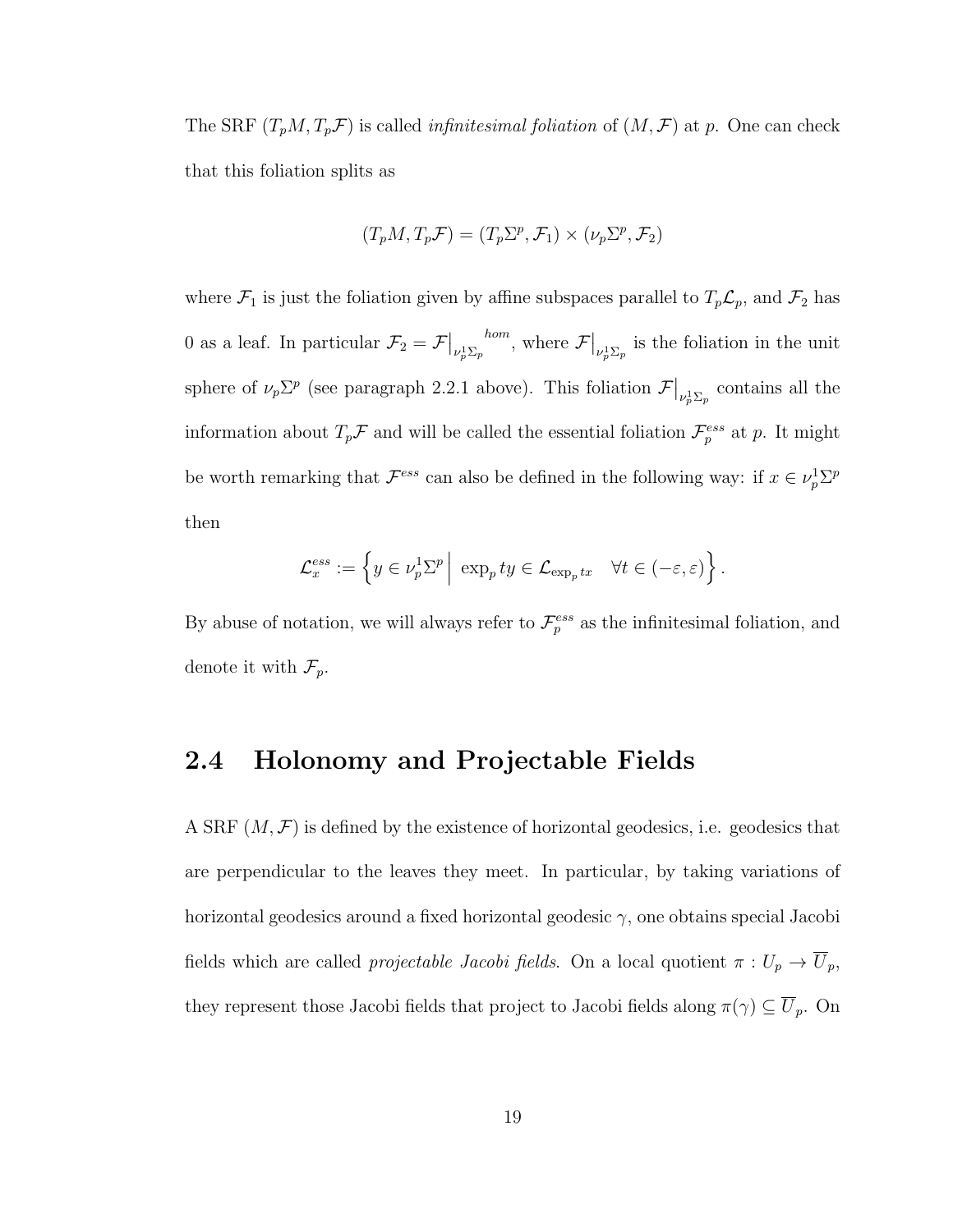The SRF $(T_pM, T_p\mathcal{F})$ is called *infinitesimal foliation* of $(M, \mathcal{F})$ at $p$. One can check that this foliation splits as

$$(T_pM, T_p\mathcal{F}) = (T_p\Sigma^p, \mathcal{F}_1) \times (\nu_p\Sigma^p, \mathcal{F}_2)$$

where $\mathcal{F}_1$ is just the foliation given by affine subspaces parallel to $T_p\mathcal{L}_p$, and $\mathcal{F}_2$ has 0 as a leaf. In particular $\mathcal{F}_2 = \mathcal{F}\big|_{\nu_p^1\Sigma_p}^{hom}$, where $\mathcal{F}\big|_{\nu_p^1\Sigma_p}$ is the foliation in the unit sphere of $\nu_p\Sigma^p$ (see paragraph 2.2.1 above). This foliation $\mathcal{F}\big|_{\nu_p^1\Sigma_p}$ contains all the information about $T_p\mathcal{F}$ and will be called the essential foliation $\mathcal{F}_p^{ess}$ at $p$. It might be worth remarking that $\mathcal{F}^{ess}$ can also be defined in the following way: if $x \in \nu_p^1\Sigma^p$ then

$$\mathcal{L}_x^{ess} := \left\{ y \in \nu_p^1\Sigma^p \,\Big|\, \exp_p ty \in \mathcal{L}_{\exp_p tx} \quad \forall t \in (-\varepsilon, \varepsilon) \right\}.$$

By abuse of notation, we will always refer to $\mathcal{F}_p^{ess}$ as the infinitesimal foliation, and denote it with $\mathcal{F}_p$.

## 2.4 Holonomy and Projectable Fields

A SRF $(M, \mathcal{F})$ is defined by the existence of horizontal geodesics, i.e. geodesics that are perpendicular to the leaves they meet. In particular, by taking variations of horizontal geodesics around a fixed horizontal geodesic $\gamma$, one obtains special Jacobi fields which are called *projectable Jacobi fields*. On a local quotient $\pi : U_p \to \overline{U}_p$, they represent those Jacobi fields that project to Jacobi fields along $\pi(\gamma) \subseteq \overline{U}_p$. On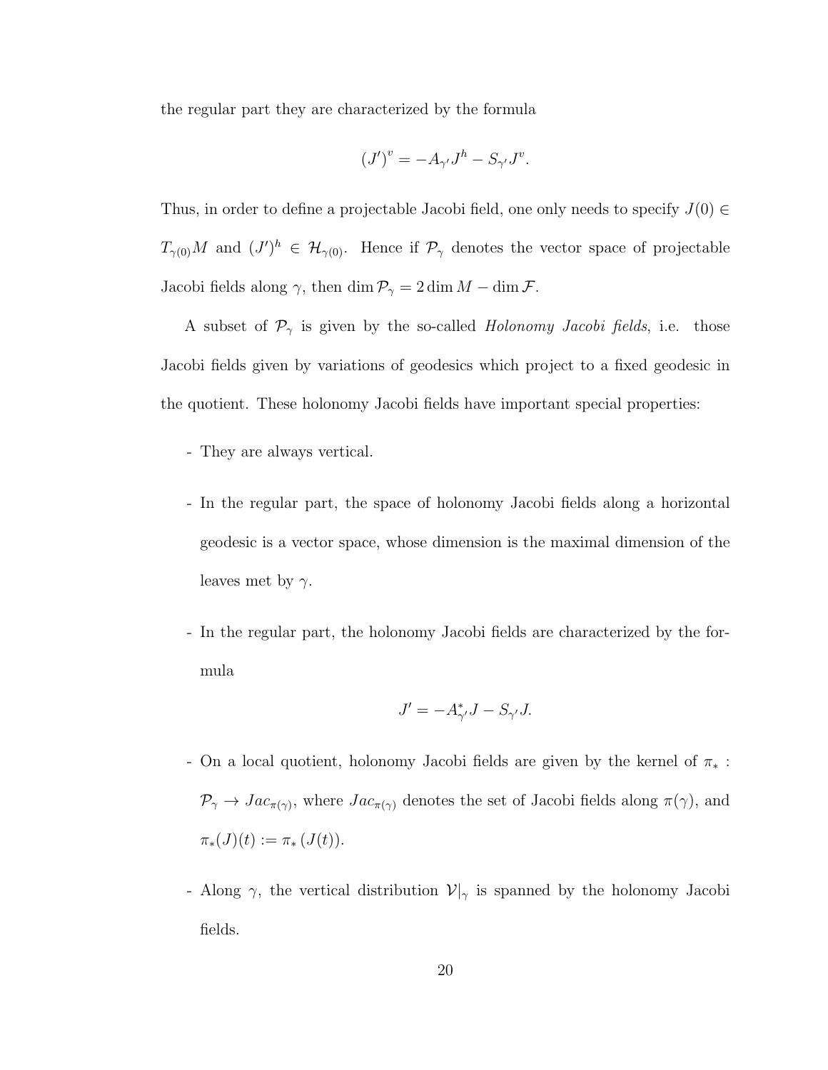the regular part they are characterized by the formula

$$(J')^v = -A_{\gamma'} J^h - S_{\gamma'} J^v.$$

Thus, in order to define a projectable Jacobi field, one only needs to specify $J(0) \in T_{\gamma(0)}M$ and $(J')^h \in \mathcal{H}_{\gamma(0)}$. Hence if $\mathcal{P}_\gamma$ denotes the vector space of projectable Jacobi fields along $\gamma$, then $\dim \mathcal{P}_\gamma = 2 \dim M - \dim \mathcal{F}$.

A subset of $\mathcal{P}_\gamma$ is given by the so-called *Holonomy Jacobi fields*, i.e. those Jacobi fields given by variations of geodesics which project to a fixed geodesic in the quotient. These holonomy Jacobi fields have important special properties:

- They are always vertical.
- In the regular part, the space of holonomy Jacobi fields along a horizontal geodesic is a vector space, whose dimension is the maximal dimension of the leaves met by $\gamma$.
- In the regular part, the holonomy Jacobi fields are characterized by the formula

$$J' = -A^*_{\gamma'} J - S_{\gamma'} J.$$

- On a local quotient, holonomy Jacobi fields are given by the kernel of $\pi_* : \mathcal{P}_\gamma \to Jac_{\pi(\gamma)}$, where $Jac_{\pi(\gamma)}$ denotes the set of Jacobi fields along $\pi(\gamma)$, and $\pi_*(J)(t) := \pi_*(J(t))$.
- Along $\gamma$, the vertical distribution $\mathcal{V}|_\gamma$ is spanned by the holonomy Jacobi fields.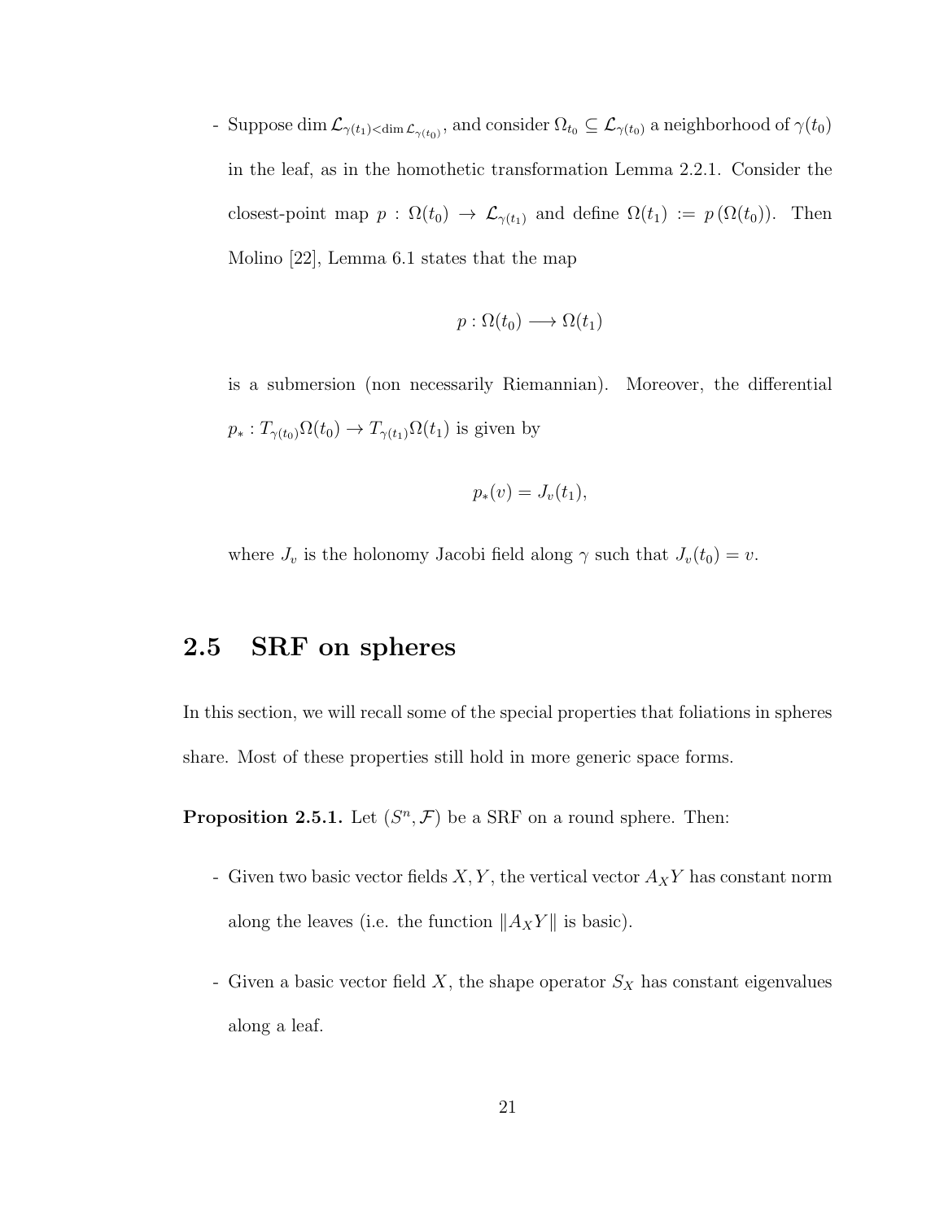- Suppose $\dim \mathcal{L}_{\gamma(t_1)<\dim \mathcal{L}_{\gamma(t_0)}}$, and consider $\Omega_{t_0} \subseteq \mathcal{L}_{\gamma(t_0)}$ a neighborhood of $\gamma(t_0)$ in the leaf, as in the homothetic transformation Lemma 2.2.1. Consider the closest-point map $p : \Omega(t_0) \to \mathcal{L}_{\gamma(t_1)}$ and define $\Omega(t_1) := p(\Omega(t_0))$. Then Molino [22], Lemma 6.1 states that the map

$$p : \Omega(t_0) \longrightarrow \Omega(t_1)$$

is a submersion (non necessarily Riemannian). Moreover, the differential $p_* : T_{\gamma(t_0)}\Omega(t_0) \to T_{\gamma(t_1)}\Omega(t_1)$ is given by

$$p_*(v) = J_v(t_1),$$

where $J_v$ is the holonomy Jacobi field along $\gamma$ such that $J_v(t_0) = v$.

## 2.5 SRF on spheres

In this section, we will recall some of the special properties that foliations in spheres share. Most of these properties still hold in more generic space forms.

**Proposition 2.5.1.** Let $(S^n, \mathcal{F})$ be a SRF on a round sphere. Then:

- Given two basic vector fields $X, Y$, the vertical vector $A_X Y$ has constant norm along the leaves (i.e. the function $\|A_X Y\|$ is basic).

- Given a basic vector field $X$, the shape operator $S_X$ has constant eigenvalues along a leaf.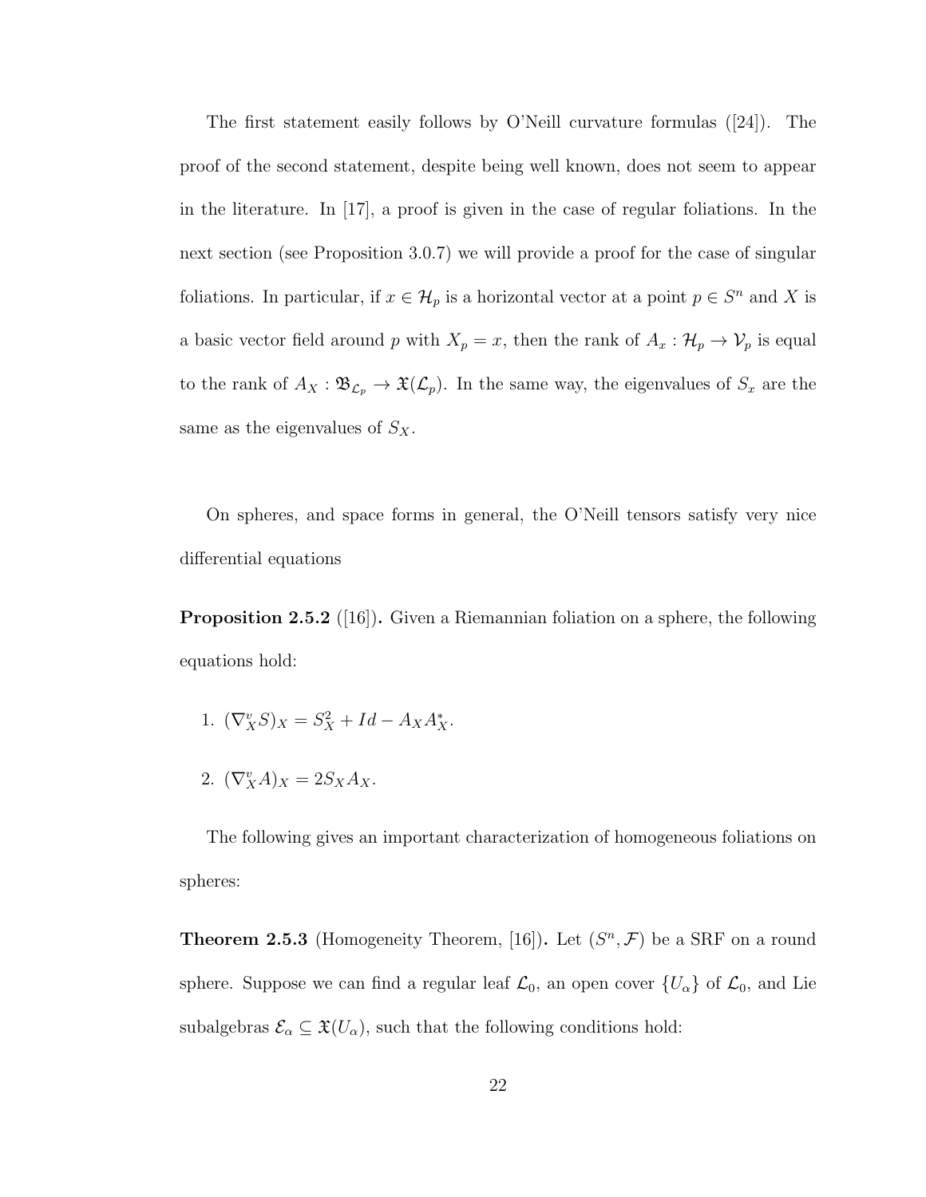The first statement easily follows by O'Neill curvature formulas ([24]). The proof of the second statement, despite being well known, does not seem to appear in the literature. In [17], a proof is given in the case of regular foliations. In the next section (see Proposition 3.0.7) we will provide a proof for the case of singular foliations. In particular, if $x \in \mathcal{H}_p$ is a horizontal vector at a point $p \in S^n$ and $X$ is a basic vector field around $p$ with $X_p = x$, then the rank of $A_x : \mathcal{H}_p \to \mathcal{V}_p$ is equal to the rank of $A_X : \mathfrak{B}_{\mathcal{L}_p} \to \mathfrak{X}(\mathcal{L}_p)$. In the same way, the eigenvalues of $S_x$ are the same as the eigenvalues of $S_X$.

On spheres, and space forms in general, the O'Neill tensors satisfy very nice differential equations

**Proposition 2.5.2** ([16])**.** Given a Riemannian foliation on a sphere, the following equations hold:

1. $(\nabla^v_X S)_X = S_X^2 + Id - A_X A_X^*$.
2. $(\nabla^v_X A)_X = 2 S_X A_X$.

The following gives an important characterization of homogeneous foliations on spheres:

**Theorem 2.5.3** (Homogeneity Theorem, [16])**.** Let $(S^n, \mathcal{F})$ be a SRF on a round sphere. Suppose we can find a regular leaf $\mathcal{L}_0$, an open cover $\{U_\alpha\}$ of $\mathcal{L}_0$, and Lie subalgebras $\mathcal{E}_\alpha \subseteq \mathfrak{X}(U_\alpha)$, such that the following conditions hold: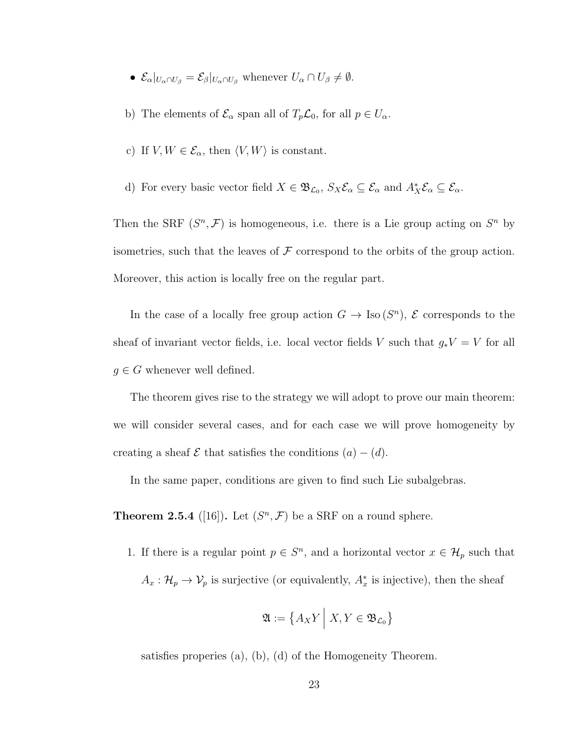- $\mathcal{E}_\alpha|_{U_\alpha \cap U_\beta} = \mathcal{E}_\beta|_{U_\alpha \cap U_\beta}$ whenever $U_\alpha \cap U_\beta \neq \emptyset$.

b) The elements of $\mathcal{E}_\alpha$ span all of $T_p\mathcal{L}_0$, for all $p \in U_\alpha$.

c) If $V, W \in \mathcal{E}_\alpha$, then $\langle V, W \rangle$ is constant.

d) For every basic vector field $X \in \mathfrak{B}_{\mathcal{L}_0}$, $S_X\mathcal{E}_\alpha \subseteq \mathcal{E}_\alpha$ and $A_X^*\mathcal{E}_\alpha \subseteq \mathcal{E}_\alpha$.

Then the SRF $(S^n, \mathcal{F})$ is homogeneous, i.e. there is a Lie group acting on $S^n$ by isometries, such that the leaves of $\mathcal{F}$ correspond to the orbits of the group action. Moreover, this action is locally free on the regular part.

In the case of a locally free group action $G \to \mathrm{Iso}\,(S^n)$, $\mathcal{E}$ corresponds to the sheaf of invariant vector fields, i.e. local vector fields $V$ such that $g_*V = V$ for all $g \in G$ whenever well defined.

The theorem gives rise to the strategy we will adopt to prove our main theorem: we will consider several cases, and for each case we will prove homogeneity by creating a sheaf $\mathcal{E}$ that satisfies the conditions $(a) - (d)$.

In the same paper, conditions are given to find such Lie subalgebras.

**Theorem 2.5.4** ([16])**.** Let $(S^n, \mathcal{F})$ be a SRF on a round sphere.

1. If there is a regular point $p \in S^n$, and a horizontal vector $x \in \mathcal{H}_p$ such that $A_x : \mathcal{H}_p \to \mathcal{V}_p$ is surjective (or equivalently, $A_x^*$ is injective), then the sheaf

$$\mathfrak{A} := \left\{ A_X Y \,\middle|\, X, Y \in \mathfrak{B}_{\mathcal{L}_0} \right\}$$

satisfies properies (a), (b), (d) of the Homogeneity Theorem.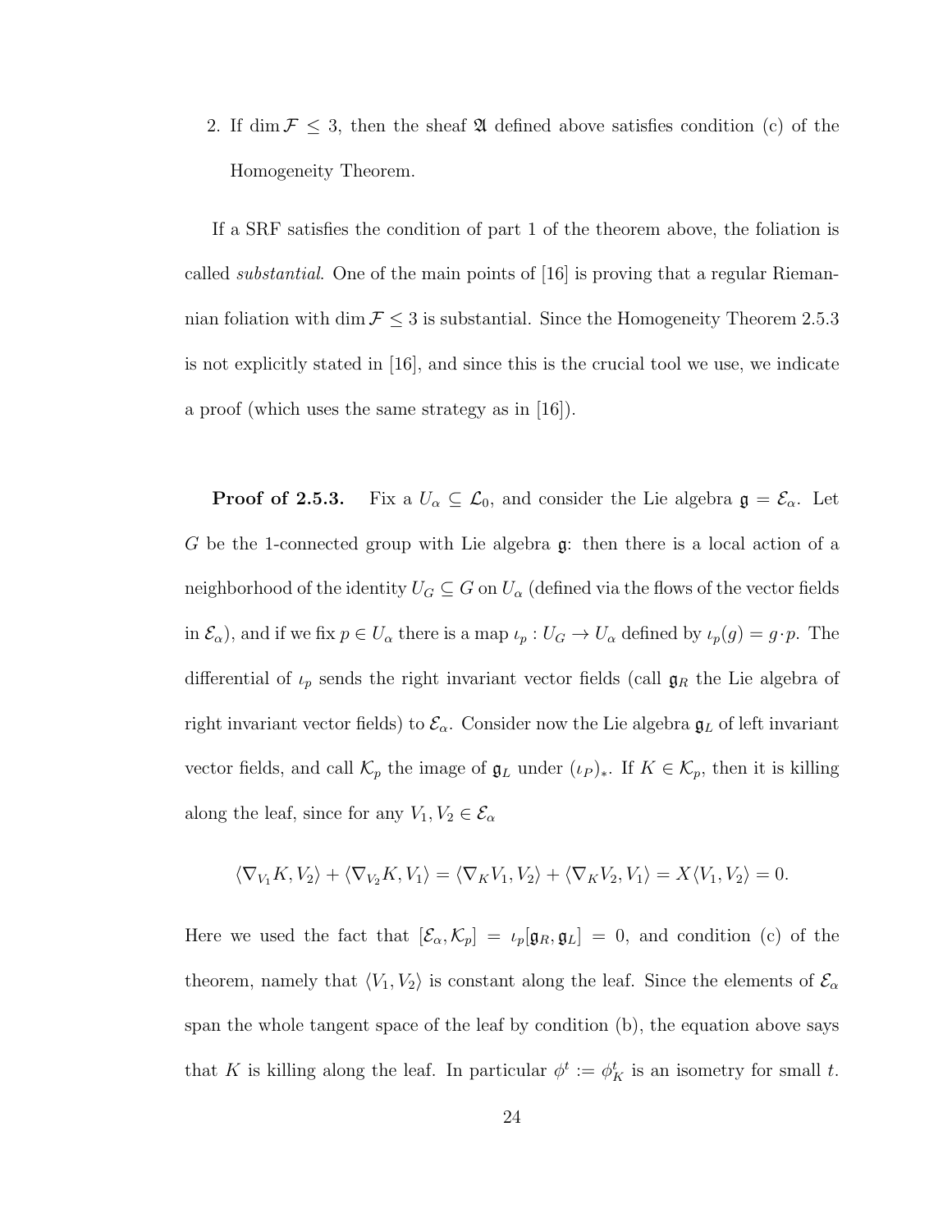2. If $\dim \mathcal{F} \leq 3$, then the sheaf $\mathfrak{A}$ defined above satisfies condition (c) of the Homogeneity Theorem.

If a SRF satisfies the condition of part 1 of the theorem above, the foliation is called *substantial*. One of the main points of [16] is proving that a regular Riemannian foliation with $\dim \mathcal{F} \leq 3$ is substantial. Since the Homogeneity Theorem 2.5.3 is not explicitly stated in [16], and since this is the crucial tool we use, we indicate a proof (which uses the same strategy as in [16]).

**Proof of 2.5.3.** Fix a $U_\alpha \subseteq \mathcal{L}_0$, and consider the Lie algebra $\mathfrak{g} = \mathcal{E}_\alpha$. Let $G$ be the 1-connected group with Lie algebra $\mathfrak{g}$: then there is a local action of a neighborhood of the identity $U_G \subseteq G$ on $U_\alpha$ (defined via the flows of the vector fields in $\mathcal{E}_\alpha$), and if we fix $p \in U_\alpha$ there is a map $\iota_p : U_G \to U_\alpha$ defined by $\iota_p(g) = g \cdot p$. The differential of $\iota_p$ sends the right invariant vector fields (call $\mathfrak{g}_R$ the Lie algebra of right invariant vector fields) to $\mathcal{E}_\alpha$. Consider now the Lie algebra $\mathfrak{g}_L$ of left invariant vector fields, and call $\mathcal{K}_p$ the image of $\mathfrak{g}_L$ under $(\iota_P)_*$. If $K \in \mathcal{K}_p$, then it is killing along the leaf, since for any $V_1, V_2 \in \mathcal{E}_\alpha$

$$\langle \nabla_{V_1} K, V_2 \rangle + \langle \nabla_{V_2} K, V_1 \rangle = \langle \nabla_K V_1, V_2 \rangle + \langle \nabla_K V_2, V_1 \rangle = X \langle V_1, V_2 \rangle = 0.$$

Here we used the fact that $[\mathcal{E}_\alpha, \mathcal{K}_p] = \iota_p[\mathfrak{g}_R, \mathfrak{g}_L] = 0$, and condition (c) of the theorem, namely that $\langle V_1, V_2 \rangle$ is constant along the leaf. Since the elements of $\mathcal{E}_\alpha$ span the whole tangent space of the leaf by condition (b), the equation above says that $K$ is killing along the leaf. In particular $\phi^t := \phi^t_K$ is an isometry for small $t$.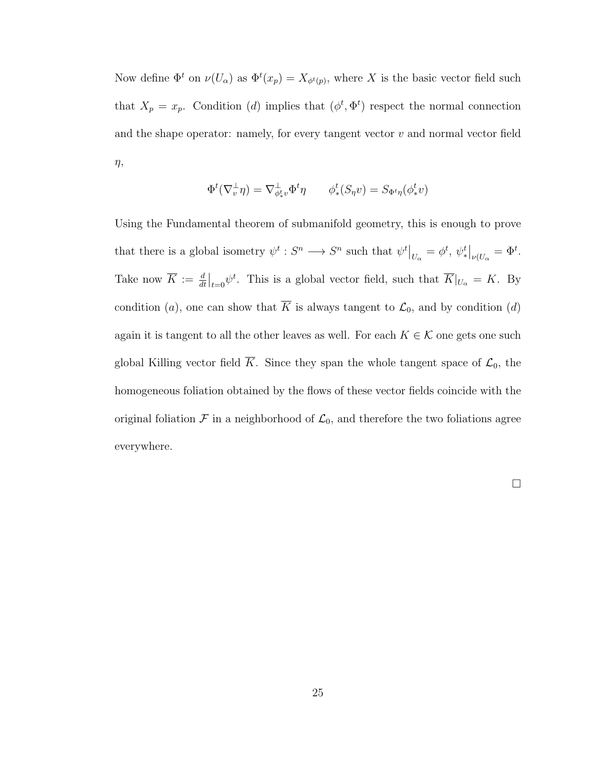Now define $\Phi^t$ on $\nu(U_\alpha)$ as $\Phi^t(x_p) = X_{\phi^t(p)}$, where $X$ is the basic vector field such that $X_p = x_p$. Condition $(d)$ implies that $(\phi^t, \Phi^t)$ respect the normal connection and the shape operator: namely, for every tangent vector $v$ and normal vector field $\eta$,

$$\Phi^t(\nabla^\perp_v \eta) = \nabla^\perp_{\phi^t_* v} \Phi^t \eta \qquad \phi^t_*(S_\eta v) = S_{\Phi^t \eta}(\phi^t_* v)$$

Using the Fundamental theorem of submanifold geometry, this is enough to prove that there is a global isometry $\psi^t : S^n \longrightarrow S^n$ such that $\psi^t\big|_{U_\alpha} = \phi^t$, $\psi^t_*\big|_{\nu(U_\alpha} = \Phi^t$. Take now $\overline{K} := \frac{d}{dt}\big|_{t=0}\psi^t$. This is a global vector field, such that $\overline{K}|_{U_\alpha} = K$. By condition $(a)$, one can show that $\overline{K}$ is always tangent to $\mathcal{L}_0$, and by condition $(d)$ again it is tangent to all the other leaves as well. For each $K \in \mathcal{K}$ one gets one such global Killing vector field $\overline{K}$. Since they span the whole tangent space of $\mathcal{L}_0$, the homogeneous foliation obtained by the flows of these vector fields coincide with the original foliation $\mathcal{F}$ in a neighborhood of $\mathcal{L}_0$, and therefore the two foliations agree everywhere.

□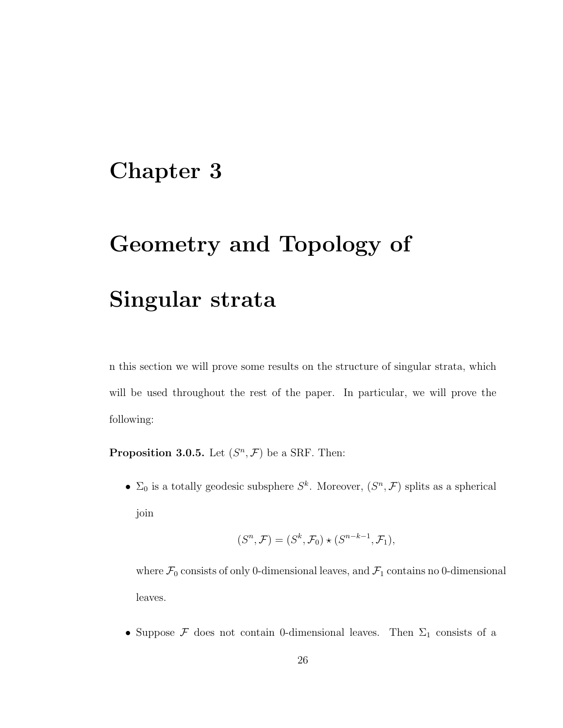# Chapter 3

# Geometry and Topology of Singular strata

n this section we will prove some results on the structure of singular strata, which will be used throughout the rest of the paper. In particular, we will prove the following:

**Proposition 3.0.5.** Let $(S^n, \mathcal{F})$ be a SRF. Then:

- $\Sigma_0$ is a totally geodesic subsphere $S^k$. Moreover, $(S^n, \mathcal{F})$ splits as a spherical join

$$(S^n, \mathcal{F}) = (S^k, \mathcal{F}_0) \star (S^{n-k-1}, \mathcal{F}_1),$$

  where $\mathcal{F}_0$ consists of only 0-dimensional leaves, and $\mathcal{F}_1$ contains no 0-dimensional leaves.

- Suppose $\mathcal{F}$ does not contain 0-dimensional leaves. Then $\Sigma_1$ consists of a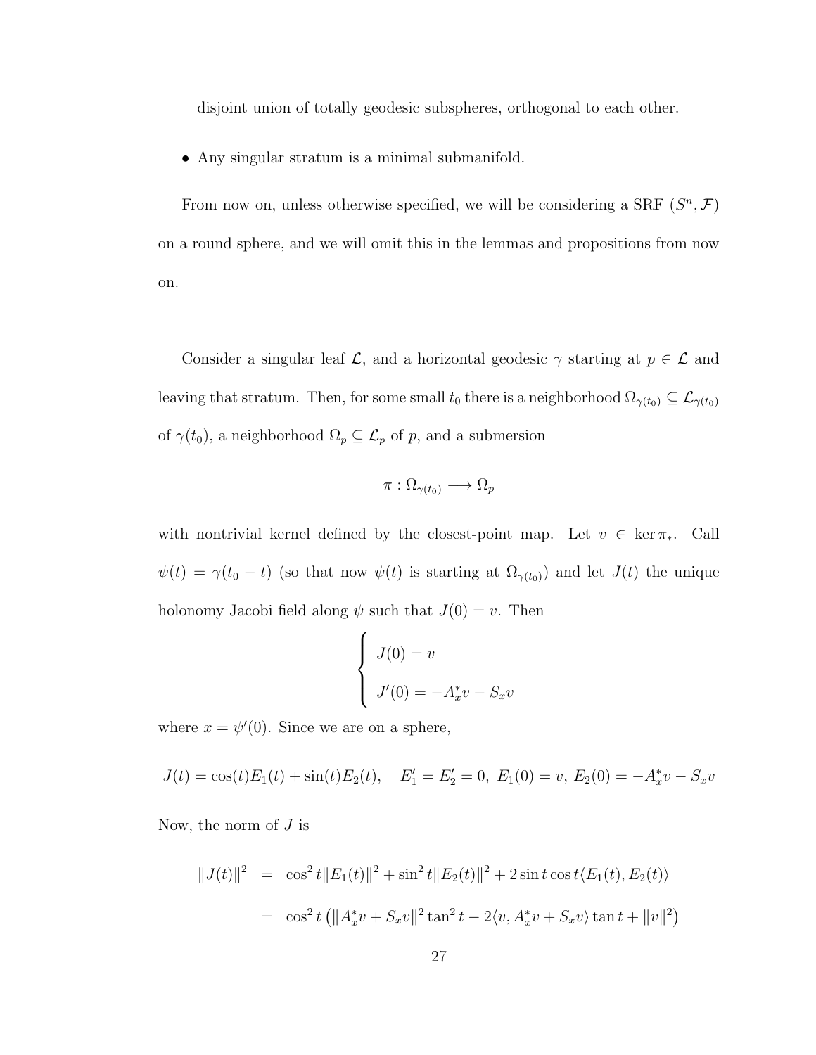disjoint union of totally geodesic subspheres, orthogonal to each other.

- Any singular stratum is a minimal submanifold.

From now on, unless otherwise specified, we will be considering a SRF $(S^n, \mathcal{F})$ on a round sphere, and we will omit this in the lemmas and propositions from now on.

Consider a singular leaf $\mathcal{L}$, and a horizontal geodesic $\gamma$ starting at $p \in \mathcal{L}$ and leaving that stratum. Then, for some small $t_0$ there is a neighborhood $\Omega_{\gamma(t_0)} \subseteq \mathcal{L}_{\gamma(t_0)}$ of $\gamma(t_0)$, a neighborhood $\Omega_p \subseteq \mathcal{L}_p$ of $p$, and a submersion

$$\pi : \Omega_{\gamma(t_0)} \longrightarrow \Omega_p$$

with nontrivial kernel defined by the closest-point map. Let $v \in \ker \pi_*$. Call $\psi(t) = \gamma(t_0 - t)$ (so that now $\psi(t)$ is starting at $\Omega_{\gamma(t_0)}$) and let $J(t)$ the unique holonomy Jacobi field along $\psi$ such that $J(0) = v$. Then

$$\begin{cases} J(0) = v \\ J'(0) = -A_x^* v - S_x v \end{cases}$$

where $x = \psi'(0)$. Since we are on a sphere,

$$J(t) = \cos(t) E_1(t) + \sin(t) E_2(t), \quad E_1' = E_2' = 0,\ E_1(0) = v,\ E_2(0) = -A_x^* v - S_x v$$

Now, the norm of $J$ is

$$\begin{aligned} \|J(t)\|^2 &= \cos^2 t \|E_1(t)\|^2 + \sin^2 t \|E_2(t)\|^2 + 2 \sin t \cos t \langle E_1(t), E_2(t)\rangle \\ &= \cos^2 t \left( \|A_x^* v + S_x v\|^2 \tan^2 t - 2\langle v, A_x^* v + S_x v\rangle \tan t + \|v\|^2 \right) \end{aligned}$$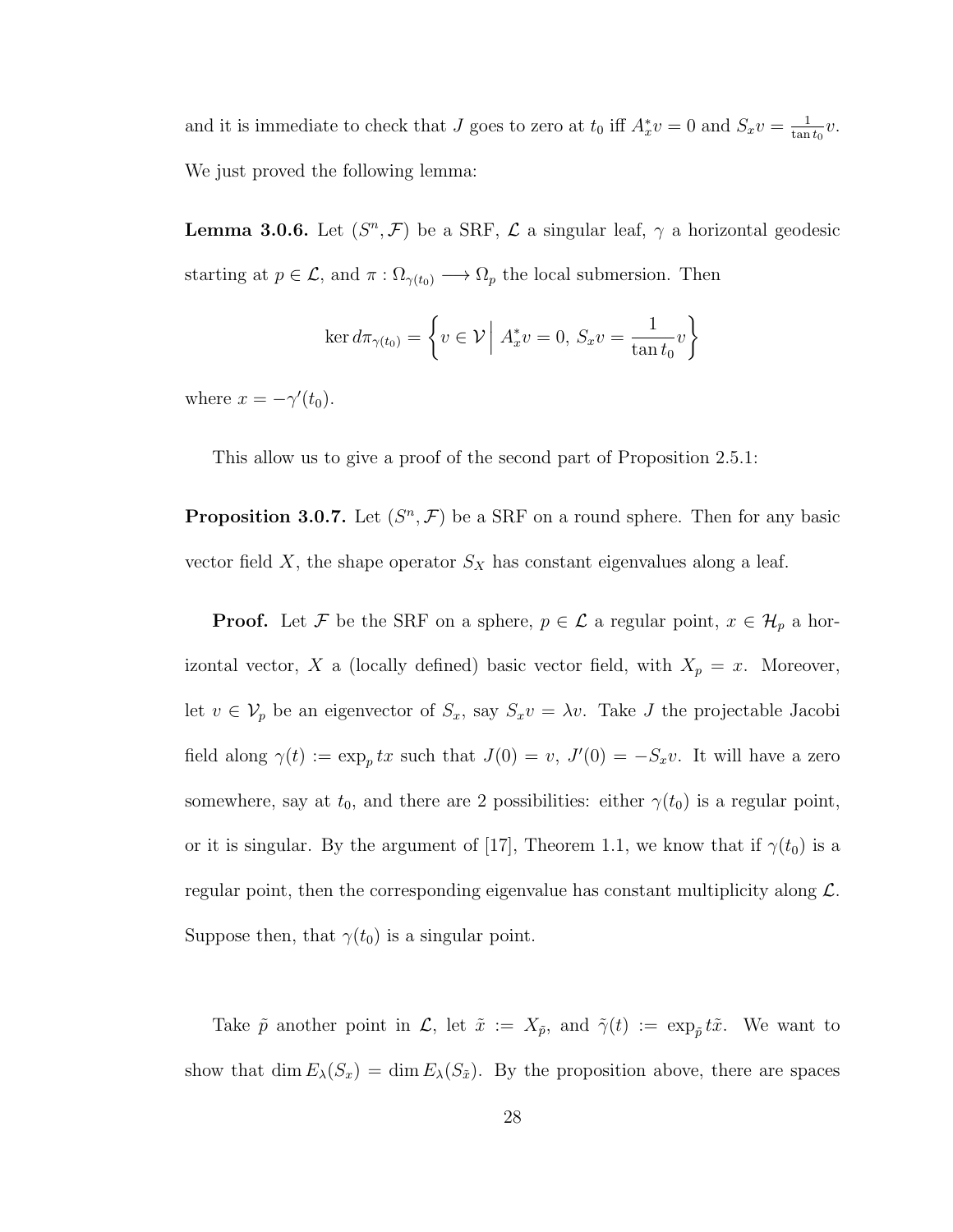and it is immediate to check that $J$ goes to zero at $t_0$ iff $A_x^* v = 0$ and $S_x v = \frac{1}{\tan t_0} v$. We just proved the following lemma:

**Lemma 3.0.6.** Let $(S^n, \mathcal{F})$ be a SRF, $\mathcal{L}$ a singular leaf, $\gamma$ a horizontal geodesic starting at $p \in \mathcal{L}$, and $\pi : \Omega_{\gamma(t_0)} \longrightarrow \Omega_p$ the local submersion. Then

$$\ker d\pi_{\gamma(t_0)} = \left\{ v \in \mathcal{V} \,\middle|\, A_x^* v = 0,\ S_x v = \frac{1}{\tan t_0} v \right\}$$

where $x = -\gamma'(t_0)$.

This allow us to give a proof of the second part of Proposition 2.5.1:

**Proposition 3.0.7.** Let $(S^n, \mathcal{F})$ be a SRF on a round sphere. Then for any basic vector field $X$, the shape operator $S_X$ has constant eigenvalues along a leaf.

**Proof.** Let $\mathcal{F}$ be the SRF on a sphere, $p \in \mathcal{L}$ a regular point, $x \in \mathcal{H}_p$ a horizontal vector, $X$ a (locally defined) basic vector field, with $X_p = x$. Moreover, let $v \in \mathcal{V}_p$ be an eigenvector of $S_x$, say $S_x v = \lambda v$. Take $J$ the projectable Jacobi field along $\gamma(t) := \exp_p tx$ such that $J(0) = v$, $J'(0) = -S_x v$. It will have a zero somewhere, say at $t_0$, and there are 2 possibilities: either $\gamma(t_0)$ is a regular point, or it is singular. By the argument of [17], Theorem 1.1, we know that if $\gamma(t_0)$ is a regular point, then the corresponding eigenvalue has constant multiplicity along $\mathcal{L}$. Suppose then, that $\gamma(t_0)$ is a singular point.

Take $\tilde{p}$ another point in $\mathcal{L}$, let $\tilde{x} := X_{\tilde{p}}$, and $\tilde{\gamma}(t) := \exp_{\tilde{p}} t\tilde{x}$. We want to show that $\dim E_\lambda(S_x) = \dim E_\lambda(S_{\tilde{x}})$. By the proposition above, there are spaces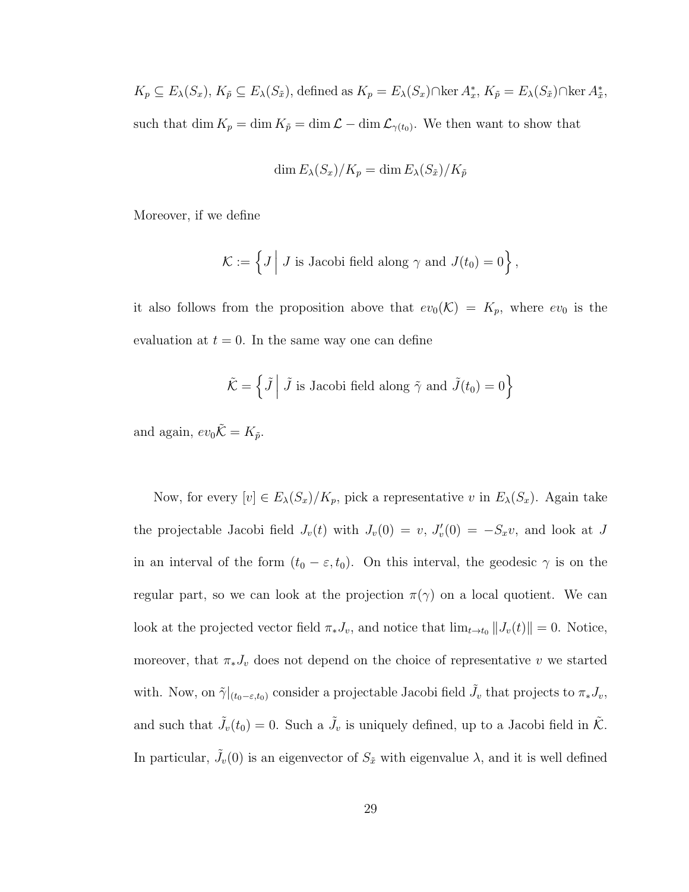$K_p \subseteq E_\lambda(S_x)$, $K_{\tilde{p}} \subseteq E_\lambda(S_{\tilde{x}})$, defined as $K_p = E_\lambda(S_x) \cap \ker A_x^*$, $K_{\tilde{p}} = E_\lambda(S_{\tilde{x}}) \cap \ker A_{\tilde{x}}^*$, such that $\dim K_p = \dim K_{\tilde{p}} = \dim \mathcal{L} - \dim \mathcal{L}_{\gamma(t_0)}$. We then want to show that

$$\dim E_\lambda(S_x)/K_p = \dim E_\lambda(S_{\tilde{x}})/K_{\tilde{p}}$$

Moreover, if we define

$$\mathcal{K} := \left\{ J \,\middle|\, J \text{ is Jacobi field along } \gamma \text{ and } J(t_0) = 0 \right\},$$

it also follows from the proposition above that $ev_0(\mathcal{K}) = K_p$, where $ev_0$ is the evaluation at $t = 0$. In the same way one can define

$$\tilde{\mathcal{K}} = \left\{ \tilde{J} \,\middle|\, \tilde{J} \text{ is Jacobi field along } \tilde{\gamma} \text{ and } \tilde{J}(t_0) = 0 \right\}$$

and again, $ev_0 \tilde{\mathcal{K}} = K_{\tilde{p}}$.

Now, for every $[v] \in E_\lambda(S_x)/K_p$, pick a representative $v$ in $E_\lambda(S_x)$. Again take the projectable Jacobi field $J_v(t)$ with $J_v(0) = v$, $J_v'(0) = -S_x v$, and look at $J$ in an interval of the form $(t_0 - \varepsilon, t_0)$. On this interval, the geodesic $\gamma$ is on the regular part, so we can look at the projection $\pi(\gamma)$ on a local quotient. We can look at the projected vector field $\pi_* J_v$, and notice that $\lim_{t \to t_0} \|J_v(t)\| = 0$. Notice, moreover, that $\pi_* J_v$ does not depend on the choice of representative $v$ we started with. Now, on $\tilde{\gamma}|_{(t_0 - \varepsilon, t_0)}$ consider a projectable Jacobi field $\tilde{J}_v$ that projects to $\pi_* J_v$, and such that $\tilde{J}_v(t_0) = 0$. Such a $\tilde{J}_v$ is uniquely defined, up to a Jacobi field in $\tilde{\mathcal{K}}$. In particular, $\tilde{J}_v(0)$ is an eigenvector of $S_{\tilde{x}}$ with eigenvalue $\lambda$, and it is well defined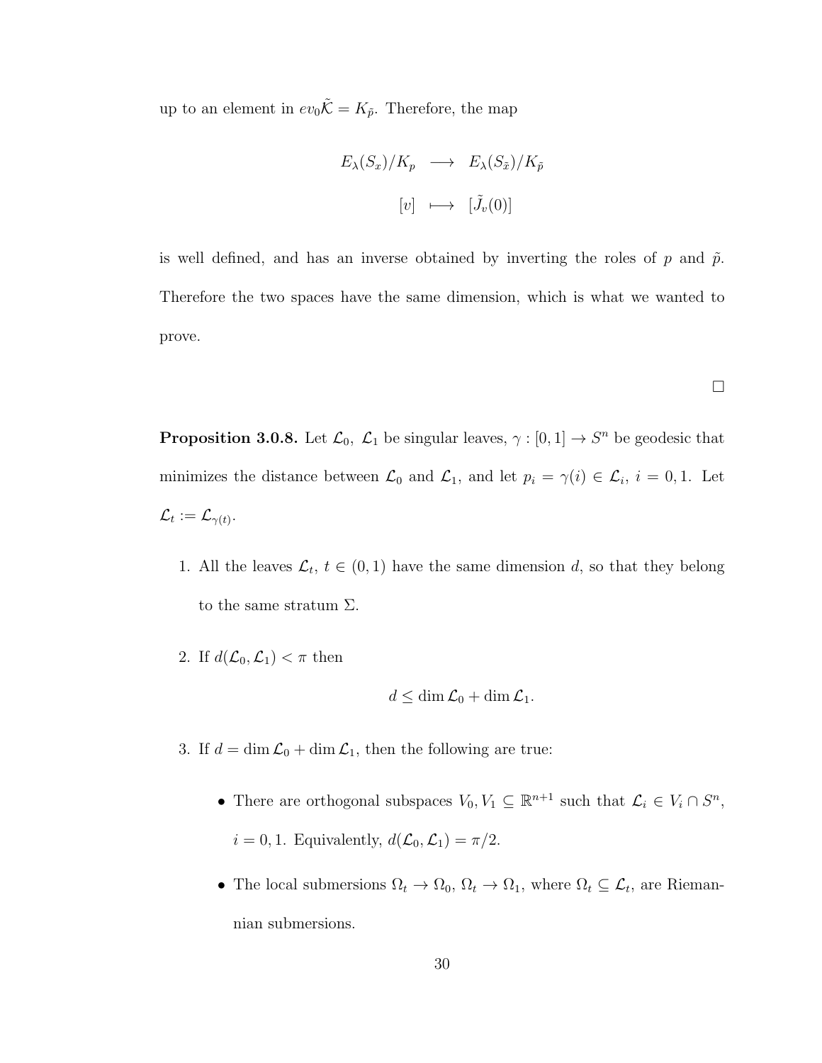up to an element in $ev_0\tilde{\mathcal{K}} = K_{\tilde{p}}$. Therefore, the map

$$\begin{array}{rcl} E_\lambda(S_x)/K_p & \longrightarrow & E_\lambda(S_{\tilde{x}})/K_{\tilde{p}} \\ [v] & \longmapsto & [\tilde{J}_v(0)] \end{array}$$

is well defined, and has an inverse obtained by inverting the roles of $p$ and $\tilde{p}$. Therefore the two spaces have the same dimension, which is what we wanted to prove.

□

**Proposition 3.0.8.** Let $\mathcal{L}_0,\ \mathcal{L}_1$ be singular leaves, $\gamma : [0,1] \to S^n$ be geodesic that minimizes the distance between $\mathcal{L}_0$ and $\mathcal{L}_1$, and let $p_i = \gamma(i) \in \mathcal{L}_i$, $i = 0, 1$. Let $\mathcal{L}_t := \mathcal{L}_{\gamma(t)}$.

1. All the leaves $\mathcal{L}_t$, $t \in (0,1)$ have the same dimension $d$, so that they belong to the same stratum $\Sigma$.

2. If $d(\mathcal{L}_0, \mathcal{L}_1) < \pi$ then
$$d \leq \dim \mathcal{L}_0 + \dim \mathcal{L}_1.$$

3. If $d = \dim \mathcal{L}_0 + \dim \mathcal{L}_1$, then the following are true:

   - There are orthogonal subspaces $V_0, V_1 \subseteq \mathbb{R}^{n+1}$ such that $\mathcal{L}_i \in V_i \cap S^n$, $i = 0, 1$. Equivalently, $d(\mathcal{L}_0, \mathcal{L}_1) = \pi/2$.

   - The local submersions $\Omega_t \to \Omega_0$, $\Omega_t \to \Omega_1$, where $\Omega_t \subseteq \mathcal{L}_t$, are Riemannian submersions.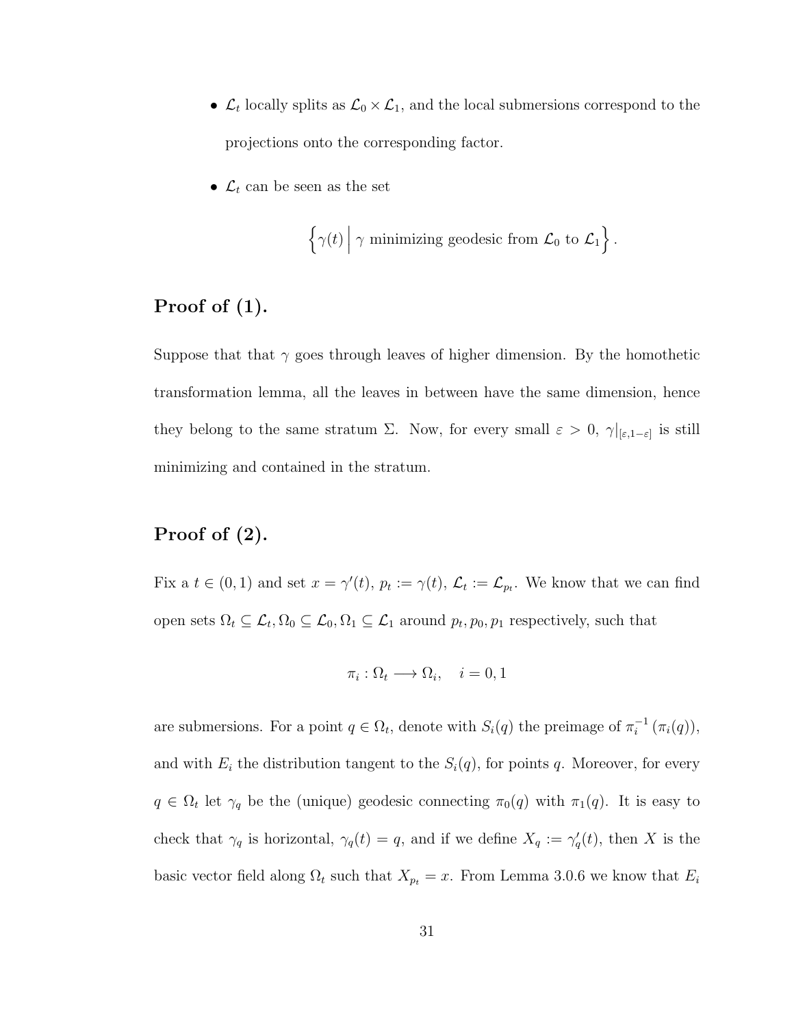- $\mathcal{L}_t$ locally splits as $\mathcal{L}_0 \times \mathcal{L}_1$, and the local submersions correspond to the projections onto the corresponding factor.
- $\mathcal{L}_t$ can be seen as the set

$$\left\{ \gamma(t) \,\middle|\, \gamma \text{ minimizing geodesic from } \mathcal{L}_0 \text{ to } \mathcal{L}_1 \right\}.$$

## Proof of (1).

Suppose that that $\gamma$ goes through leaves of higher dimension. By the homothetic transformation lemma, all the leaves in between have the same dimension, hence they belong to the same stratum $\Sigma$. Now, for every small $\varepsilon > 0$, $\gamma|_{[\varepsilon, 1-\varepsilon]}$ is still minimizing and contained in the stratum.

## Proof of (2).

Fix a $t \in (0,1)$ and set $x = \gamma'(t)$, $p_t := \gamma(t)$, $\mathcal{L}_t := \mathcal{L}_{p_t}$. We know that we can find open sets $\Omega_t \subseteq \mathcal{L}_t, \Omega_0 \subseteq \mathcal{L}_0, \Omega_1 \subseteq \mathcal{L}_1$ around $p_t, p_0, p_1$ respectively, such that

$$\pi_i : \Omega_t \longrightarrow \Omega_i, \quad i = 0, 1$$

are submersions. For a point $q \in \Omega_t$, denote with $S_i(q)$ the preimage of $\pi_i^{-1}(\pi_i(q))$, and with $E_i$ the distribution tangent to the $S_i(q)$, for points $q$. Moreover, for every $q \in \Omega_t$ let $\gamma_q$ be the (unique) geodesic connecting $\pi_0(q)$ with $\pi_1(q)$. It is easy to check that $\gamma_q$ is horizontal, $\gamma_q(t) = q$, and if we define $X_q := \gamma_q'(t)$, then $X$ is the basic vector field along $\Omega_t$ such that $X_{p_t} = x$. From Lemma 3.0.6 we know that $E_i$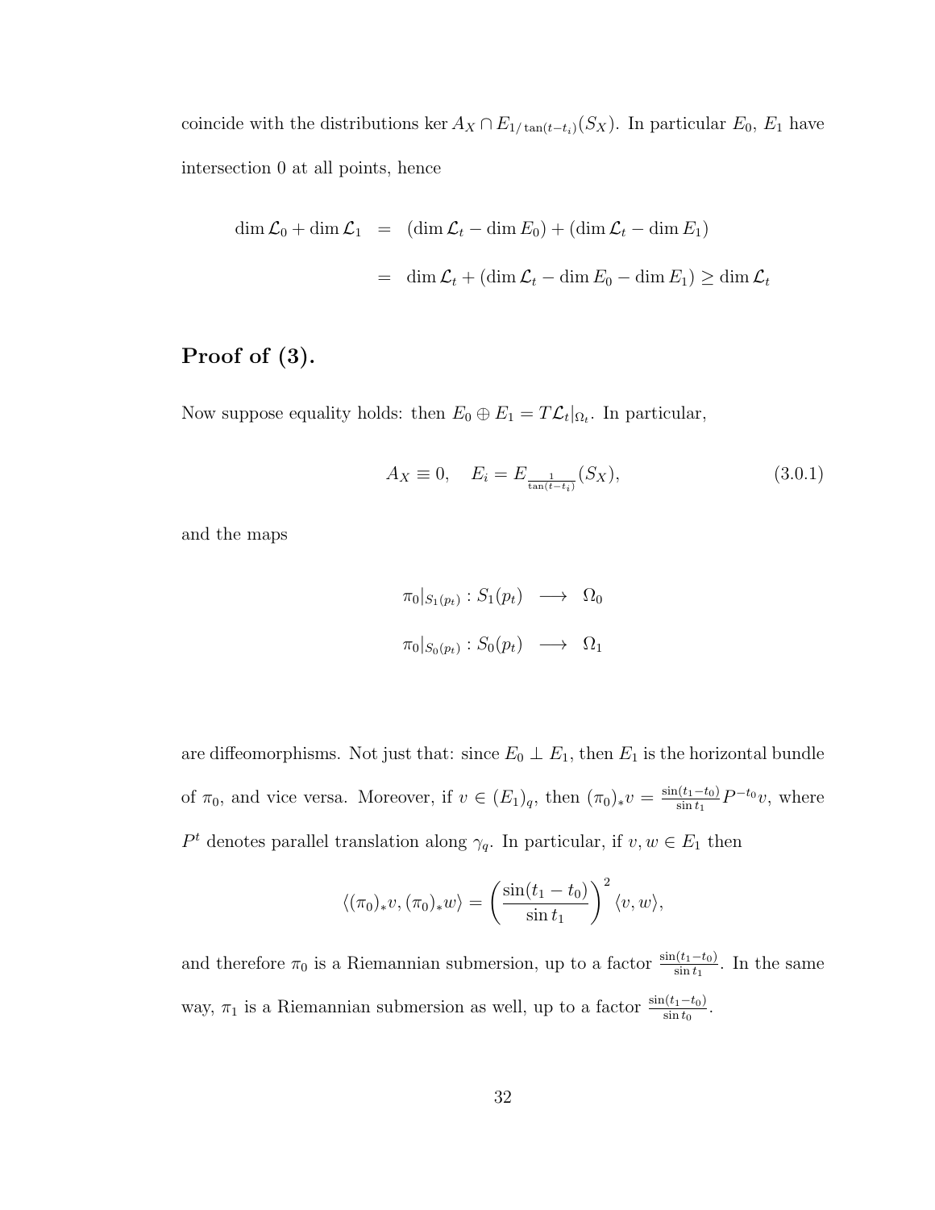coincide with the distributions $\ker A_X \cap E_{1/\tan(t-t_i)}(S_X)$. In particular $E_0$, $E_1$ have intersection 0 at all points, hence

$$
\begin{aligned}
\dim \mathcal{L}_0 + \dim \mathcal{L}_1 &= (\dim \mathcal{L}_t - \dim E_0) + (\dim \mathcal{L}_t - \dim E_1) \\
&= \dim \mathcal{L}_t + (\dim \mathcal{L}_t - \dim E_0 - \dim E_1) \geq \dim \mathcal{L}_t
\end{aligned}
$$

## Proof of (3).

Now suppose equality holds: then $E_0 \oplus E_1 = T\mathcal{L}_t|_{\Omega_t}$. In particular,

$$
A_X \equiv 0, \quad E_i = E_{\frac{1}{\tan(t-t_i)}}(S_X), \tag{3.0.1}
$$

and the maps

$$
\begin{aligned}
\pi_0|_{S_1(p_t)} : S_1(p_t) &\longrightarrow \Omega_0 \\
\pi_0|_{S_0(p_t)} : S_0(p_t) &\longrightarrow \Omega_1
\end{aligned}
$$

are diffeomorphisms. Not just that: since $E_0 \perp E_1$, then $E_1$ is the horizontal bundle of $\pi_0$, and vice versa. Moreover, if $v \in (E_1)_q$, then $(\pi_0)_* v = \frac{\sin(t_1-t_0)}{\sin t_1} P^{-t_0} v$, where $P^t$ denotes parallel translation along $\gamma_q$. In particular, if $v, w \in E_1$ then

$$
\langle (\pi_0)_* v, (\pi_0)_* w \rangle = \left( \frac{\sin(t_1 - t_0)}{\sin t_1} \right)^2 \langle v, w \rangle,
$$

and therefore $\pi_0$ is a Riemannian submersion, up to a factor $\frac{\sin(t_1-t_0)}{\sin t_1}$. In the same way, $\pi_1$ is a Riemannian submersion as well, up to a factor $\frac{\sin(t_1-t_0)}{\sin t_0}$.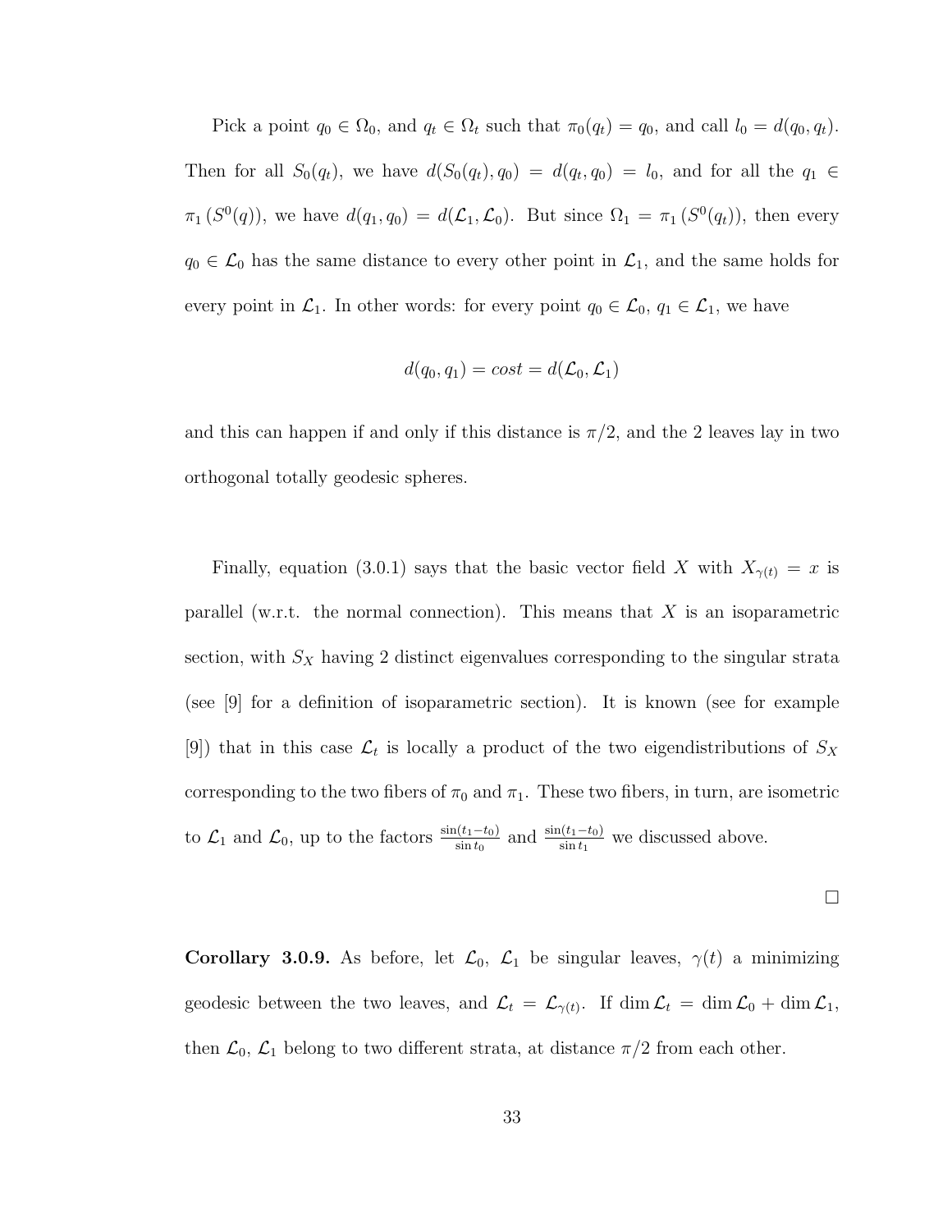Pick a point $q_0 \in \Omega_0$, and $q_t \in \Omega_t$ such that $\pi_0(q_t) = q_0$, and call $l_0 = d(q_0, q_t)$. Then for all $S_0(q_t)$, we have $d(S_0(q_t), q_0) = d(q_t, q_0) = l_0$, and for all the $q_1 \in \pi_1(S^0(q))$, we have $d(q_1, q_0) = d(\mathcal{L}_1, \mathcal{L}_0)$. But since $\Omega_1 = \pi_1(S^0(q_t))$, then every $q_0 \in \mathcal{L}_0$ has the same distance to every other point in $\mathcal{L}_1$, and the same holds for every point in $\mathcal{L}_1$. In other words: for every point $q_0 \in \mathcal{L}_0$, $q_1 \in \mathcal{L}_1$, we have

$$d(q_0, q_1) = cost = d(\mathcal{L}_0, \mathcal{L}_1)$$

and this can happen if and only if this distance is $\pi/2$, and the 2 leaves lay in two orthogonal totally geodesic spheres.

Finally, equation (3.0.1) says that the basic vector field $X$ with $X_{\gamma(t)} = x$ is parallel (w.r.t. the normal connection). This means that $X$ is an isoparametric section, with $S_X$ having 2 distinct eigenvalues corresponding to the singular strata (see [9] for a definition of isoparametric section). It is known (see for example [9]) that in this case $\mathcal{L}_t$ is locally a product of the two eigendistributions of $S_X$ corresponding to the two fibers of $\pi_0$ and $\pi_1$. These two fibers, in turn, are isometric to $\mathcal{L}_1$ and $\mathcal{L}_0$, up to the factors $\frac{\sin(t_1 - t_0)}{\sin t_0}$ and $\frac{\sin(t_1 - t_0)}{\sin t_1}$ we discussed above.

□

**Corollary 3.0.9.** As before, let $\mathcal{L}_0$, $\mathcal{L}_1$ be singular leaves, $\gamma(t)$ a minimizing geodesic between the two leaves, and $\mathcal{L}_t = \mathcal{L}_{\gamma(t)}$. If $\dim \mathcal{L}_t = \dim \mathcal{L}_0 + \dim \mathcal{L}_1$, then $\mathcal{L}_0$, $\mathcal{L}_1$ belong to two different strata, at distance $\pi/2$ from each other.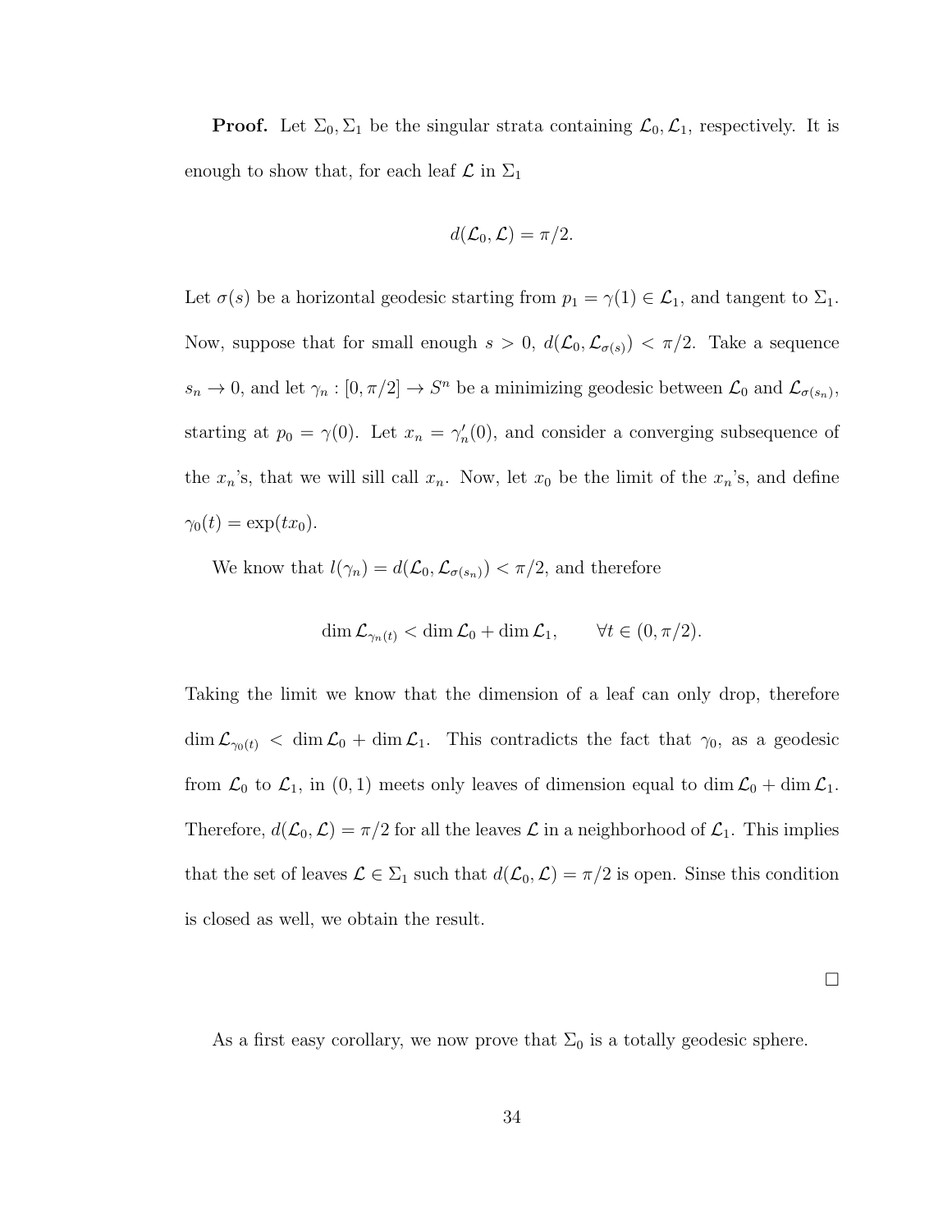**Proof.** Let $\Sigma_0, \Sigma_1$ be the singular strata containing $\mathcal{L}_0, \mathcal{L}_1$, respectively. It is enough to show that, for each leaf $\mathcal{L}$ in $\Sigma_1$

$$d(\mathcal{L}_0, \mathcal{L}) = \pi/2.$$

Let $\sigma(s)$ be a horizontal geodesic starting from $p_1 = \gamma(1) \in \mathcal{L}_1$, and tangent to $\Sigma_1$. Now, suppose that for small enough $s > 0$, $d(\mathcal{L}_0, \mathcal{L}_{\sigma(s)}) < \pi/2$. Take a sequence $s_n \to 0$, and let $\gamma_n : [0, \pi/2] \to S^n$ be a minimizing geodesic between $\mathcal{L}_0$ and $\mathcal{L}_{\sigma(s_n)}$, starting at $p_0 = \gamma(0)$. Let $x_n = \gamma_n'(0)$, and consider a converging subsequence of the $x_n$'s, that we will sill call $x_n$. Now, let $x_0$ be the limit of the $x_n$'s, and define $\gamma_0(t) = \exp(tx_0)$.

We know that $l(\gamma_n) = d(\mathcal{L}_0, \mathcal{L}_{\sigma(s_n)}) < \pi/2$, and therefore

$$\dim \mathcal{L}_{\gamma_n(t)} < \dim \mathcal{L}_0 + \dim \mathcal{L}_1, \qquad \forall t \in (0, \pi/2).$$

Taking the limit we know that the dimension of a leaf can only drop, therefore $\dim \mathcal{L}_{\gamma_0(t)} < \dim \mathcal{L}_0 + \dim \mathcal{L}_1$. This contradicts the fact that $\gamma_0$, as a geodesic from $\mathcal{L}_0$ to $\mathcal{L}_1$, in $(0, 1)$ meets only leaves of dimension equal to $\dim \mathcal{L}_0 + \dim \mathcal{L}_1$. Therefore, $d(\mathcal{L}_0, \mathcal{L}) = \pi/2$ for all the leaves $\mathcal{L}$ in a neighborhood of $\mathcal{L}_1$. This implies that the set of leaves $\mathcal{L} \in \Sigma_1$ such that $d(\mathcal{L}_0, \mathcal{L}) = \pi/2$ is open. Sinse this condition is closed as well, we obtain the result.

□

As a first easy corollary, we now prove that $\Sigma_0$ is a totally geodesic sphere.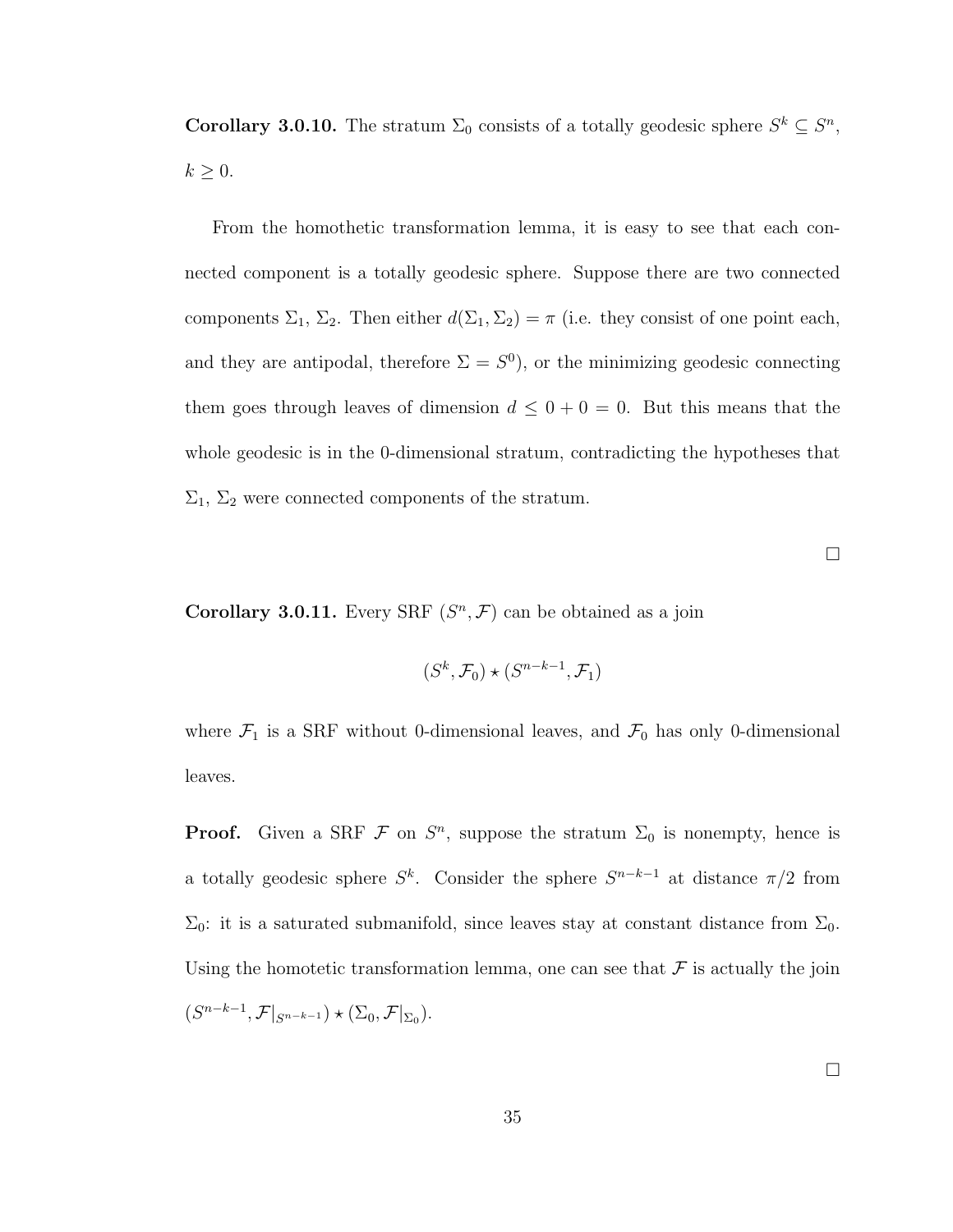**Corollary 3.0.10.** The stratum $\Sigma_0$ consists of a totally geodesic sphere $S^k \subseteq S^n$, $k \geq 0$.

From the homothetic transformation lemma, it is easy to see that each connected component is a totally geodesic sphere. Suppose there are two connected components $\Sigma_1$, $\Sigma_2$. Then either $d(\Sigma_1, \Sigma_2) = \pi$ (i.e. they consist of one point each, and they are antipodal, therefore $\Sigma = S^0$), or the minimizing geodesic connecting them goes through leaves of dimension $d \leq 0 + 0 = 0$. But this means that the whole geodesic is in the 0-dimensional stratum, contradicting the hypotheses that $\Sigma_1$, $\Sigma_2$ were connected components of the stratum.

□

**Corollary 3.0.11.** Every SRF $(S^n, \mathcal{F})$ can be obtained as a join

$$(S^k, \mathcal{F}_0) \star (S^{n-k-1}, \mathcal{F}_1)$$

where $\mathcal{F}_1$ is a SRF without 0-dimensional leaves, and $\mathcal{F}_0$ has only 0-dimensional leaves.

**Proof.** Given a SRF $\mathcal{F}$ on $S^n$, suppose the stratum $\Sigma_0$ is nonempty, hence is a totally geodesic sphere $S^k$. Consider the sphere $S^{n-k-1}$ at distance $\pi/2$ from $\Sigma_0$: it is a saturated submanifold, since leaves stay at constant distance from $\Sigma_0$. Using the homotetic transformation lemma, one can see that $\mathcal{F}$ is actually the join $(S^{n-k-1}, \mathcal{F}|_{S^{n-k-1}}) \star (\Sigma_0, \mathcal{F}|_{\Sigma_0})$.

□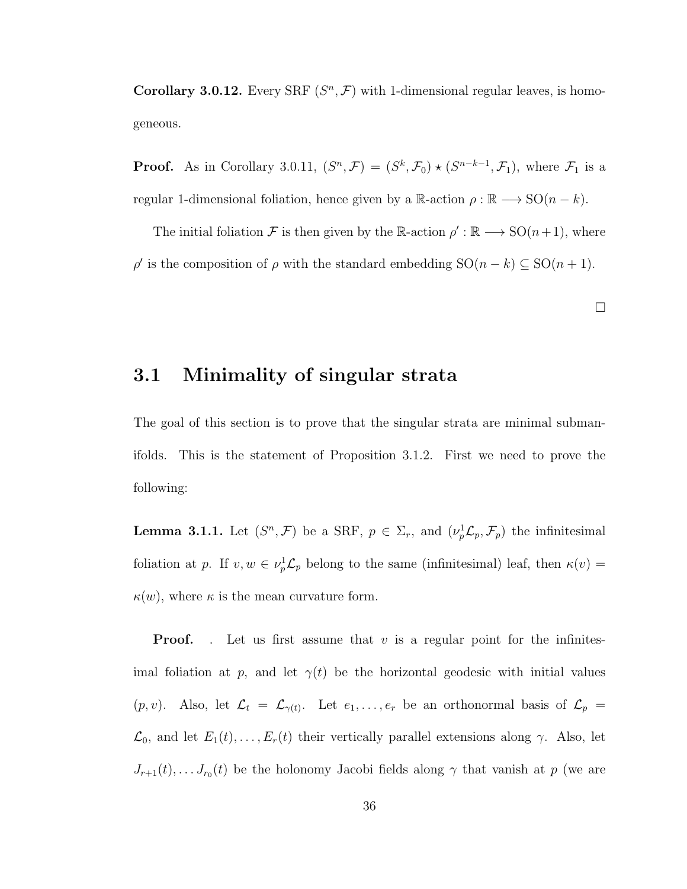**Corollary 3.0.12.** Every SRF $(S^n, \mathcal{F})$ with 1-dimensional regular leaves, is homogeneous.

**Proof.** As in Corollary 3.0.11, $(S^n, \mathcal{F}) = (S^k, \mathcal{F}_0) \star (S^{n-k-1}, \mathcal{F}_1)$, where $\mathcal{F}_1$ is a regular 1-dimensional foliation, hence given by a $\mathbb{R}$-action $\rho : \mathbb{R} \longrightarrow \mathrm{SO}(n-k)$.

The initial foliation $\mathcal{F}$ is then given by the $\mathbb{R}$-action $\rho' : \mathbb{R} \longrightarrow \mathrm{SO}(n+1)$, where $\rho'$ is the composition of $\rho$ with the standard embedding $\mathrm{SO}(n-k) \subseteq \mathrm{SO}(n+1)$.

□

## 3.1 Minimality of singular strata

The goal of this section is to prove that the singular strata are minimal submanifolds. This is the statement of Proposition 3.1.2. First we need to prove the following:

**Lemma 3.1.1.** Let $(S^n, \mathcal{F})$ be a SRF, $p \in \Sigma_r$, and $(\nu^1_p \mathcal{L}_p, \mathcal{F}_p)$ the infinitesimal foliation at $p$. If $v, w \in \nu^1_p \mathcal{L}_p$ belong to the same (infinitesimal) leaf, then $\kappa(v) = \kappa(w)$, where $\kappa$ is the mean curvature form.

**Proof.** . Let us first assume that $v$ is a regular point for the infinitesimal foliation at $p$, and let $\gamma(t)$ be the horizontal geodesic with initial values $(p, v)$. Also, let $\mathcal{L}_t = \mathcal{L}_{\gamma(t)}$. Let $e_1, \ldots, e_r$ be an orthonormal basis of $\mathcal{L}_p = \mathcal{L}_0$, and let $E_1(t), \ldots, E_r(t)$ their vertically parallel extensions along $\gamma$. Also, let $J_{r+1}(t), \ldots J_{r_0}(t)$ be the holonomy Jacobi fields along $\gamma$ that vanish at $p$ (we are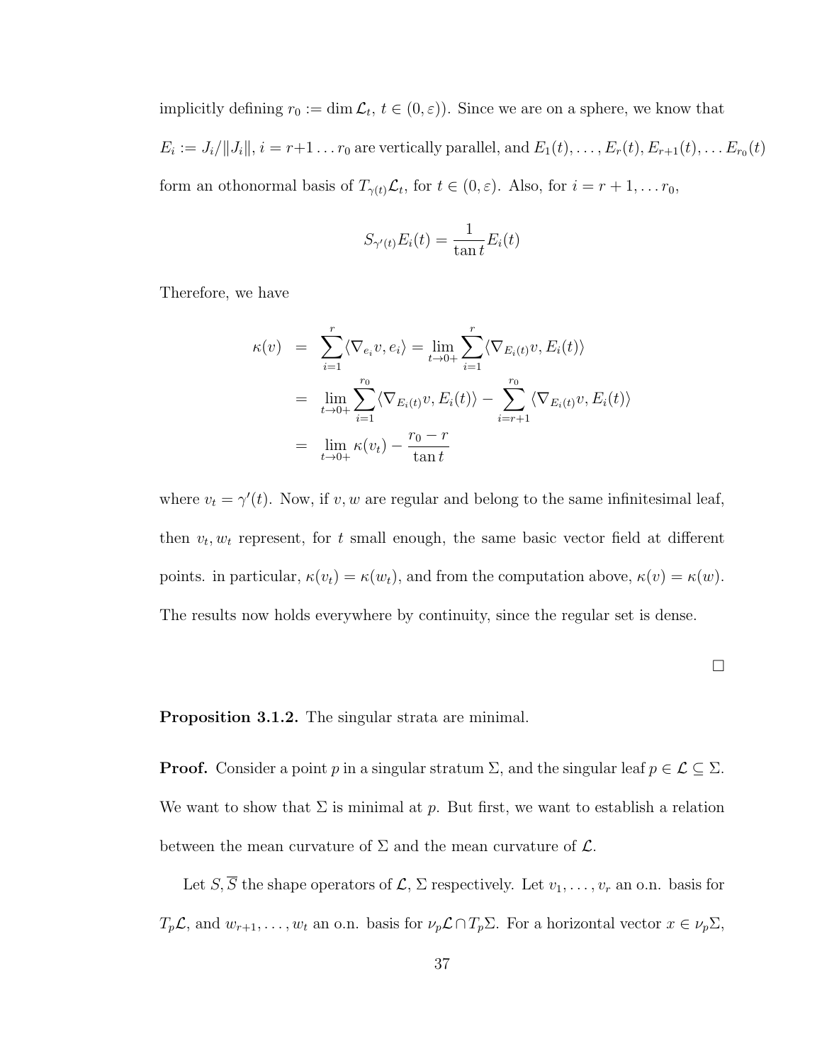implicitly defining $r_0 := \dim \mathcal{L}_t$, $t \in (0, \varepsilon)$). Since we are on a sphere, we know that $E_i := J_i/\|J_i\|$, $i = r+1 \ldots r_0$ are vertically parallel, and $E_1(t), \ldots, E_r(t), E_{r+1}(t), \ldots E_{r_0}(t)$ form an othonormal basis of $T_{\gamma(t)}\mathcal{L}_t$, for $t \in (0, \varepsilon)$. Also, for $i = r+1, \ldots r_0$,

$$S_{\gamma'(t)} E_i(t) = \frac{1}{\tan t} E_i(t)$$

Therefore, we have

$$\begin{aligned}
\kappa(v) &= \sum_{i=1}^{r} \langle \nabla_{e_i} v, e_i \rangle = \lim_{t \to 0+} \sum_{i=1}^{r} \langle \nabla_{E_i(t)} v, E_i(t) \rangle \\
&= \lim_{t \to 0+} \sum_{i=1}^{r_0} \langle \nabla_{E_i(t)} v, E_i(t) \rangle - \sum_{i=r+1}^{r_0} \langle \nabla_{E_i(t)} v, E_i(t) \rangle \\
&= \lim_{t \to 0+} \kappa(v_t) - \frac{r_0 - r}{\tan t}
\end{aligned}$$

where $v_t = \gamma'(t)$. Now, if $v, w$ are regular and belong to the same infinitesimal leaf, then $v_t, w_t$ represent, for $t$ small enough, the same basic vector field at different points. in particular, $\kappa(v_t) = \kappa(w_t)$, and from the computation above, $\kappa(v) = \kappa(w)$. The results now holds everywhere by continuity, since the regular set is dense.

□

**Proposition 3.1.2.** The singular strata are minimal.

**Proof.** Consider a point $p$ in a singular stratum $\Sigma$, and the singular leaf $p \in \mathcal{L} \subseteq \Sigma$. We want to show that $\Sigma$ is minimal at $p$. But first, we want to establish a relation between the mean curvature of $\Sigma$ and the mean curvature of $\mathcal{L}$.

Let $S, \overline{S}$ the shape operators of $\mathcal{L}$, $\Sigma$ respectively. Let $v_1, \ldots, v_r$ an o.n. basis for $T_p\mathcal{L}$, and $w_{r+1}, \ldots, w_t$ an o.n. basis for $\nu_p\mathcal{L} \cap T_p\Sigma$. For a horizontal vector $x \in \nu_p\Sigma$,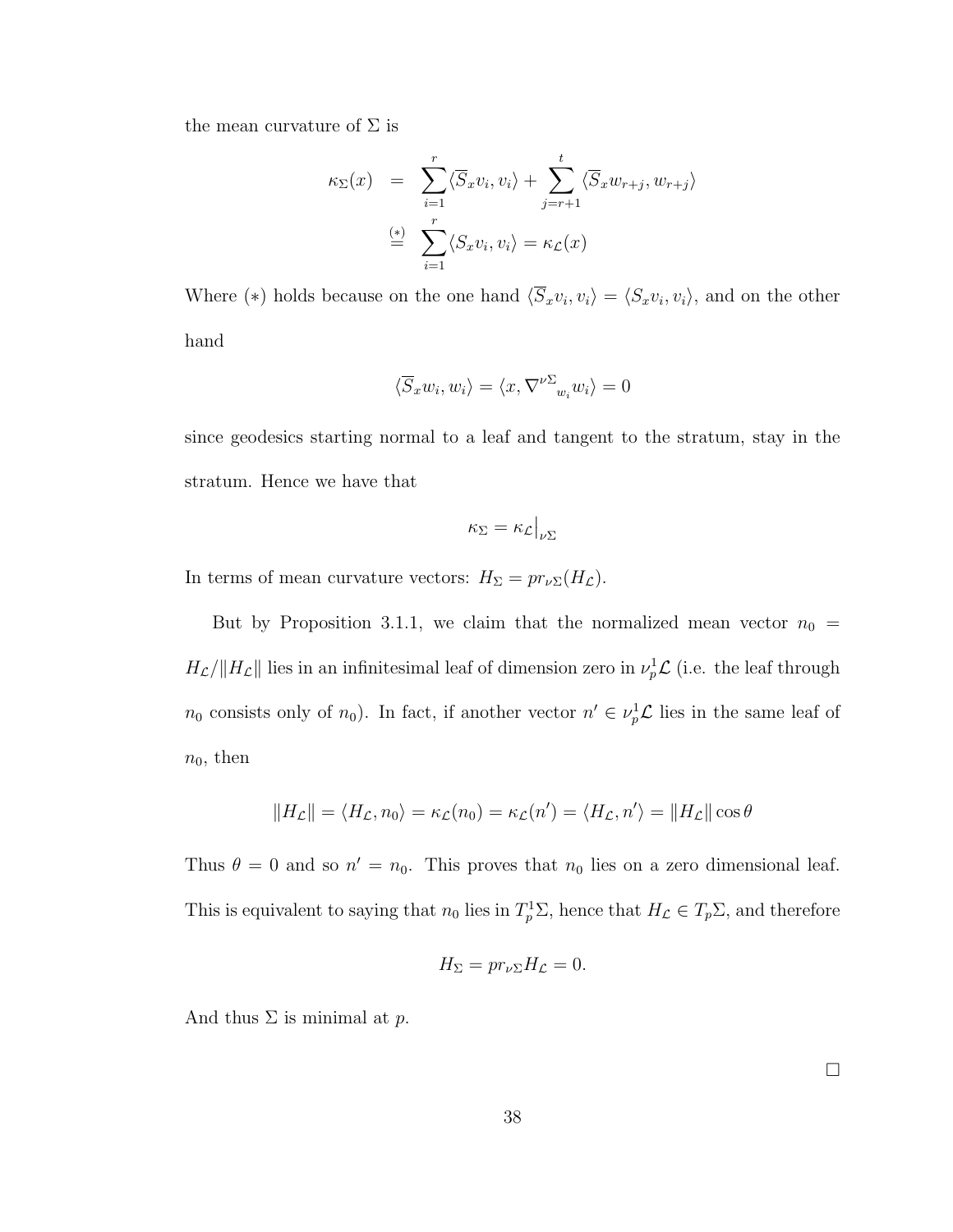the mean curvature of $\Sigma$ is

$$
\begin{aligned}
\kappa_\Sigma(x) &= \sum_{i=1}^{r} \langle \overline{S}_x v_i, v_i \rangle + \sum_{j=r+1}^{t} \langle \overline{S}_x w_{r+j}, w_{r+j} \rangle \\
&\overset{(*)}{=} \sum_{i=1}^{r} \langle S_x v_i, v_i \rangle = \kappa_{\mathcal{L}}(x)
\end{aligned}
$$

Where $(*)$ holds because on the one hand $\langle \overline{S}_x v_i, v_i \rangle = \langle S_x v_i, v_i \rangle$, and on the other hand

$$
\langle \overline{S}_x w_i, w_i \rangle = \langle x, {\nabla^{\nu\Sigma}}_{w_i} w_i \rangle = 0
$$

since geodesics starting normal to a leaf and tangent to the stratum, stay in the stratum. Hence we have that

$$
\kappa_\Sigma = \kappa_{\mathcal{L}}\big|_{\nu\Sigma}
$$

In terms of mean curvature vectors: $H_\Sigma = pr_{\nu\Sigma}(H_{\mathcal{L}})$.

But by Proposition 3.1.1, we claim that the normalized mean vector $n_0 = H_{\mathcal{L}}/\|H_{\mathcal{L}}\|$ lies in an infinitesimal leaf of dimension zero in $\nu^1_p\mathcal{L}$ (i.e. the leaf through $n_0$ consists only of $n_0$). In fact, if another vector $n' \in \nu^1_p\mathcal{L}$ lies in the same leaf of $n_0$, then

$$
\|H_{\mathcal{L}}\| = \langle H_{\mathcal{L}}, n_0 \rangle = \kappa_{\mathcal{L}}(n_0) = \kappa_{\mathcal{L}}(n') = \langle H_{\mathcal{L}}, n' \rangle = \|H_{\mathcal{L}}\| \cos\theta
$$

Thus $\theta = 0$ and so $n' = n_0$. This proves that $n_0$ lies on a zero dimensional leaf. This is equivalent to saying that $n_0$ lies in $T^1_p\Sigma$, hence that $H_{\mathcal{L}} \in T_p\Sigma$, and therefore

$$
H_\Sigma = pr_{\nu\Sigma} H_{\mathcal{L}} = 0.
$$

And thus $\Sigma$ is minimal at $p$.

□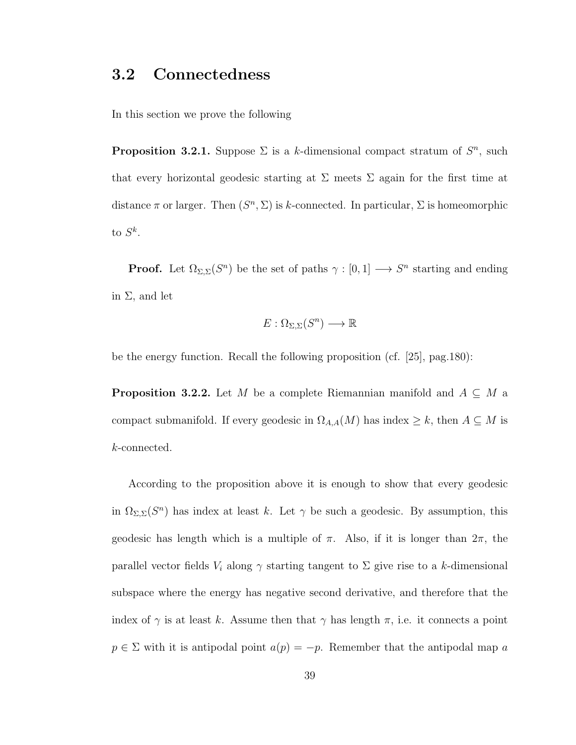## 3.2 Connectedness

In this section we prove the following

**Proposition 3.2.1.** Suppose $\Sigma$ is a $k$-dimensional compact stratum of $S^n$, such that every horizontal geodesic starting at $\Sigma$ meets $\Sigma$ again for the first time at distance $\pi$ or larger. Then $(S^n, \Sigma)$ is $k$-connected. In particular, $\Sigma$ is homeomorphic to $S^k$.

**Proof.** Let $\Omega_{\Sigma,\Sigma}(S^n)$ be the set of paths $\gamma : [0, 1] \longrightarrow S^n$ starting and ending in $\Sigma$, and let

$$E : \Omega_{\Sigma,\Sigma}(S^n) \longrightarrow \mathbb{R}$$

be the energy function. Recall the following proposition (cf. [25], pag.180):

**Proposition 3.2.2.** Let $M$ be a complete Riemannian manifold and $A \subseteq M$ a compact submanifold. If every geodesic in $\Omega_{A,A}(M)$ has index $\geq k$, then $A \subseteq M$ is $k$-connected.

According to the proposition above it is enough to show that every geodesic in $\Omega_{\Sigma,\Sigma}(S^n)$ has index at least $k$. Let $\gamma$ be such a geodesic. By assumption, this geodesic has length which is a multiple of $\pi$. Also, if it is longer than $2\pi$, the parallel vector fields $V_i$ along $\gamma$ starting tangent to $\Sigma$ give rise to a $k$-dimensional subspace where the energy has negative second derivative, and therefore that the index of $\gamma$ is at least $k$. Assume then that $\gamma$ has length $\pi$, i.e. it connects a point $p \in \Sigma$ with it is antipodal point $a(p) = -p$. Remember that the antipodal map $a$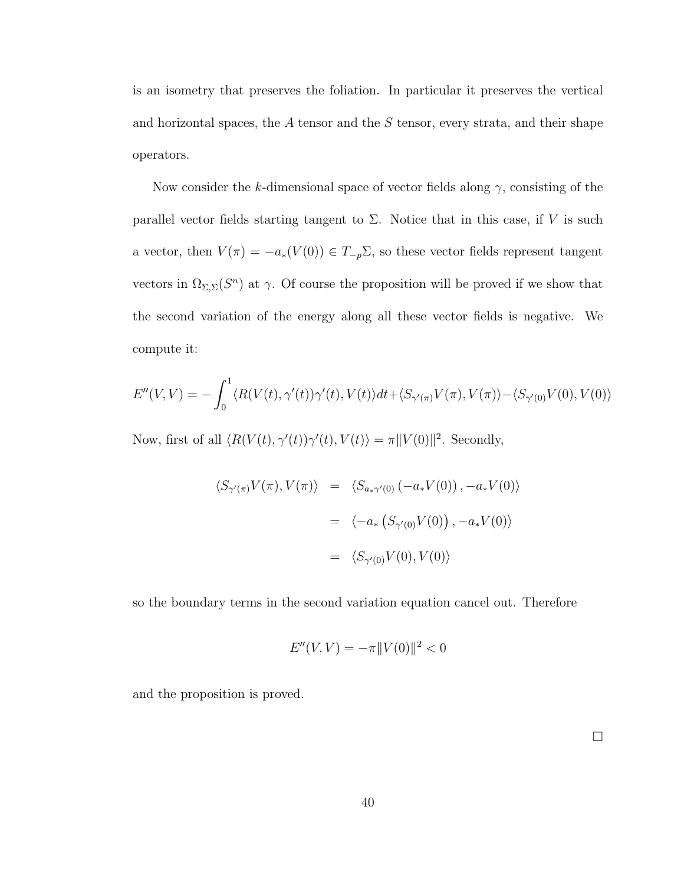is an isometry that preserves the foliation. In particular it preserves the vertical and horizontal spaces, the $A$ tensor and the $S$ tensor, every strata, and their shape operators.

Now consider the $k$-dimensional space of vector fields along $\gamma$, consisting of the parallel vector fields starting tangent to $\Sigma$. Notice that in this case, if $V$ is such a vector, then $V(\pi) = -a_*(V(0)) \in T_{-p}\Sigma$, so these vector fields represent tangent vectors in $\Omega_{\Sigma,\Sigma}(S^n)$ at $\gamma$. Of course the proposition will be proved if we show that the second variation of the energy along all these vector fields is negative. We compute it:

$$E''(V,V) = -\int_0^1 \langle R(V(t),\gamma'(t))\gamma'(t), V(t)\rangle dt + \langle S_{\gamma'(\pi)}V(\pi), V(\pi)\rangle - \langle S_{\gamma'(0)}V(0), V(0)\rangle$$

Now, first of all $\langle R(V(t),\gamma'(t))\gamma'(t), V(t)\rangle = \pi\|V(0)\|^2$. Secondly,

$$\begin{aligned}
\langle S_{\gamma'(\pi)}V(\pi), V(\pi)\rangle &= \langle S_{a_*\gamma'(0)}\left(-a_*V(0)\right), -a_*V(0)\rangle \\
&= \langle -a_*\left(S_{\gamma'(0)}V(0)\right), -a_*V(0)\rangle \\
&= \langle S_{\gamma'(0)}V(0), V(0)\rangle
\end{aligned}$$

so the boundary terms in the second variation equation cancel out. Therefore

$$E''(V,V) = -\pi\|V(0)\|^2 < 0$$

and the proposition is proved.

□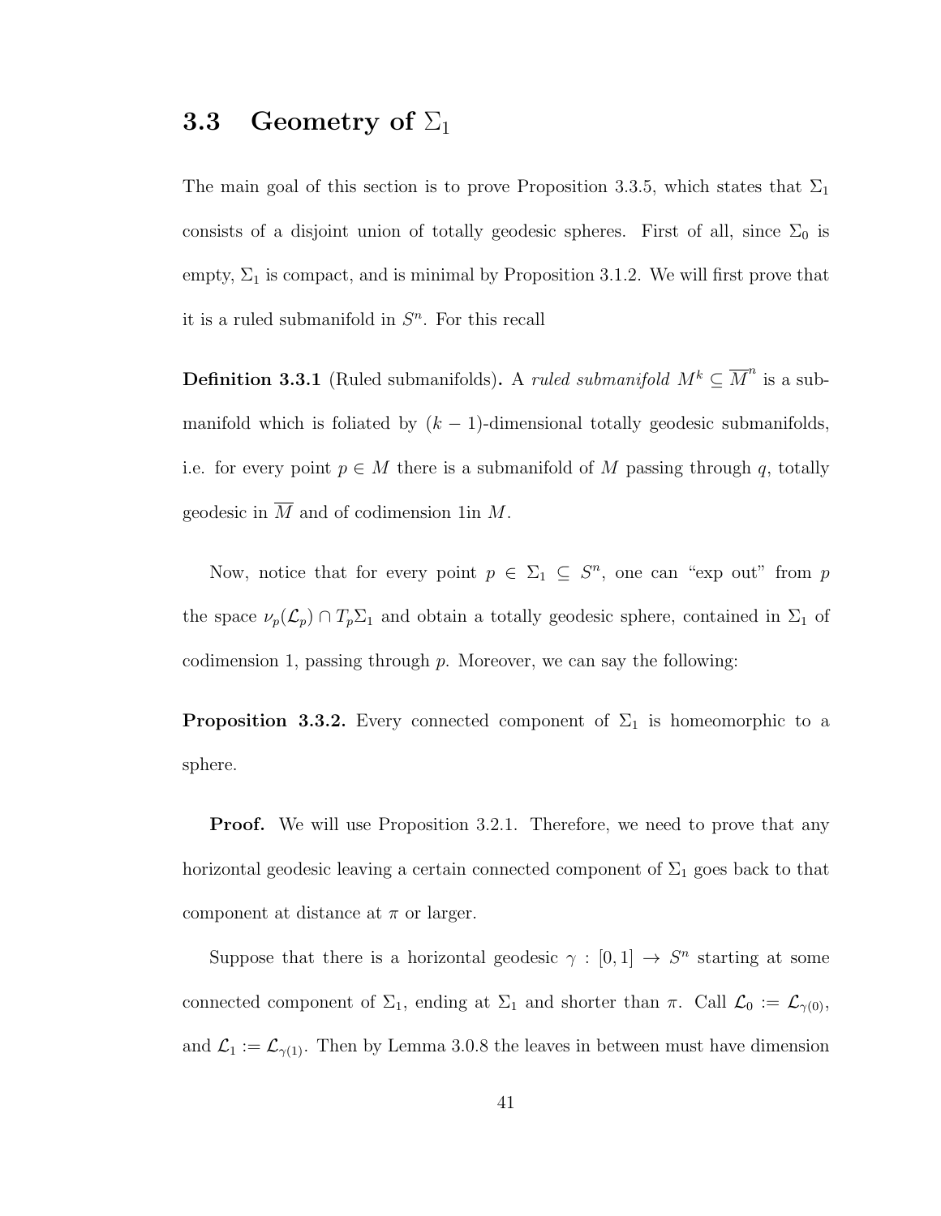## 3.3 Geometry of $\Sigma_1$

The main goal of this section is to prove Proposition 3.3.5, which states that $\Sigma_1$ consists of a disjoint union of totally geodesic spheres. First of all, since $\Sigma_0$ is empty, $\Sigma_1$ is compact, and is minimal by Proposition 3.1.2. We will first prove that it is a ruled submanifold in $S^n$. For this recall

**Definition 3.3.1** (Ruled submanifolds). A *ruled submanifold* $M^k \subseteq \overline{M}^n$ is a submanifold which is foliated by $(k-1)$-dimensional totally geodesic submanifolds, i.e. for every point $p \in M$ there is a submanifold of $M$ passing through $q$, totally geodesic in $\overline{M}$ and of codimension 1in $M$.

Now, notice that for every point $p \in \Sigma_1 \subseteq S^n$, one can "exp out" from $p$ the space $\nu_p(\mathcal{L}_p) \cap T_p\Sigma_1$ and obtain a totally geodesic sphere, contained in $\Sigma_1$ of codimension 1, passing through $p$. Moreover, we can say the following:

**Proposition 3.3.2.** Every connected component of $\Sigma_1$ is homeomorphic to a sphere.

**Proof.** We will use Proposition 3.2.1. Therefore, we need to prove that any horizontal geodesic leaving a certain connected component of $\Sigma_1$ goes back to that component at distance at $\pi$ or larger.

Suppose that there is a horizontal geodesic $\gamma : [0, 1] \to S^n$ starting at some connected component of $\Sigma_1$, ending at $\Sigma_1$ and shorter than $\pi$. Call $\mathcal{L}_0 := \mathcal{L}_{\gamma(0)}$, and $\mathcal{L}_1 := \mathcal{L}_{\gamma(1)}$. Then by Lemma 3.0.8 the leaves in between must have dimension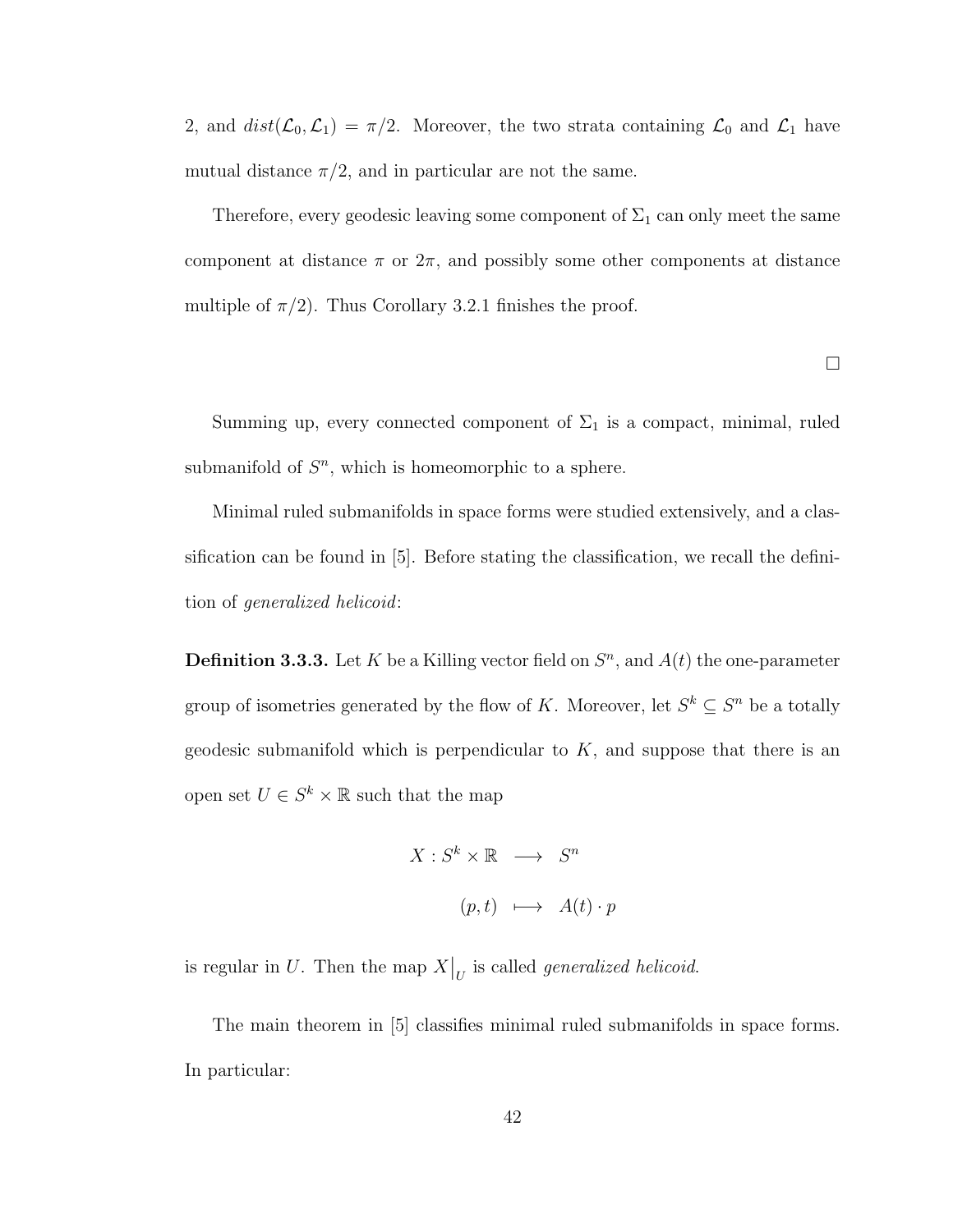2, and $dist(\mathcal{L}_0, \mathcal{L}_1) = \pi/2$. Moreover, the two strata containing $\mathcal{L}_0$ and $\mathcal{L}_1$ have mutual distance $\pi/2$, and in particular are not the same.

Therefore, every geodesic leaving some component of $\Sigma_1$ can only meet the same component at distance $\pi$ or $2\pi$, and possibly some other components at distance multiple of $\pi/2$). Thus Corollary 3.2.1 finishes the proof.

□

Summing up, every connected component of $\Sigma_1$ is a compact, minimal, ruled submanifold of $S^n$, which is homeomorphic to a sphere.

Minimal ruled submanifolds in space forms were studied extensively, and a classification can be found in [5]. Before stating the classification, we recall the definition of *generalized helicoid*:

**Definition 3.3.3.** Let $K$ be a Killing vector field on $S^n$, and $A(t)$ the one-parameter group of isometries generated by the flow of $K$. Moreover, let $S^k \subseteq S^n$ be a totally geodesic submanifold which is perpendicular to $K$, and suppose that there is an open set $U \in S^k \times \mathbb{R}$ such that the map

$$
\begin{aligned}
X : S^k \times \mathbb{R} &\longrightarrow S^n \\
(p, t) &\longmapsto A(t) \cdot p
\end{aligned}
$$

is regular in $U$. Then the map $X\big|_U$ is called *generalized helicoid*.

The main theorem in [5] classifies minimal ruled submanifolds in space forms. In particular: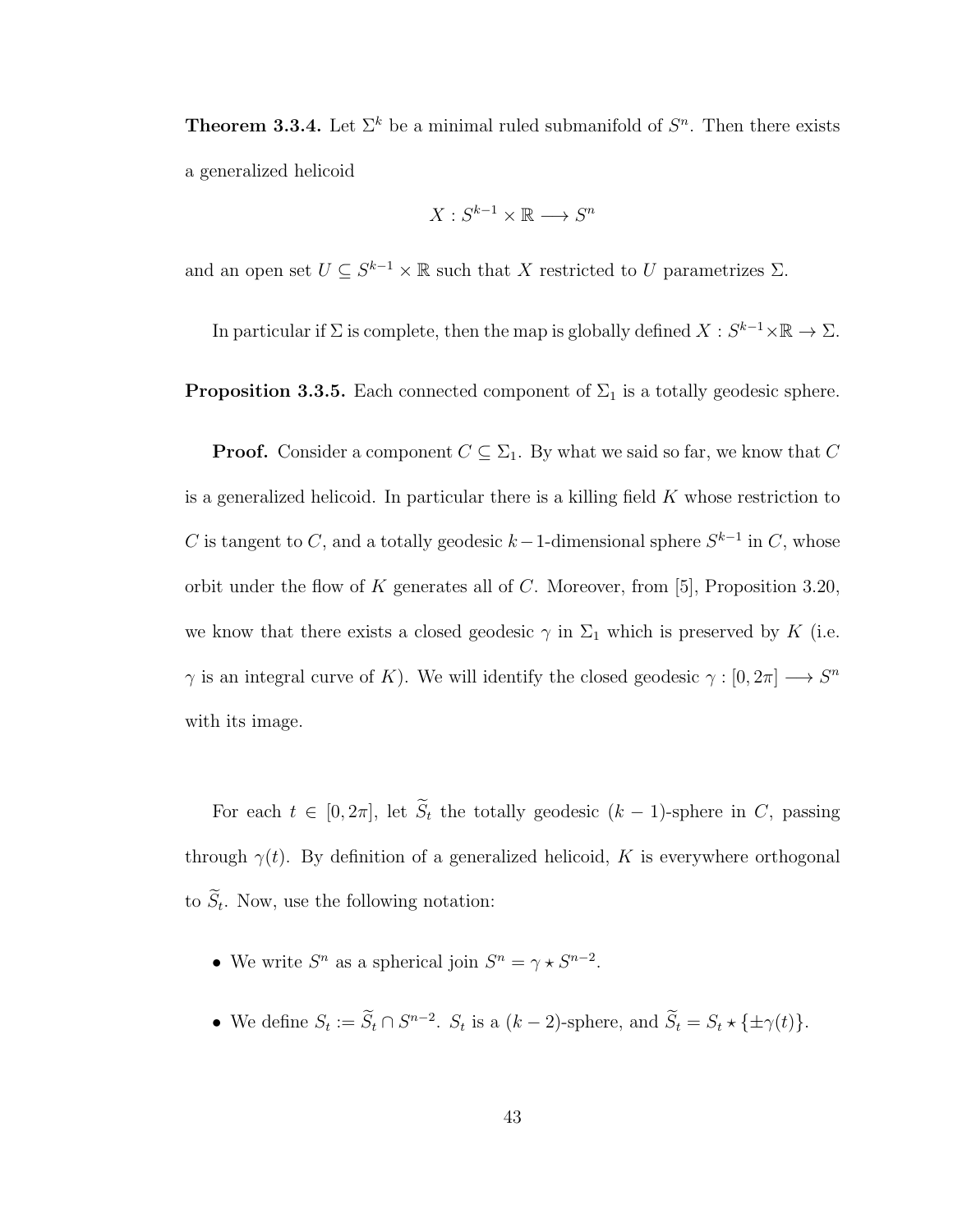**Theorem 3.3.4.** Let $\Sigma^k$ be a minimal ruled submanifold of $S^n$. Then there exists a generalized helicoid

$$X : S^{k-1} \times \mathbb{R} \longrightarrow S^n$$

and an open set $U \subseteq S^{k-1} \times \mathbb{R}$ such that $X$ restricted to $U$ parametrizes $\Sigma$.

In particular if $\Sigma$ is complete, then the map is globally defined $X : S^{k-1} \times \mathbb{R} \to \Sigma$.

**Proposition 3.3.5.** Each connected component of $\Sigma_1$ is a totally geodesic sphere.

**Proof.** Consider a component $C \subseteq \Sigma_1$. By what we said so far, we know that $C$ is a generalized helicoid. In particular there is a killing field $K$ whose restriction to $C$ is tangent to $C$, and a totally geodesic $k-1$-dimensional sphere $S^{k-1}$ in $C$, whose orbit under the flow of $K$ generates all of $C$. Moreover, from [5], Proposition 3.20, we know that there exists a closed geodesic $\gamma$ in $\Sigma_1$ which is preserved by $K$ (i.e. $\gamma$ is an integral curve of $K$). We will identify the closed geodesic $\gamma : [0, 2\pi] \longrightarrow S^n$ with its image.

For each $t \in [0, 2\pi]$, let $\widetilde{S}_t$ the totally geodesic $(k-1)$-sphere in $C$, passing through $\gamma(t)$. By definition of a generalized helicoid, $K$ is everywhere orthogonal to $\widetilde{S}_t$. Now, use the following notation:

- We write $S^n$ as a spherical join $S^n = \gamma \star S^{n-2}$.
- We define $S_t := \widetilde{S}_t \cap S^{n-2}$. $S_t$ is a $(k-2)$-sphere, and $\widetilde{S}_t = S_t \star \{\pm\gamma(t)\}$.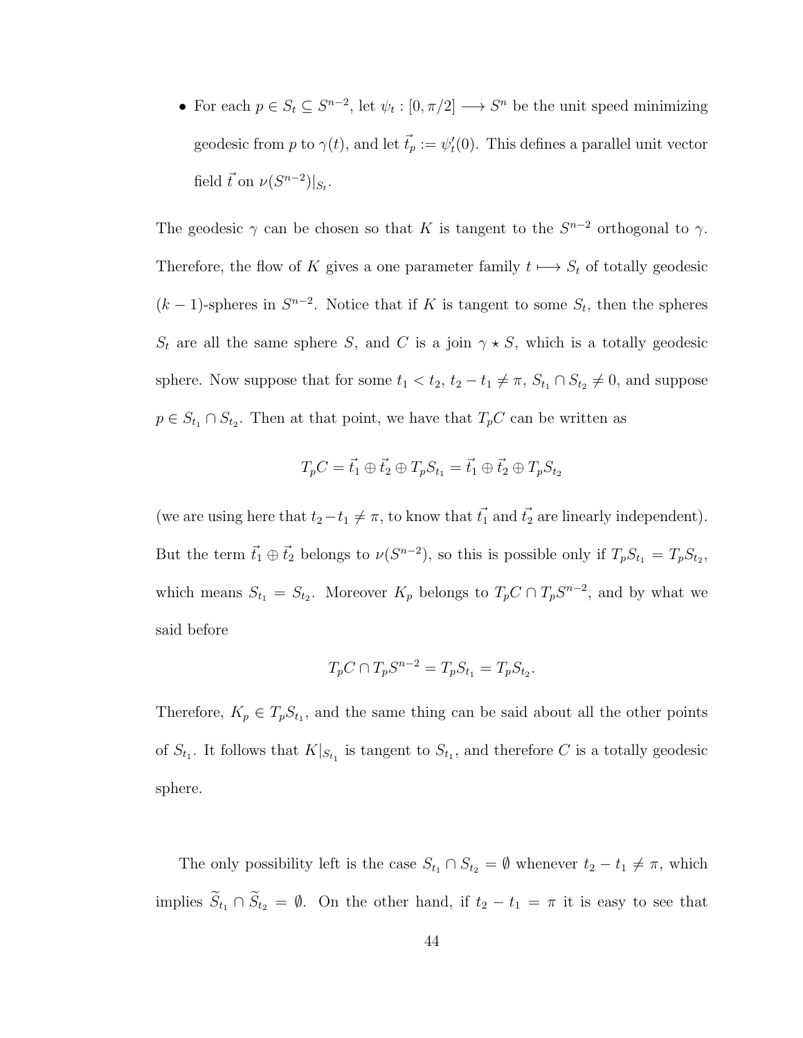- For each $p \in S_t \subseteq S^{n-2}$, let $\psi_t : [0, \pi/2] \longrightarrow S^n$ be the unit speed minimizing geodesic from $p$ to $\gamma(t)$, and let $\vec{t_p} := \psi_t'(0)$. This defines a parallel unit vector field $\vec{t}$ on $\nu(S^{n-2})|_{S_t}$.

The geodesic $\gamma$ can be chosen so that $K$ is tangent to the $S^{n-2}$ orthogonal to $\gamma$. Therefore, the flow of $K$ gives a one parameter family $t \longmapsto S_t$ of totally geodesic $(k-1)$-spheres in $S^{n-2}$. Notice that if $K$ is tangent to some $S_t$, then the spheres $S_t$ are all the same sphere $S$, and $C$ is a join $\gamma \star S$, which is a totally geodesic sphere. Now suppose that for some $t_1 < t_2$, $t_2 - t_1 \neq \pi$, $S_{t_1} \cap S_{t_2} \neq 0$, and suppose $p \in S_{t_1} \cap S_{t_2}$. Then at that point, we have that $T_pC$ can be written as

$$T_pC = \vec{t_1} \oplus \vec{t_2} \oplus T_pS_{t_1} = \vec{t_1} \oplus \vec{t_2} \oplus T_pS_{t_2}$$

(we are using here that $t_2 - t_1 \neq \pi$, to know that $\vec{t_1}$ and $\vec{t_2}$ are linearly independent). But the term $\vec{t_1} \oplus \vec{t_2}$ belongs to $\nu(S^{n-2})$, so this is possible only if $T_pS_{t_1} = T_pS_{t_2}$, which means $S_{t_1} = S_{t_2}$. Moreover $K_p$ belongs to $T_pC \cap T_pS^{n-2}$, and by what we said before

$$T_pC \cap T_pS^{n-2} = T_pS_{t_1} = T_pS_{t_2}.$$

Therefore, $K_p \in T_pS_{t_1}$, and the same thing can be said about all the other points of $S_{t_1}$. It follows that $K|_{S_{t_1}}$ is tangent to $S_{t_1}$, and therefore $C$ is a totally geodesic sphere.

The only possibility left is the case $S_{t_1} \cap S_{t_2} = \emptyset$ whenever $t_2 - t_1 \neq \pi$, which implies $\widetilde{S}_{t_1} \cap \widetilde{S}_{t_2} = \emptyset$. On the other hand, if $t_2 - t_1 = \pi$ it is easy to see that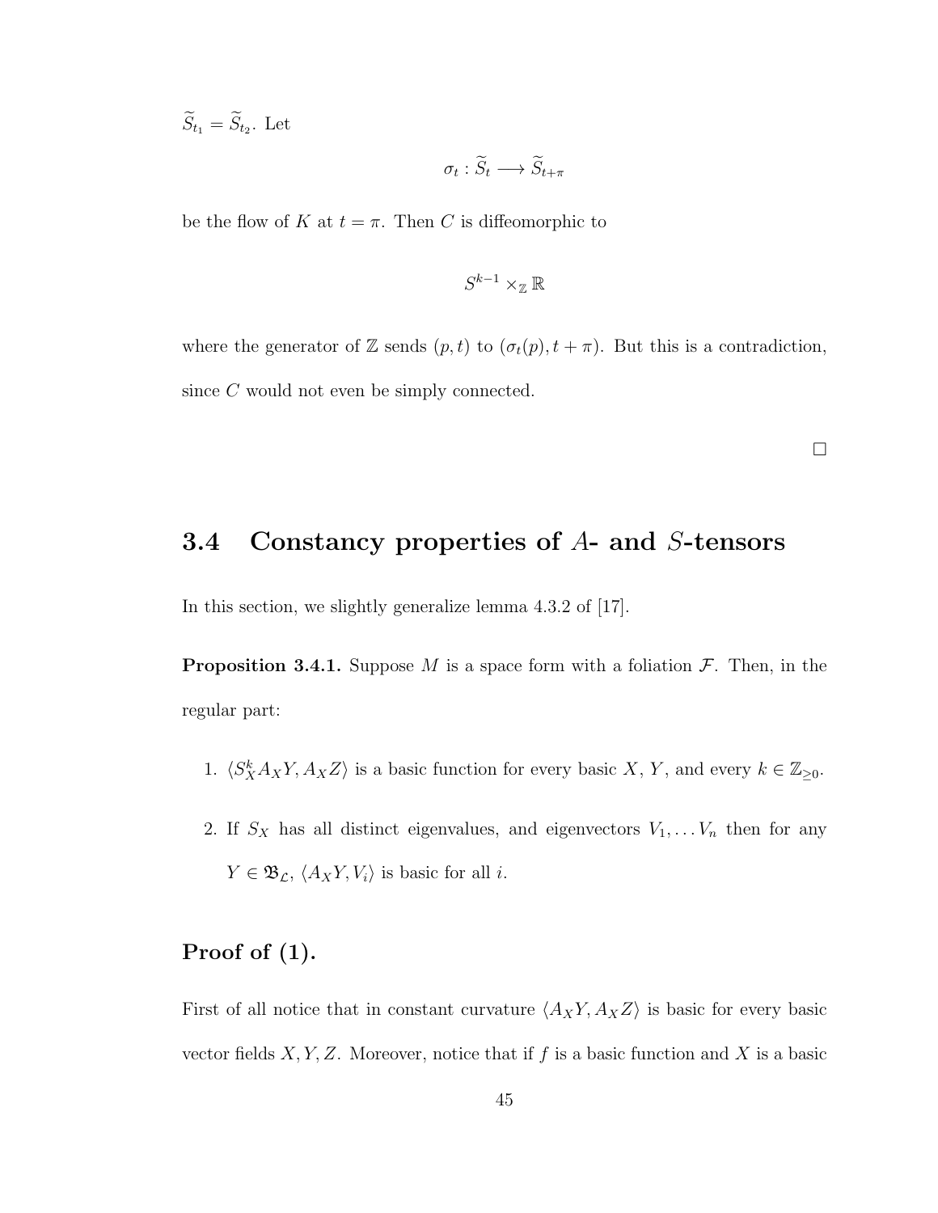$\widetilde{S}_{t_1} = \widetilde{S}_{t_2}$. Let

$$\sigma_t : \widetilde{S}_t \longrightarrow \widetilde{S}_{t+\pi}$$

be the flow of $K$ at $t = \pi$. Then $C$ is diffeomorphic to

$$S^{k-1} \times_{\mathbb{Z}} \mathbb{R}$$

where the generator of $\mathbb{Z}$ sends $(p, t)$ to $(\sigma_t(p), t + \pi)$. But this is a contradiction, since $C$ would not even be simply connected.

□

## 3.4 Constancy properties of $A$- and $S$-tensors

In this section, we slightly generalize lemma 4.3.2 of [17].

**Proposition 3.4.1.** Suppose $M$ is a space form with a foliation $\mathcal{F}$. Then, in the regular part:

1. $\langle S_X^k A_X Y, A_X Z\rangle$ is a basic function for every basic $X$, $Y$, and every $k \in \mathbb{Z}_{\geq 0}$.
2. If $S_X$ has all distinct eigenvalues, and eigenvectors $V_1, \dots V_n$ then for any $Y \in \mathfrak{B}_{\mathcal{L}}$, $\langle A_X Y, V_i\rangle$ is basic for all $i$.

### Proof of (1).

First of all notice that in constant curvature $\langle A_X Y, A_X Z\rangle$ is basic for every basic vector fields $X, Y, Z$. Moreover, notice that if $f$ is a basic function and $X$ is a basic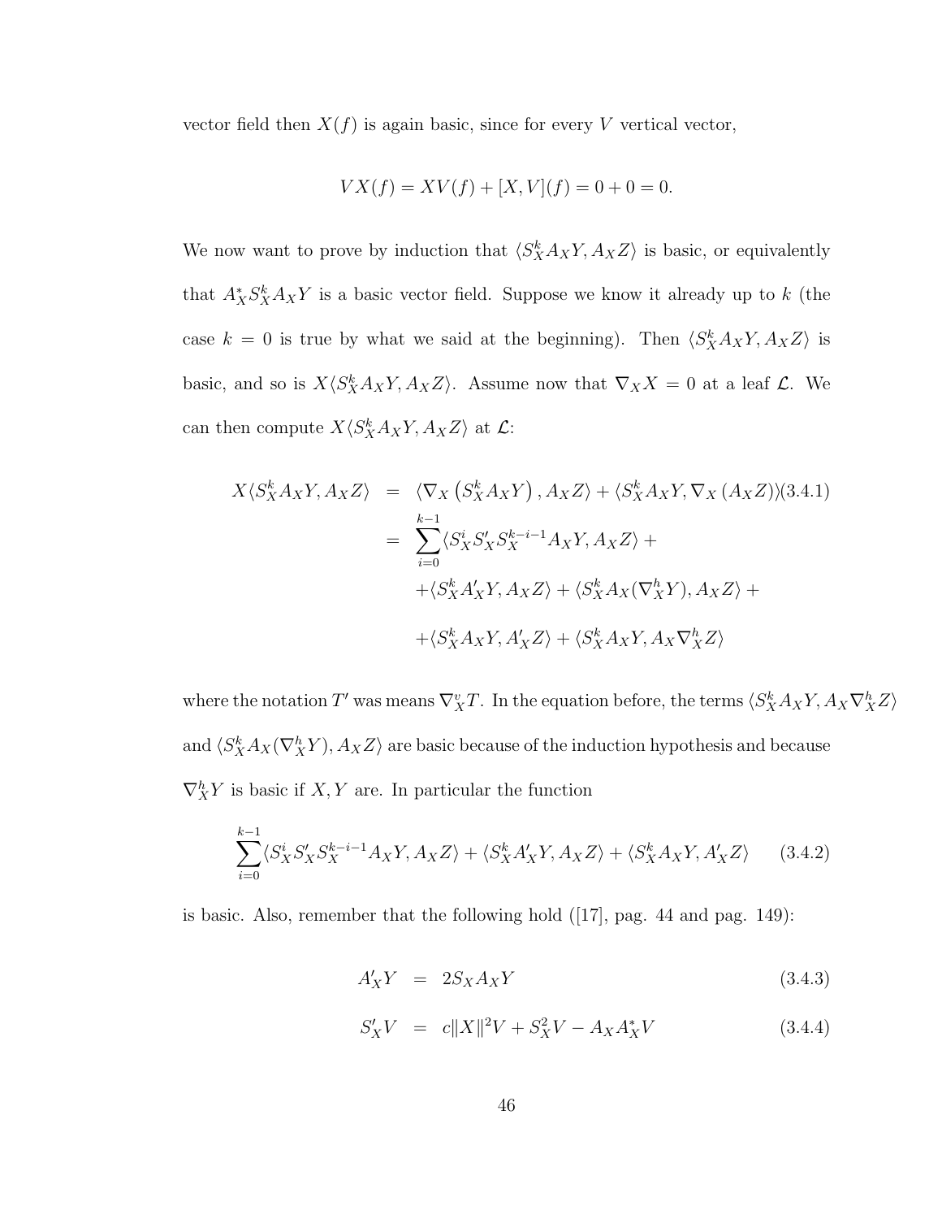vector field then $X(f)$ is again basic, since for every $V$ vertical vector,

$$VX(f) = XV(f) + [X,V](f) = 0 + 0 = 0.$$

We now want to prove by induction that $\langle S_X^k A_X Y, A_X Z\rangle$ is basic, or equivalently that $A_X^* S_X^k A_X Y$ is a basic vector field. Suppose we know it already up to $k$ (the case $k = 0$ is true by what we said at the beginning). Then $\langle S_X^k A_X Y, A_X Z\rangle$ is basic, and so is $X\langle S_X^k A_X Y, A_X Z\rangle$. Assume now that $\nabla_X X = 0$ at a leaf $\mathcal{L}$. We can then compute $X\langle S_X^k A_X Y, A_X Z\rangle$ at $\mathcal{L}$:

$$\begin{aligned}
X\langle S_X^k A_X Y, A_X Z\rangle &= \langle \nabla_X \left(S_X^k A_X Y\right), A_X Z\rangle + \langle S_X^k A_X Y, \nabla_X \left(A_X Z\right)\rangle \qquad (3.4.1)\\
&= \sum_{i=0}^{k-1} \langle S_X^i S_X' S_X^{k-i-1} A_X Y, A_X Z\rangle + \\
&\quad + \langle S_X^k A_X' Y, A_X Z\rangle + \langle S_X^k A_X(\nabla_X^h Y), A_X Z\rangle + \\
&\quad + \langle S_X^k A_X Y, A_X' Z\rangle + \langle S_X^k A_X Y, A_X \nabla_X^h Z\rangle
\end{aligned}$$

where the notation $T'$ was means $\nabla_X^v T$. In the equation before, the terms $\langle S_X^k A_X Y, A_X \nabla_X^h Z\rangle$ and $\langle S_X^k A_X(\nabla_X^h Y), A_X Z\rangle$ are basic because of the induction hypothesis and because $\nabla_X^h Y$ is basic if $X, Y$ are. In particular the function

$$\sum_{i=0}^{k-1} \langle S_X^i S_X' S_X^{k-i-1} A_X Y, A_X Z\rangle + \langle S_X^k A_X' Y, A_X Z\rangle + \langle S_X^k A_X Y, A_X' Z\rangle \qquad (3.4.2)$$

is basic. Also, remember that the following hold ([17], pag. 44 and pag. 149):

$$A_X' Y = 2 S_X A_X Y \qquad (3.4.3)$$

$$S_X' V = c\|X\|^2 V + S_X^2 V - A_X A_X^* V \qquad (3.4.4)$$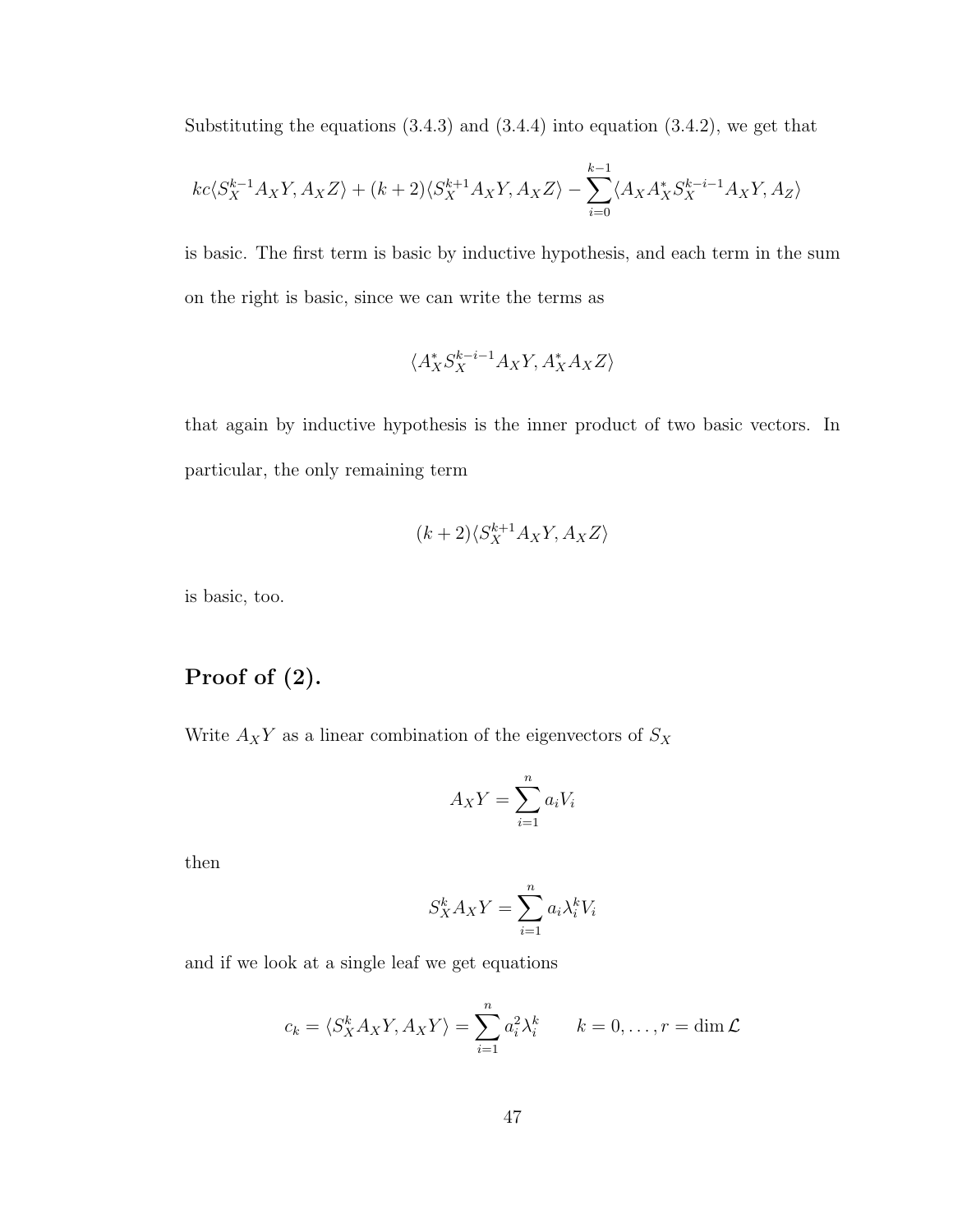Substituting the equations (3.4.3) and (3.4.4) into equation (3.4.2), we get that

$$kc\langle S_X^{k-1}A_XY, A_XZ\rangle + (k+2)\langle S_X^{k+1}A_XY, A_XZ\rangle - \sum_{i=0}^{k-1}\langle A_XA_X^*S_X^{k-i-1}A_XY, A_Z\rangle$$

is basic. The first term is basic by inductive hypothesis, and each term in the sum on the right is basic, since we can write the terms as

$$\langle A_X^*S_X^{k-i-1}A_XY, A_X^*A_XZ\rangle$$

that again by inductive hypothesis is the inner product of two basic vectors. In particular, the only remaining term

$$(k+2)\langle S_X^{k+1}A_XY, A_XZ\rangle$$

is basic, too.

## Proof of (2).

Write $A_XY$ as a linear combination of the eigenvectors of $S_X$

$$A_XY = \sum_{i=1}^{n} a_iV_i$$

then

$$S_X^kA_XY = \sum_{i=1}^{n} a_i\lambda_i^kV_i$$

and if we look at a single leaf we get equations

$$c_k = \langle S_X^kA_XY, A_XY\rangle = \sum_{i=1}^{n} a_i^2\lambda_i^k \qquad k = 0, \ldots, r = \dim \mathcal{L}$$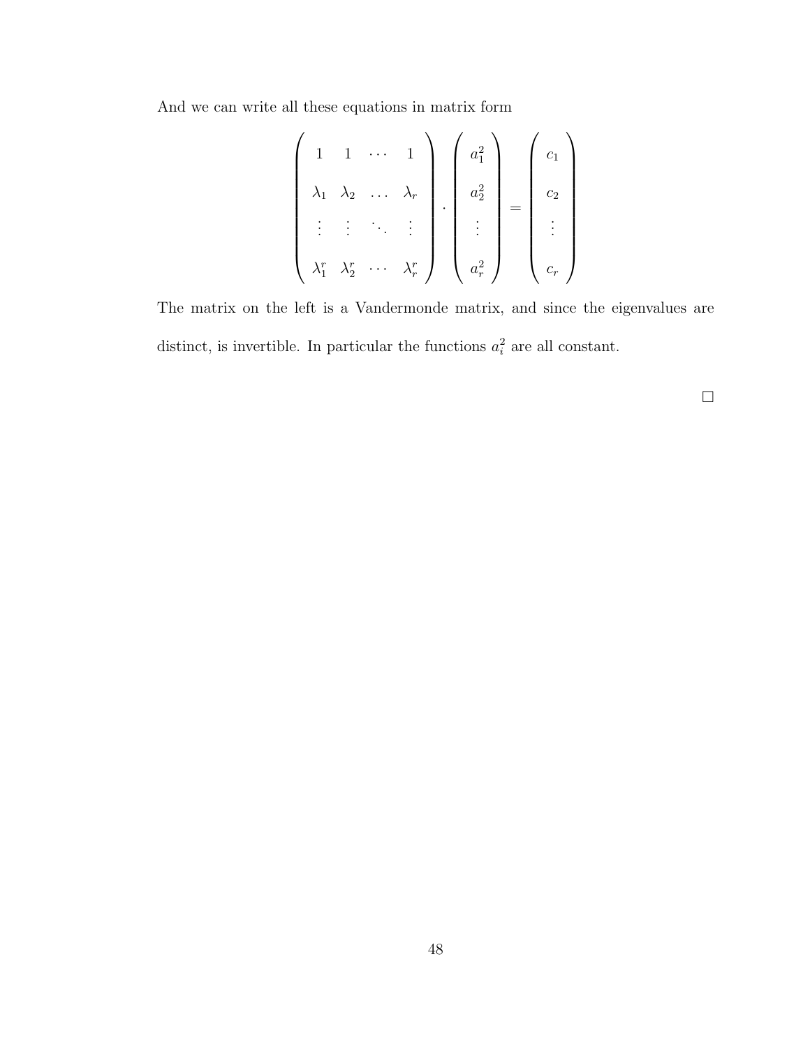And we can write all these equations in matrix form

$$
\begin{pmatrix}
1 & 1 & \cdots & 1 \\
\lambda_1 & \lambda_2 & \dots & \lambda_r \\
\vdots & \vdots & \ddots & \vdots \\
\lambda_1^r & \lambda_2^r & \cdots & \lambda_r^r
\end{pmatrix}
\cdot
\begin{pmatrix}
a_1^2 \\
a_2^2 \\
\vdots \\
a_r^2
\end{pmatrix}
=
\begin{pmatrix}
c_1 \\
c_2 \\
\vdots \\
c_r
\end{pmatrix}
$$

The matrix on the left is a Vandermonde matrix, and since the eigenvalues are distinct, is invertible. In particular the functions $a_i^2$ are all constant.

$\square$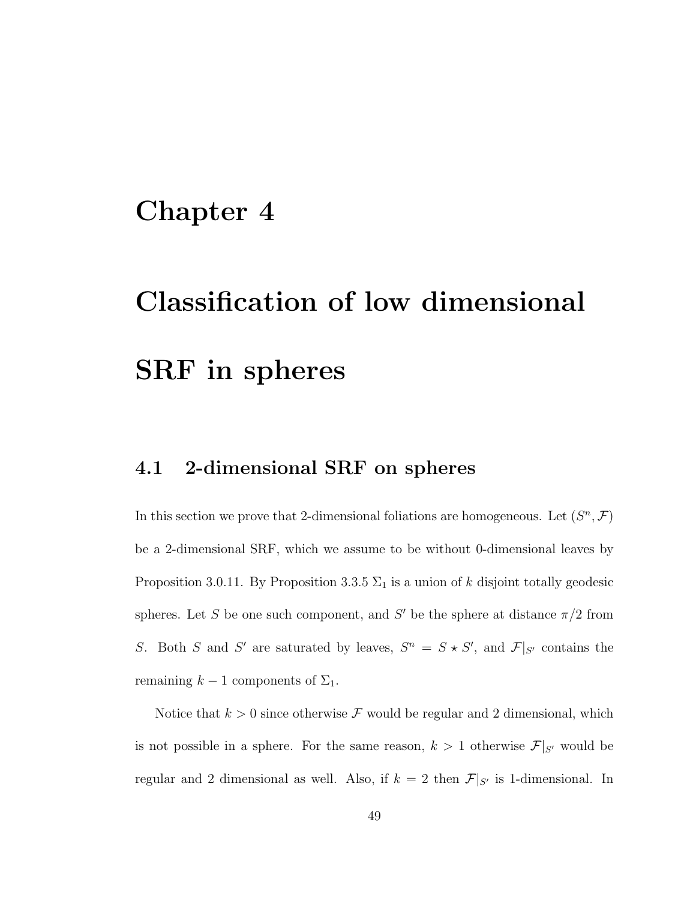# Chapter 4

# Classification of low dimensional SRF in spheres

## 4.1 2-dimensional SRF on spheres

In this section we prove that 2-dimensional foliations are homogeneous. Let $(S^n, \mathcal{F})$ be a 2-dimensional SRF, which we assume to be without 0-dimensional leaves by Proposition 3.0.11. By Proposition 3.3.5 $\Sigma_1$ is a union of $k$ disjoint totally geodesic spheres. Let $S$ be one such component, and $S'$ be the sphere at distance $\pi/2$ from $S$. Both $S$ and $S'$ are saturated by leaves, $S^n = S \star S'$, and $\mathcal{F}|_{S'}$ contains the remaining $k-1$ components of $\Sigma_1$.

Notice that $k > 0$ since otherwise $\mathcal{F}$ would be regular and 2 dimensional, which is not possible in a sphere. For the same reason, $k > 1$ otherwise $\mathcal{F}|_{S'}$ would be regular and 2 dimensional as well. Also, if $k = 2$ then $\mathcal{F}|_{S'}$ is 1-dimensional. In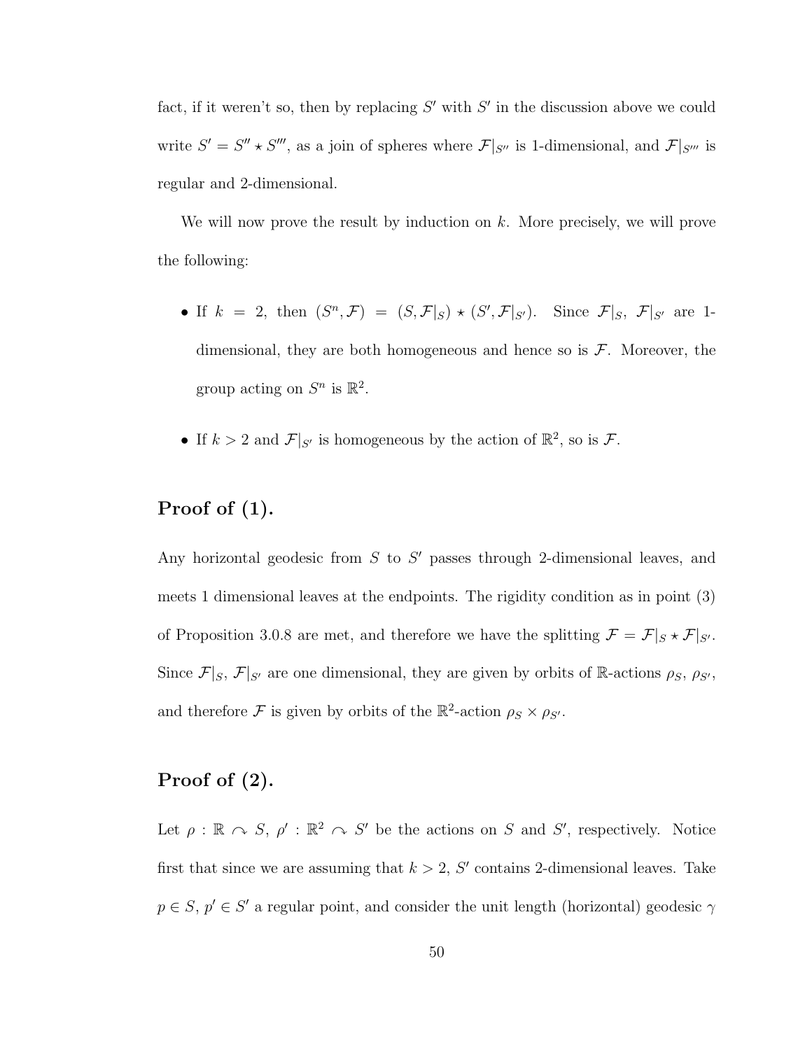fact, if it weren't so, then by replacing $S'$ with $S'$ in the discussion above we could write $S' = S'' \star S'''$, as a join of spheres where $\mathcal{F}|_{S''}$ is 1-dimensional, and $\mathcal{F}|_{S'''}$ is regular and 2-dimensional.

We will now prove the result by induction on $k$. More precisely, we will prove the following:

- If $k = 2$, then $(S^n, \mathcal{F}) = (S, \mathcal{F}|_S) \star (S', \mathcal{F}|_{S'})$. Since $\mathcal{F}|_S$, $\mathcal{F}|_{S'}$ are 1-dimensional, they are both homogeneous and hence so is $\mathcal{F}$. Moreover, the group acting on $S^n$ is $\mathbb{R}^2$.
- If $k > 2$ and $\mathcal{F}|_{S'}$ is homogeneous by the action of $\mathbb{R}^2$, so is $\mathcal{F}$.

## Proof of (1).

Any horizontal geodesic from $S$ to $S'$ passes through 2-dimensional leaves, and meets 1 dimensional leaves at the endpoints. The rigidity condition as in point (3) of Proposition 3.0.8 are met, and therefore we have the splitting $\mathcal{F} = \mathcal{F}|_S \star \mathcal{F}|_{S'}$. Since $\mathcal{F}|_S$, $\mathcal{F}|_{S'}$ are one dimensional, they are given by orbits of $\mathbb{R}$-actions $\rho_S$, $\rho_{S'}$, and therefore $\mathcal{F}$ is given by orbits of the $\mathbb{R}^2$-action $\rho_S \times \rho_{S'}$.

## Proof of (2).

Let $\rho : \mathbb{R} \curvearrowright S$, $\rho' : \mathbb{R}^2 \curvearrowright S'$ be the actions on $S$ and $S'$, respectively. Notice first that since we are assuming that $k > 2$, $S'$ contains 2-dimensional leaves. Take $p \in S$, $p' \in S'$ a regular point, and consider the unit length (horizontal) geodesic $\gamma$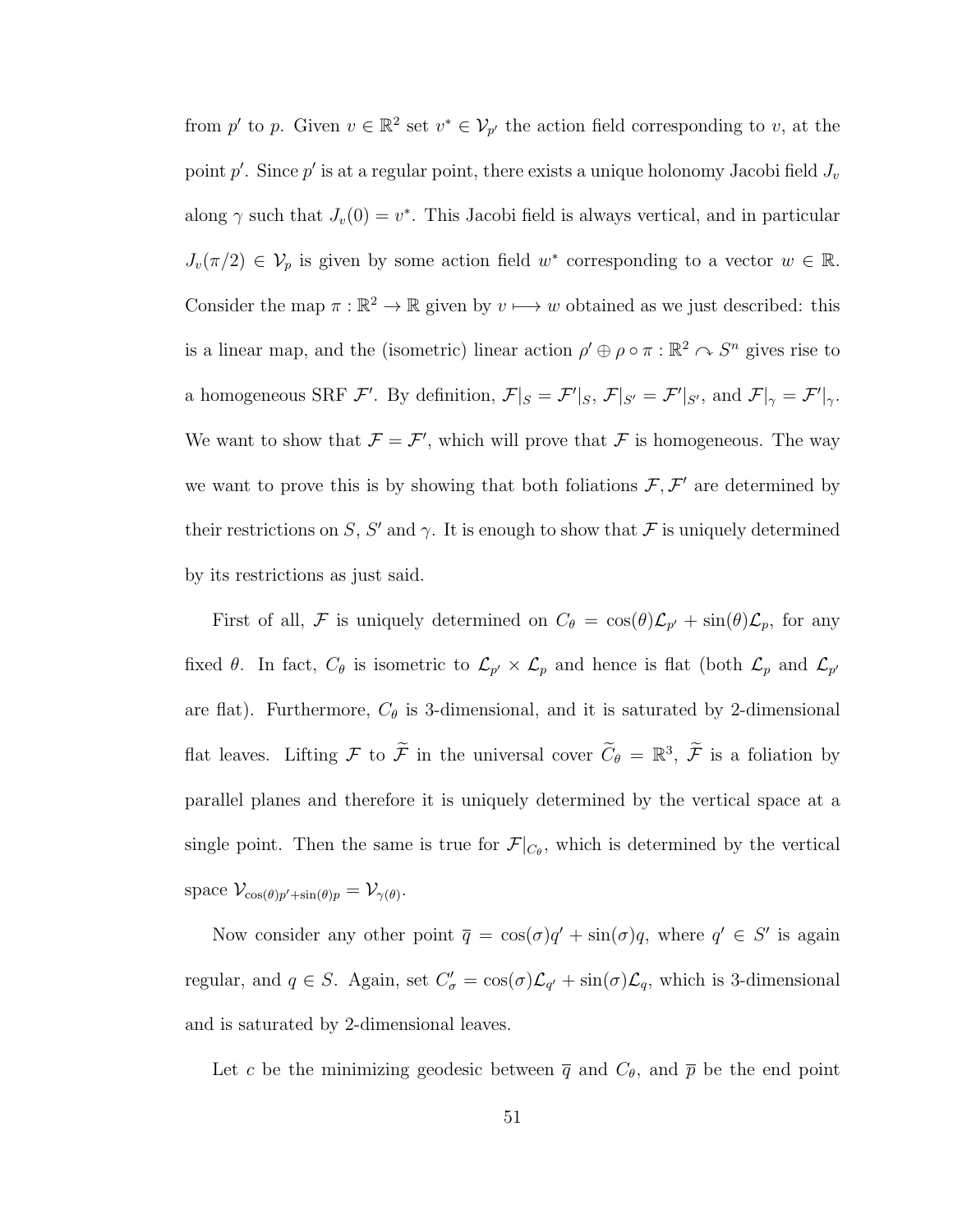from $p'$ to $p$. Given $v \in \mathbb{R}^2$ set $v^* \in \mathcal{V}_{p'}$ the action field corresponding to $v$, at the point $p'$. Since $p'$ is at a regular point, there exists a unique holonomy Jacobi field $J_v$ along $\gamma$ such that $J_v(0) = v^*$. This Jacobi field is always vertical, and in particular $J_v(\pi/2) \in \mathcal{V}_p$ is given by some action field $w^*$ corresponding to a vector $w \in \mathbb{R}$. Consider the map $\pi : \mathbb{R}^2 \to \mathbb{R}$ given by $v \longmapsto w$ obtained as we just described: this is a linear map, and the (isometric) linear action $\rho' \oplus \rho \circ \pi : \mathbb{R}^2 \curvearrowright S^n$ gives rise to a homogeneous SRF $\mathcal{F}'$. By definition, $\mathcal{F}|_S = \mathcal{F}'|_S$, $\mathcal{F}|_{S'} = \mathcal{F}'|_{S'}$, and $\mathcal{F}|_\gamma = \mathcal{F}'|_\gamma$. We want to show that $\mathcal{F} = \mathcal{F}'$, which will prove that $\mathcal{F}$ is homogeneous. The way we want to prove this is by showing that both foliations $\mathcal{F}, \mathcal{F}'$ are determined by their restrictions on $S$, $S'$ and $\gamma$. It is enough to show that $\mathcal{F}$ is uniquely determined by its restrictions as just said.

First of all, $\mathcal{F}$ is uniquely determined on $C_\theta = \cos(\theta)\mathcal{L}_{p'} + \sin(\theta)\mathcal{L}_p$, for any fixed $\theta$. In fact, $C_\theta$ is isometric to $\mathcal{L}_{p'} \times \mathcal{L}_p$ and hence is flat (both $\mathcal{L}_p$ and $\mathcal{L}_{p'}$ are flat). Furthermore, $C_\theta$ is 3-dimensional, and it is saturated by 2-dimensional flat leaves. Lifting $\mathcal{F}$ to $\widetilde{\mathcal{F}}$ in the universal cover $\widetilde{C}_\theta = \mathbb{R}^3$, $\widetilde{\mathcal{F}}$ is a foliation by parallel planes and therefore it is uniquely determined by the vertical space at a single point. Then the same is true for $\mathcal{F}|_{C_\theta}$, which is determined by the vertical space $\mathcal{V}_{\cos(\theta)p' + \sin(\theta)p} = \mathcal{V}_{\gamma(\theta)}$.

Now consider any other point $\overline{q} = \cos(\sigma)q' + \sin(\sigma)q$, where $q' \in S'$ is again regular, and $q \in S$. Again, set $C'_\sigma = \cos(\sigma)\mathcal{L}_{q'} + \sin(\sigma)\mathcal{L}_q$, which is 3-dimensional and is saturated by 2-dimensional leaves.

Let $c$ be the minimizing geodesic between $\overline{q}$ and $C_\theta$, and $\overline{p}$ be the end point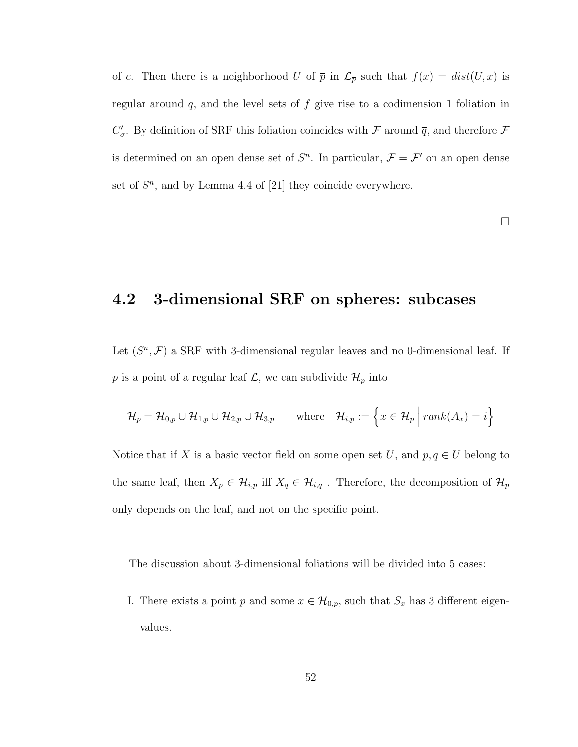of $c$. Then there is a neighborhood $U$ of $\overline{p}$ in $\mathcal{L}_{\overline{p}}$ such that $f(x) = dist(U, x)$ is regular around $\overline{q}$, and the level sets of $f$ give rise to a codimension 1 foliation in $C'_{\sigma}$. By definition of SRF this foliation coincides with $\mathcal{F}$ around $\overline{q}$, and therefore $\mathcal{F}$ is determined on an open dense set of $S^n$. In particular, $\mathcal{F} = \mathcal{F}'$ on an open dense set of $S^n$, and by Lemma 4.4 of [21] they coincide everywhere.

□

## 4.2 3-dimensional SRF on spheres: subcases

Let $(S^n, \mathcal{F})$ a SRF with 3-dimensional regular leaves and no 0-dimensional leaf. If $p$ is a point of a regular leaf $\mathcal{L}$, we can subdivide $\mathcal{H}_p$ into

$$\mathcal{H}_p = \mathcal{H}_{0,p} \cup \mathcal{H}_{1,p} \cup \mathcal{H}_{2,p} \cup \mathcal{H}_{3,p} \qquad \text{where} \quad \mathcal{H}_{i,p} := \left\{ x \in \mathcal{H}_p \,\middle|\, rank(A_x) = i \right\}$$

Notice that if $X$ is a basic vector field on some open set $U$, and $p, q \in U$ belong to the same leaf, then $X_p \in \mathcal{H}_{i,p}$ iff $X_q \in \mathcal{H}_{i,q}$ . Therefore, the decomposition of $\mathcal{H}_p$ only depends on the leaf, and not on the specific point.

The discussion about 3-dimensional foliations will be divided into 5 cases:

I. There exists a point $p$ and some $x \in \mathcal{H}_{0,p}$, such that $S_x$ has 3 different eigenvalues.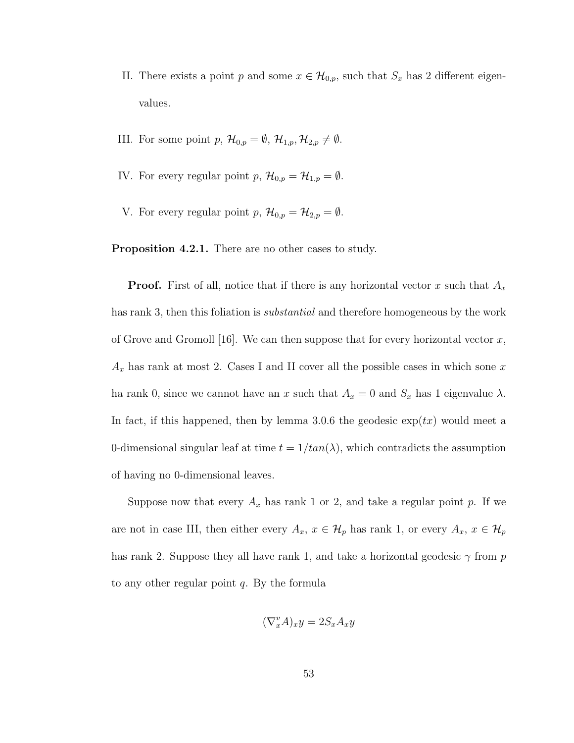II. There exists a point $p$ and some $x \in \mathcal{H}_{0,p}$, such that $S_x$ has 2 different eigenvalues.

III. For some point $p$, $\mathcal{H}_{0,p} = \emptyset$, $\mathcal{H}_{1,p}, \mathcal{H}_{2,p} \neq \emptyset$.

IV. For every regular point $p$, $\mathcal{H}_{0,p} = \mathcal{H}_{1,p} = \emptyset$.

V. For every regular point $p$, $\mathcal{H}_{0,p} = \mathcal{H}_{2,p} = \emptyset$.

**Proposition 4.2.1.** There are no other cases to study.

**Proof.** First of all, notice that if there is any horizontal vector $x$ such that $A_x$ has rank 3, then this foliation is *substantial* and therefore homogeneous by the work of Grove and Gromoll [16]. We can then suppose that for every horizontal vector $x$, $A_x$ has rank at most 2. Cases I and II cover all the possible cases in which sone $x$ ha rank 0, since we cannot have an $x$ such that $A_x = 0$ and $S_x$ has 1 eigenvalue $\lambda$. In fact, if this happened, then by lemma 3.0.6 the geodesic $\exp(tx)$ would meet a 0-dimensional singular leaf at time $t = 1/tan(\lambda)$, which contradicts the assumption of having no 0-dimensional leaves.

Suppose now that every $A_x$ has rank 1 or 2, and take a regular point $p$. If we are not in case III, then either every $A_x$, $x \in \mathcal{H}_p$ has rank 1, or every $A_x$, $x \in \mathcal{H}_p$ has rank 2. Suppose they all have rank 1, and take a horizontal geodesic $\gamma$ from $p$ to any other regular point $q$. By the formula

$$(\nabla_x^v A)_x y = 2 S_x A_x y$$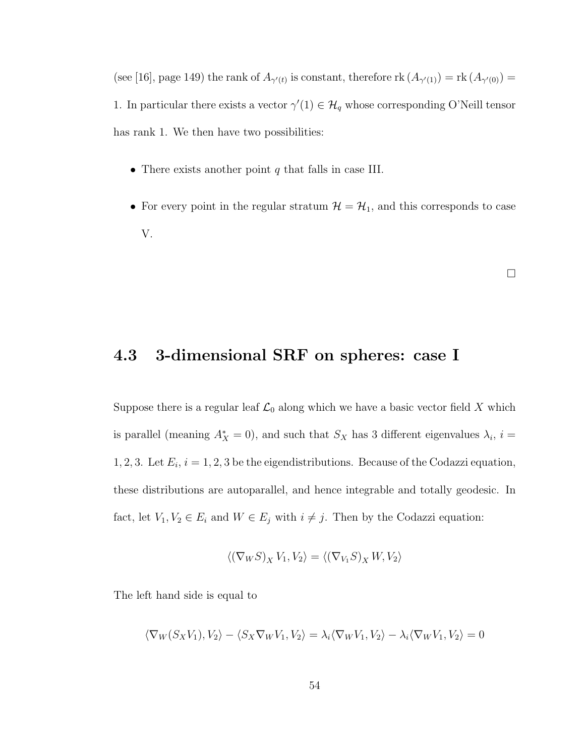(see [16], page 149) the rank of $A_{\gamma'(t)}$ is constant, therefore $\mathrm{rk}\,(A_{\gamma'(1)}) = \mathrm{rk}\,(A_{\gamma'(0)}) = 1$. In particular there exists a vector $\gamma'(1) \in \mathcal{H}_q$ whose corresponding O'Neill tensor has rank 1. We then have two possibilities:

- There exists another point $q$ that falls in case III.
- For every point in the regular stratum $\mathcal{H} = \mathcal{H}_1$, and this corresponds to case V.

□

## 4.3 3-dimensional SRF on spheres: case I

Suppose there is a regular leaf $\mathcal{L}_0$ along which we have a basic vector field $X$ which is parallel (meaning $A_X^* = 0$), and such that $S_X$ has 3 different eigenvalues $\lambda_i$, $i = 1, 2, 3$. Let $E_i$, $i = 1, 2, 3$ be the eigendistributions. Because of the Codazzi equation, these distributions are autoparallel, and hence integrable and totally geodesic. In fact, let $V_1, V_2 \in E_i$ and $W \in E_j$ with $i \neq j$. Then by the Codazzi equation:

$$\langle (\nabla_W S)_X V_1, V_2 \rangle = \langle (\nabla_{V_1} S)_X W, V_2 \rangle$$

The left hand side is equal to

$$\langle \nabla_W (S_X V_1), V_2 \rangle - \langle S_X \nabla_W V_1, V_2 \rangle = \lambda_i \langle \nabla_W V_1, V_2 \rangle - \lambda_i \langle \nabla_W V_1, V_2 \rangle = 0$$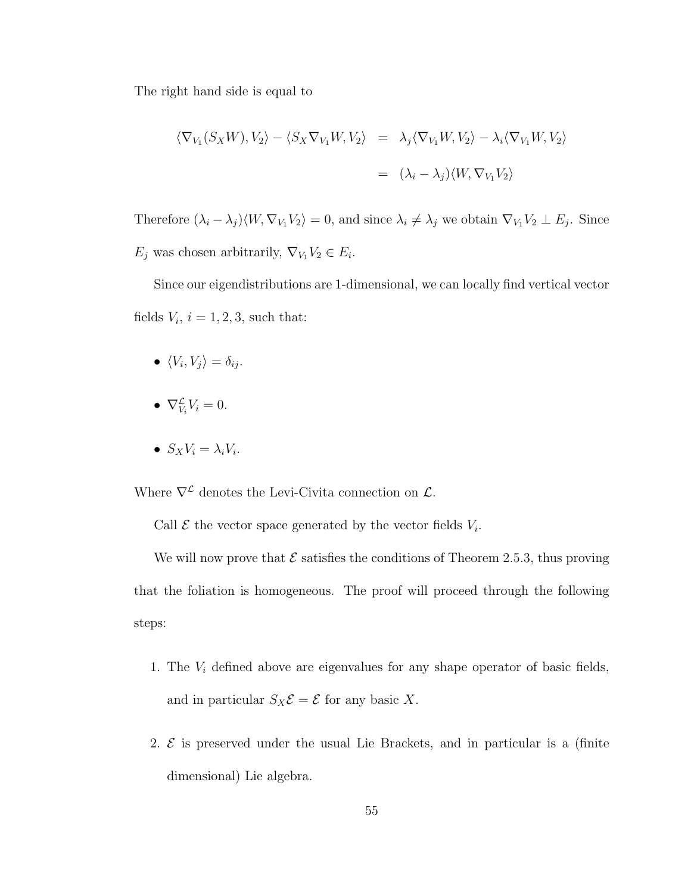The right hand side is equal to

$$
\begin{aligned}
\langle \nabla_{V_1}(S_X W), V_2\rangle - \langle S_X \nabla_{V_1} W, V_2\rangle &= \lambda_j \langle \nabla_{V_1} W, V_2\rangle - \lambda_i \langle \nabla_{V_1} W, V_2\rangle \\
&= (\lambda_i - \lambda_j)\langle W, \nabla_{V_1} V_2\rangle
\end{aligned}
$$

Therefore $(\lambda_i - \lambda_j)\langle W, \nabla_{V_1} V_2\rangle = 0$, and since $\lambda_i \neq \lambda_j$ we obtain $\nabla_{V_1} V_2 \perp E_j$. Since $E_j$ was chosen arbitrarily, $\nabla_{V_1} V_2 \in E_i$.

Since our eigendistributions are 1-dimensional, we can locally find vertical vector fields $V_i$, $i = 1, 2, 3$, such that:

- $\langle V_i, V_j\rangle = \delta_{ij}$.
- $\nabla^{\mathcal{L}}_{V_i} V_i = 0$.
- $S_X V_i = \lambda_i V_i$.

Where $\nabla^{\mathcal{L}}$ denotes the Levi-Civita connection on $\mathcal{L}$.

Call $\mathcal{E}$ the vector space generated by the vector fields $V_i$.

We will now prove that $\mathcal{E}$ satisfies the conditions of Theorem 2.5.3, thus proving that the foliation is homogeneous. The proof will proceed through the following steps:

1. The $V_i$ defined above are eigenvalues for any shape operator of basic fields, and in particular $S_X \mathcal{E} = \mathcal{E}$ for any basic $X$.
2. $\mathcal{E}$ is preserved under the usual Lie Brackets, and in particular is a (finite dimensional) Lie algebra.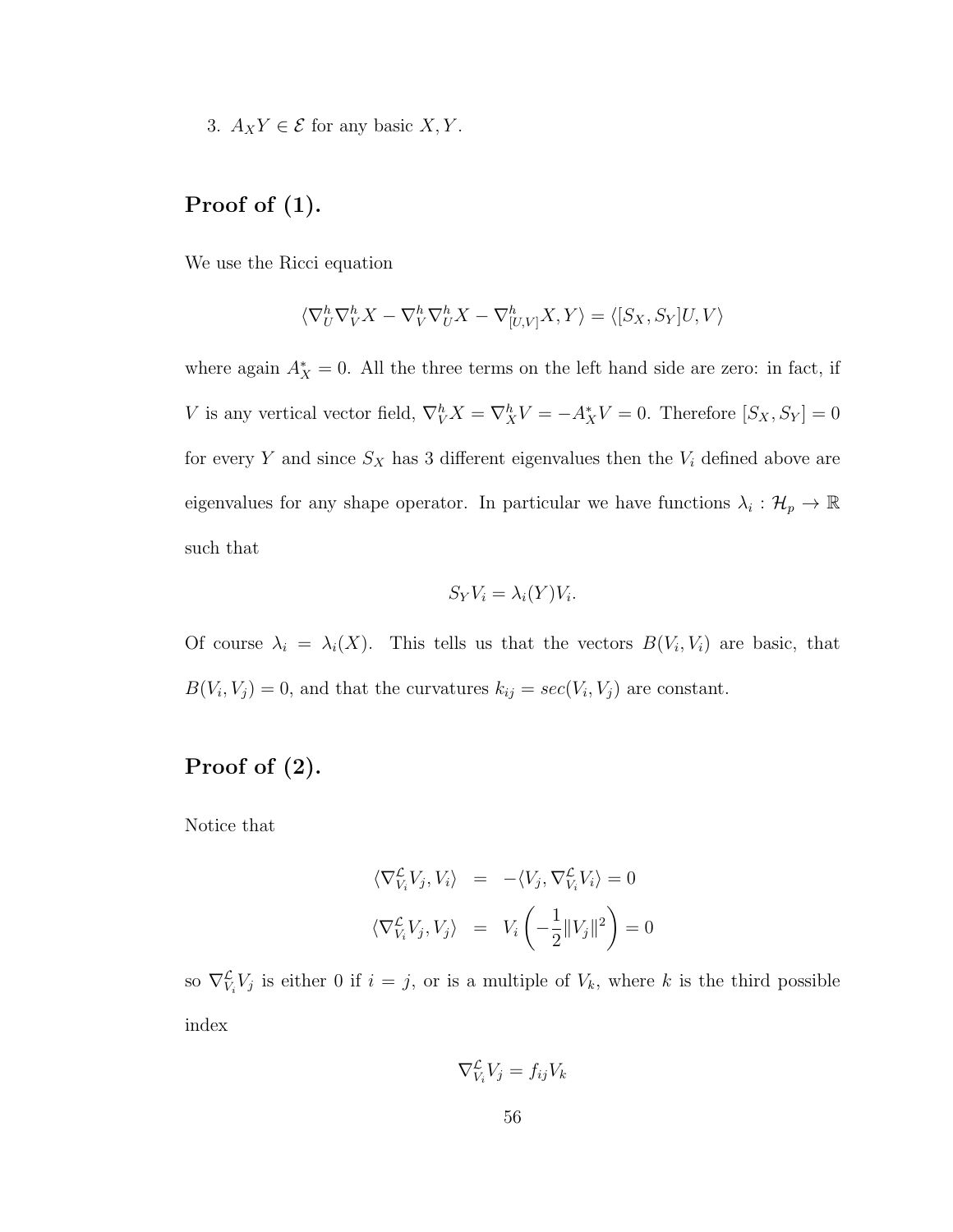3. $A_X Y \in \mathcal{E}$ for any basic $X, Y$.

## Proof of (1).

We use the Ricci equation

$$\langle \nabla^h_U \nabla^h_V X - \nabla^h_V \nabla^h_U X - \nabla^h_{[U,V]} X, Y \rangle = \langle [S_X, S_Y] U, V \rangle$$

where again $A^*_X = 0$. All the three terms on the left hand side are zero: in fact, if $V$ is any vertical vector field, $\nabla^h_V X = \nabla^h_X V = -A^*_X V = 0$. Therefore $[S_X, S_Y] = 0$ for every $Y$ and since $S_X$ has 3 different eigenvalues then the $V_i$ defined above are eigenvalues for any shape operator. In particular we have functions $\lambda_i : \mathcal{H}_p \to \mathbb{R}$ such that

$$S_Y V_i = \lambda_i(Y) V_i.$$

Of course $\lambda_i = \lambda_i(X)$. This tells us that the vectors $B(V_i, V_i)$ are basic, that $B(V_i, V_j) = 0$, and that the curvatures $k_{ij} = sec(V_i, V_j)$ are constant.

## Proof of (2).

Notice that

$$\begin{aligned}
\langle \nabla^{\mathcal{L}}_{V_i} V_j, V_i \rangle &= -\langle V_j, \nabla^{\mathcal{L}}_{V_i} V_i \rangle = 0 \\
\langle \nabla^{\mathcal{L}}_{V_i} V_j, V_j \rangle &= V_i \left( -\frac{1}{2} \|V_j\|^2 \right) = 0
\end{aligned}$$

so $\nabla^{\mathcal{L}}_{V_i} V_j$ is either 0 if $i = j$, or is a multiple of $V_k$, where $k$ is the third possible index

$$\nabla^{\mathcal{L}}_{V_i} V_j = f_{ij} V_k$$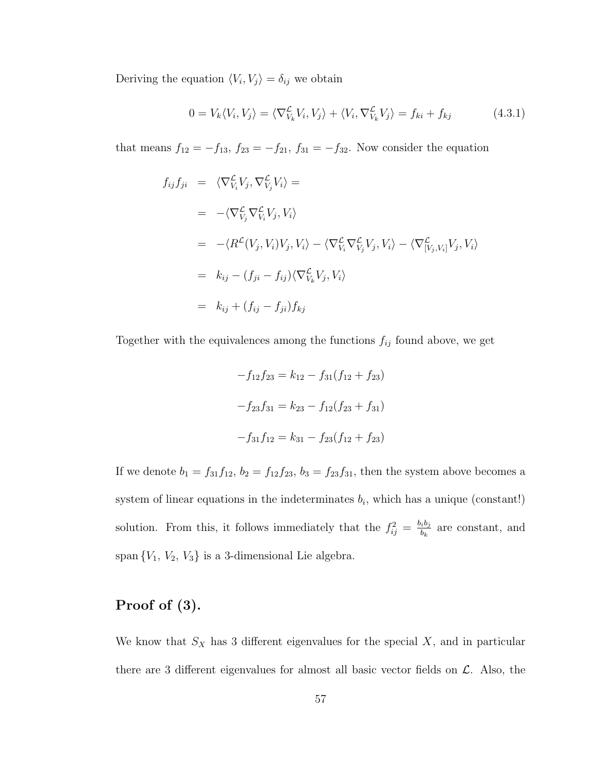Deriving the equation $\langle V_i, V_j \rangle = \delta_{ij}$ we obtain

$$0 = V_k \langle V_i, V_j \rangle = \langle \nabla^{\mathcal{L}}_{V_k} V_i, V_j \rangle + \langle V_i, \nabla^{\mathcal{L}}_{V_k} V_j \rangle = f_{ki} + f_{kj} \tag{4.3.1}$$

that means $f_{12} = -f_{13}$, $f_{23} = -f_{21}$, $f_{31} = -f_{32}$. Now consider the equation

$$\begin{aligned}
f_{ij} f_{ji} &= \langle \nabla^{\mathcal{L}}_{V_i} V_j, \nabla^{\mathcal{L}}_{V_j} V_i \rangle = \\
&= -\langle \nabla^{\mathcal{L}}_{V_j} \nabla^{\mathcal{L}}_{V_i} V_j, V_i \rangle \\
&= -\langle R^{\mathcal{L}}(V_j, V_i) V_j, V_i \rangle - \langle \nabla^{\mathcal{L}}_{V_i} \nabla^{\mathcal{L}}_{V_j} V_j, V_i \rangle - \langle \nabla^{\mathcal{L}}_{[V_j, V_i]} V_j, V_i \rangle \\
&= k_{ij} - (f_{ji} - f_{ij}) \langle \nabla^{\mathcal{L}}_{V_k} V_j, V_i \rangle \\
&= k_{ij} + (f_{ij} - f_{ji}) f_{kj}
\end{aligned}$$

Together with the equivalences among the functions $f_{ij}$ found above, we get

$$-f_{12} f_{23} = k_{12} - f_{31}(f_{12} + f_{23})$$

$$-f_{23} f_{31} = k_{23} - f_{12}(f_{23} + f_{31})$$

$$-f_{31} f_{12} = k_{31} - f_{23}(f_{12} + f_{23})$$

If we denote $b_1 = f_{31} f_{12}$, $b_2 = f_{12} f_{23}$, $b_3 = f_{23} f_{31}$, then the system above becomes a system of linear equations in the indeterminates $b_i$, which has a unique (constant!) solution. From this, it follows immediately that the $f_{ij}^2 = \frac{b_i b_j}{b_k}$ are constant, and span $\{V_1, V_2, V_3\}$ is a 3-dimensional Lie algebra.

## Proof of (3).

We know that $S_X$ has 3 different eigenvalues for the special $X$, and in particular there are 3 different eigenvalues for almost all basic vector fields on $\mathcal{L}$. Also, the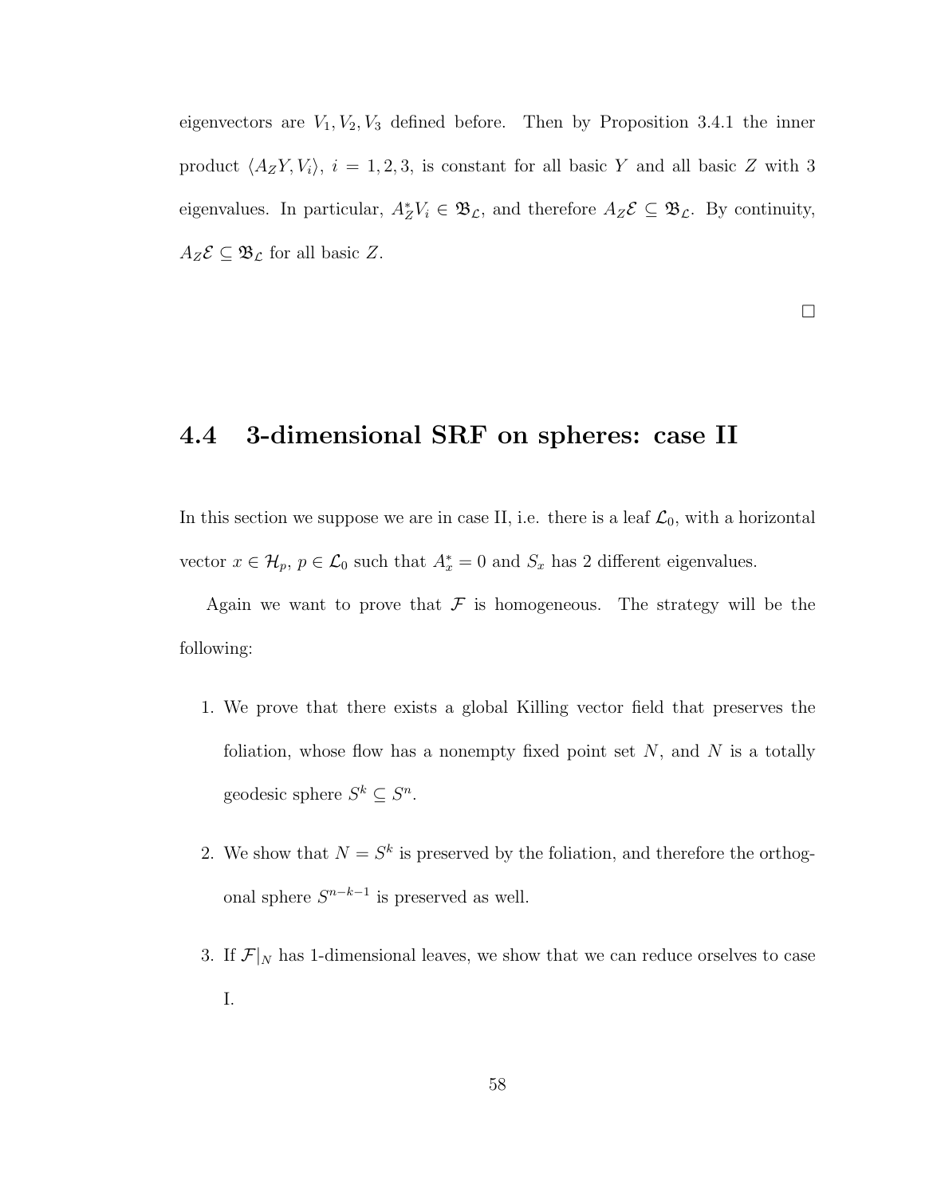eigenvectors are $V_1, V_2, V_3$ defined before. Then by Proposition 3.4.1 the inner product $\langle A_Z Y, V_i \rangle$, $i = 1, 2, 3$, is constant for all basic $Y$ and all basic $Z$ with 3 eigenvalues. In particular, $A_Z^* V_i \in \mathfrak{B}_{\mathcal{L}}$, and therefore $A_Z \mathcal{E} \subseteq \mathfrak{B}_{\mathcal{L}}$. By continuity, $A_Z \mathcal{E} \subseteq \mathfrak{B}_{\mathcal{L}}$ for all basic $Z$.

$\square$

## 4.4 3-dimensional SRF on spheres: case II

In this section we suppose we are in case II, i.e. there is a leaf $\mathcal{L}_0$, with a horizontal vector $x \in \mathcal{H}_p$, $p \in \mathcal{L}_0$ such that $A_x^* = 0$ and $S_x$ has 2 different eigenvalues.

Again we want to prove that $\mathcal{F}$ is homogeneous. The strategy will be the following:

1. We prove that there exists a global Killing vector field that preserves the foliation, whose flow has a nonempty fixed point set $N$, and $N$ is a totally geodesic sphere $S^k \subseteq S^n$.

2. We show that $N = S^k$ is preserved by the foliation, and therefore the orthogonal sphere $S^{n-k-1}$ is preserved as well.

3. If $\mathcal{F}|_N$ has 1-dimensional leaves, we show that we can reduce orselves to case I.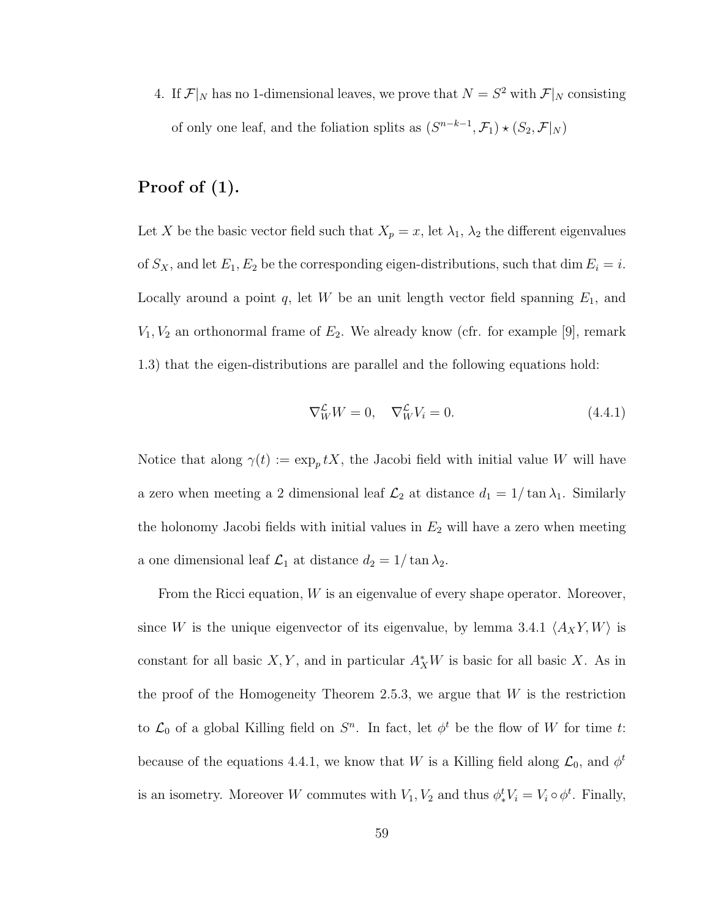4. If $\mathcal{F}|_N$ has no 1-dimensional leaves, we prove that $N = S^2$ with $\mathcal{F}|_N$ consisting of only one leaf, and the foliation splits as $(S^{n-k-1}, \mathcal{F}_1) \star (S_2, \mathcal{F}|_N)$

## Proof of (1).

Let $X$ be the basic vector field such that $X_p = x$, let $\lambda_1$, $\lambda_2$ the different eigenvalues of $S_X$, and let $E_1, E_2$ be the corresponding eigen-distributions, such that $\dim E_i = i$. Locally around a point $q$, let $W$ be an unit length vector field spanning $E_1$, and $V_1, V_2$ an orthonormal frame of $E_2$. We already know (cfr. for example [9], remark 1.3) that the eigen-distributions are parallel and the following equations hold:

$$\nabla^{\mathcal{L}}_W W = 0, \quad \nabla^{\mathcal{L}}_W V_i = 0. \tag{4.4.1}$$

Notice that along $\gamma(t) := \exp_p tX$, the Jacobi field with initial value $W$ will have a zero when meeting a 2 dimensional leaf $\mathcal{L}_2$ at distance $d_1 = 1/\tan \lambda_1$. Similarly the holonomy Jacobi fields with initial values in $E_2$ will have a zero when meeting a one dimensional leaf $\mathcal{L}_1$ at distance $d_2 = 1/\tan \lambda_2$.

From the Ricci equation, $W$ is an eigenvalue of every shape operator. Moreover, since $W$ is the unique eigenvector of its eigenvalue, by lemma 3.4.1 $\langle A_X Y, W\rangle$ is constant for all basic $X, Y$, and in particular $A^*_X W$ is basic for all basic $X$. As in the proof of the Homogeneity Theorem 2.5.3, we argue that $W$ is the restriction to $\mathcal{L}_0$ of a global Killing field on $S^n$. In fact, let $\phi^t$ be the flow of $W$ for time $t$: because of the equations 4.4.1, we know that $W$ is a Killing field along $\mathcal{L}_0$, and $\phi^t$ is an isometry. Moreover $W$ commutes with $V_1, V_2$ and thus $\phi^t_* V_i = V_i \circ \phi^t$. Finally,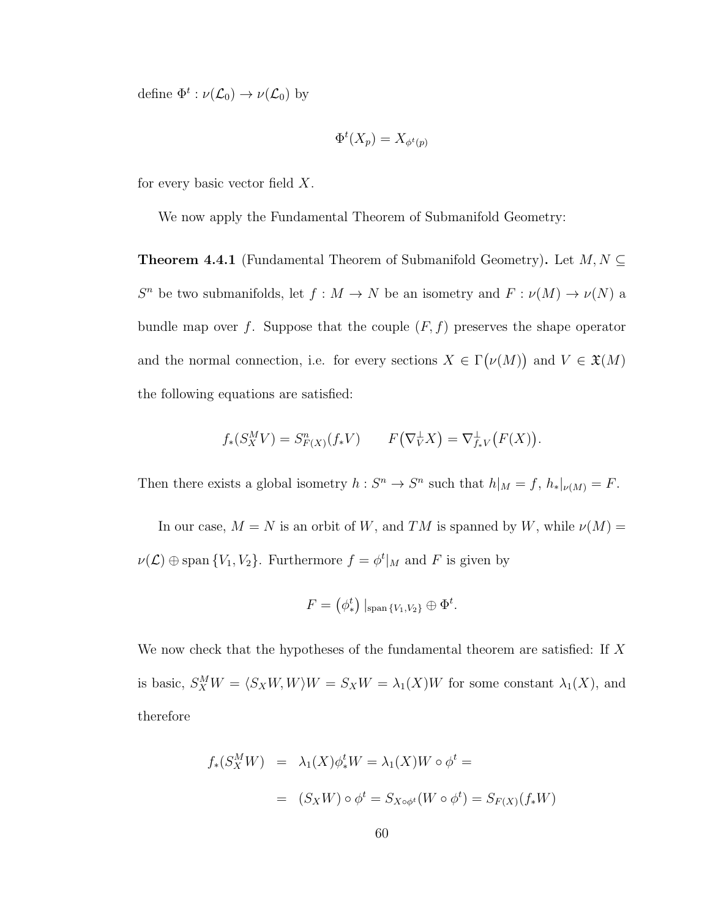define $\Phi^t : \nu(\mathcal{L}_0) \to \nu(\mathcal{L}_0)$ by

$$\Phi^t(X_p) = X_{\phi^t(p)}$$

for every basic vector field $X$.

We now apply the Fundamental Theorem of Submanifold Geometry:

**Theorem 4.4.1** (Fundamental Theorem of Submanifold Geometry)**.** *Let $M, N \subseteq S^n$ be two submanifolds, let $f : M \to N$ be an isometry and $F : \nu(M) \to \nu(N)$ a bundle map over $f$. Suppose that the couple $(F, f)$ preserves the shape operator and the normal connection, i.e. for every sections $X \in \Gamma\big(\nu(M)\big)$ and $V \in \mathfrak{X}(M)$ the following equations are satisfied:*

$$f_*(S^M_X V) = S^n_{F(X)}(f_* V) \qquad F\big(\nabla^\perp_V X\big) = \nabla^\perp_{f_* V}\big(F(X)\big).$$

*Then there exists a global isometry $h : S^n \to S^n$ such that $h|_M = f$, $h_*|_{\nu(M)} = F$.*

In our case, $M = N$ is an orbit of $W$, and $TM$ is spanned by $W$, while $\nu(M) = \nu(\mathcal{L}) \oplus \operatorname{span}\{V_1, V_2\}$. Furthermore $f = \phi^t|_M$ and $F$ is given by

$$F = \big(\phi^t_*\big)\,|_{\operatorname{span}\{V_1,V_2\}} \oplus \Phi^t.$$

We now check that the hypotheses of the fundamental theorem are satisfied: If $X$ is basic, $S^M_X W = \langle S_X W, W\rangle W = S_X W = \lambda_1(X) W$ for some constant $\lambda_1(X)$, and therefore

$$\begin{aligned} f_*(S^M_X W) &= \lambda_1(X)\phi^t_* W = \lambda_1(X) W \circ \phi^t = \\ &= (S_X W)\circ \phi^t = S_{X\circ\phi^t}(W \circ \phi^t) = S_{F(X)}(f_* W) \end{aligned}$$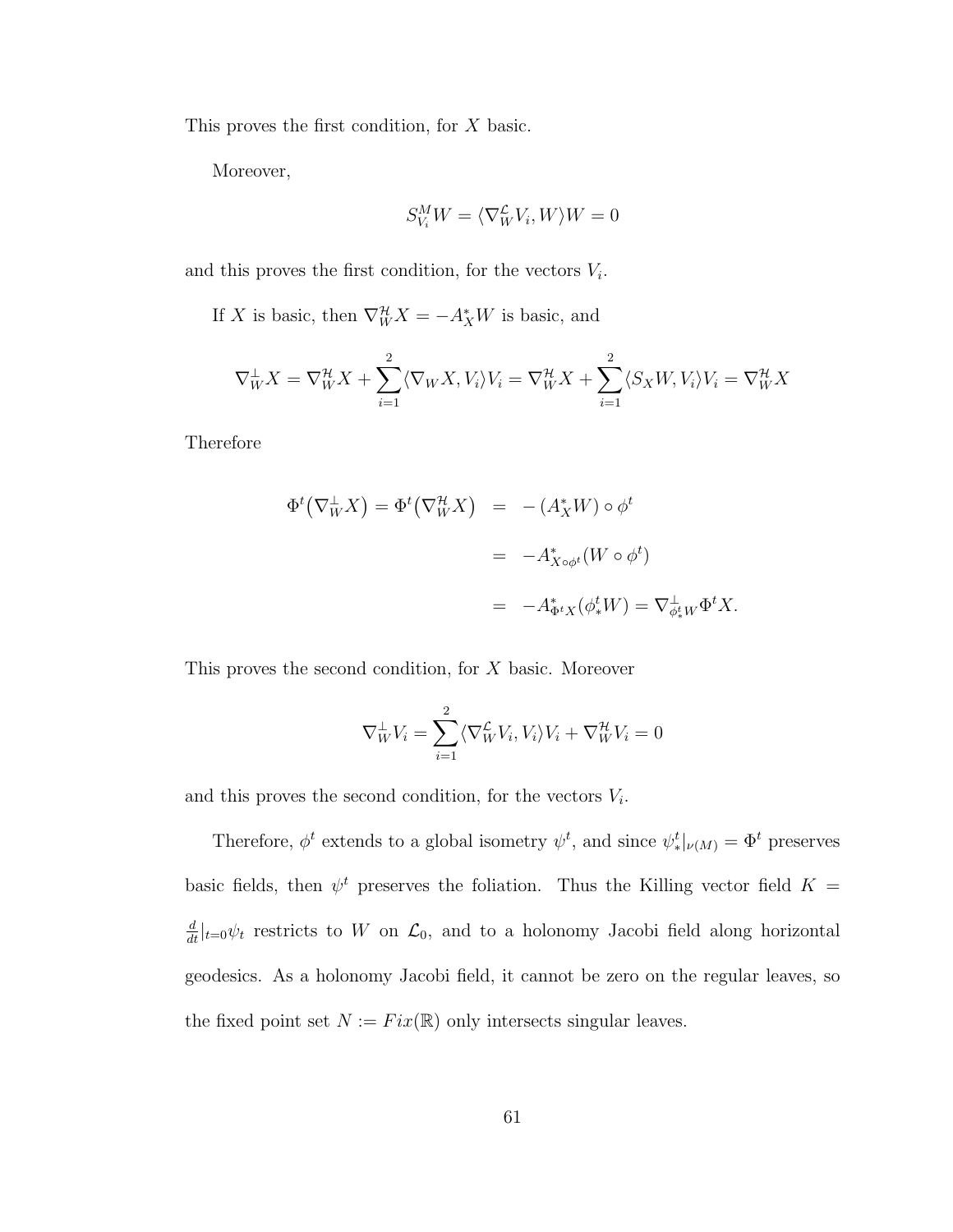This proves the first condition, for $X$ basic.

Moreover,

$$S^M_{V_i} W = \langle \nabla^{\mathcal{L}}_W V_i, W \rangle W = 0$$

and this proves the first condition, for the vectors $V_i$.

If $X$ is basic, then $\nabla^{\mathcal{H}}_W X = -A^*_X W$ is basic, and

$$\nabla^{\perp}_W X = \nabla^{\mathcal{H}}_W X + \sum_{i=1}^{2} \langle \nabla_W X, V_i \rangle V_i = \nabla^{\mathcal{H}}_W X + \sum_{i=1}^{2} \langle S_X W, V_i \rangle V_i = \nabla^{\mathcal{H}}_W X$$

Therefore

$$\begin{aligned}
\Phi^t\big(\nabla^{\perp}_W X\big) = \Phi^t\big(\nabla^{\mathcal{H}}_W X\big) &= -\left(A^*_X W\right) \circ \phi^t \\
&= -A^*_{X \circ \phi^t}(W \circ \phi^t) \\
&= -A^*_{\Phi^t X}(\phi^t_* W) = \nabla^{\perp}_{\phi^t_* W} \Phi^t X.
\end{aligned}$$

This proves the second condition, for $X$ basic. Moreover

$$\nabla^{\perp}_W V_i = \sum_{i=1}^{2} \langle \nabla^{\mathcal{L}}_W V_i, V_i \rangle V_i + \nabla^{\mathcal{H}}_W V_i = 0$$

and this proves the second condition, for the vectors $V_i$.

Therefore, $\phi^t$ extends to a global isometry $\psi^t$, and since $\psi^t_*|_{\nu(M)} = \Phi^t$ preserves basic fields, then $\psi^t$ preserves the foliation. Thus the Killing vector field $K = \frac{d}{dt}|_{t=0}\psi_t$ restricts to $W$ on $\mathcal{L}_0$, and to a holonomy Jacobi field along horizontal geodesics. As a holonomy Jacobi field, it cannot be zero on the regular leaves, so the fixed point set $N := Fix(\mathbb{R})$ only intersects singular leaves.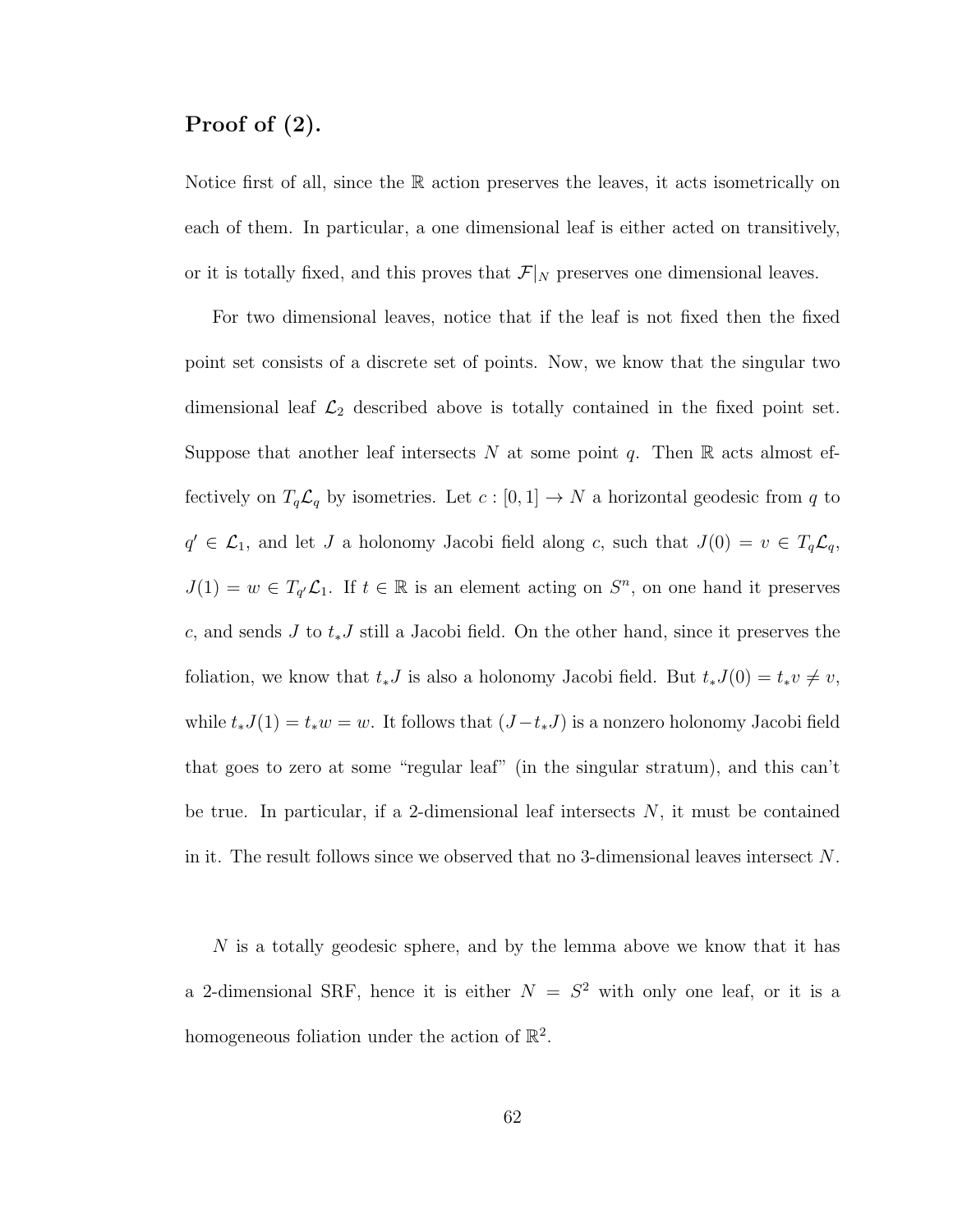## Proof of (2).

Notice first of all, since the $\mathbb{R}$ action preserves the leaves, it acts isometrically on each of them. In particular, a one dimensional leaf is either acted on transitively, or it is totally fixed, and this proves that $\mathcal{F}|_N$ preserves one dimensional leaves.

For two dimensional leaves, notice that if the leaf is not fixed then the fixed point set consists of a discrete set of points. Now, we know that the singular two dimensional leaf $\mathcal{L}_2$ described above is totally contained in the fixed point set. Suppose that another leaf intersects $N$ at some point $q$. Then $\mathbb{R}$ acts almost effectively on $T_q\mathcal{L}_q$ by isometries. Let $c : [0, 1] \to N$ a horizontal geodesic from $q$ to $q' \in \mathcal{L}_1$, and let $J$ a holonomy Jacobi field along $c$, such that $J(0) = v \in T_q\mathcal{L}_q$, $J(1) = w \in T_{q'}\mathcal{L}_1$. If $t \in \mathbb{R}$ is an element acting on $S^n$, on one hand it preserves $c$, and sends $J$ to $t_*J$ still a Jacobi field. On the other hand, since it preserves the foliation, we know that $t_*J$ is also a holonomy Jacobi field. But $t_*J(0) = t_*v \neq v$, while $t_*J(1) = t_*w = w$. It follows that $(J - t_*J)$ is a nonzero holonomy Jacobi field that goes to zero at some "regular leaf" (in the singular stratum), and this can't be true. In particular, if a 2-dimensional leaf intersects $N$, it must be contained in it. The result follows since we observed that no 3-dimensional leaves intersect $N$.

$N$ is a totally geodesic sphere, and by the lemma above we know that it has a 2-dimensional SRF, hence it is either $N = S^2$ with only one leaf, or it is a homogeneous foliation under the action of $\mathbb{R}^2$.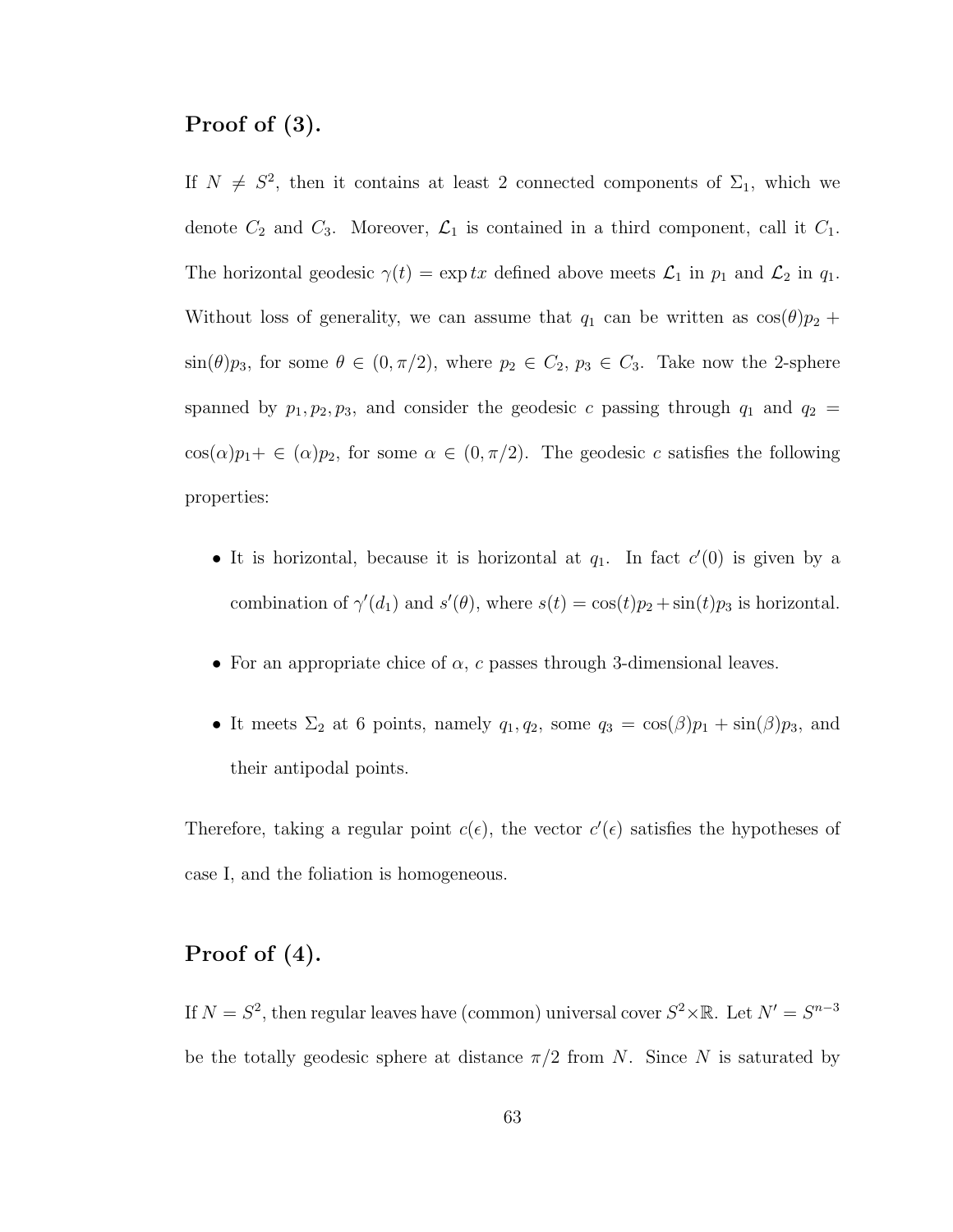## Proof of (3).

If $N \neq S^2$, then it contains at least 2 connected components of $\Sigma_1$, which we denote $C_2$ and $C_3$. Moreover, $\mathcal{L}_1$ is contained in a third component, call it $C_1$. The horizontal geodesic $\gamma(t) = \exp tx$ defined above meets $\mathcal{L}_1$ in $p_1$ and $\mathcal{L}_2$ in $q_1$. Without loss of generality, we can assume that $q_1$ can be written as $\cos(\theta)p_2 + \sin(\theta)p_3$, for some $\theta \in (0, \pi/2)$, where $p_2 \in C_2$, $p_3 \in C_3$. Take now the 2-sphere spanned by $p_1, p_2, p_3$, and consider the geodesic $c$ passing through $q_1$ and $q_2 = \cos(\alpha)p_1 + \in (\alpha)p_2$, for some $\alpha \in (0, \pi/2)$. The geodesic $c$ satisfies the following properties:

- It is horizontal, because it is horizontal at $q_1$. In fact $c'(0)$ is given by a combination of $\gamma'(d_1)$ and $s'(\theta)$, where $s(t) = \cos(t)p_2 + \sin(t)p_3$ is horizontal.
- For an appropriate chice of $\alpha$, $c$ passes through 3-dimensional leaves.
- It meets $\Sigma_2$ at 6 points, namely $q_1, q_2$, some $q_3 = \cos(\beta)p_1 + \sin(\beta)p_3$, and their antipodal points.

Therefore, taking a regular point $c(\epsilon)$, the vector $c'(\epsilon)$ satisfies the hypotheses of case I, and the foliation is homogeneous.

## Proof of (4).

If $N = S^2$, then regular leaves have (common) universal cover $S^2 \times \mathbb{R}$. Let $N' = S^{n-3}$ be the totally geodesic sphere at distance $\pi/2$ from $N$. Since $N$ is saturated by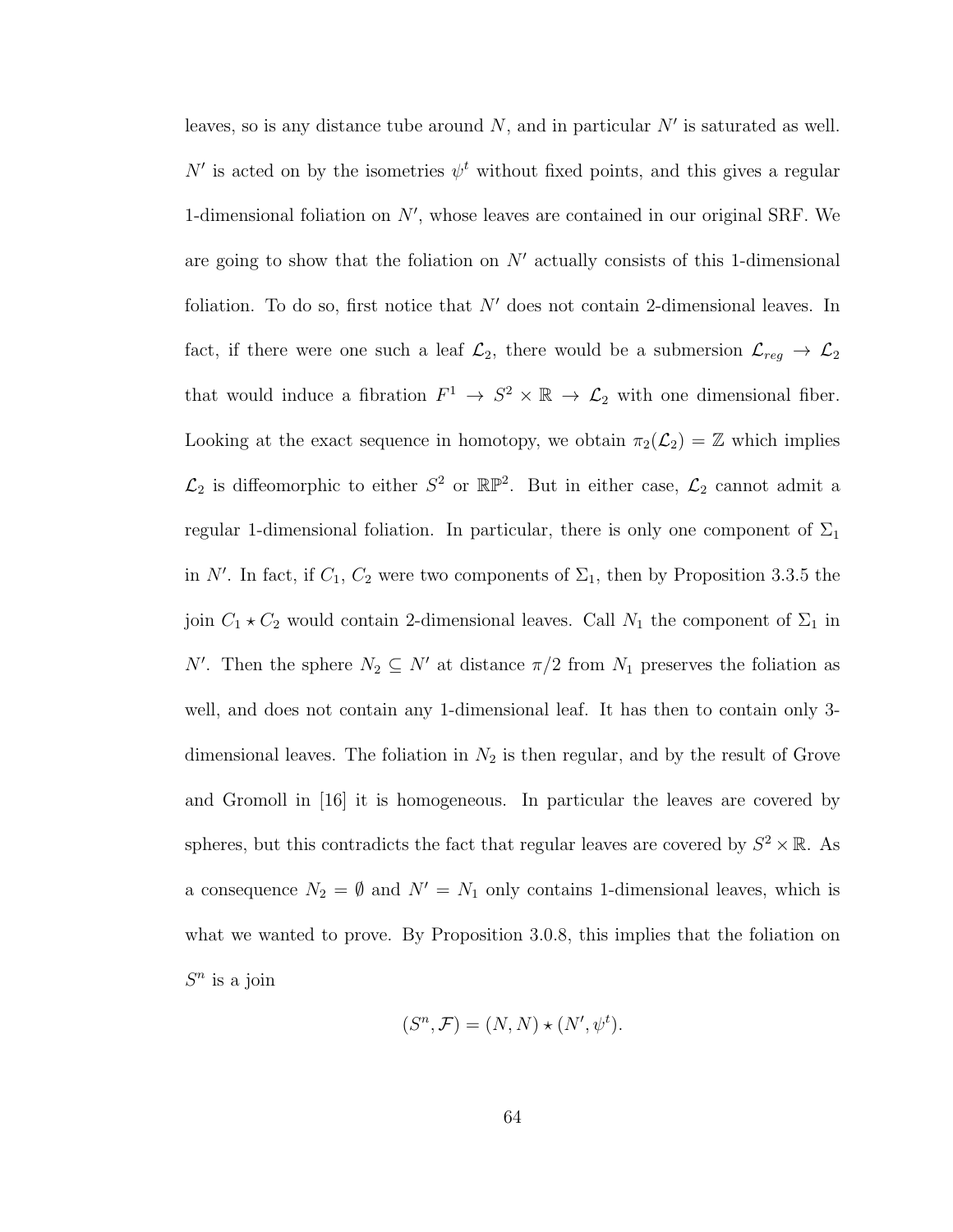leaves, so is any distance tube around $N$, and in particular $N'$ is saturated as well. $N'$ is acted on by the isometries $\psi^t$ without fixed points, and this gives a regular 1-dimensional foliation on $N'$, whose leaves are contained in our original SRF. We are going to show that the foliation on $N'$ actually consists of this 1-dimensional foliation. To do so, first notice that $N'$ does not contain 2-dimensional leaves. In fact, if there were one such a leaf $\mathcal{L}_2$, there would be a submersion $\mathcal{L}_{reg} \to \mathcal{L}_2$ that would induce a fibration $F^1 \to S^2 \times \mathbb{R} \to \mathcal{L}_2$ with one dimensional fiber. Looking at the exact sequence in homotopy, we obtain $\pi_2(\mathcal{L}_2) = \mathbb{Z}$ which implies $\mathcal{L}_2$ is diffeomorphic to either $S^2$ or $\mathbb{RP}^2$. But in either case, $\mathcal{L}_2$ cannot admit a regular 1-dimensional foliation. In particular, there is only one component of $\Sigma_1$ in $N'$. In fact, if $C_1$, $C_2$ were two components of $\Sigma_1$, then by Proposition 3.3.5 the join $C_1 \star C_2$ would contain 2-dimensional leaves. Call $N_1$ the component of $\Sigma_1$ in $N'$. Then the sphere $N_2 \subseteq N'$ at distance $\pi/2$ from $N_1$ preserves the foliation as well, and does not contain any 1-dimensional leaf. It has then to contain only 3-dimensional leaves. The foliation in $N_2$ is then regular, and by the result of Grove and Gromoll in [16] it is homogeneous. In particular the leaves are covered by spheres, but this contradicts the fact that regular leaves are covered by $S^2 \times \mathbb{R}$. As a consequence $N_2 = \emptyset$ and $N' = N_1$ only contains 1-dimensional leaves, which is what we wanted to prove. By Proposition 3.0.8, this implies that the foliation on $S^n$ is a join

$$(S^n, \mathcal{F}) = (N, N) \star (N', \psi^t).$$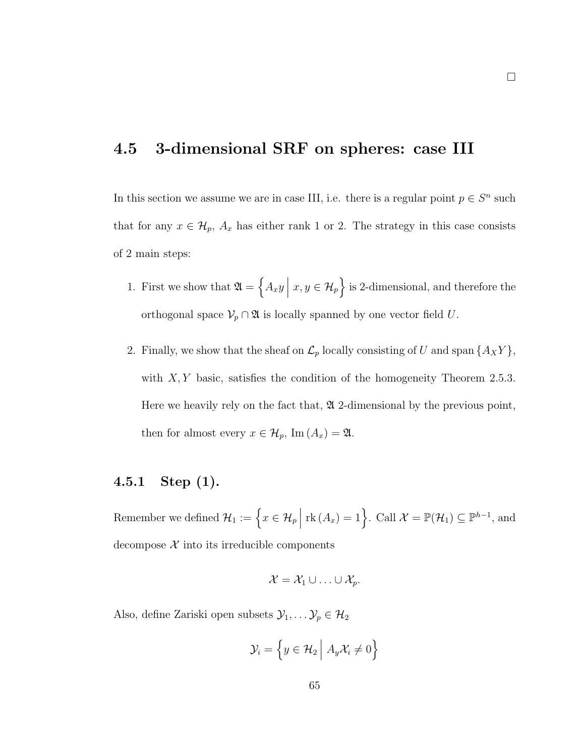□

## 4.5 3-dimensional SRF on spheres: case III

In this section we assume we are in case III, i.e. there is a regular point $p \in S^n$ such that for any $x \in \mathcal{H}_p$, $A_x$ has either rank 1 or 2. The strategy in this case consists of 2 main steps:

1. First we show that $\mathfrak{A} = \left\{ A_x y \,\middle|\, x, y \in \mathcal{H}_p \right\}$ is 2-dimensional, and therefore the orthogonal space $\mathcal{V}_p \cap \mathfrak{A}$ is locally spanned by one vector field $U$.

2. Finally, we show that the sheaf on $\mathcal{L}_p$ locally consisting of $U$ and span $\{A_X Y\}$, with $X, Y$ basic, satisfies the condition of the homogeneity Theorem 2.5.3. Here we heavily rely on the fact that, $\mathfrak{A}$ 2-dimensional by the previous point, then for almost every $x \in \mathcal{H}_p$, $\mathrm{Im}\,(A_x) = \mathfrak{A}$.

### 4.5.1 Step (1).

Remember we defined $\mathcal{H}_1 := \left\{ x \in \mathcal{H}_p \,\middle|\, \mathrm{rk}\,(A_x) = 1 \right\}$. Call $\mathcal{X} = \mathbb{P}(\mathcal{H}_1) \subseteq \mathbb{P}^{h-1}$, and decompose $\mathcal{X}$ into its irreducible components

$$\mathcal{X} = \mathcal{X}_1 \cup \ldots \cup \mathcal{X}_p.$$

Also, define Zariski open subsets $\mathcal{Y}_1, \ldots \mathcal{Y}_p \in \mathcal{H}_2$

$$\mathcal{Y}_i = \left\{ y \in \mathcal{H}_2 \,\middle|\, A_y \mathcal{X}_i \neq 0 \right\}$$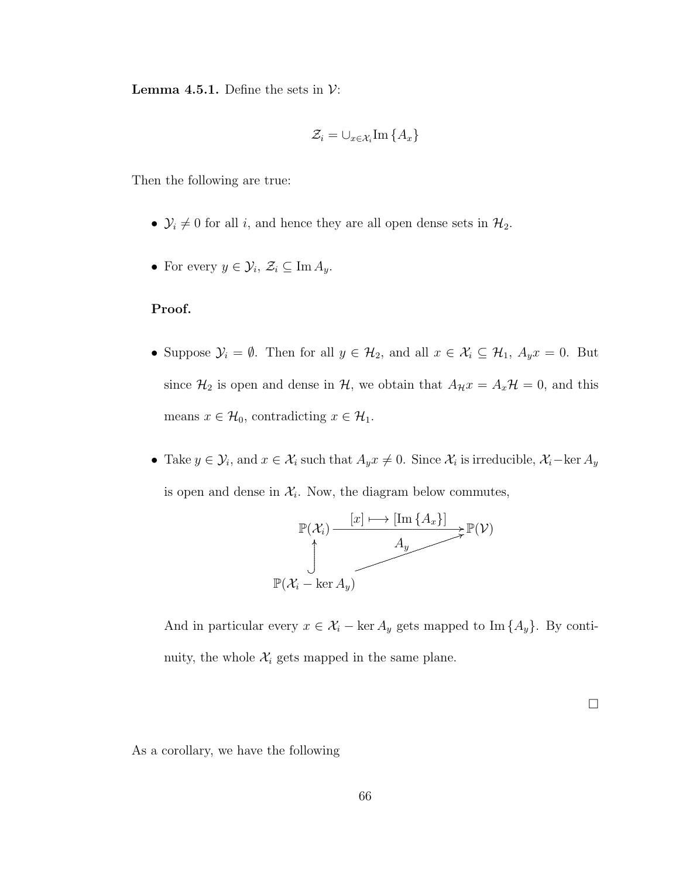**Lemma 4.5.1.** Define the sets in $\mathcal{V}$:

$$\mathcal{Z}_i = \cup_{x \in \mathcal{X}_i} \mathrm{Im}\{A_x\}$$

Then the following are true:

- $\mathcal{Y}_i \neq 0$ for all $i$, and hence they are all open dense sets in $\mathcal{H}_2$.
- For every $y \in \mathcal{Y}_i$, $\mathcal{Z}_i \subseteq \mathrm{Im}\, A_y$.

**Proof.**

- Suppose $\mathcal{Y}_i = \emptyset$. Then for all $y \in \mathcal{H}_2$, and all $x \in \mathcal{X}_i \subseteq \mathcal{H}_1$, $A_y x = 0$. But since $\mathcal{H}_2$ is open and dense in $\mathcal{H}$, we obtain that $A_{\mathcal{H}} x = A_x \mathcal{H} = 0$, and this means $x \in \mathcal{H}_0$, contradicting $x \in \mathcal{H}_1$.
- Take $y \in \mathcal{Y}_i$, and $x \in \mathcal{X}_i$ such that $A_y x \neq 0$. Since $\mathcal{X}_i$ is irreducible, $\mathcal{X}_i - \ker A_y$ is open and dense in $\mathcal{X}_i$. Now, the diagram below commutes,

$$\begin{array}{ccc} \mathbb{P}(\mathcal{X}_i) & \xrightarrow{[x] \longmapsto [\mathrm{Im}\{A_x\}]} & \mathbb{P}(\mathcal{V}) \\ \uparrow & \nearrow_{A_y} & \\ \mathbb{P}(\mathcal{X}_i - \ker A_y) & & \end{array}$$

  And in particular every $x \in \mathcal{X}_i - \ker A_y$ gets mapped to $\mathrm{Im}\{A_y\}$. By continuity, the whole $\mathcal{X}_i$ gets mapped in the same plane.

$\square$

As a corollary, we have the following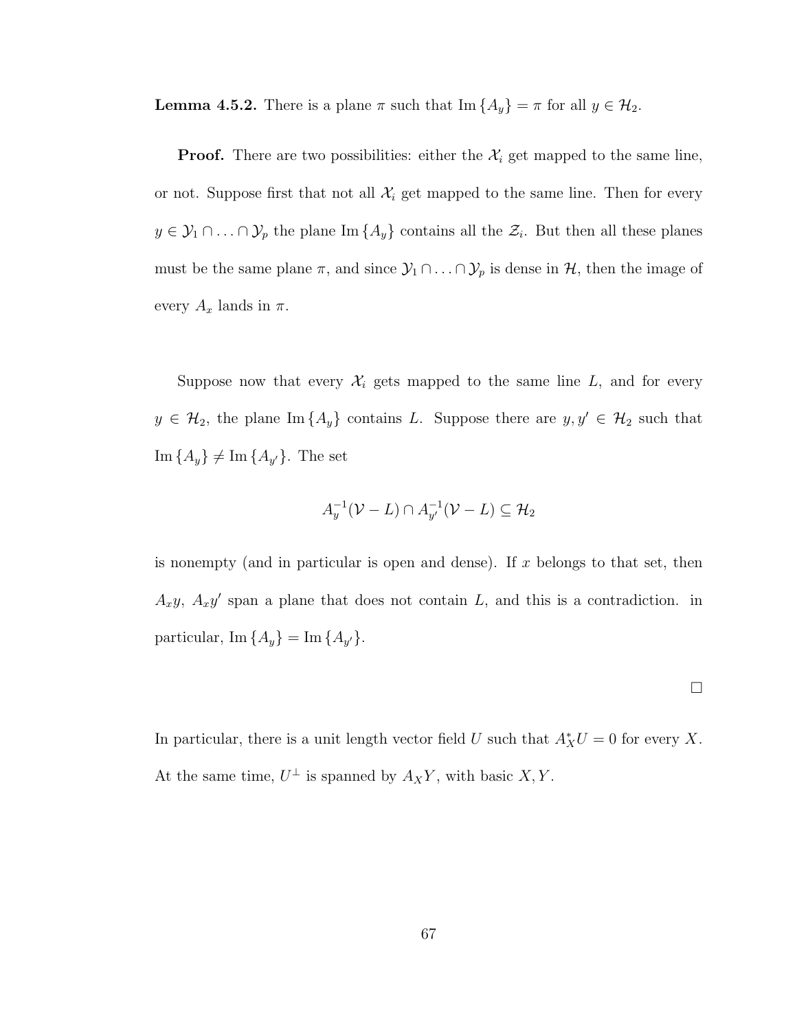**Lemma 4.5.2.** There is a plane $\pi$ such that $\operatorname{Im}\{A_y\} = \pi$ for all $y \in \mathcal{H}_2$.

**Proof.** There are two possibilities: either the $\mathcal{X}_i$ get mapped to the same line, or not. Suppose first that not all $\mathcal{X}_i$ get mapped to the same line. Then for every $y \in \mathcal{Y}_1 \cap \ldots \cap \mathcal{Y}_p$ the plane $\operatorname{Im}\{A_y\}$ contains all the $\mathcal{Z}_i$. But then all these planes must be the same plane $\pi$, and since $\mathcal{Y}_1 \cap \ldots \cap \mathcal{Y}_p$ is dense in $\mathcal{H}$, then the image of every $A_x$ lands in $\pi$.

Suppose now that every $\mathcal{X}_i$ gets mapped to the same line $L$, and for every $y \in \mathcal{H}_2$, the plane $\operatorname{Im}\{A_y\}$ contains $L$. Suppose there are $y, y' \in \mathcal{H}_2$ such that $\operatorname{Im}\{A_y\} \neq \operatorname{Im}\{A_{y'}\}$. The set

$$A_y^{-1}(\mathcal{V} - L) \cap A_{y'}^{-1}(\mathcal{V} - L) \subseteq \mathcal{H}_2$$

is nonempty (and in particular is open and dense). If $x$ belongs to that set, then $A_x y$, $A_x y'$ span a plane that does not contain $L$, and this is a contradiction. in particular, $\operatorname{Im}\{A_y\} = \operatorname{Im}\{A_{y'}\}$.

$\square$

In particular, there is a unit length vector field $U$ such that $A_X^* U = 0$ for every $X$. At the same time, $U^\perp$ is spanned by $A_X Y$, with basic $X, Y$.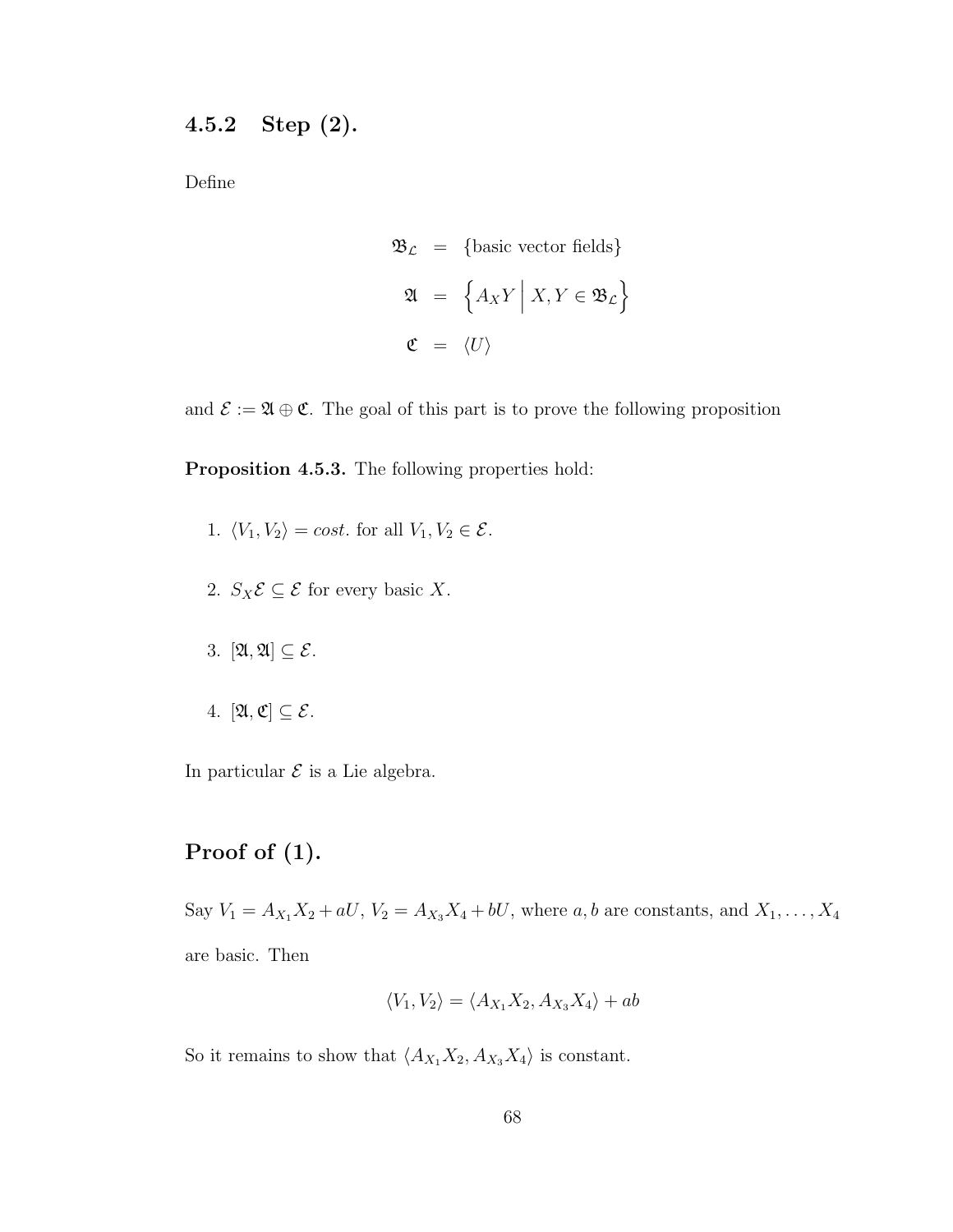### 4.5.2 Step (2).

Define

$$
\begin{aligned}
\mathfrak{B}_{\mathcal{L}} &= \{\text{basic vector fields}\} \\
\mathfrak{A} &= \left\{ A_X Y \;\middle|\; X, Y \in \mathfrak{B}_{\mathcal{L}} \right\} \\
\mathfrak{C} &= \langle U \rangle
\end{aligned}
$$

and $\mathcal{E} := \mathfrak{A} \oplus \mathfrak{C}$. The goal of this part is to prove the following proposition

**Proposition 4.5.3.** The following properties hold:

1. $\langle V_1, V_2 \rangle = cost.$ for all $V_1, V_2 \in \mathcal{E}$.

2. $S_X \mathcal{E} \subseteq \mathcal{E}$ for every basic $X$.

3. $[\mathfrak{A}, \mathfrak{A}] \subseteq \mathcal{E}$.

4. $[\mathfrak{A}, \mathfrak{C}] \subseteq \mathcal{E}$.

In particular $\mathcal{E}$ is a Lie algebra.

## Proof of (1).

Say $V_1 = A_{X_1} X_2 + aU$, $V_2 = A_{X_3} X_4 + bU$, where $a, b$ are constants, and $X_1, \ldots, X_4$ are basic. Then

$$
\langle V_1, V_2 \rangle = \langle A_{X_1} X_2, A_{X_3} X_4 \rangle + ab
$$

So it remains to show that $\langle A_{X_1} X_2, A_{X_3} X_4 \rangle$ is constant.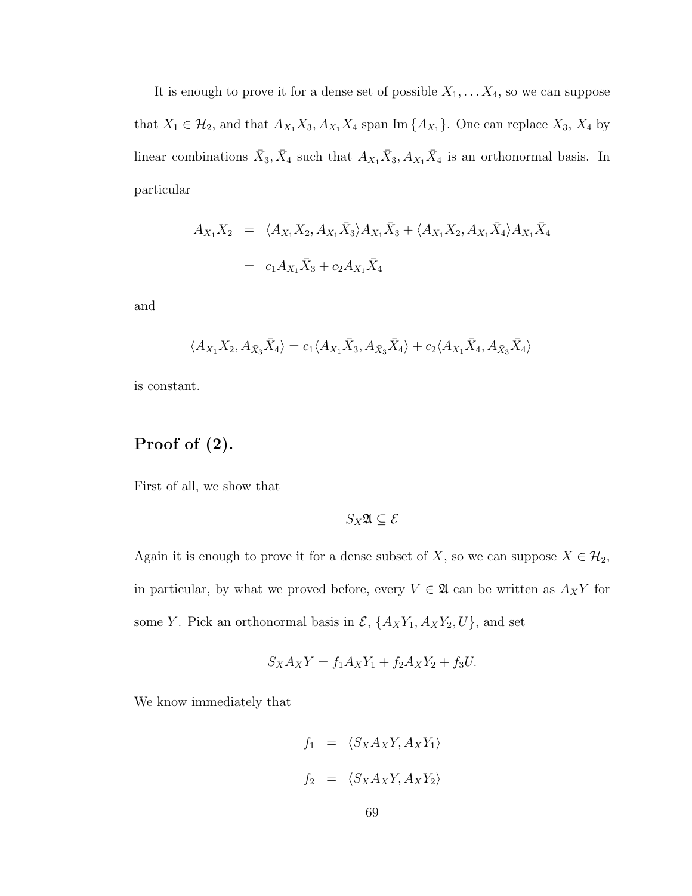It is enough to prove it for a dense set of possible $X_1, \ldots X_4$, so we can suppose that $X_1 \in \mathcal{H}_2$, and that $A_{X_1}X_3, A_{X_1}X_4$ span $\operatorname{Im}\{A_{X_1}\}$. One can replace $X_3$, $X_4$ by linear combinations $\bar{X}_3, \bar{X}_4$ such that $A_{X_1}\bar{X}_3, A_{X_1}\bar{X}_4$ is an orthonormal basis. In particular

$$
\begin{aligned}
A_{X_1}X_2 &= \langle A_{X_1}X_2, A_{X_1}\bar{X}_3\rangle A_{X_1}\bar{X}_3 + \langle A_{X_1}X_2, A_{X_1}\bar{X}_4\rangle A_{X_1}\bar{X}_4 \\
&= c_1 A_{X_1}\bar{X}_3 + c_2 A_{X_1}\bar{X}_4
\end{aligned}
$$

and

$$
\langle A_{X_1}X_2, A_{\bar{X}_3}\bar{X}_4\rangle = c_1\langle A_{X_1}\bar{X}_3, A_{\bar{X}_3}\bar{X}_4\rangle + c_2\langle A_{X_1}\bar{X}_4, A_{\bar{X}_3}\bar{X}_4\rangle
$$

is constant.

## Proof of (2).

First of all, we show that

$$
S_X\mathfrak{A} \subseteq \mathcal{E}
$$

Again it is enough to prove it for a dense subset of $X$, so we can suppose $X \in \mathcal{H}_2$, in particular, by what we proved before, every $V \in \mathfrak{A}$ can be written as $A_XY$ for some $Y$. Pick an orthonormal basis in $\mathcal{E}$, $\{A_XY_1, A_XY_2, U\}$, and set

$$
S_XA_XY = f_1A_XY_1 + f_2A_XY_2 + f_3U.
$$

We know immediately that

$$
\begin{aligned}
f_1 &= \langle S_XA_XY, A_XY_1\rangle \\
f_2 &= \langle S_XA_XY, A_XY_2\rangle
\end{aligned}
$$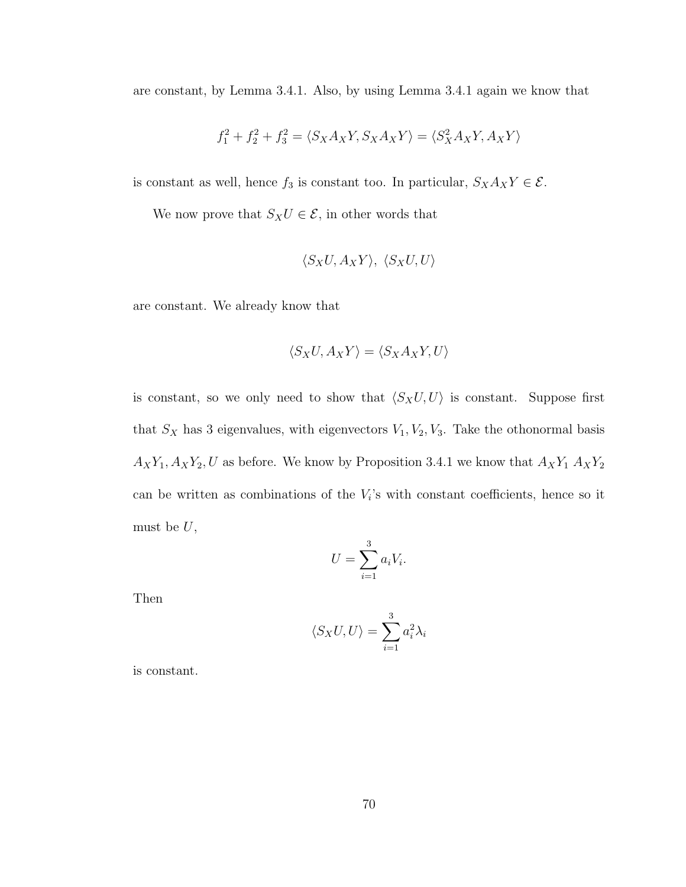are constant, by Lemma 3.4.1. Also, by using Lemma 3.4.1 again we know that

$$f_1^2 + f_2^2 + f_3^2 = \langle S_X A_X Y, S_X A_X Y \rangle = \langle S_X^2 A_X Y, A_X Y \rangle$$

is constant as well, hence $f_3$ is constant too. In particular, $S_X A_X Y \in \mathcal{E}$.

We now prove that $S_X U \in \mathcal{E}$, in other words that

$$\langle S_X U, A_X Y \rangle, \ \langle S_X U, U \rangle$$

are constant. We already know that

$$\langle S_X U, A_X Y \rangle = \langle S_X A_X Y, U \rangle$$

is constant, so we only need to show that $\langle S_X U, U \rangle$ is constant. Suppose first that $S_X$ has 3 eigenvalues, with eigenvectors $V_1, V_2, V_3$. Take the othonormal basis $A_X Y_1, A_X Y_2, U$ as before. We know by Proposition 3.4.1 we know that $A_X Y_1$ $A_X Y_2$ can be written as combinations of the $V_i$'s with constant coefficients, hence so it must be $U$,

$$U = \sum_{i=1}^{3} a_i V_i.$$

Then

$$\langle S_X U, U \rangle = \sum_{i=1}^{3} a_i^2 \lambda_i$$

is constant.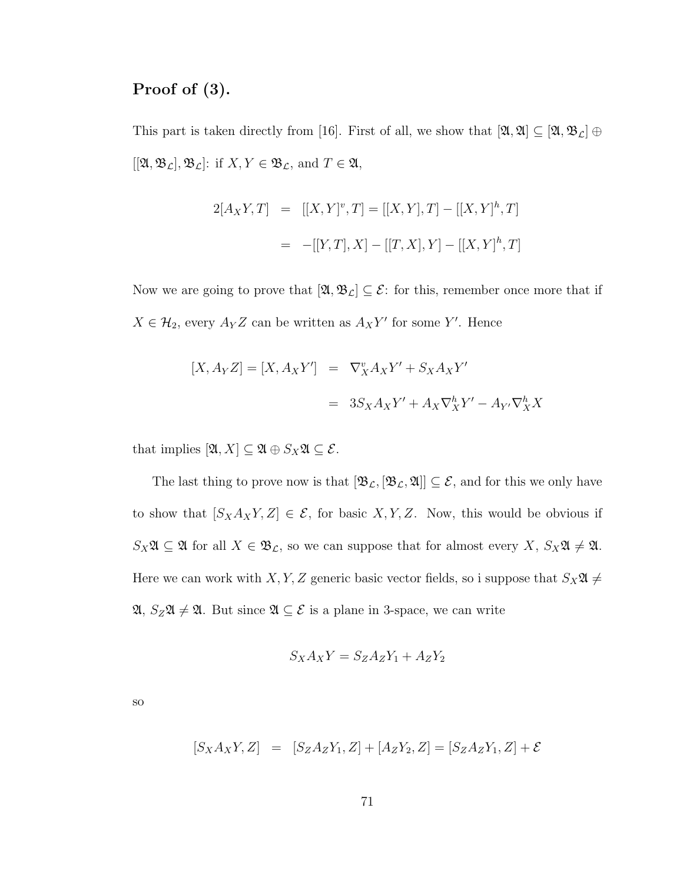## Proof of (3).

This part is taken directly from [16]. First of all, we show that $[\mathfrak{A}, \mathfrak{A}] \subseteq [\mathfrak{A}, \mathfrak{B}_{\mathcal{L}}] \oplus [[\mathfrak{A}, \mathfrak{B}_{\mathcal{L}}], \mathfrak{B}_{\mathcal{L}}]$: if $X, Y \in \mathfrak{B}_{\mathcal{L}}$, and $T \in \mathfrak{A}$,

$$
\begin{aligned}
2[A_X Y, T] &= [[X,Y]^v, T] = [[X,Y],T] - [[X,Y]^h, T] \\
&= -[[Y,T],X] - [[T,X],Y] - [[X,Y]^h, T]
\end{aligned}
$$

Now we are going to prove that $[\mathfrak{A}, \mathfrak{B}_{\mathcal{L}}] \subseteq \mathcal{E}$: for this, remember once more that if $X \in \mathcal{H}_2$, every $A_Y Z$ can be written as $A_X Y'$ for some $Y'$. Hence

$$
\begin{aligned}
[X, A_Y Z] = [X, A_X Y'] &= \nabla^v_X A_X Y' + S_X A_X Y' \\
&= 3 S_X A_X Y' + A_X \nabla^h_X Y' - A_{Y'} \nabla^h_X X
\end{aligned}
$$

that implies $[\mathfrak{A}, X] \subseteq \mathfrak{A} \oplus S_X \mathfrak{A} \subseteq \mathcal{E}$.

The last thing to prove now is that $[\mathfrak{B}_{\mathcal{L}}, [\mathfrak{B}_{\mathcal{L}}, \mathfrak{A}]] \subseteq \mathcal{E}$, and for this we only have to show that $[S_X A_X Y, Z] \in \mathcal{E}$, for basic $X, Y, Z$. Now, this would be obvious if $S_X \mathfrak{A} \subseteq \mathfrak{A}$ for all $X \in \mathfrak{B}_{\mathcal{L}}$, so we can suppose that for almost every $X$, $S_X \mathfrak{A} \neq \mathfrak{A}$. Here we can work with $X, Y, Z$ generic basic vector fields, so i suppose that $S_X \mathfrak{A} \neq \mathfrak{A}$, $S_Z \mathfrak{A} \neq \mathfrak{A}$. But since $\mathfrak{A} \subseteq \mathcal{E}$ is a plane in 3-space, we can write

$$
S_X A_X Y = S_Z A_Z Y_1 + A_Z Y_2
$$

so

$$
[S_X A_X Y, Z] = [S_Z A_Z Y_1, Z] + [A_Z Y_2, Z] = [S_Z A_Z Y_1, Z] + \mathcal{E}
$$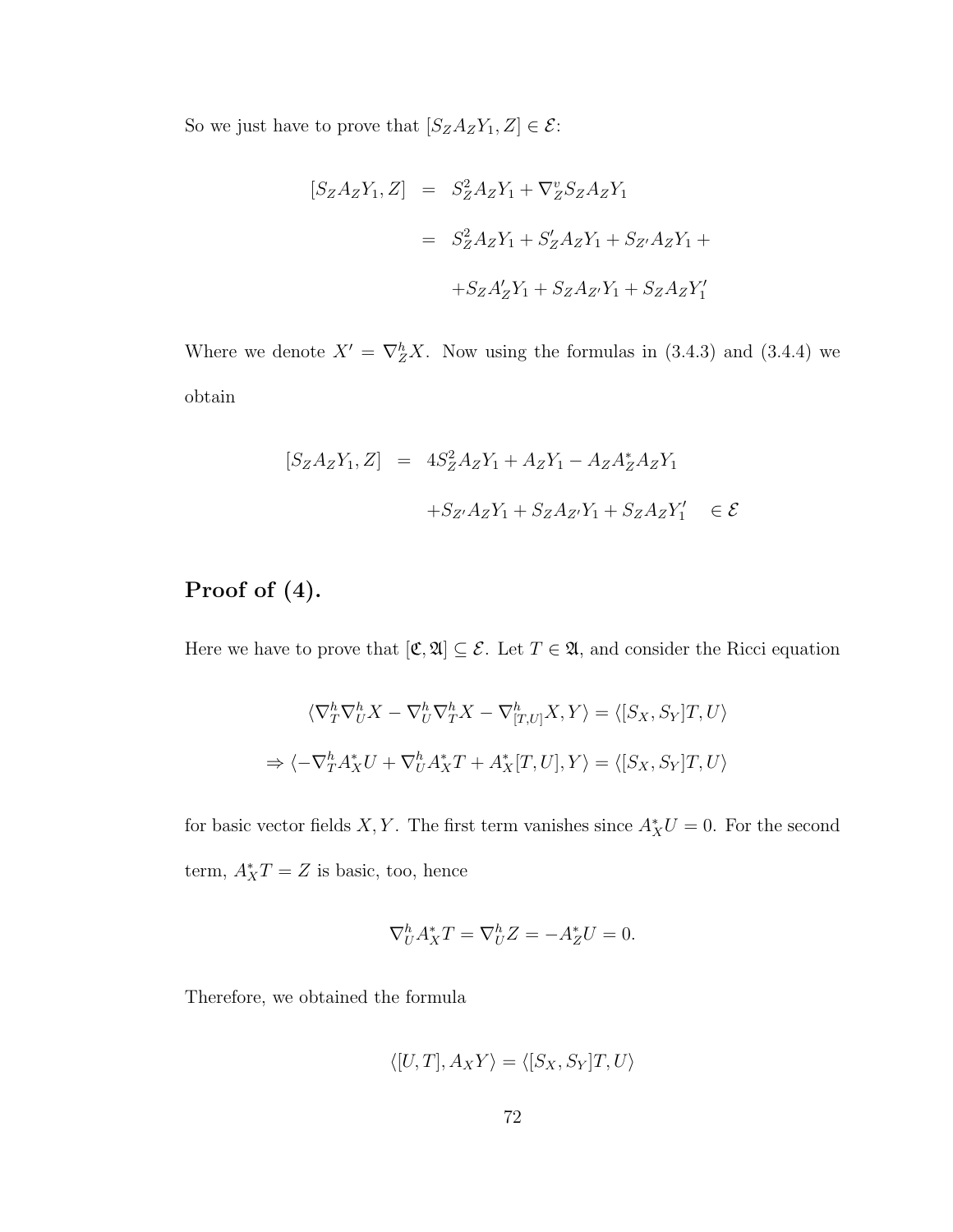So we just have to prove that $[S_Z A_Z Y_1, Z] \in \mathcal{E}$:

$$
\begin{aligned}
[S_Z A_Z Y_1, Z] &= S_Z^2 A_Z Y_1 + \nabla_Z^v S_Z A_Z Y_1 \\
&= S_Z^2 A_Z Y_1 + S_Z' A_Z Y_1 + S_{Z'} A_Z Y_1 + \\
&\quad + S_Z A_Z' Y_1 + S_Z A_{Z'} Y_1 + S_Z A_Z Y_1'
\end{aligned}
$$

Where we denote $X' = \nabla_Z^h X$. Now using the formulas in (3.4.3) and (3.4.4) we obtain

$$
\begin{aligned}
[S_Z A_Z Y_1, Z] &= 4S_Z^2 A_Z Y_1 + A_Z Y_1 - A_Z A_Z^* A_Z Y_1 \\
&\quad + S_{Z'} A_Z Y_1 + S_Z A_{Z'} Y_1 + S_Z A_Z Y_1' \quad \in \mathcal{E}
\end{aligned}
$$

## Proof of (4).

Here we have to prove that $[\mathfrak{C}, \mathfrak{A}] \subseteq \mathcal{E}$. Let $T \in \mathfrak{A}$, and consider the Ricci equation

$$
\langle \nabla_T^h \nabla_U^h X - \nabla_U^h \nabla_T^h X - \nabla_{[T,U]}^h X, Y \rangle = \langle [S_X, S_Y] T, U \rangle
$$

$$
\Rightarrow \langle -\nabla_T^h A_X^* U + \nabla_U^h A_X^* T + A_X^* [T, U], Y \rangle = \langle [S_X, S_Y] T, U \rangle
$$

for basic vector fields $X, Y$. The first term vanishes since $A_X^* U = 0$. For the second term, $A_X^* T = Z$ is basic, too, hence

$$
\nabla_U^h A_X^* T = \nabla_U^h Z = -A_Z^* U = 0.
$$

Therefore, we obtained the formula

$$
\langle [U, T], A_X Y \rangle = \langle [S_X, S_Y] T, U \rangle
$$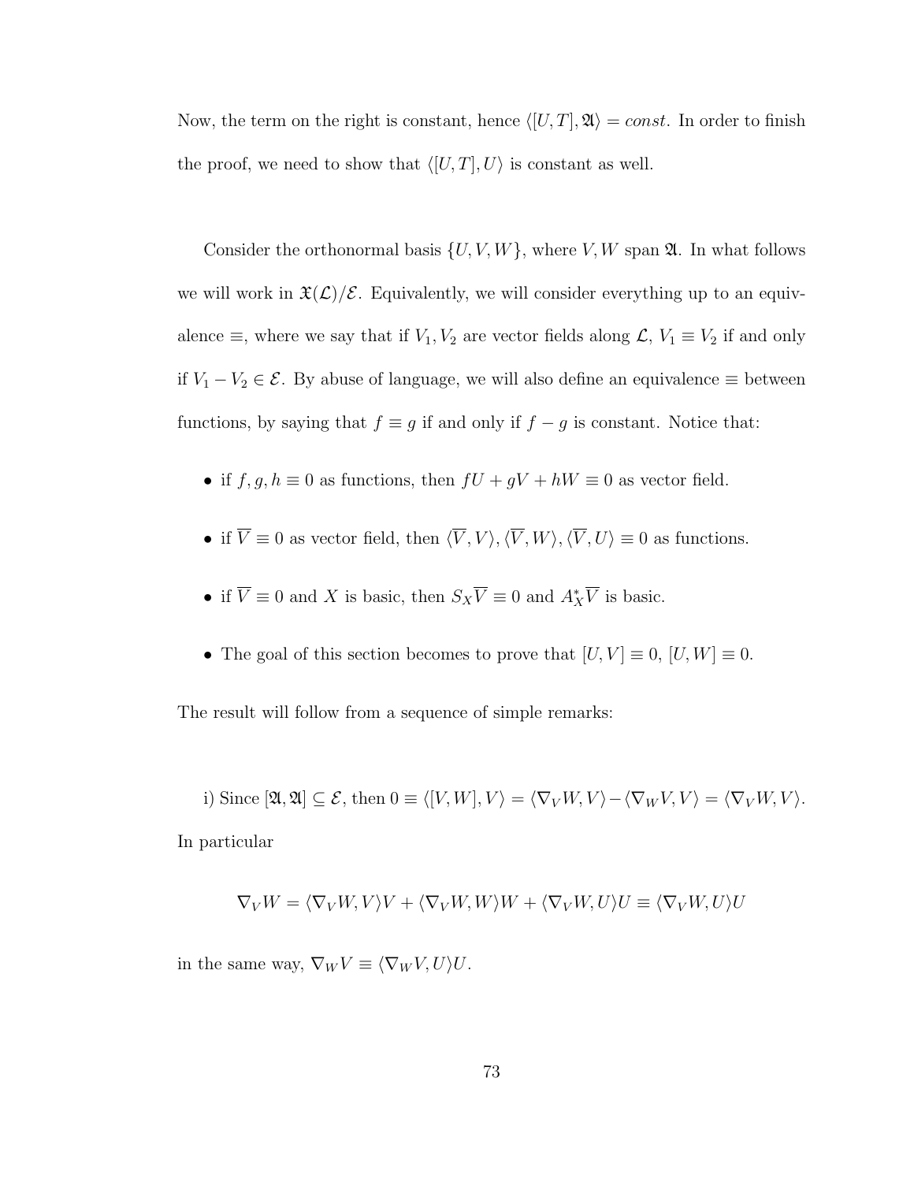Now, the term on the right is constant, hence $\langle [U,T], \mathfrak{A}\rangle = const$. In order to finish the proof, we need to show that $\langle [U,T], U\rangle$ is constant as well.

Consider the orthonormal basis $\{U, V, W\}$, where $V, W$ span $\mathfrak{A}$. In what follows we will work in $\mathfrak{X}(\mathcal{L})/\mathcal{E}$. Equivalently, we will consider everything up to an equivalence $\equiv$, where we say that if $V_1, V_2$ are vector fields along $\mathcal{L}$, $V_1 \equiv V_2$ if and only if $V_1 - V_2 \in \mathcal{E}$. By abuse of language, we will also define an equivalence $\equiv$ between functions, by saying that $f \equiv g$ if and only if $f - g$ is constant. Notice that:

- if $f, g, h \equiv 0$ as functions, then $fU + gV + hW \equiv 0$ as vector field.
- if $\overline{V} \equiv 0$ as vector field, then $\langle \overline{V}, V\rangle, \langle \overline{V}, W\rangle, \langle \overline{V}, U\rangle \equiv 0$ as functions.
- if $\overline{V} \equiv 0$ and $X$ is basic, then $S_X\overline{V} \equiv 0$ and $A^*_X\overline{V}$ is basic.
- The goal of this section becomes to prove that $[U,V] \equiv 0$, $[U,W] \equiv 0$.

The result will follow from a sequence of simple remarks:

i) Since $[\mathfrak{A}, \mathfrak{A}] \subseteq \mathcal{E}$, then $0 \equiv \langle [V,W], V\rangle = \langle \nabla_V W, V\rangle - \langle \nabla_W V, V\rangle = \langle \nabla_V W, V\rangle$.
In particular

$$\nabla_V W = \langle \nabla_V W, V\rangle V + \langle \nabla_V W, W\rangle W + \langle \nabla_V W, U\rangle U \equiv \langle \nabla_V W, U\rangle U$$

in the same way, $\nabla_W V \equiv \langle \nabla_W V, U\rangle U$.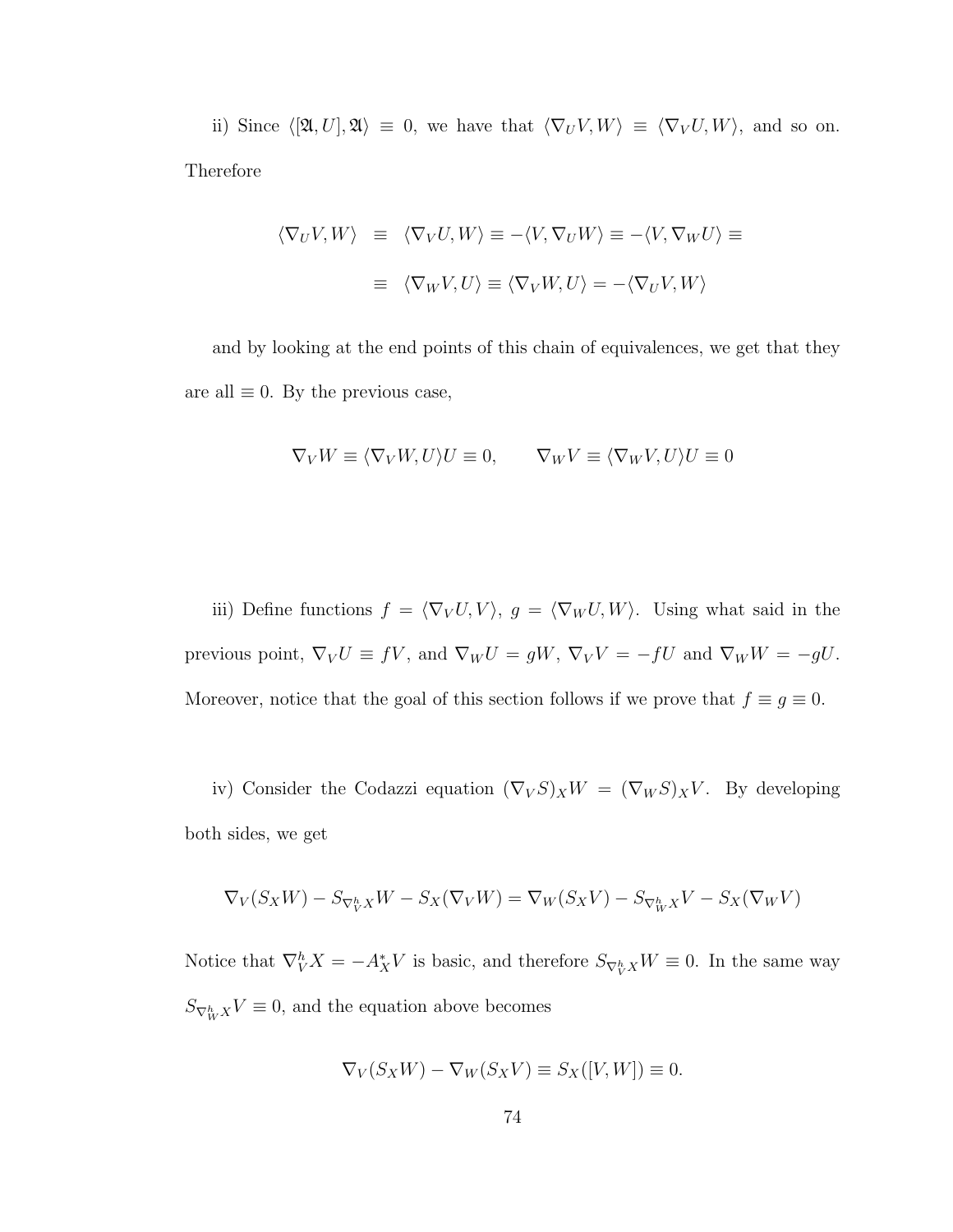ii) Since $\langle [\mathfrak{A}, U], \mathfrak{A}\rangle \equiv 0$, we have that $\langle \nabla_U V, W\rangle \equiv \langle \nabla_V U, W\rangle$, and so on. Therefore

$$
\begin{aligned}
\langle \nabla_U V, W\rangle &\equiv \langle \nabla_V U, W\rangle \equiv -\langle V, \nabla_U W\rangle \equiv -\langle V, \nabla_W U\rangle \equiv \\
&\equiv \langle \nabla_W V, U\rangle \equiv \langle \nabla_V W, U\rangle = -\langle \nabla_U V, W\rangle
\end{aligned}
$$

and by looking at the end points of this chain of equivalences, we get that they are all $\equiv 0$. By the previous case,

$$
\nabla_V W \equiv \langle \nabla_V W, U\rangle U \equiv 0, \qquad \nabla_W V \equiv \langle \nabla_W V, U\rangle U \equiv 0
$$

iii) Define functions $f = \langle \nabla_V U, V\rangle$, $g = \langle \nabla_W U, W\rangle$. Using what said in the previous point, $\nabla_V U \equiv fV$, and $\nabla_W U = gW$, $\nabla_V V = -fU$ and $\nabla_W W = -gU$. Moreover, notice that the goal of this section follows if we prove that $f \equiv g \equiv 0$.

iv) Consider the Codazzi equation $(\nabla_V S)_X W = (\nabla_W S)_X V$. By developing both sides, we get

$$
\nabla_V(S_X W) - S_{\nabla^h_V X} W - S_X(\nabla_V W) = \nabla_W(S_X V) - S_{\nabla^h_W X} V - S_X(\nabla_W V)
$$

Notice that $\nabla^h_V X = -A^*_X V$ is basic, and therefore $S_{\nabla^h_V X} W \equiv 0$. In the same way $S_{\nabla^h_W X} V \equiv 0$, and the equation above becomes

$$
\nabla_V(S_X W) - \nabla_W(S_X V) \equiv S_X([V, W]) \equiv 0.
$$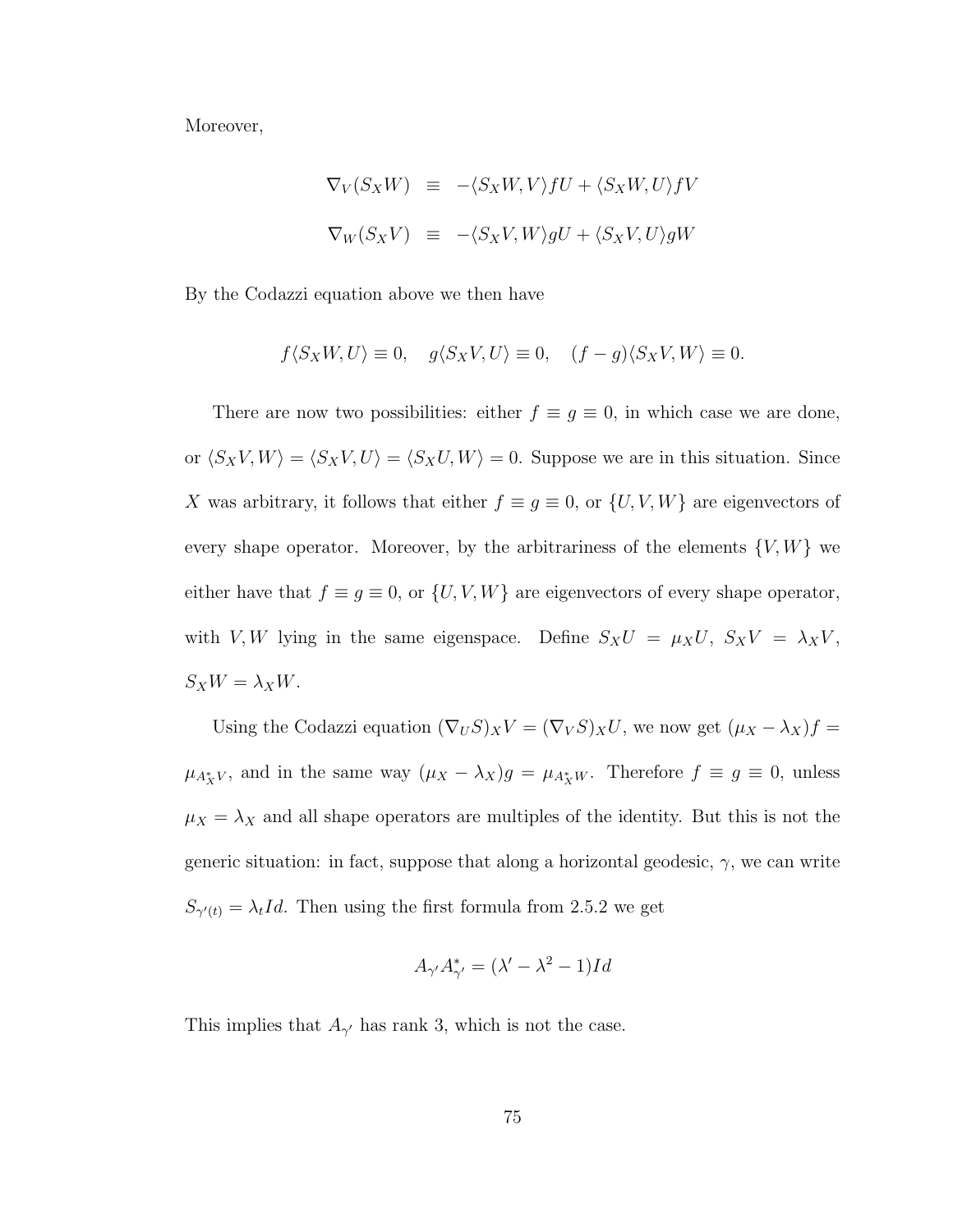Moreover,

$$\nabla_V(S_X W) \equiv -\langle S_X W, V\rangle fU + \langle S_X W, U\rangle fV$$

$$\nabla_W(S_X V) \equiv -\langle S_X V, W\rangle gU + \langle S_X V, U\rangle gW$$

By the Codazzi equation above we then have

$$f\langle S_X W, U\rangle \equiv 0, \quad g\langle S_X V, U\rangle \equiv 0, \quad (f-g)\langle S_X V, W\rangle \equiv 0.$$

There are now two possibilities: either $f \equiv g \equiv 0$, in which case we are done, or $\langle S_X V, W\rangle = \langle S_X V, U\rangle = \langle S_X U, W\rangle = 0$. Suppose we are in this situation. Since $X$ was arbitrary, it follows that either $f \equiv g \equiv 0$, or $\{U, V, W\}$ are eigenvectors of every shape operator. Moreover, by the arbitrariness of the elements $\{V, W\}$ we either have that $f \equiv g \equiv 0$, or $\{U, V, W\}$ are eigenvectors of every shape operator, with $V, W$ lying in the same eigenspace. Define $S_X U = \mu_X U$, $S_X V = \lambda_X V$, $S_X W = \lambda_X W$.

Using the Codazzi equation $(\nabla_U S)_X V = (\nabla_V S)_X U$, we now get $(\mu_X - \lambda_X)f = \mu_{A^*_X V}$, and in the same way $(\mu_X - \lambda_X)g = \mu_{A^*_X W}$. Therefore $f \equiv g \equiv 0$, unless $\mu_X = \lambda_X$ and all shape operators are multiples of the identity. But this is not the generic situation: in fact, suppose that along a horizontal geodesic, $\gamma$, we can write $S_{\gamma'(t)} = \lambda_t Id$. Then using the first formula from 2.5.2 we get

$$A_{\gamma'} A^*_{\gamma'} = (\lambda' - \lambda^2 - 1)Id$$

This implies that $A_{\gamma'}$ has rank 3, which is not the case.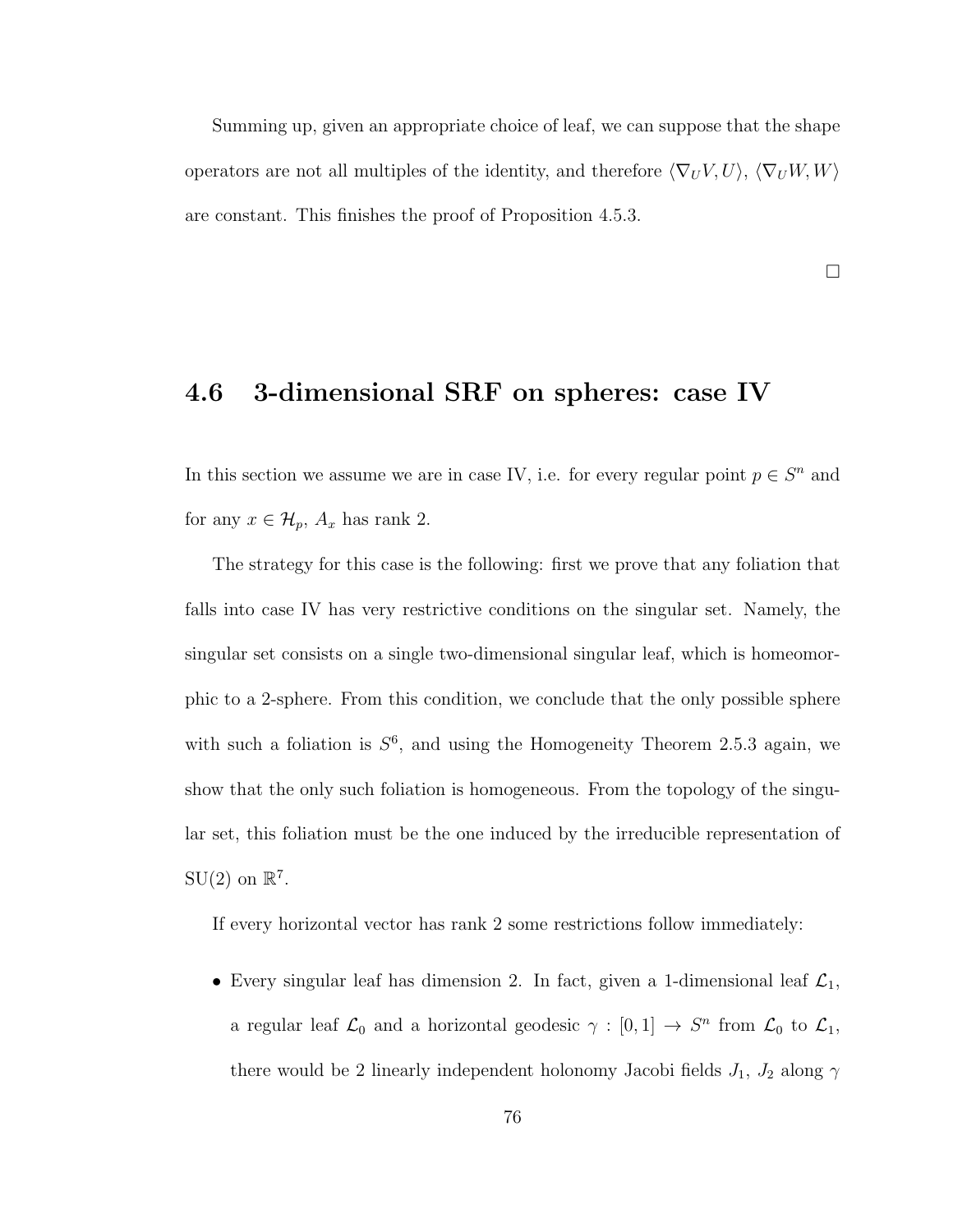Summing up, given an appropriate choice of leaf, we can suppose that the shape operators are not all multiples of the identity, and therefore $\langle \nabla_U V, U \rangle$, $\langle \nabla_U W, W \rangle$ are constant. This finishes the proof of Proposition 4.5.3.

$\square$

## 4.6 3-dimensional SRF on spheres: case IV

In this section we assume we are in case IV, i.e. for every regular point $p \in S^n$ and for any $x \in \mathcal{H}_p$, $A_x$ has rank 2.

The strategy for this case is the following: first we prove that any foliation that falls into case IV has very restrictive conditions on the singular set. Namely, the singular set consists on a single two-dimensional singular leaf, which is homeomorphic to a 2-sphere. From this condition, we conclude that the only possible sphere with such a foliation is $S^6$, and using the Homogeneity Theorem 2.5.3 again, we show that the only such foliation is homogeneous. From the topology of the singular set, this foliation must be the one induced by the irreducible representation of $\mathrm{SU}(2)$ on $\mathbb{R}^7$.

If every horizontal vector has rank 2 some restrictions follow immediately:

- Every singular leaf has dimension 2. In fact, given a 1-dimensional leaf $\mathcal{L}_1$, a regular leaf $\mathcal{L}_0$ and a horizontal geodesic $\gamma : [0, 1] \to S^n$ from $\mathcal{L}_0$ to $\mathcal{L}_1$, there would be 2 linearly independent holonomy Jacobi fields $J_1$, $J_2$ along $\gamma$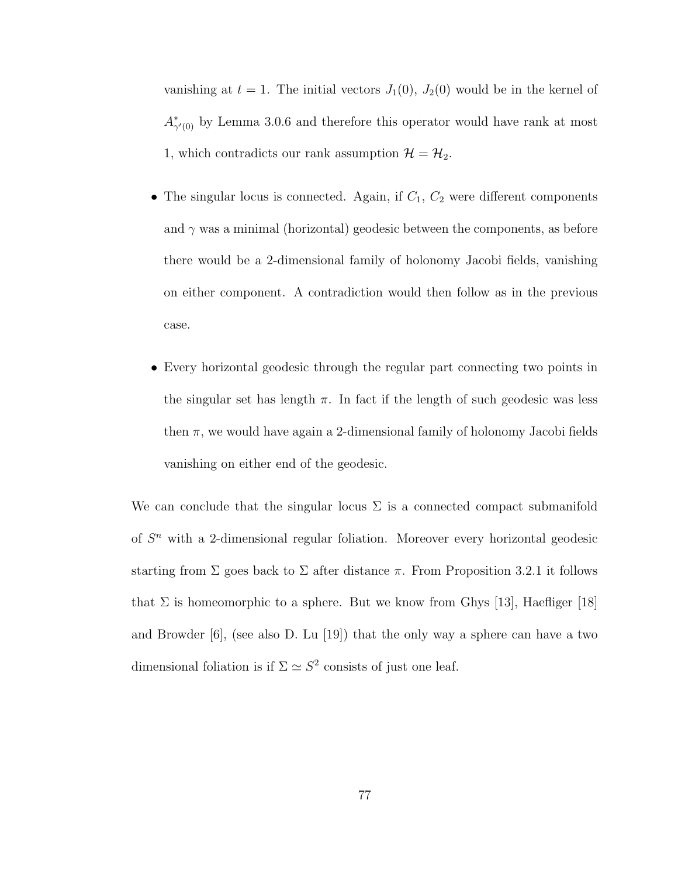vanishing at $t = 1$. The initial vectors $J_1(0)$, $J_2(0)$ would be in the kernel of $A^*_{\gamma'(0)}$ by Lemma 3.0.6 and therefore this operator would have rank at most 1, which contradicts our rank assumption $\mathcal{H} = \mathcal{H}_2$.

- The singular locus is connected. Again, if $C_1$, $C_2$ were different components and $\gamma$ was a minimal (horizontal) geodesic between the components, as before there would be a 2-dimensional family of holonomy Jacobi fields, vanishing on either component. A contradiction would then follow as in the previous case.

- Every horizontal geodesic through the regular part connecting two points in the singular set has length $\pi$. In fact if the length of such geodesic was less then $\pi$, we would have again a 2-dimensional family of holonomy Jacobi fields vanishing on either end of the geodesic.

We can conclude that the singular locus $\Sigma$ is a connected compact submanifold of $S^n$ with a 2-dimensional regular foliation. Moreover every horizontal geodesic starting from $\Sigma$ goes back to $\Sigma$ after distance $\pi$. From Proposition 3.2.1 it follows that $\Sigma$ is homeomorphic to a sphere. But we know from Ghys [13], Haefliger [18] and Browder [6], (see also D. Lu [19]) that the only way a sphere can have a two dimensional foliation is if $\Sigma \simeq S^2$ consists of just one leaf.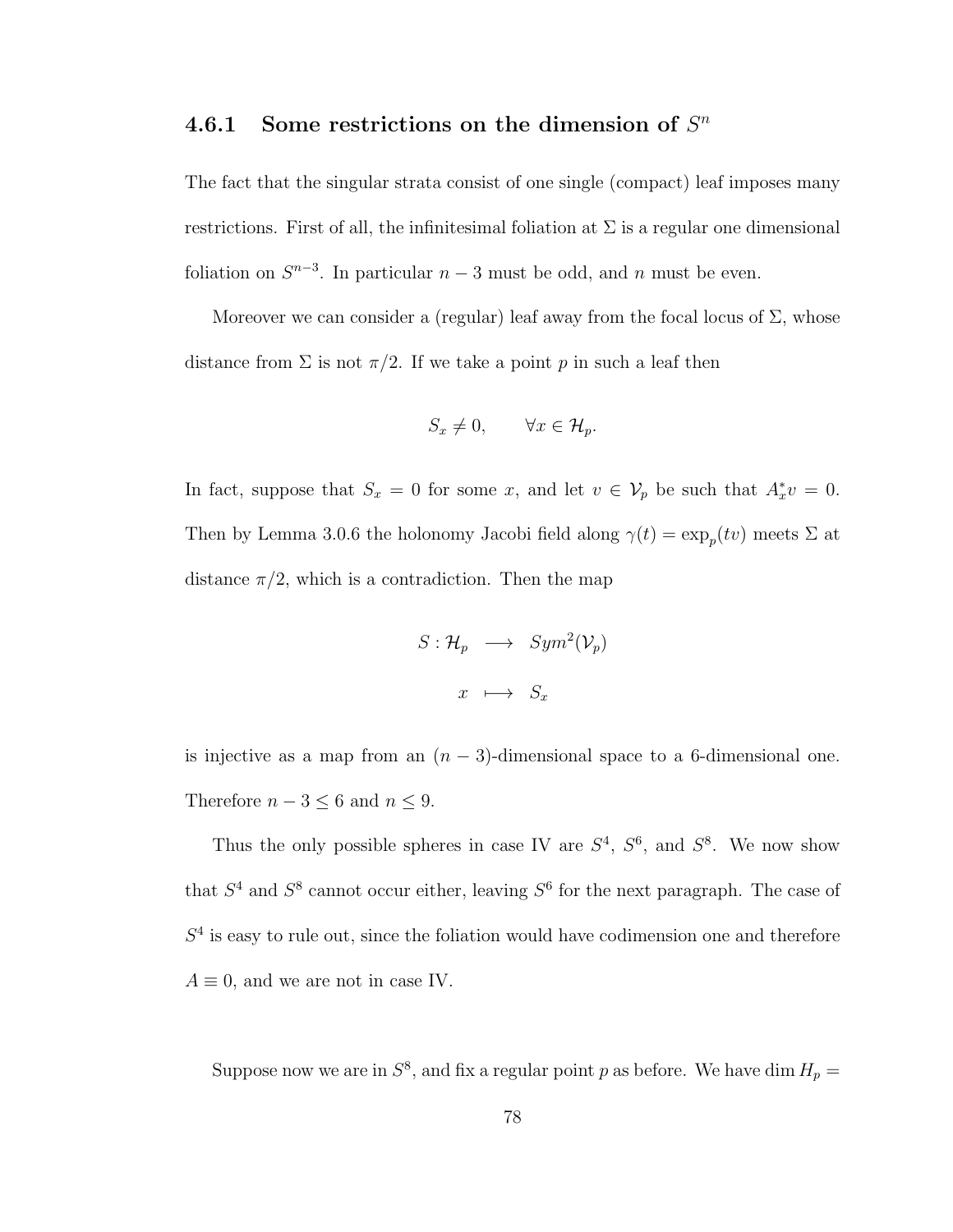### 4.6.1 Some restrictions on the dimension of $S^n$

The fact that the singular strata consist of one single (compact) leaf imposes many restrictions. First of all, the infinitesimal foliation at $\Sigma$ is a regular one dimensional foliation on $S^{n-3}$. In particular $n-3$ must be odd, and $n$ must be even.

Moreover we can consider a (regular) leaf away from the focal locus of $\Sigma$, whose distance from $\Sigma$ is not $\pi/2$. If we take a point $p$ in such a leaf then

$$S_x \neq 0, \qquad \forall x \in \mathcal{H}_p.$$

In fact, suppose that $S_x = 0$ for some $x$, and let $v \in \mathcal{V}_p$ be such that $A_x^* v = 0$. Then by Lemma 3.0.6 the holonomy Jacobi field along $\gamma(t) = \exp_p(tv)$ meets $\Sigma$ at distance $\pi/2$, which is a contradiction. Then the map

$$\begin{aligned} S : \mathcal{H}_p &\longrightarrow Sym^2(\mathcal{V}_p) \\ x &\longmapsto S_x \end{aligned}$$

is injective as a map from an $(n-3)$-dimensional space to a 6-dimensional one. Therefore $n-3 \leq 6$ and $n \leq 9$.

Thus the only possible spheres in case IV are $S^4$, $S^6$, and $S^8$. We now show that $S^4$ and $S^8$ cannot occur either, leaving $S^6$ for the next paragraph. The case of $S^4$ is easy to rule out, since the foliation would have codimension one and therefore $A \equiv 0$, and we are not in case IV.

Suppose now we are in $S^8$, and fix a regular point $p$ as before. We have $\dim H_p =$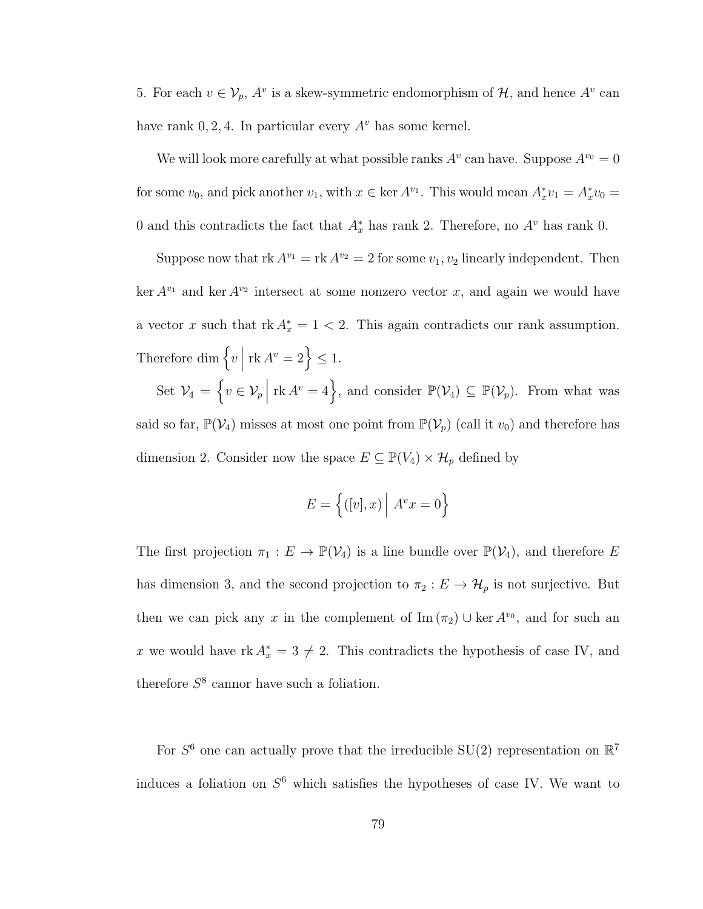5. For each $v \in \mathcal{V}_p$, $A^v$ is a skew-symmetric endomorphism of $\mathcal{H}$, and hence $A^v$ can have rank $0, 2, 4$. In particular every $A^v$ has some kernel.

We will look more carefully at what possible ranks $A^v$ can have. Suppose $A^{v_0} = 0$ for some $v_0$, and pick another $v_1$, with $x \in \ker A^{v_1}$. This would mean $A^*_x v_1 = A^*_x v_0 = 0$ and this contradicts the fact that $A^*_x$ has rank 2. Therefore, no $A^v$ has rank 0.

Suppose now that $\operatorname{rk} A^{v_1} = \operatorname{rk} A^{v_2} = 2$ for some $v_1, v_2$ linearly independent. Then $\ker A^{v_1}$ and $\ker A^{v_2}$ intersect at some nonzero vector $x$, and again we would have a vector $x$ such that $\operatorname{rk} A^*_x = 1 < 2$. This again contradicts our rank assumption. Therefore $\dim \left\{ v \,\middle|\, \operatorname{rk} A^v = 2 \right\} \leq 1$.

Set $\mathcal{V}_4 = \left\{ v \in \mathcal{V}_p \,\middle|\, \operatorname{rk} A^v = 4 \right\}$, and consider $\mathbb{P}(\mathcal{V}_4) \subseteq \mathbb{P}(\mathcal{V}_p)$. From what was said so far, $\mathbb{P}(\mathcal{V}_4)$ misses at most one point from $\mathbb{P}(\mathcal{V}_p)$ (call it $v_0$) and therefore has dimension 2. Consider now the space $E \subseteq \mathbb{P}(V_4) \times \mathcal{H}_p$ defined by

$$E = \left\{ ([v], x) \,\middle|\, A^v x = 0 \right\}$$

The first projection $\pi_1 : E \to \mathbb{P}(\mathcal{V}_4)$ is a line bundle over $\mathbb{P}(\mathcal{V}_4)$, and therefore $E$ has dimension 3, and the second projection to $\pi_2 : E \to \mathcal{H}_p$ is not surjective. But then we can pick any $x$ in the complement of $\operatorname{Im}(\pi_2) \cup \ker A^{v_0}$, and for such an $x$ we would have $\operatorname{rk} A^*_x = 3 \neq 2$. This contradicts the hypothesis of case IV, and therefore $S^8$ cannor have such a foliation.

For $S^6$ one can actually prove that the irreducible $\mathrm{SU}(2)$ representation on $\mathbb{R}^7$ induces a foliation on $S^6$ which satisfies the hypotheses of case IV. We want to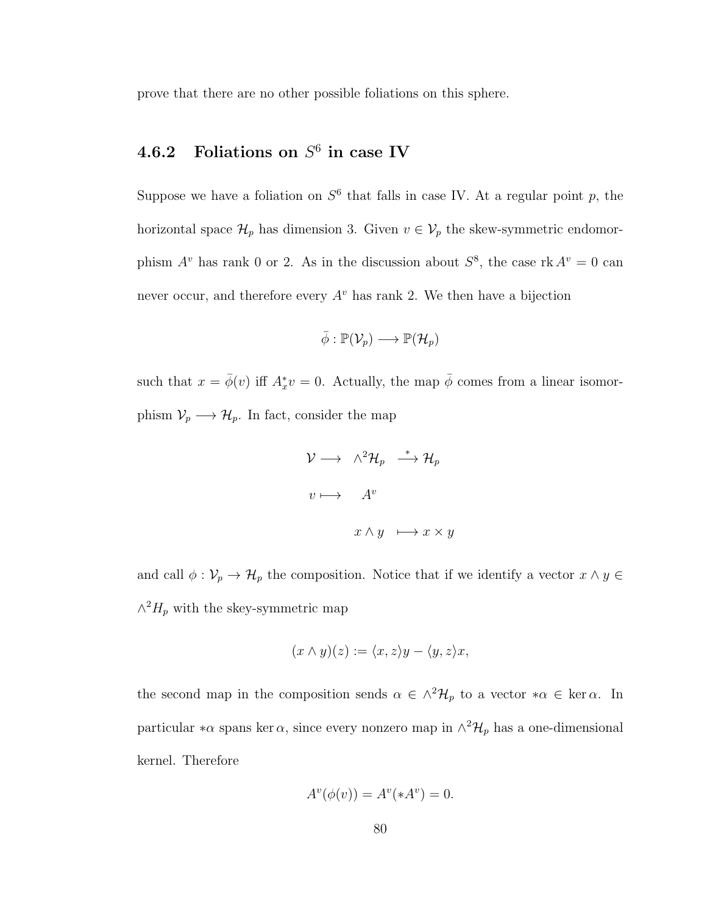prove that there are no other possible foliations on this sphere.

### 4.6.2 Foliations on $S^6$ in case IV

Suppose we have a foliation on $S^6$ that falls in case IV. At a regular point $p$, the horizontal space $\mathcal{H}_p$ has dimension 3. Given $v \in \mathcal{V}_p$ the skew-symmetric endomorphism $A^v$ has rank 0 or 2. As in the discussion about $S^8$, the case $\operatorname{rk} A^v = 0$ can never occur, and therefore every $A^v$ has rank 2. We then have a bijection

$$\bar{\phi} : \mathbb{P}(\mathcal{V}_p) \longrightarrow \mathbb{P}(\mathcal{H}_p)$$

such that $x = \bar{\phi}(v)$ iff $A^*_x v = 0$. Actually, the map $\bar{\phi}$ comes from a linear isomorphism $\mathcal{V}_p \longrightarrow \mathcal{H}_p$. In fact, consider the map

$$\begin{aligned} \mathcal{V} \longrightarrow \ \ & \wedge^2 \mathcal{H}_p \ \stackrel{*}{\longrightarrow} \mathcal{H}_p \\ v \longmapsto \ \ & A^v \\ & x \wedge y \ \longmapsto x \times y \end{aligned}$$

and call $\phi : \mathcal{V}_p \to \mathcal{H}_p$ the composition. Notice that if we identify a vector $x \wedge y \in \wedge^2 H_p$ with the skey-symmetric map

$$(x \wedge y)(z) := \langle x, z \rangle y - \langle y, z \rangle x,$$

the second map in the composition sends $\alpha \in \wedge^2 \mathcal{H}_p$ to a vector $*\alpha \in \ker \alpha$. In particular $*\alpha$ spans $\ker \alpha$, since every nonzero map in $\wedge^2 \mathcal{H}_p$ has a one-dimensional kernel. Therefore

$$A^v(\phi(v)) = A^v(*A^v) = 0.$$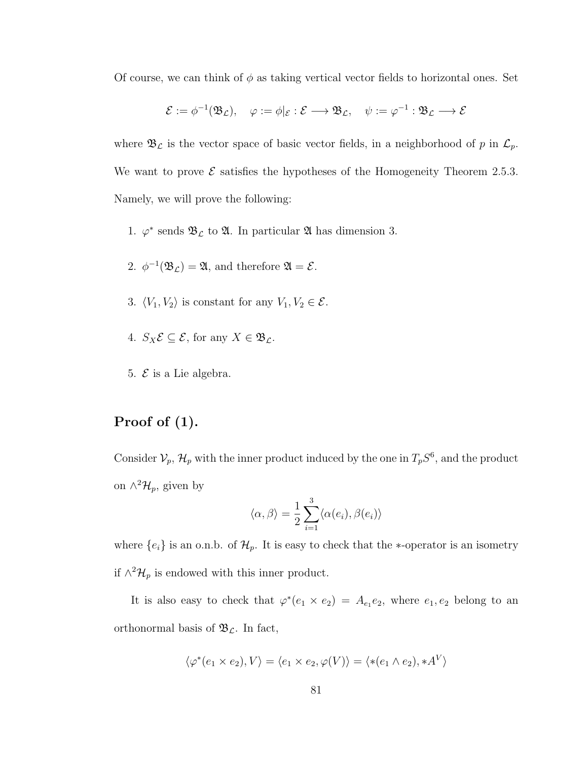Of course, we can think of $\phi$ as taking vertical vector fields to horizontal ones. Set

$$\mathcal{E} := \phi^{-1}(\mathfrak{B}_{\mathcal{L}}), \quad \varphi := \phi|_{\mathcal{E}} : \mathcal{E} \longrightarrow \mathfrak{B}_{\mathcal{L}}, \quad \psi := \varphi^{-1} : \mathfrak{B}_{\mathcal{L}} \longrightarrow \mathcal{E}$$

where $\mathfrak{B}_{\mathcal{L}}$ is the vector space of basic vector fields, in a neighborhood of $p$ in $\mathcal{L}_p$. We want to prove $\mathcal{E}$ satisfies the hypotheses of the Homogeneity Theorem 2.5.3. Namely, we will prove the following:

1. $\varphi^*$ sends $\mathfrak{B}_{\mathcal{L}}$ to $\mathfrak{A}$. In particular $\mathfrak{A}$ has dimension 3.
2. $\phi^{-1}(\mathfrak{B}_{\mathcal{L}}) = \mathfrak{A}$, and therefore $\mathfrak{A} = \mathcal{E}$.
3. $\langle V_1, V_2 \rangle$ is constant for any $V_1, V_2 \in \mathcal{E}$.
4. $S_X \mathcal{E} \subseteq \mathcal{E}$, for any $X \in \mathfrak{B}_{\mathcal{L}}$.
5. $\mathcal{E}$ is a Lie algebra.

## Proof of (1).

Consider $\mathcal{V}_p$, $\mathcal{H}_p$ with the inner product induced by the one in $T_pS^6$, and the product on $\wedge^2\mathcal{H}_p$, given by

$$\langle \alpha, \beta \rangle = \frac{1}{2}\sum_{i=1}^{3} \langle \alpha(e_i), \beta(e_i) \rangle$$

where $\{e_i\}$ is an o.n.b. of $\mathcal{H}_p$. It is easy to check that the $*$-operator is an isometry if $\wedge^2\mathcal{H}_p$ is endowed with this inner product.

It is also easy to check that $\varphi^*(e_1 \times e_2) = A_{e_1}e_2$, where $e_1, e_2$ belong to an orthonormal basis of $\mathfrak{B}_{\mathcal{L}}$. In fact,

$$\langle \varphi^*(e_1 \times e_2), V \rangle = \langle e_1 \times e_2, \varphi(V) \rangle = \langle *(e_1 \wedge e_2), *A^V \rangle$$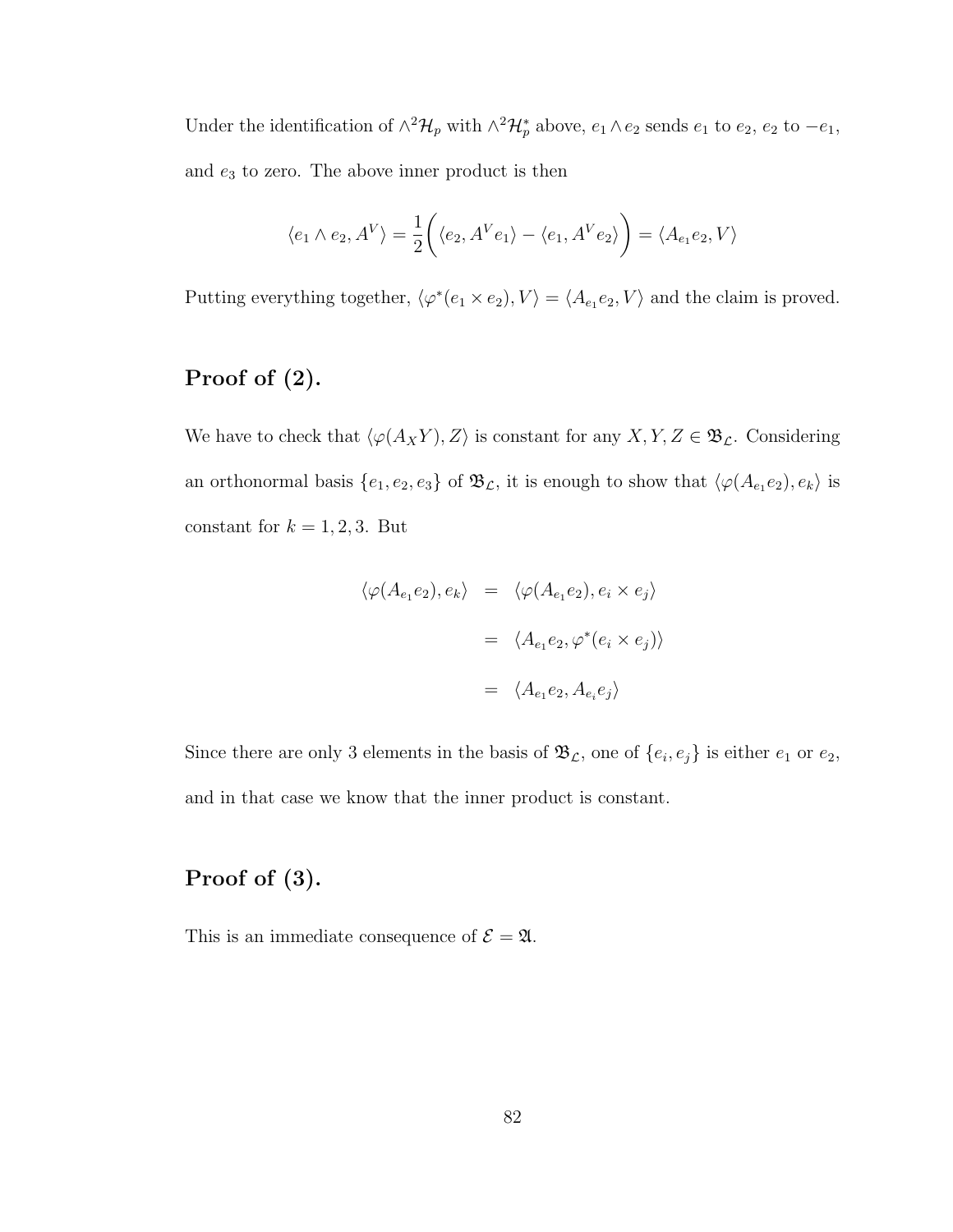Under the identification of $\wedge^2\mathcal{H}_p$ with $\wedge^2\mathcal{H}_p^*$ above, $e_1 \wedge e_2$ sends $e_1$ to $e_2$, $e_2$ to $-e_1$, and $e_3$ to zero. The above inner product is then

$$\langle e_1 \wedge e_2, A^V \rangle = \frac{1}{2}\bigg( \langle e_2, A^V e_1 \rangle - \langle e_1, A^V e_2 \rangle \bigg) = \langle A_{e_1} e_2, V \rangle$$

Putting everything together, $\langle \varphi^*(e_1 \times e_2), V \rangle = \langle A_{e_1} e_2, V \rangle$ and the claim is proved.

## Proof of (2).

We have to check that $\langle \varphi(A_X Y), Z \rangle$ is constant for any $X, Y, Z \in \mathfrak{B}_{\mathcal{L}}$. Considering an orthonormal basis $\{e_1, e_2, e_3\}$ of $\mathfrak{B}_{\mathcal{L}}$, it is enough to show that $\langle \varphi(A_{e_1} e_2), e_k \rangle$ is constant for $k = 1, 2, 3$. But

$$\begin{aligned}
\langle \varphi(A_{e_1} e_2), e_k \rangle &= \langle \varphi(A_{e_1} e_2), e_i \times e_j \rangle \\
&= \langle A_{e_1} e_2, \varphi^*(e_i \times e_j) \rangle \\
&= \langle A_{e_1} e_2, A_{e_i} e_j \rangle
\end{aligned}$$

Since there are only 3 elements in the basis of $\mathfrak{B}_{\mathcal{L}}$, one of $\{e_i, e_j\}$ is either $e_1$ or $e_2$, and in that case we know that the inner product is constant.

## Proof of (3).

This is an immediate consequence of $\mathcal{E} = \mathfrak{A}$.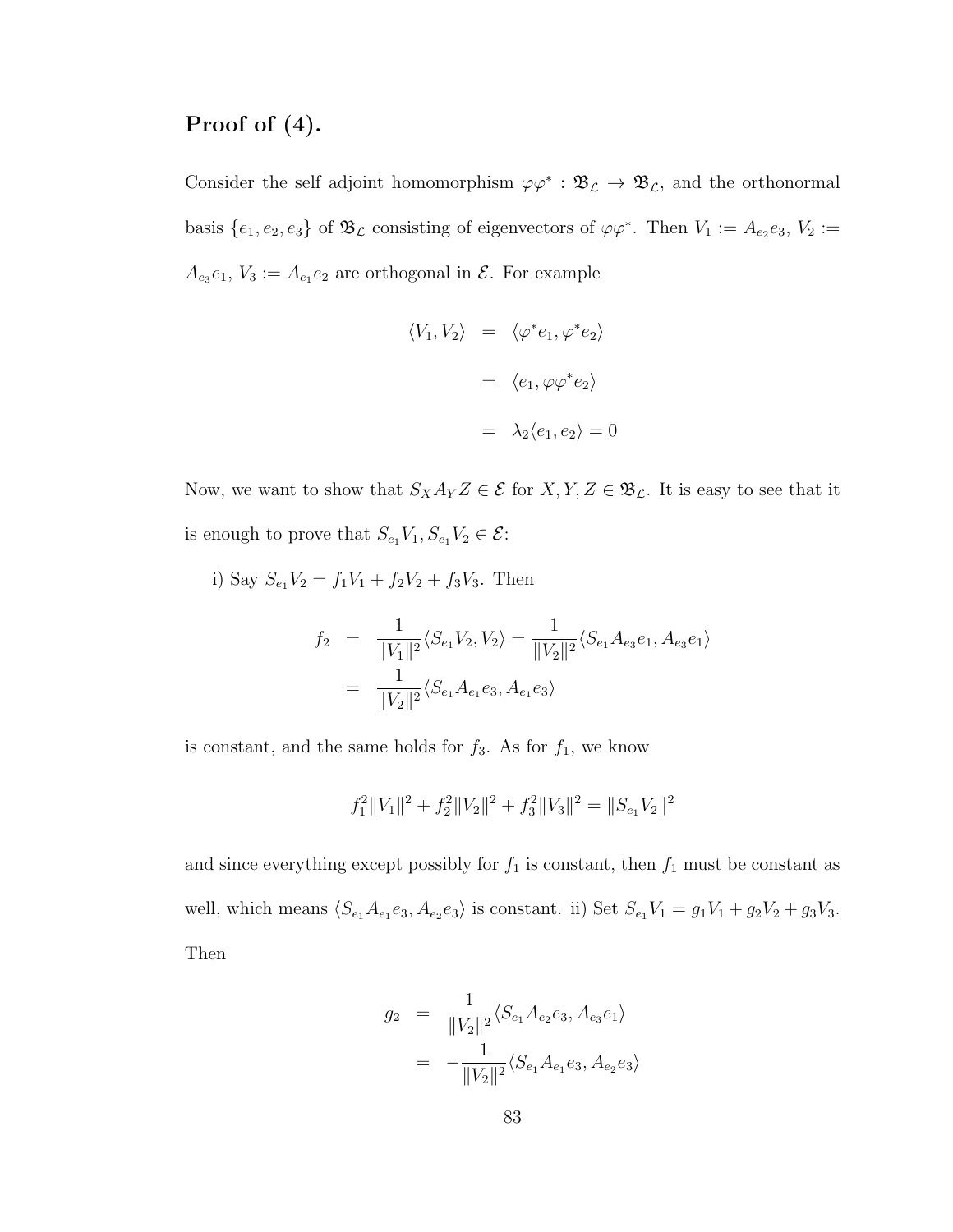## Proof of (4).

Consider the self adjoint homomorphism $\varphi\varphi^* : \mathfrak{B}_\mathcal{L} \to \mathfrak{B}_\mathcal{L}$, and the orthonormal basis $\{e_1, e_2, e_3\}$ of $\mathfrak{B}_\mathcal{L}$ consisting of eigenvectors of $\varphi\varphi^*$. Then $V_1 := A_{e_2}e_3$, $V_2 := A_{e_3}e_1$, $V_3 := A_{e_1}e_2$ are orthogonal in $\mathcal{E}$. For example

$$
\begin{aligned}
\langle V_1, V_2 \rangle &= \langle \varphi^* e_1, \varphi^* e_2 \rangle \\
&= \langle e_1, \varphi\varphi^* e_2 \rangle \\
&= \lambda_2 \langle e_1, e_2 \rangle = 0
\end{aligned}
$$

Now, we want to show that $S_X A_Y Z \in \mathcal{E}$ for $X, Y, Z \in \mathfrak{B}_\mathcal{L}$. It is easy to see that it is enough to prove that $S_{e_1}V_1, S_{e_1}V_2 \in \mathcal{E}$:

i) Say $S_{e_1}V_2 = f_1V_1 + f_2V_2 + f_3V_3$. Then

$$
\begin{aligned}
f_2 &= \frac{1}{\|V_1\|^2}\langle S_{e_1}V_2, V_2 \rangle = \frac{1}{\|V_2\|^2}\langle S_{e_1}A_{e_3}e_1, A_{e_3}e_1 \rangle \\
&= \frac{1}{\|V_2\|^2}\langle S_{e_1}A_{e_1}e_3, A_{e_1}e_3 \rangle
\end{aligned}
$$

is constant, and the same holds for $f_3$. As for $f_1$, we know

$$
f_1^2\|V_1\|^2 + f_2^2\|V_2\|^2 + f_3^2\|V_3\|^2 = \|S_{e_1}V_2\|^2
$$

and since everything except possibly for $f_1$ is constant, then $f_1$ must be constant as well, which means $\langle S_{e_1}A_{e_1}e_3, A_{e_2}e_3 \rangle$ is constant. ii) Set $S_{e_1}V_1 = g_1V_1 + g_2V_2 + g_3V_3$. Then

$$
\begin{aligned}
g_2 &= \frac{1}{\|V_2\|^2}\langle S_{e_1}A_{e_2}e_3, A_{e_3}e_1 \rangle \\
&= -\frac{1}{\|V_2\|^2}\langle S_{e_1}A_{e_1}e_3, A_{e_2}e_3 \rangle
\end{aligned}
$$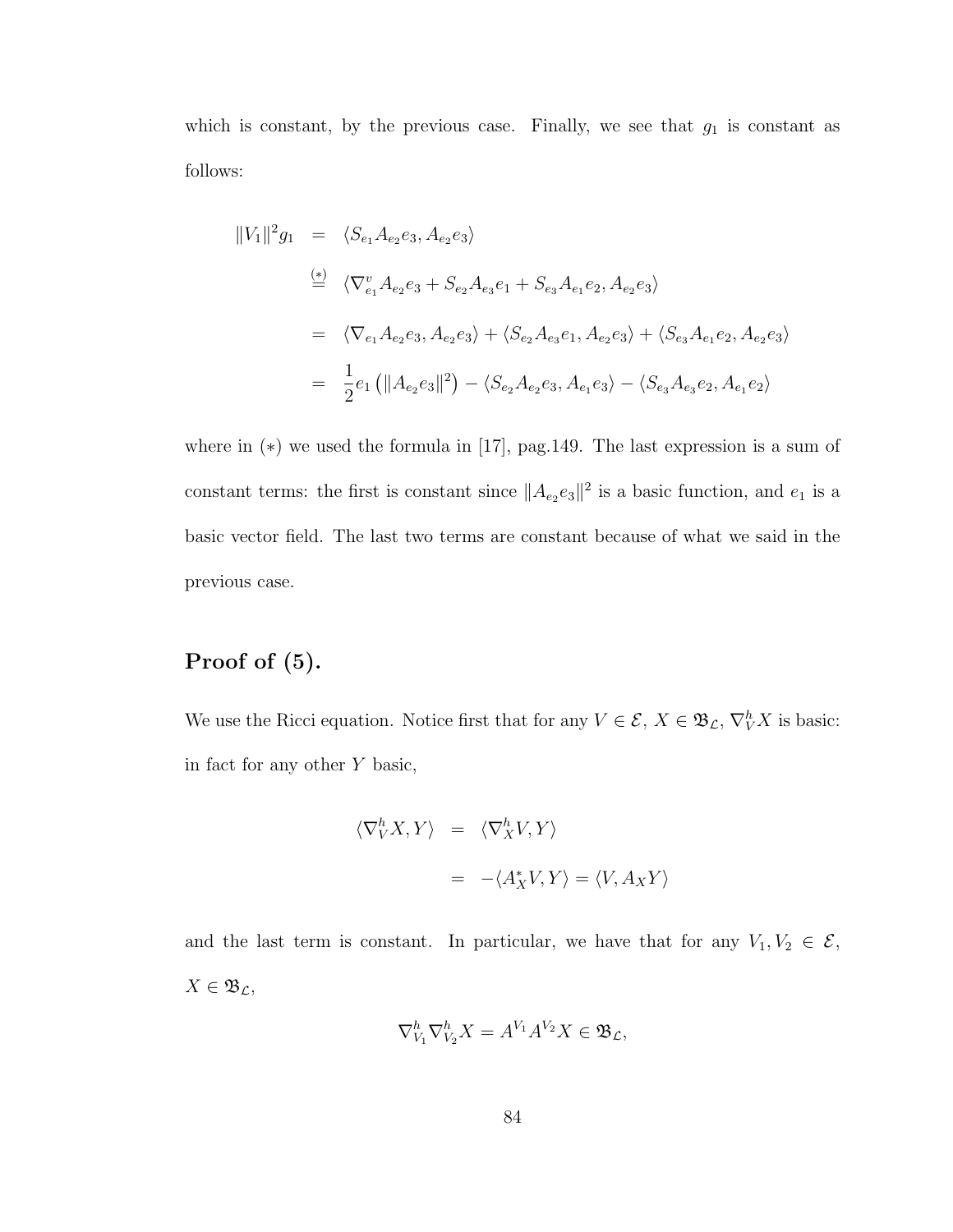which is constant, by the previous case. Finally, we see that $g_1$ is constant as follows:

$$
\begin{aligned}
\|V_1\|^2 g_1 &= \langle S_{e_1} A_{e_2} e_3, A_{e_2} e_3 \rangle \\
&\overset{(*)}{=} \langle \nabla^v_{e_1} A_{e_2} e_3 + S_{e_2} A_{e_3} e_1 + S_{e_3} A_{e_1} e_2, A_{e_2} e_3 \rangle \\
&= \langle \nabla_{e_1} A_{e_2} e_3, A_{e_2} e_3 \rangle + \langle S_{e_2} A_{e_3} e_1, A_{e_2} e_3 \rangle + \langle S_{e_3} A_{e_1} e_2, A_{e_2} e_3 \rangle \\
&= \frac{1}{2} e_1 \left( \|A_{e_2} e_3\|^2 \right) - \langle S_{e_2} A_{e_2} e_3, A_{e_1} e_3 \rangle - \langle S_{e_3} A_{e_3} e_2, A_{e_1} e_2 \rangle
\end{aligned}
$$

where in $(*)$ we used the formula in [17], pag.149. The last expression is a sum of constant terms: the first is constant since $\|A_{e_2} e_3\|^2$ is a basic function, and $e_1$ is a basic vector field. The last two terms are constant because of what we said in the previous case.

## Proof of (5).

We use the Ricci equation. Notice first that for any $V \in \mathcal{E}$, $X \in \mathfrak{B}_{\mathcal{L}}$, $\nabla^h_V X$ is basic: in fact for any other $Y$ basic,

$$
\begin{aligned}
\langle \nabla^h_V X, Y \rangle &= \langle \nabla^h_X V, Y \rangle \\
&= -\langle A^*_X V, Y \rangle = \langle V, A_X Y \rangle
\end{aligned}
$$

and the last term is constant. In particular, we have that for any $V_1, V_2 \in \mathcal{E}$, $X \in \mathfrak{B}_{\mathcal{L}}$,

$$
\nabla^h_{V_1} \nabla^h_{V_2} X = A^{V_1} A^{V_2} X \in \mathfrak{B}_{\mathcal{L}},
$$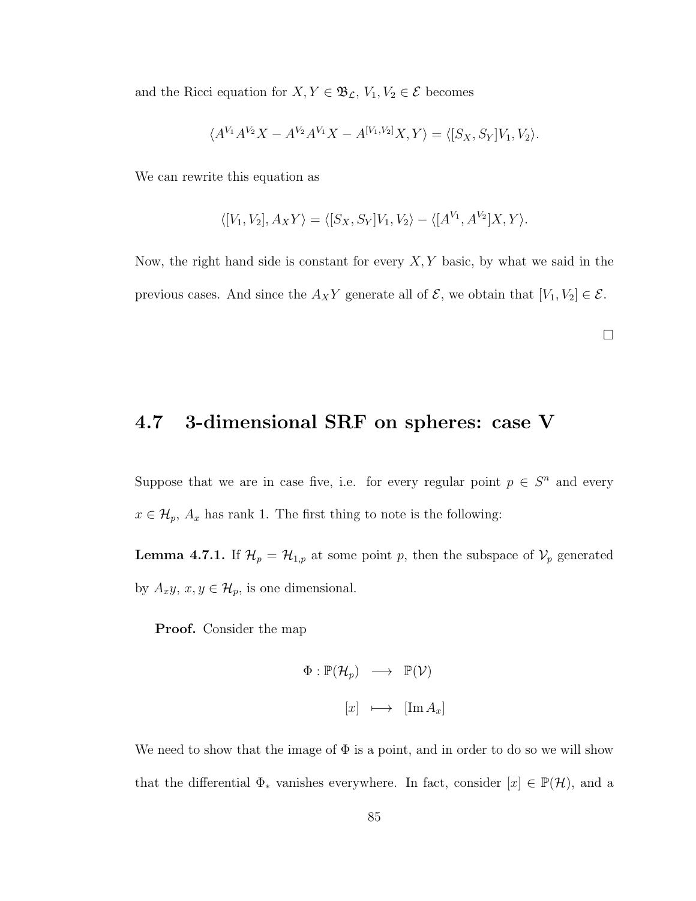and the Ricci equation for $X, Y \in \mathfrak{B}_{\mathcal{L}}$, $V_1, V_2 \in \mathcal{E}$ becomes

$$\langle A^{V_1}A^{V_2}X - A^{V_2}A^{V_1}X - A^{[V_1,V_2]}X, Y\rangle = \langle [S_X, S_Y]V_1, V_2\rangle.$$

We can rewrite this equation as

$$\langle [V_1, V_2], A_X Y\rangle = \langle [S_X, S_Y]V_1, V_2\rangle - \langle [A^{V_1}, A^{V_2}]X, Y\rangle.$$

Now, the right hand side is constant for every $X, Y$ basic, by what we said in the previous cases. And since the $A_X Y$ generate all of $\mathcal{E}$, we obtain that $[V_1, V_2] \in \mathcal{E}$.

□

## 4.7 3-dimensional SRF on spheres: case V

Suppose that we are in case five, i.e. for every regular point $p \in S^n$ and every $x \in \mathcal{H}_p$, $A_x$ has rank 1. The first thing to note is the following:

**Lemma 4.7.1.** If $\mathcal{H}_p = \mathcal{H}_{1,p}$ at some point $p$, then the subspace of $\mathcal{V}_p$ generated by $A_x y$, $x, y \in \mathcal{H}_p$, is one dimensional.

**Proof.** Consider the map

$$\begin{aligned} \Phi : \mathbb{P}(\mathcal{H}_p) &\longrightarrow \mathbb{P}(\mathcal{V}) \\ [x] &\longmapsto [\operatorname{Im} A_x] \end{aligned}$$

We need to show that the image of $\Phi$ is a point, and in order to do so we will show that the differential $\Phi_*$ vanishes everywhere. In fact, consider $[x] \in \mathbb{P}(\mathcal{H})$, and a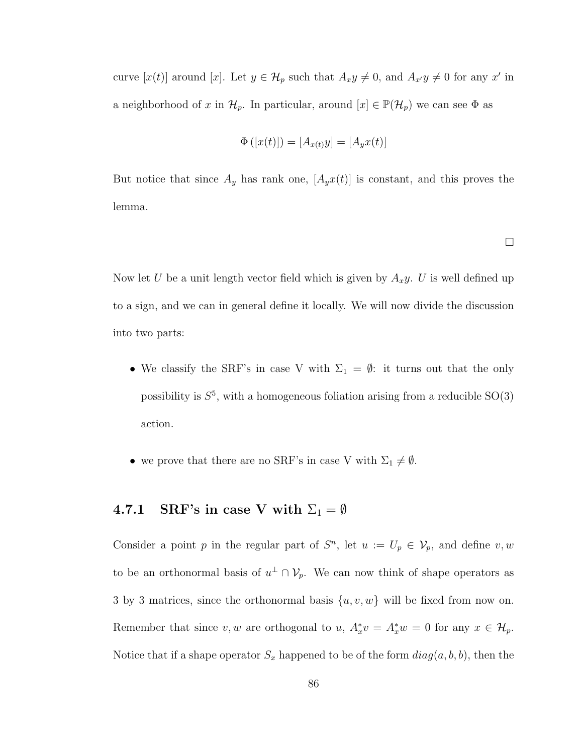curve $[x(t)]$ around $[x]$. Let $y \in \mathcal{H}_p$ such that $A_x y \neq 0$, and $A_{x'} y \neq 0$ for any $x'$ in a neighborhood of $x$ in $\mathcal{H}_p$. In particular, around $[x] \in \mathbb{P}(\mathcal{H}_p)$ we can see $\Phi$ as

$$\Phi\left([x(t)]\right) = [A_{x(t)} y] = [A_y x(t)]$$

But notice that since $A_y$ has rank one, $[A_y x(t)]$ is constant, and this proves the lemma.

$\square$

Now let $U$ be a unit length vector field which is given by $A_x y$. $U$ is well defined up to a sign, and we can in general define it locally. We will now divide the discussion into two parts:

- We classify the SRF's in case V with $\Sigma_1 = \emptyset$: it turns out that the only possibility is $S^5$, with a homogeneous foliation arising from a reducible SO(3) action.
- we prove that there are no SRF's in case V with $\Sigma_1 \neq \emptyset$.

### 4.7.1 SRF's in case V with $\Sigma_1 = \emptyset$

Consider a point $p$ in the regular part of $S^n$, let $u := U_p \in \mathcal{V}_p$, and define $v, w$ to be an orthonormal basis of $u^\perp \cap \mathcal{V}_p$. We can now think of shape operators as 3 by 3 matrices, since the orthonormal basis $\{u, v, w\}$ will be fixed from now on. Remember that since $v, w$ are orthogonal to $u$, $A_x^* v = A_x^* w = 0$ for any $x \in \mathcal{H}_p$. Notice that if a shape operator $S_x$ happened to be of the form $diag(a, b, b)$, then the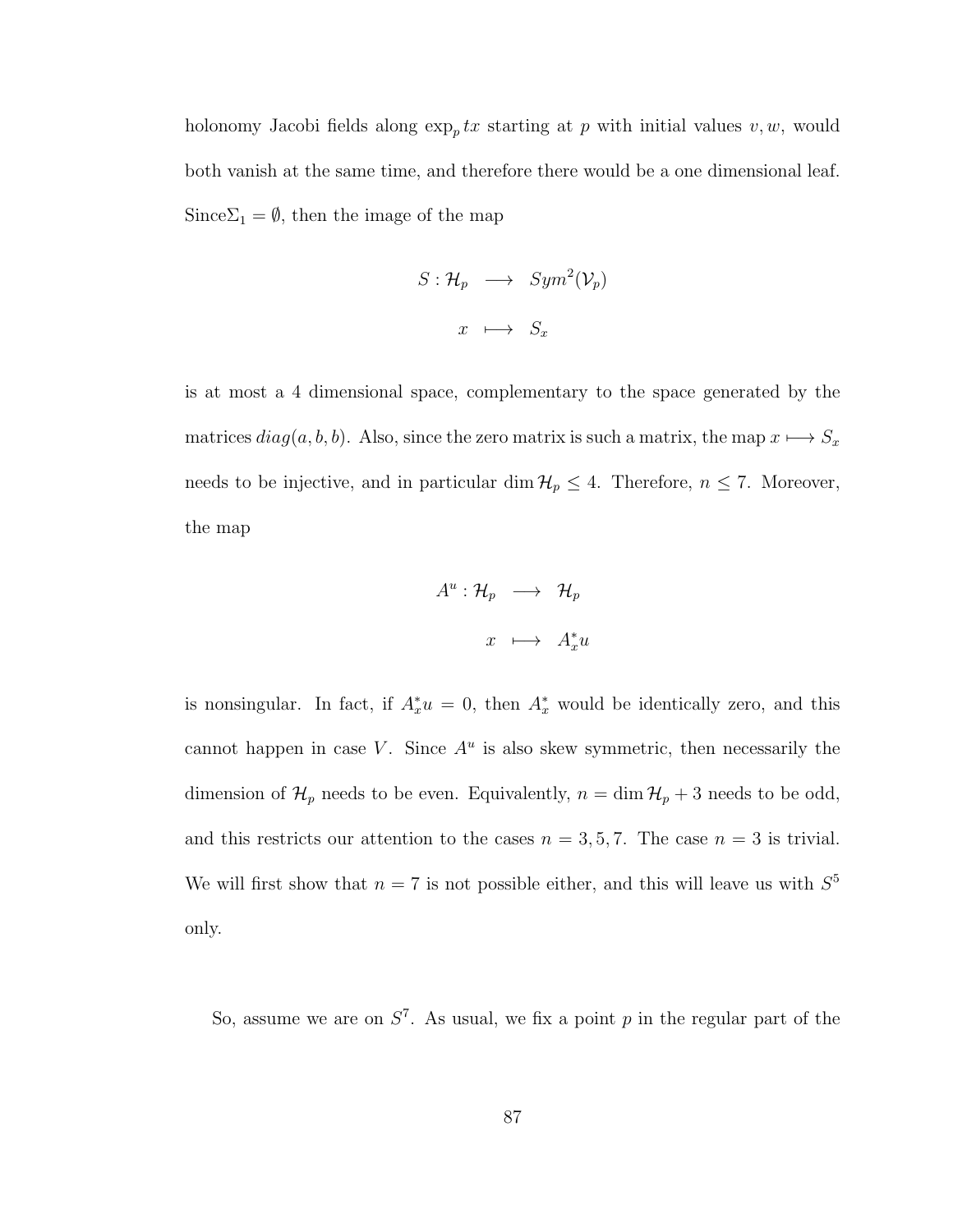holonomy Jacobi fields along $\exp_p tx$ starting at $p$ with initial values $v, w$, would both vanish at the same time, and therefore there would be a one dimensional leaf. Since$\Sigma_1 = \emptyset$, then the image of the map

$$
\begin{aligned}
S : \mathcal{H}_p &\longrightarrow Sym^2(\mathcal{V}_p) \\
x &\longmapsto S_x
\end{aligned}
$$

is at most a 4 dimensional space, complementary to the space generated by the matrices $diag(a, b, b)$. Also, since the zero matrix is such a matrix, the map $x \longmapsto S_x$ needs to be injective, and in particular $\dim \mathcal{H}_p \leq 4$. Therefore, $n \leq 7$. Moreover, the map

$$
\begin{aligned}
A^u : \mathcal{H}_p &\longrightarrow \mathcal{H}_p \\
x &\longmapsto A^*_x u
\end{aligned}
$$

is nonsingular. In fact, if $A^*_x u = 0$, then $A^*_x$ would be identically zero, and this cannot happen in case $V$. Since $A^u$ is also skew symmetric, then necessarily the dimension of $\mathcal{H}_p$ needs to be even. Equivalently, $n = \dim \mathcal{H}_p + 3$ needs to be odd, and this restricts our attention to the cases $n = 3, 5, 7$. The case $n = 3$ is trivial. We will first show that $n = 7$ is not possible either, and this will leave us with $S^5$ only.

So, assume we are on $S^7$. As usual, we fix a point $p$ in the regular part of the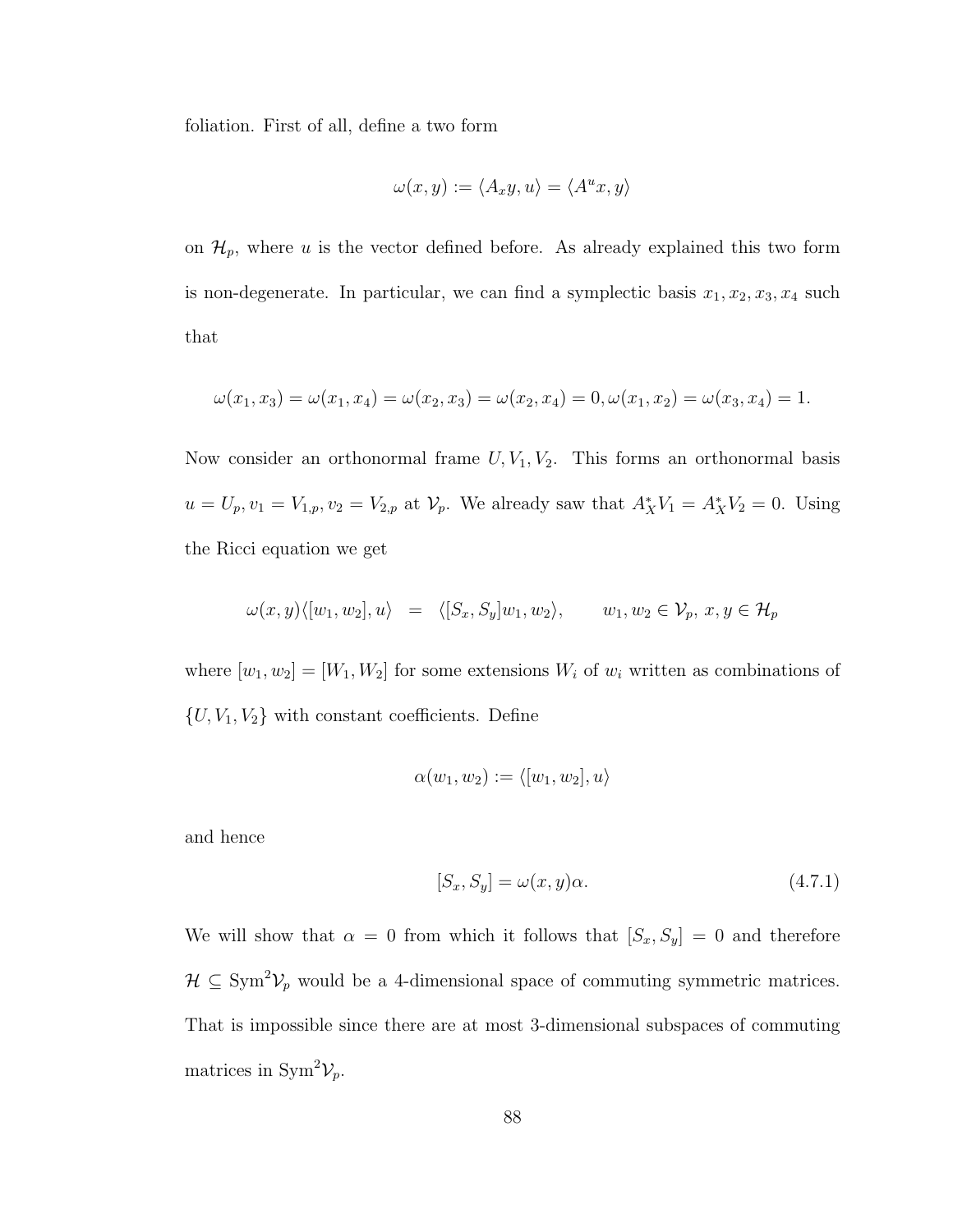foliation. First of all, define a two form

$$\omega(x, y) := \langle A_x y, u\rangle = \langle A^u x, y\rangle$$

on $\mathcal{H}_p$, where $u$ is the vector defined before. As already explained this two form is non-degenerate. In particular, we can find a symplectic basis $x_1, x_2, x_3, x_4$ such that

$$\omega(x_1, x_3) = \omega(x_1, x_4) = \omega(x_2, x_3) = \omega(x_2, x_4) = 0, \omega(x_1, x_2) = \omega(x_3, x_4) = 1.$$

Now consider an orthonormal frame $U, V_1, V_2$. This forms an orthonormal basis $u = U_p, v_1 = V_{1,p}, v_2 = V_{2,p}$ at $\mathcal{V}_p$. We already saw that $A^*_X V_1 = A^*_X V_2 = 0$. Using the Ricci equation we get

$$\omega(x, y)\langle [w_1, w_2], u\rangle \quad = \quad \langle [S_x, S_y] w_1, w_2\rangle, \qquad w_1, w_2 \in \mathcal{V}_p,\ x, y \in \mathcal{H}_p$$

where $[w_1, w_2] = [W_1, W_2]$ for some extensions $W_i$ of $w_i$ written as combinations of $\{U, V_1, V_2\}$ with constant coefficients. Define

$$\alpha(w_1, w_2) := \langle [w_1, w_2], u\rangle$$

and hence

$$[S_x, S_y] = \omega(x, y)\alpha. \tag{4.7.1}$$

We will show that $\alpha = 0$ from which it follows that $[S_x, S_y] = 0$ and therefore $\mathcal{H} \subseteq \mathrm{Sym}^2\mathcal{V}_p$ would be a 4-dimensional space of commuting symmetric matrices. That is impossible since there are at most 3-dimensional subspaces of commuting matrices in $\mathrm{Sym}^2\mathcal{V}_p$.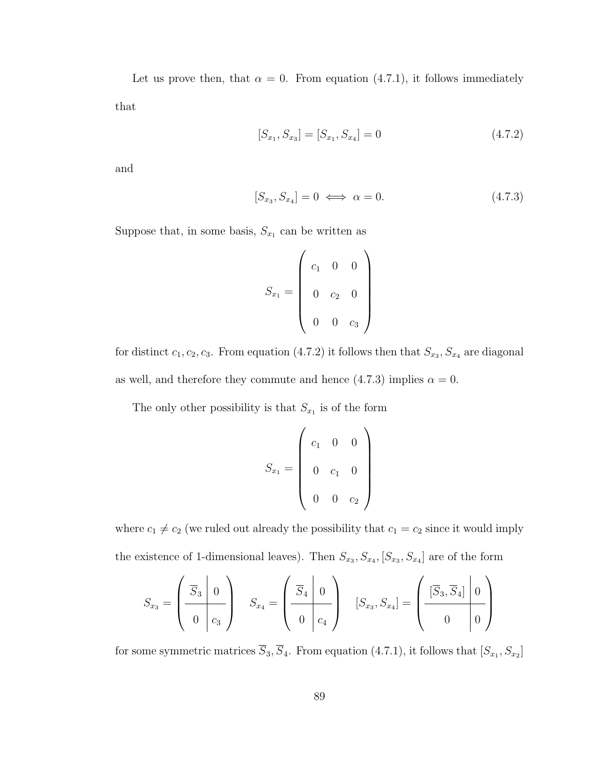Let us prove then, that $\alpha = 0$. From equation (4.7.1), it follows immediately that

$$[S_{x_1}, S_{x_3}] = [S_{x_1}, S_{x_4}] = 0 \tag{4.7.2}$$

and

$$[S_{x_3}, S_{x_4}] = 0 \iff \alpha = 0. \tag{4.7.3}$$

Suppose that, in some basis, $S_{x_1}$ can be written as

$$S_{x_1} = \begin{pmatrix} c_1 & 0 & 0 \\ 0 & c_2 & 0 \\ 0 & 0 & c_3 \end{pmatrix}$$

for distinct $c_1, c_2, c_3$. From equation (4.7.2) it follows then that $S_{x_3}, S_{x_4}$ are diagonal as well, and therefore they commute and hence (4.7.3) implies $\alpha = 0$.

The only other possibility is that $S_{x_1}$ is of the form

$$S_{x_1} = \begin{pmatrix} c_1 & 0 & 0 \\ 0 & c_1 & 0 \\ 0 & 0 & c_2 \end{pmatrix}$$

where $c_1 \neq c_2$ (we ruled out already the possibility that $c_1 = c_2$ since it would imply the existence of 1-dimensional leaves). Then $S_{x_3}, S_{x_4}, [S_{x_3}, S_{x_4}]$ are of the form

$$S_{x_3} = \left(\begin{array}{c|c} \overline{S}_3 & 0 \\ \hline 0 & c_3 \end{array}\right) \quad S_{x_4} = \left(\begin{array}{c|c} \overline{S}_4 & 0 \\ \hline 0 & c_4 \end{array}\right) \quad [S_{x_3}, S_{x_4}] = \left(\begin{array}{c|c} [\overline{S}_3, \overline{S}_4] & 0 \\ \hline 0 & 0 \end{array}\right)$$

for some symmetric matrices $\overline{S}_3, \overline{S}_4$. From equation (4.7.1), it follows that $[S_{x_1}, S_{x_2}]$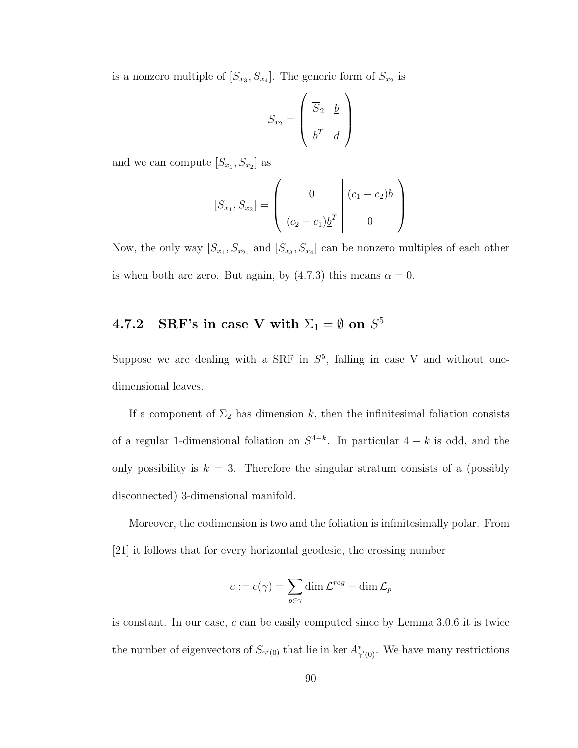is a nonzero multiple of $[S_{x_3}, S_{x_4}]$. The generic form of $S_{x_2}$ is

$$S_{x_2} = \left( \begin{array}{c|c} \overline{S}_2 & \underline{b} \\ \hline \underline{b}^T & d \end{array} \right)$$

and we can compute $[S_{x_1}, S_{x_2}]$ as

$$[S_{x_1}, S_{x_2}] = \left( \begin{array}{c|c} 0 & (c_1 - c_2)\underline{b} \\ \hline (c_2 - c_1)\underline{b}^T & 0 \end{array} \right)$$

Now, the only way $[S_{x_1}, S_{x_2}]$ and $[S_{x_3}, S_{x_4}]$ can be nonzero multiples of each other is when both are zero. But again, by (4.7.3) this means $\alpha = 0$.

### 4.7.2 SRF's in case V with $\Sigma_1 = \emptyset$ on $S^5$

Suppose we are dealing with a SRF in $S^5$, falling in case V and without one-dimensional leaves.

If a component of $\Sigma_2$ has dimension $k$, then the infinitesimal foliation consists of a regular 1-dimensional foliation on $S^{4-k}$. In particular $4 - k$ is odd, and the only possibility is $k = 3$. Therefore the singular stratum consists of a (possibly disconnected) 3-dimensional manifold.

Moreover, the codimension is two and the foliation is infinitesimally polar. From [21] it follows that for every horizontal geodesic, the crossing number

$$c := c(\gamma) = \sum_{p \in \gamma} \dim \mathcal{L}^{reg} - \dim \mathcal{L}_p$$

is constant. In our case, $c$ can be easily computed since by Lemma 3.0.6 it is twice the number of eigenvectors of $S_{\gamma'(0)}$ that lie in $\ker A^*_{\gamma'(0)}$. We have many restrictions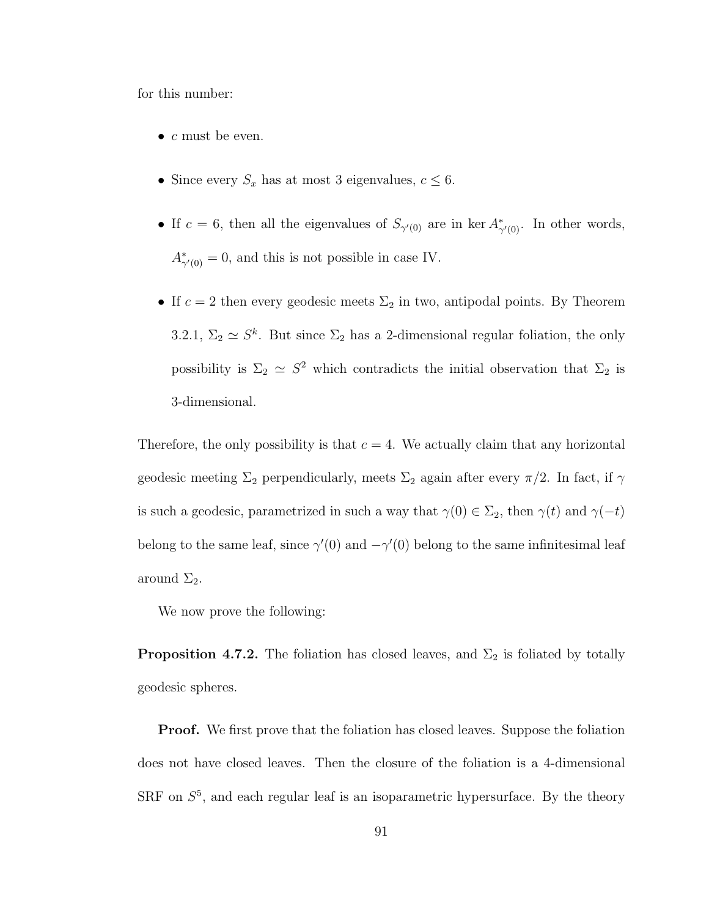for this number:

- $c$ must be even.
- Since every $S_x$ has at most 3 eigenvalues, $c \leq 6$.
- If $c = 6$, then all the eigenvalues of $S_{\gamma'(0)}$ are in $\ker A^*_{\gamma'(0)}$. In other words, $A^*_{\gamma'(0)} = 0$, and this is not possible in case IV.
- If $c = 2$ then every geodesic meets $\Sigma_2$ in two, antipodal points. By Theorem 3.2.1, $\Sigma_2 \simeq S^k$. But since $\Sigma_2$ has a 2-dimensional regular foliation, the only possibility is $\Sigma_2 \simeq S^2$ which contradicts the initial observation that $\Sigma_2$ is 3-dimensional.

Therefore, the only possibility is that $c = 4$. We actually claim that any horizontal geodesic meeting $\Sigma_2$ perpendicularly, meets $\Sigma_2$ again after every $\pi/2$. In fact, if $\gamma$ is such a geodesic, parametrized in such a way that $\gamma(0) \in \Sigma_2$, then $\gamma(t)$ and $\gamma(-t)$ belong to the same leaf, since $\gamma'(0)$ and $-\gamma'(0)$ belong to the same infinitesimal leaf around $\Sigma_2$.

We now prove the following:

**Proposition 4.7.2.** The foliation has closed leaves, and $\Sigma_2$ is foliated by totally geodesic spheres.

**Proof.** We first prove that the foliation has closed leaves. Suppose the foliation does not have closed leaves. Then the closure of the foliation is a 4-dimensional SRF on $S^5$, and each regular leaf is an isoparametric hypersurface. By the theory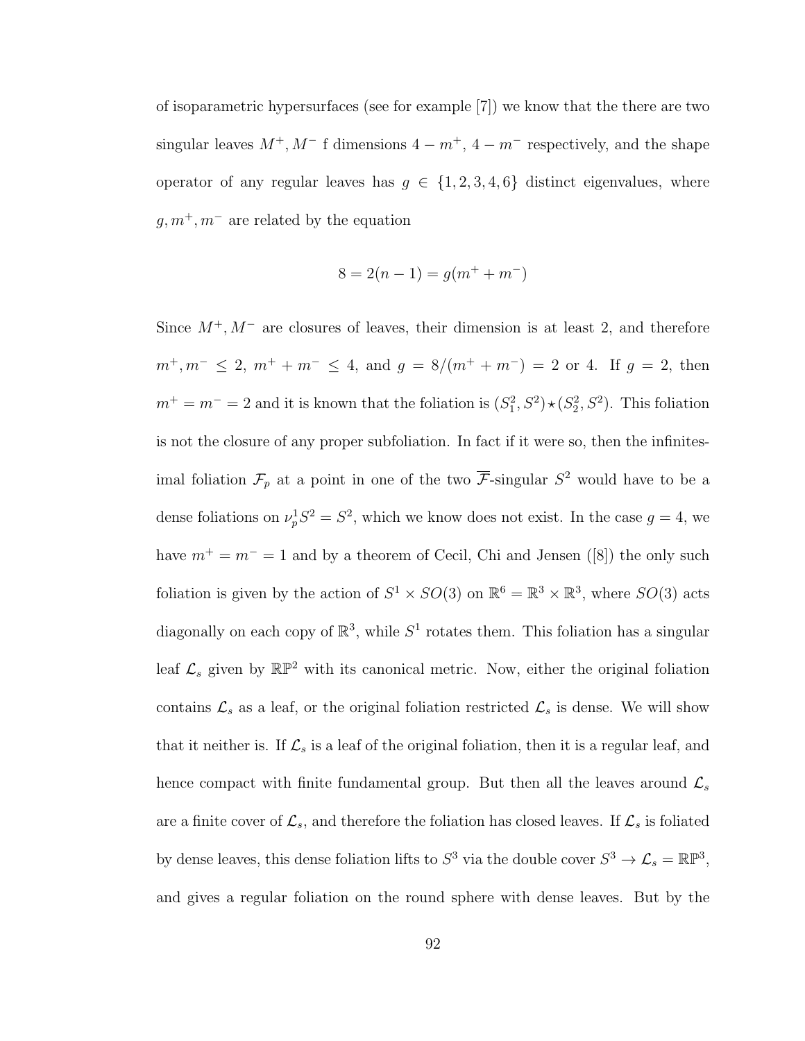of isoparametric hypersurfaces (see for example [7]) we know that the there are two singular leaves $M^+, M^-$ f dimensions $4 - m^+$, $4 - m^-$ respectively, and the shape operator of any regular leaves has $g \in \{1, 2, 3, 4, 6\}$ distinct eigenvalues, where $g, m^+, m^-$ are related by the equation

$$8 = 2(n-1) = g(m^+ + m^-)$$

Since $M^+, M^-$ are closures of leaves, their dimension is at least 2, and therefore $m^+, m^- \leq 2$, $m^+ + m^- \leq 4$, and $g = 8/(m^+ + m^-) = 2$ or 4. If $g = 2$, then $m^+ = m^- = 2$ and it is known that the foliation is $(S^2_1, S^2) \star (S^2_2, S^2)$. This foliation is not the closure of any proper subfoliation. In fact if it were so, then the infinitesimal foliation $\mathcal{F}_p$ at a point in one of the two $\overline{\mathcal{F}}$-singular $S^2$ would have to be a dense foliations on $\nu^1_p S^2 = S^2$, which we know does not exist. In the case $g = 4$, we have $m^+ = m^- = 1$ and by a theorem of Cecil, Chi and Jensen ([8]) the only such foliation is given by the action of $S^1 \times SO(3)$ on $\mathbb{R}^6 = \mathbb{R}^3 \times \mathbb{R}^3$, where $SO(3)$ acts diagonally on each copy of $\mathbb{R}^3$, while $S^1$ rotates them. This foliation has a singular leaf $\mathcal{L}_s$ given by $\mathbb{RP}^2$ with its canonical metric. Now, either the original foliation contains $\mathcal{L}_s$ as a leaf, or the original foliation restricted $\mathcal{L}_s$ is dense. We will show that it neither is. If $\mathcal{L}_s$ is a leaf of the original foliation, then it is a regular leaf, and hence compact with finite fundamental group. But then all the leaves around $\mathcal{L}_s$ are a finite cover of $\mathcal{L}_s$, and therefore the foliation has closed leaves. If $\mathcal{L}_s$ is foliated by dense leaves, this dense foliation lifts to $S^3$ via the double cover $S^3 \to \mathcal{L}_s = \mathbb{RP}^3$, and gives a regular foliation on the round sphere with dense leaves. But by the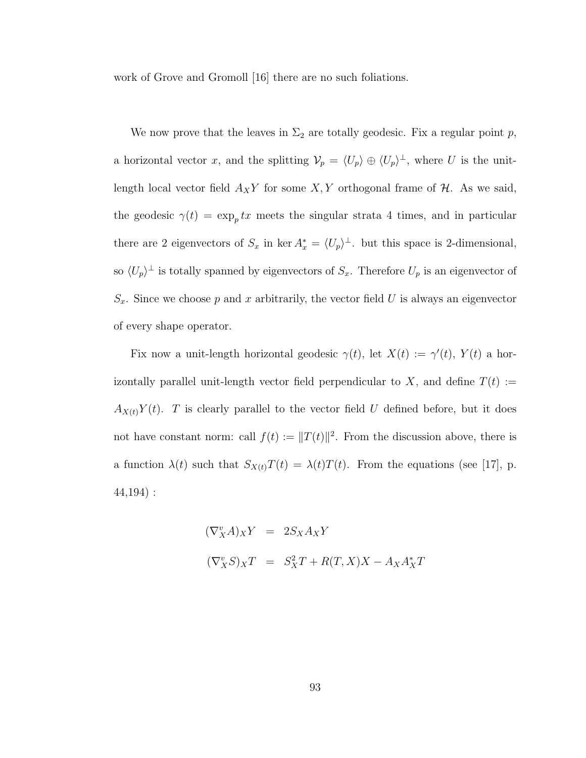work of Grove and Gromoll [16] there are no such foliations.

We now prove that the leaves in $\Sigma_2$ are totally geodesic. Fix a regular point $p$, a horizontal vector $x$, and the splitting $\mathcal{V}_p = \langle U_p \rangle \oplus \langle U_p \rangle^{\perp}$, where $U$ is the unit-length local vector field $A_X Y$ for some $X, Y$ orthogonal frame of $\mathcal{H}$. As we said, the geodesic $\gamma(t) = \exp_p tx$ meets the singular strata 4 times, and in particular there are 2 eigenvectors of $S_x$ in $\ker A_x^* = \langle U_p \rangle^{\perp}$. but this space is 2-dimensional, so $\langle U_p \rangle^{\perp}$ is totally spanned by eigenvectors of $S_x$. Therefore $U_p$ is an eigenvector of $S_x$. Since we choose $p$ and $x$ arbitrarily, the vector field $U$ is always an eigenvector of every shape operator.

Fix now a unit-length horizontal geodesic $\gamma(t)$, let $X(t) := \gamma'(t)$, $Y(t)$ a horizontally parallel unit-length vector field perpendicular to $X$, and define $T(t) := A_{X(t)}Y(t)$. $T$ is clearly parallel to the vector field $U$ defined before, but it does not have constant norm: call $f(t) := \|T(t)\|^2$. From the discussion above, there is a function $\lambda(t)$ such that $S_{X(t)}T(t) = \lambda(t)T(t)$. From the equations (see [17], p. 44,194) :

$$
\begin{aligned}
(\nabla^v_X A)_X Y &= 2 S_X A_X Y \\
(\nabla^v_X S)_X T &= S_X^2 T + R(T, X)X - A_X A_X^* T
\end{aligned}
$$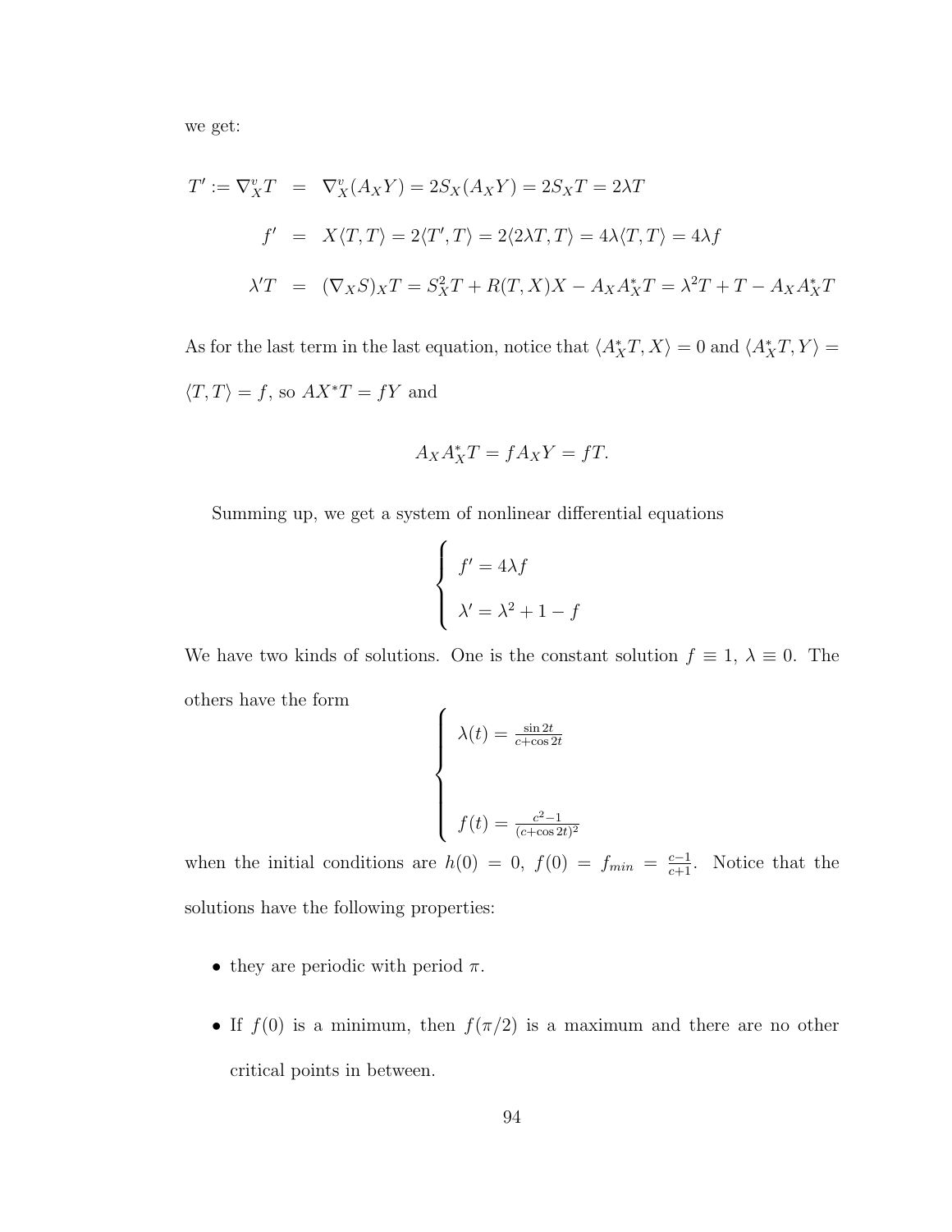we get:

$$
\begin{aligned}
T' := \nabla^v_X T &= \nabla^v_X (A_X Y) = 2S_X(A_X Y) = 2S_X T = 2\lambda T \\
f' &= X\langle T, T\rangle = 2\langle T', T\rangle = 2\langle 2\lambda T, T\rangle = 4\lambda\langle T, T\rangle = 4\lambda f \\
\lambda' T &= (\nabla_X S)_X T = S_X^2 T + R(T, X)X - A_X A_X^* T = \lambda^2 T + T - A_X A_X^* T
\end{aligned}
$$

As for the last term in the last equation, notice that $\langle A_X^* T, X\rangle = 0$ and $\langle A_X^* T, Y\rangle = \langle T, T\rangle = f$, so $AX^*T = fY$ and

$$
A_X A_X^* T = f A_X Y = fT.
$$

Summing up, we get a system of nonlinear differential equations

$$
\begin{cases}
f' = 4\lambda f \\
\lambda' = \lambda^2 + 1 - f
\end{cases}
$$

We have two kinds of solutions. One is the constant solution $f \equiv 1$, $\lambda \equiv 0$. The others have the form

$$
\begin{cases}
\lambda(t) = \frac{\sin 2t}{c + \cos 2t} \\
\\
f(t) = \frac{c^2 - 1}{(c + \cos 2t)^2}
\end{cases}
$$

when the initial conditions are $h(0) = 0$, $f(0) = f_{min} = \frac{c-1}{c+1}$. Notice that the solutions have the following properties:

- they are periodic with period $\pi$.
- If $f(0)$ is a minimum, then $f(\pi/2)$ is a maximum and there are no other critical points in between.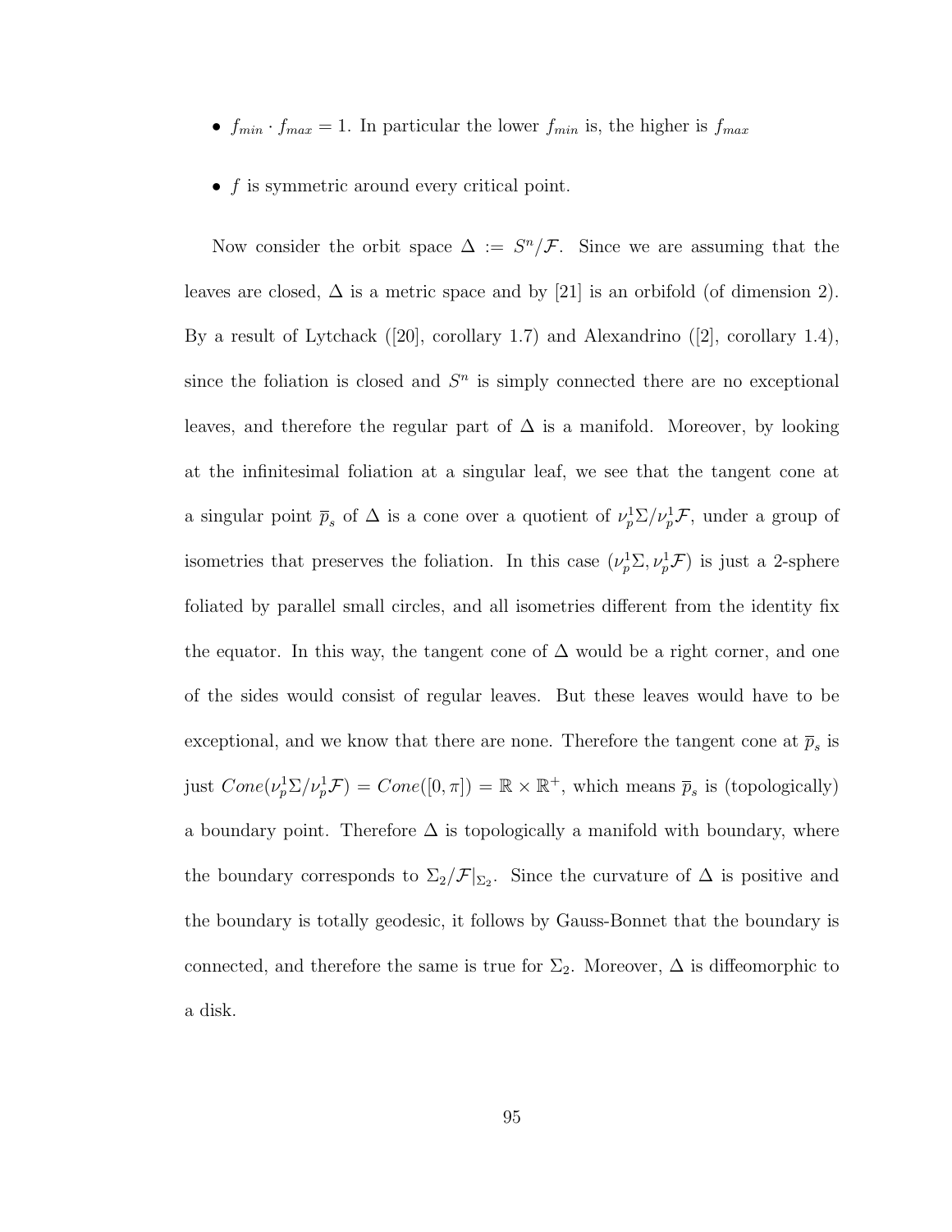- $f_{min} \cdot f_{max} = 1$. In particular the lower $f_{min}$ is, the higher is $f_{max}$
- $f$ is symmetric around every critical point.

Now consider the orbit space $\Delta := S^n/\mathcal{F}$. Since we are assuming that the leaves are closed, $\Delta$ is a metric space and by [21] is an orbifold (of dimension 2). By a result of Lytchack ([20], corollary 1.7) and Alexandrino ([2], corollary 1.4), since the foliation is closed and $S^n$ is simply connected there are no exceptional leaves, and therefore the regular part of $\Delta$ is a manifold. Moreover, by looking at the infinitesimal foliation at a singular leaf, we see that the tangent cone at a singular point $\overline{p}_s$ of $\Delta$ is a cone over a quotient of $\nu_p^1\Sigma/\nu_p^1\mathcal{F}$, under a group of isometries that preserves the foliation. In this case $(\nu_p^1\Sigma, \nu_p^1\mathcal{F})$ is just a 2-sphere foliated by parallel small circles, and all isometries different from the identity fix the equator. In this way, the tangent cone of $\Delta$ would be a right corner, and one of the sides would consist of regular leaves. But these leaves would have to be exceptional, and we know that there are none. Therefore the tangent cone at $\overline{p}_s$ is just $Cone(\nu_p^1\Sigma/\nu_p^1\mathcal{F}) = Cone([0, \pi]) = \mathbb{R} \times \mathbb{R}^+$, which means $\overline{p}_s$ is (topologically) a boundary point. Therefore $\Delta$ is topologically a manifold with boundary, where the boundary corresponds to $\Sigma_2/\mathcal{F}|_{\Sigma_2}$. Since the curvature of $\Delta$ is positive and the boundary is totally geodesic, it follows by Gauss-Bonnet that the boundary is connected, and therefore the same is true for $\Sigma_2$. Moreover, $\Delta$ is diffeomorphic to a disk.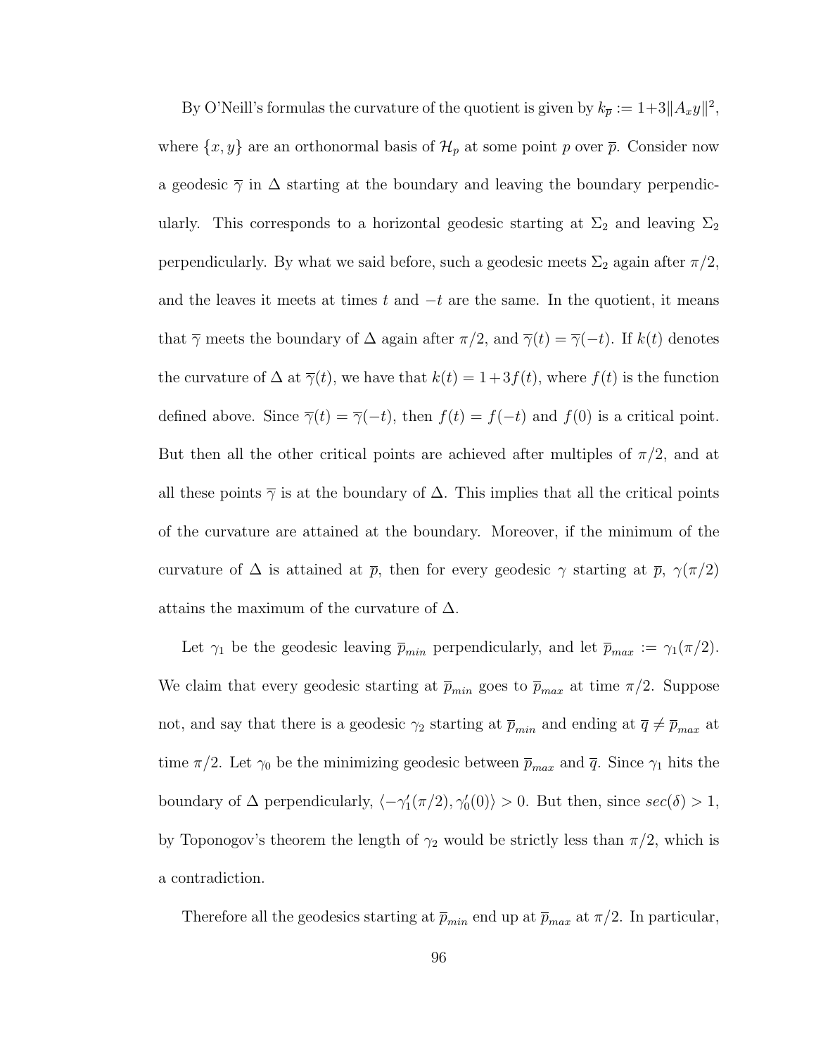By O'Neill's formulas the curvature of the quotient is given by $k_{\overline{p}} := 1+3\|A_x y\|^2$, where $\{x, y\}$ are an orthonormal basis of $\mathcal{H}_p$ at some point $p$ over $\overline{p}$. Consider now a geodesic $\overline{\gamma}$ in $\Delta$ starting at the boundary and leaving the boundary perpendicularly. This corresponds to a horizontal geodesic starting at $\Sigma_2$ and leaving $\Sigma_2$ perpendicularly. By what we said before, such a geodesic meets $\Sigma_2$ again after $\pi/2$, and the leaves it meets at times $t$ and $-t$ are the same. In the quotient, it means that $\overline{\gamma}$ meets the boundary of $\Delta$ again after $\pi/2$, and $\overline{\gamma}(t) = \overline{\gamma}(-t)$. If $k(t)$ denotes the curvature of $\Delta$ at $\overline{\gamma}(t)$, we have that $k(t) = 1+3f(t)$, where $f(t)$ is the function defined above. Since $\overline{\gamma}(t) = \overline{\gamma}(-t)$, then $f(t) = f(-t)$ and $f(0)$ is a critical point. But then all the other critical points are achieved after multiples of $\pi/2$, and at all these points $\overline{\gamma}$ is at the boundary of $\Delta$. This implies that all the critical points of the curvature are attained at the boundary. Moreover, if the minimum of the curvature of $\Delta$ is attained at $\overline{p}$, then for every geodesic $\gamma$ starting at $\overline{p}$, $\gamma(\pi/2)$ attains the maximum of the curvature of $\Delta$.

Let $\gamma_1$ be the geodesic leaving $\overline{p}_{min}$ perpendicularly, and let $\overline{p}_{max} := \gamma_1(\pi/2)$. We claim that every geodesic starting at $\overline{p}_{min}$ goes to $\overline{p}_{max}$ at time $\pi/2$. Suppose not, and say that there is a geodesic $\gamma_2$ starting at $\overline{p}_{min}$ and ending at $\overline{q} \neq \overline{p}_{max}$ at time $\pi/2$. Let $\gamma_0$ be the minimizing geodesic between $\overline{p}_{max}$ and $\overline{q}$. Since $\gamma_1$ hits the boundary of $\Delta$ perpendicularly, $\langle -\gamma_1'(\pi/2), \gamma_0'(0)\rangle > 0$. But then, since $sec(\delta) > 1$, by Toponogov's theorem the length of $\gamma_2$ would be strictly less than $\pi/2$, which is a contradiction.

Therefore all the geodesics starting at $\overline{p}_{min}$ end up at $\overline{p}_{max}$ at $\pi/2$. In particular,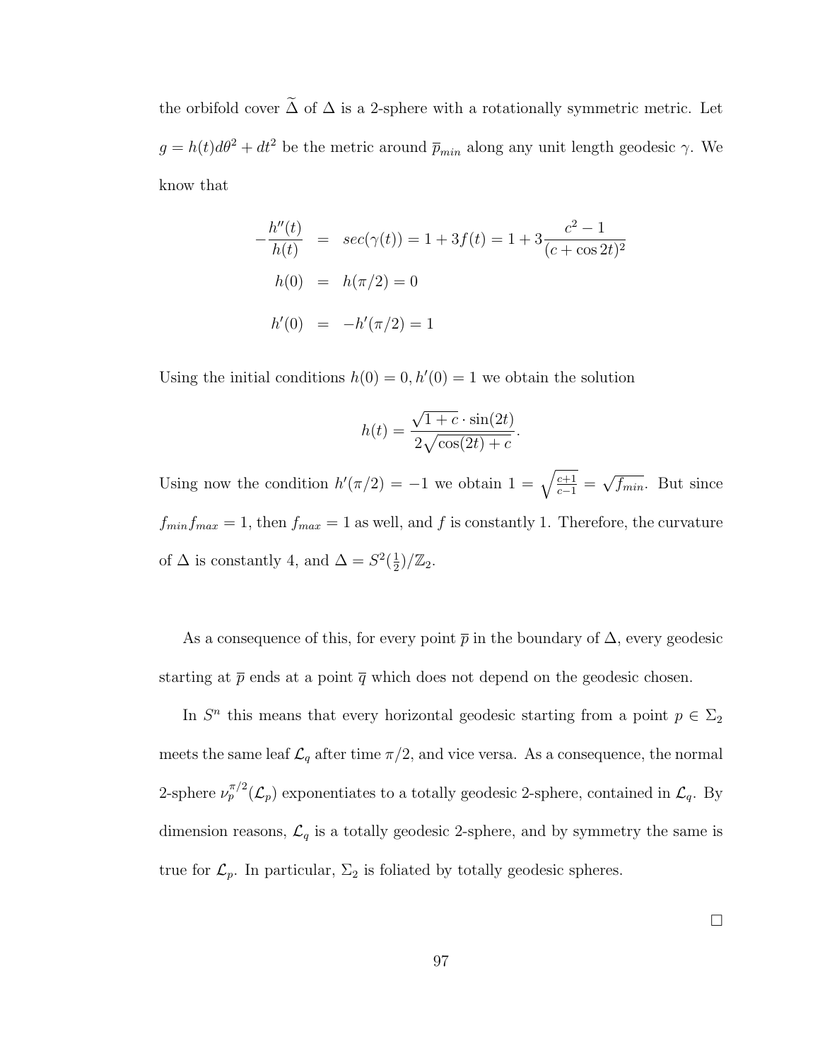the orbifold cover $\widetilde{\Delta}$ of $\Delta$ is a 2-sphere with a rotationally symmetric metric. Let $g = h(t)d\theta^2 + dt^2$ be the metric around $\overline{p}_{min}$ along any unit length geodesic $\gamma$. We know that

$$
\begin{aligned}
-\frac{h''(t)}{h(t)} &= sec(\gamma(t)) = 1 + 3f(t) = 1 + 3\frac{c^2-1}{(c+\cos 2t)^2} \\
h(0) &= h(\pi/2) = 0 \\
h'(0) &= -h'(\pi/2) = 1
\end{aligned}
$$

Using the initial conditions $h(0) = 0, h'(0) = 1$ we obtain the solution

$$
h(t) = \frac{\sqrt{1+c}\cdot \sin(2t)}{2\sqrt{\cos(2t)+c}}.
$$

Using now the condition $h'(\pi/2) = -1$ we obtain $1 = \sqrt{\frac{c+1}{c-1}} = \sqrt{f_{min}}$. But since $f_{min}f_{max} = 1$, then $f_{max} = 1$ as well, and $f$ is constantly 1. Therefore, the curvature of $\Delta$ is constantly 4, and $\Delta = S^2(\frac{1}{2})/\mathbb{Z}_2$.

As a consequence of this, for every point $\overline{p}$ in the boundary of $\Delta$, every geodesic starting at $\overline{p}$ ends at a point $\overline{q}$ which does not depend on the geodesic chosen.

In $S^n$ this means that every horizontal geodesic starting from a point $p \in \Sigma_2$ meets the same leaf $\mathcal{L}_q$ after time $\pi/2$, and vice versa. As a consequence, the normal 2-sphere $\nu_p^{\pi/2}(\mathcal{L}_p)$ exponentiates to a totally geodesic 2-sphere, contained in $\mathcal{L}_q$. By dimension reasons, $\mathcal{L}_q$ is a totally geodesic 2-sphere, and by symmetry the same is true for $\mathcal{L}_p$. In particular, $\Sigma_2$ is foliated by totally geodesic spheres.

$\square$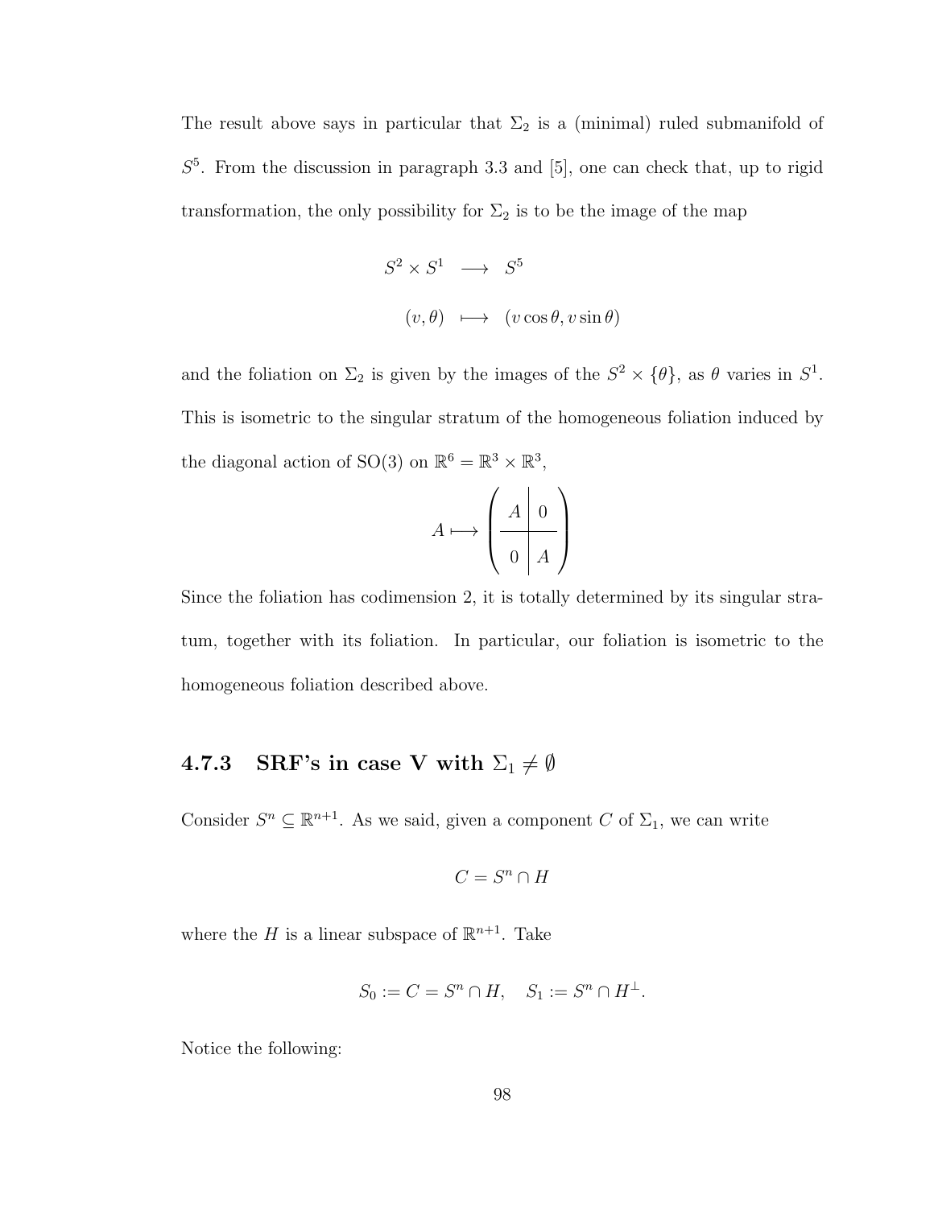The result above says in particular that $\Sigma_2$ is a (minimal) ruled submanifold of $S^5$. From the discussion in paragraph 3.3 and [5], one can check that, up to rigid transformation, the only possibility for $\Sigma_2$ is to be the image of the map

$$\begin{array}{rcl} S^2 \times S^1 & \longrightarrow & S^5 \\ (v, \theta) & \longmapsto & (v \cos\theta, v \sin\theta) \end{array}$$

and the foliation on $\Sigma_2$ is given by the images of the $S^2 \times \{\theta\}$, as $\theta$ varies in $S^1$. This is isometric to the singular stratum of the homogeneous foliation induced by the diagonal action of SO(3) on $\mathbb{R}^6 = \mathbb{R}^3 \times \mathbb{R}^3$,

$$A \longmapsto \left( \begin{array}{c|c} A & 0 \\ \hline 0 & A \end{array} \right)$$

Since the foliation has codimension 2, it is totally determined by its singular stratum, together with its foliation. In particular, our foliation is isometric to the homogeneous foliation described above.

### 4.7.3 SRF's in case V with $\Sigma_1 \neq \emptyset$

Consider $S^n \subseteq \mathbb{R}^{n+1}$. As we said, given a component $C$ of $\Sigma_1$, we can write

$$C = S^n \cap H$$

where the $H$ is a linear subspace of $\mathbb{R}^{n+1}$. Take

$$S_0 := C = S^n \cap H, \quad S_1 := S^n \cap H^\perp.$$

Notice the following: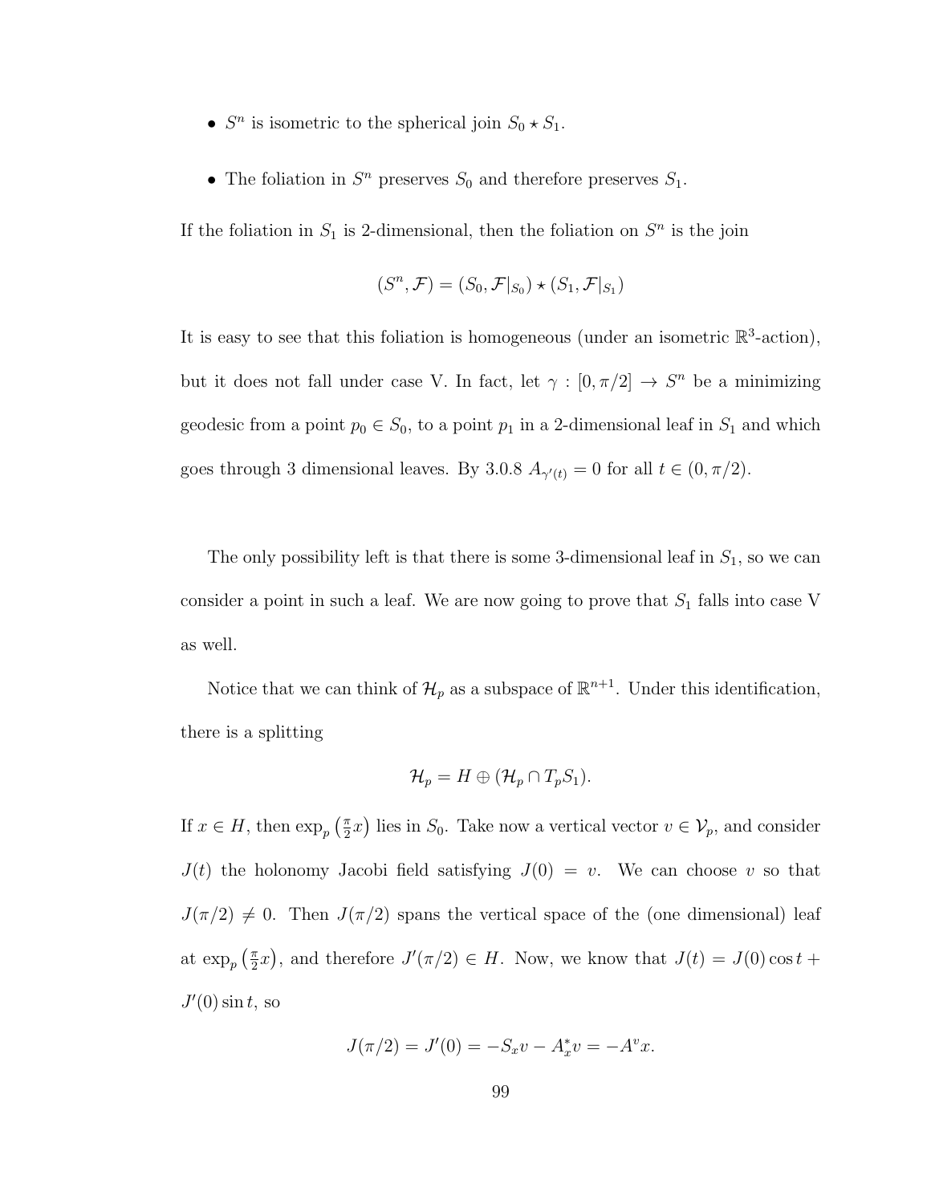- $S^n$ is isometric to the spherical join $S_0 \star S_1$.

- The foliation in $S^n$ preserves $S_0$ and therefore preserves $S_1$.

If the foliation in $S_1$ is 2-dimensional, then the foliation on $S^n$ is the join

$$(S^n, \mathcal{F}) = (S_0, \mathcal{F}|_{S_0}) \star (S_1, \mathcal{F}|_{S_1})$$

It is easy to see that this foliation is homogeneous (under an isometric $\mathbb{R}^3$-action), but it does not fall under case V. In fact, let $\gamma : [0, \pi/2] \to S^n$ be a minimizing geodesic from a point $p_0 \in S_0$, to a point $p_1$ in a 2-dimensional leaf in $S_1$ and which goes through 3 dimensional leaves. By 3.0.8 $A_{\gamma'(t)} = 0$ for all $t \in (0, \pi/2)$.

The only possibility left is that there is some 3-dimensional leaf in $S_1$, so we can consider a point in such a leaf. We are now going to prove that $S_1$ falls into case V as well.

Notice that we can think of $\mathcal{H}_p$ as a subspace of $\mathbb{R}^{n+1}$. Under this identification, there is a splitting

$$\mathcal{H}_p = H \oplus (\mathcal{H}_p \cap T_pS_1).$$

If $x \in H$, then $\exp_p\left(\frac{\pi}{2}x\right)$ lies in $S_0$. Take now a vertical vector $v \in \mathcal{V}_p$, and consider $J(t)$ the holonomy Jacobi field satisfying $J(0) = v$. We can choose $v$ so that $J(\pi/2) \neq 0$. Then $J(\pi/2)$ spans the vertical space of the (one dimensional) leaf at $\exp_p\left(\frac{\pi}{2}x\right)$, and therefore $J'(\pi/2) \in H$. Now, we know that $J(t) = J(0)\cos t + J'(0)\sin t$, so

$$J(\pi/2) = J'(0) = -S_x v - A_x^* v = -A^v x.$$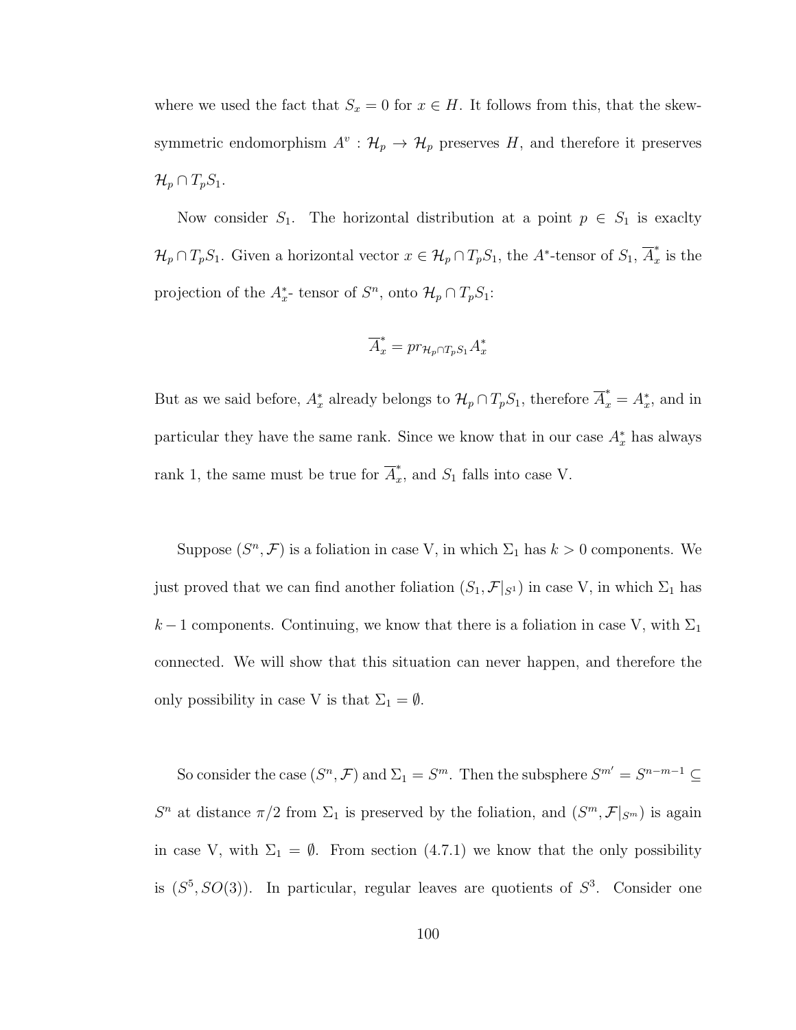where we used the fact that $S_x = 0$ for $x \in H$. It follows from this, that the skew-symmetric endomorphism $A^v : \mathcal{H}_p \to \mathcal{H}_p$ preserves $H$, and therefore it preserves $\mathcal{H}_p \cap T_pS_1$.

Now consider $S_1$. The horizontal distribution at a point $p \in S_1$ is exaclty $\mathcal{H}_p \cap T_pS_1$. Given a horizontal vector $x \in \mathcal{H}_p \cap T_pS_1$, the $A^*$-tensor of $S_1$, $\overline{A}^*_x$ is the projection of the $A^*_x$- tensor of $S^n$, onto $\mathcal{H}_p \cap T_pS_1$:

$$\overline{A}^*_x = pr_{\mathcal{H}_p \cap T_pS_1} A^*_x$$

But as we said before, $A^*_x$ already belongs to $\mathcal{H}_p \cap T_pS_1$, therefore $\overline{A}^*_x = A^*_x$, and in particular they have the same rank. Since we know that in our case $A^*_x$ has always rank 1, the same must be true for $\overline{A}^*_x$, and $S_1$ falls into case V.

Suppose $(S^n, \mathcal{F})$ is a foliation in case V, in which $\Sigma_1$ has $k > 0$ components. We just proved that we can find another foliation $(S_1, \mathcal{F}|_{S^1})$ in case V, in which $\Sigma_1$ has $k-1$ components. Continuing, we know that there is a foliation in case V, with $\Sigma_1$ connected. We will show that this situation can never happen, and therefore the only possibility in case V is that $\Sigma_1 = \emptyset$.

So consider the case $(S^n, \mathcal{F})$ and $\Sigma_1 = S^m$. Then the subsphere $S^{m'} = S^{n-m-1} \subseteq S^n$ at distance $\pi/2$ from $\Sigma_1$ is preserved by the foliation, and $(S^m, \mathcal{F}|_{S^m})$ is again in case V, with $\Sigma_1 = \emptyset$. From section (4.7.1) we know that the only possibility is $(S^5, SO(3))$. In particular, regular leaves are quotients of $S^3$. Consider one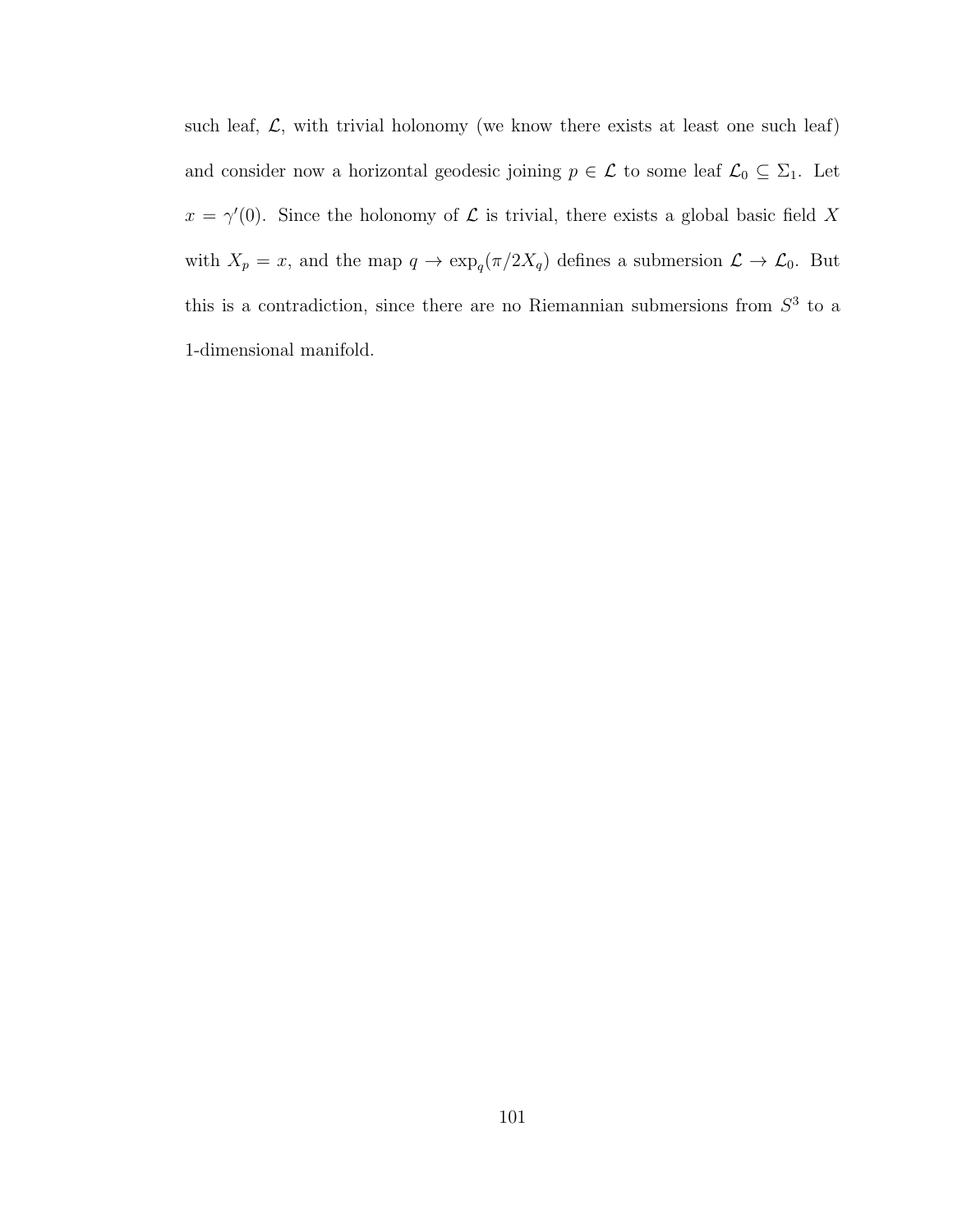such leaf, $\mathcal{L}$, with trivial holonomy (we know there exists at least one such leaf) and consider now a horizontal geodesic joining $p \in \mathcal{L}$ to some leaf $\mathcal{L}_0 \subseteq \Sigma_1$. Let $x = \gamma'(0)$. Since the holonomy of $\mathcal{L}$ is trivial, there exists a global basic field $X$ with $X_p = x$, and the map $q \to \exp_q(\pi/2X_q)$ defines a submersion $\mathcal{L} \to \mathcal{L}_0$. But this is a contradiction, since there are no Riemannian submersions from $S^3$ to a 1-dimensional manifold.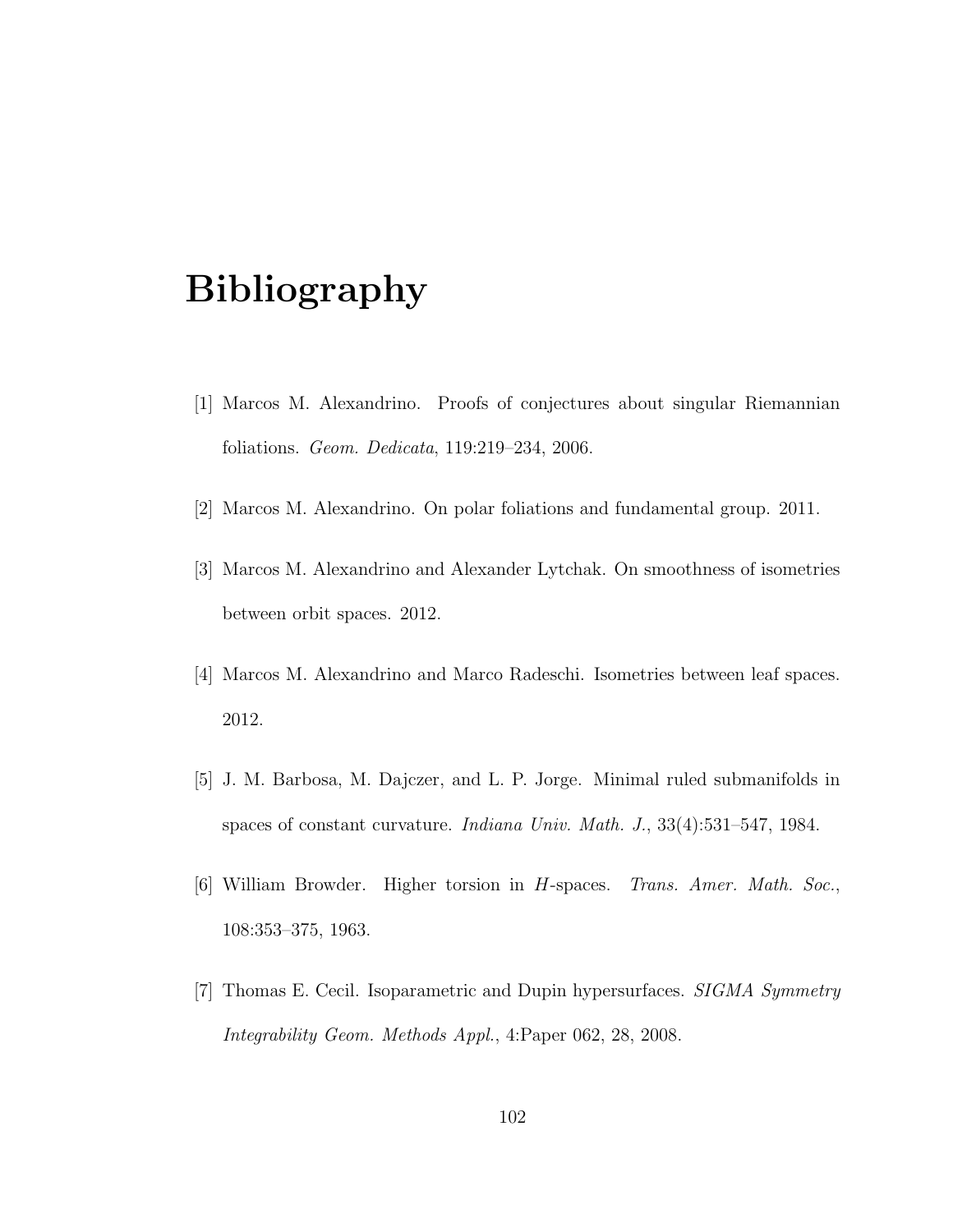# Bibliography

[1] Marcos M. Alexandrino. Proofs of conjectures about singular Riemannian foliations. *Geom. Dedicata*, 119:219–234, 2006.

[2] Marcos M. Alexandrino. On polar foliations and fundamental group. 2011.

[3] Marcos M. Alexandrino and Alexander Lytchak. On smoothness of isometries between orbit spaces. 2012.

[4] Marcos M. Alexandrino and Marco Radeschi. Isometries between leaf spaces. 2012.

[5] J. M. Barbosa, M. Dajczer, and L. P. Jorge. Minimal ruled submanifolds in spaces of constant curvature. *Indiana Univ. Math. J.*, 33(4):531–547, 1984.

[6] William Browder. Higher torsion in $H$-spaces. *Trans. Amer. Math. Soc.*, 108:353–375, 1963.

[7] Thomas E. Cecil. Isoparametric and Dupin hypersurfaces. *SIGMA Symmetry Integrability Geom. Methods Appl.*, 4:Paper 062, 28, 2008.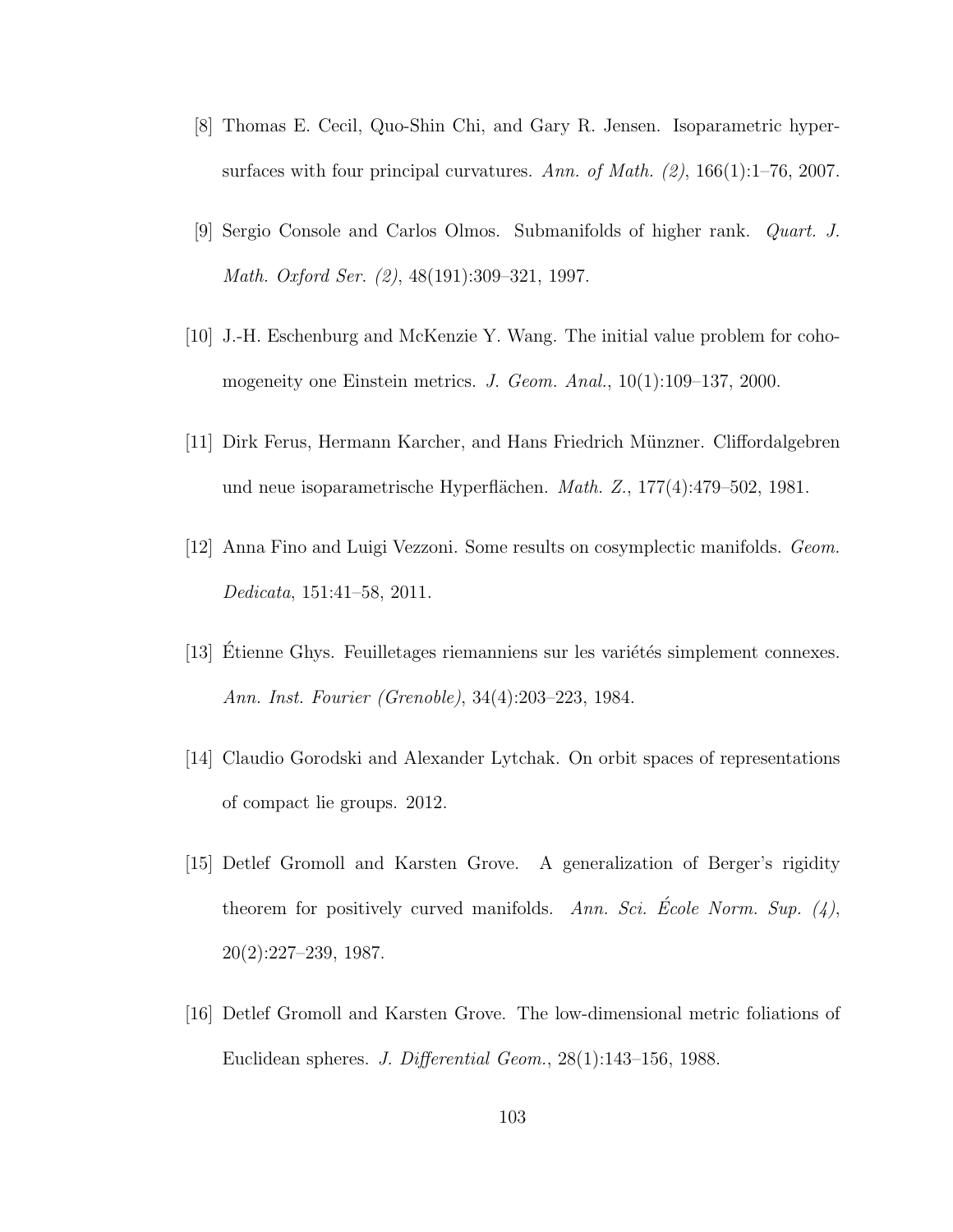[8] Thomas E. Cecil, Quo-Shin Chi, and Gary R. Jensen. Isoparametric hypersurfaces with four principal curvatures. *Ann. of Math. (2)*, 166(1):1–76, 2007.

[9] Sergio Console and Carlos Olmos. Submanifolds of higher rank. *Quart. J. Math. Oxford Ser. (2)*, 48(191):309–321, 1997.

[10] J.-H. Eschenburg and McKenzie Y. Wang. The initial value problem for cohomogeneity one Einstein metrics. *J. Geom. Anal.*, 10(1):109–137, 2000.

[11] Dirk Ferus, Hermann Karcher, and Hans Friedrich Münzner. Cliffordalgebren und neue isoparametrische Hyperflächen. *Math. Z.*, 177(4):479–502, 1981.

[12] Anna Fino and Luigi Vezzoni. Some results on cosymplectic manifolds. *Geom. Dedicata*, 151:41–58, 2011.

[13] Étienne Ghys. Feuilletages riemanniens sur les variétés simplement connexes. *Ann. Inst. Fourier (Grenoble)*, 34(4):203–223, 1984.

[14] Claudio Gorodski and Alexander Lytchak. On orbit spaces of representations of compact lie groups. 2012.

[15] Detlef Gromoll and Karsten Grove. A generalization of Berger's rigidity theorem for positively curved manifolds. *Ann. Sci. École Norm. Sup. (4)*, 20(2):227–239, 1987.

[16] Detlef Gromoll and Karsten Grove. The low-dimensional metric foliations of Euclidean spheres. *J. Differential Geom.*, 28(1):143–156, 1988.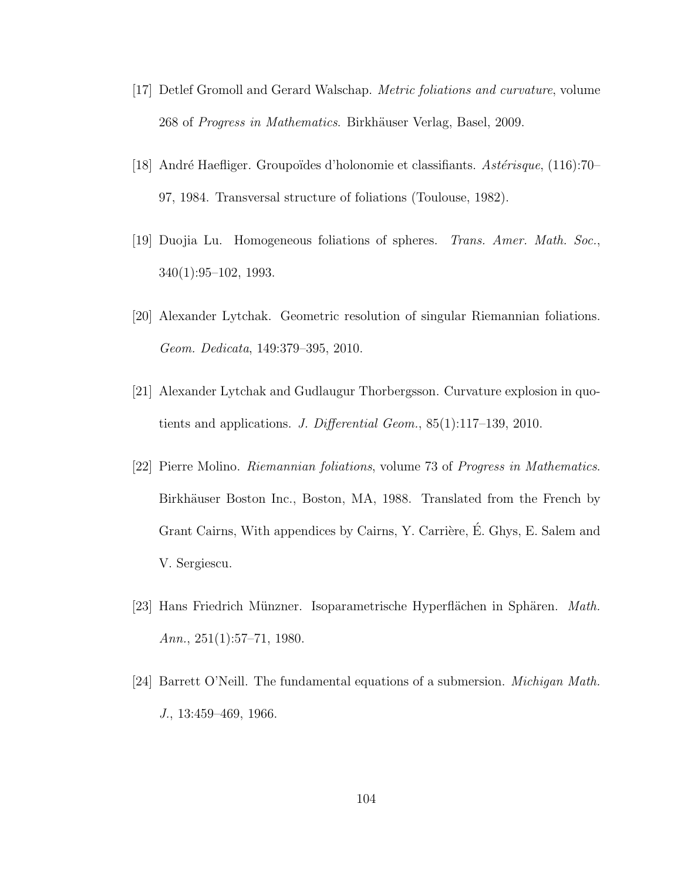[17] Detlef Gromoll and Gerard Walschap. *Metric foliations and curvature*, volume 268 of *Progress in Mathematics*. Birkhäuser Verlag, Basel, 2009.

[18] André Haefliger. Groupoïdes d'holonomie et classifiants. *Astérisque*, (116):70–97, 1984. Transversal structure of foliations (Toulouse, 1982).

[19] Duojia Lu. Homogeneous foliations of spheres. *Trans. Amer. Math. Soc.*, 340(1):95–102, 1993.

[20] Alexander Lytchak. Geometric resolution of singular Riemannian foliations. *Geom. Dedicata*, 149:379–395, 2010.

[21] Alexander Lytchak and Gudlaugur Thorbergsson. Curvature explosion in quotients and applications. *J. Differential Geom.*, 85(1):117–139, 2010.

[22] Pierre Molino. *Riemannian foliations*, volume 73 of *Progress in Mathematics*. Birkhäuser Boston Inc., Boston, MA, 1988. Translated from the French by Grant Cairns, With appendices by Cairns, Y. Carrière, É. Ghys, E. Salem and V. Sergiescu.

[23] Hans Friedrich Münzner. Isoparametrische Hyperflächen in Sphären. *Math. Ann.*, 251(1):57–71, 1980.

[24] Barrett O'Neill. The fundamental equations of a submersion. *Michigan Math. J.*, 13:459–469, 1966.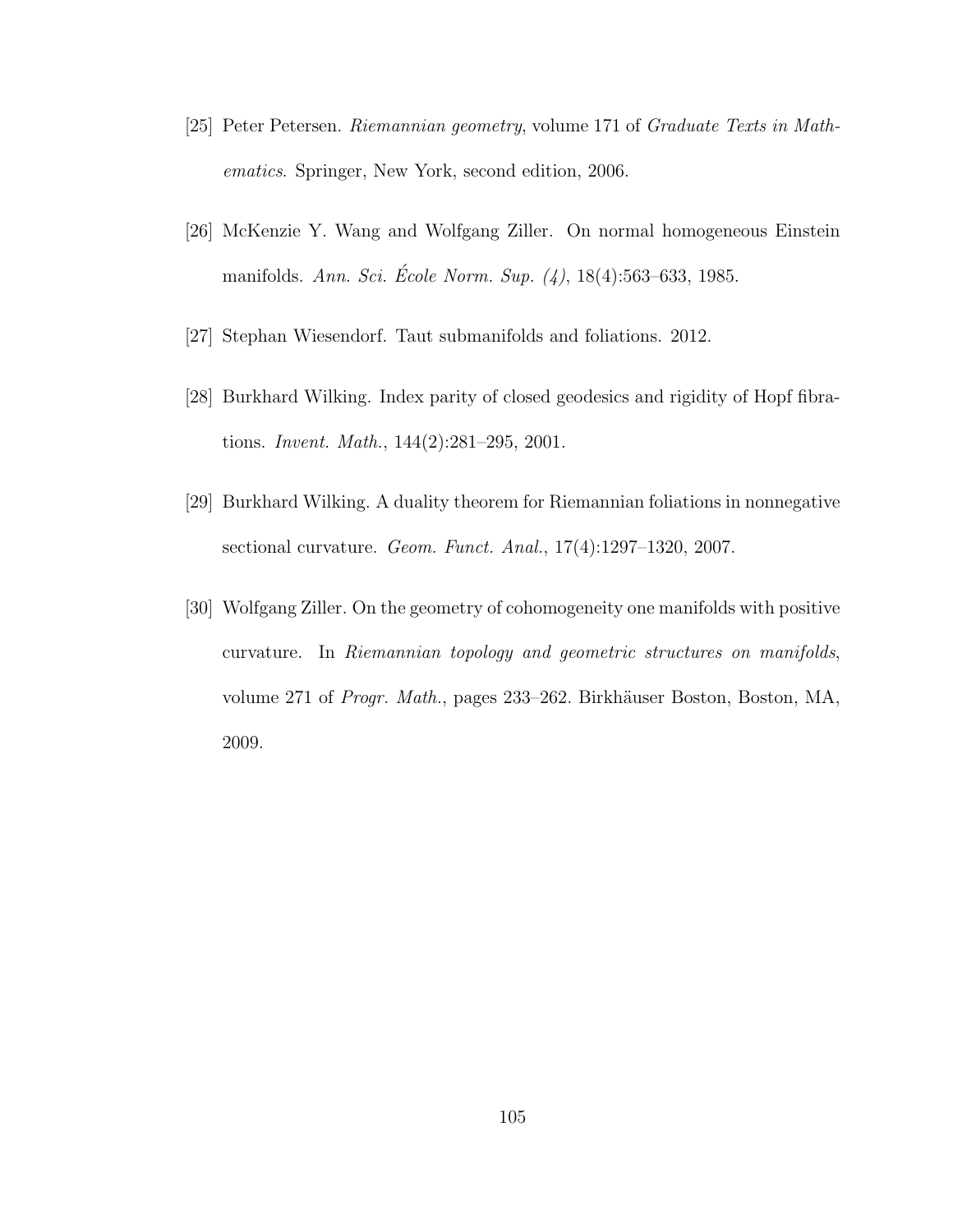[25] Peter Petersen. *Riemannian geometry*, volume 171 of *Graduate Texts in Mathematics*. Springer, New York, second edition, 2006.

[26] McKenzie Y. Wang and Wolfgang Ziller. On normal homogeneous Einstein manifolds. *Ann. Sci. École Norm. Sup. (4)*, 18(4):563–633, 1985.

[27] Stephan Wiesendorf. Taut submanifolds and foliations. 2012.

[28] Burkhard Wilking. Index parity of closed geodesics and rigidity of Hopf fibrations. *Invent. Math.*, 144(2):281–295, 2001.

[29] Burkhard Wilking. A duality theorem for Riemannian foliations in nonnegative sectional curvature. *Geom. Funct. Anal.*, 17(4):1297–1320, 2007.

[30] Wolfgang Ziller. On the geometry of cohomogeneity one manifolds with positive curvature. In *Riemannian topology and geometric structures on manifolds*, volume 271 of *Progr. Math.*, pages 233–262. Birkhäuser Boston, Boston, MA, 2009.